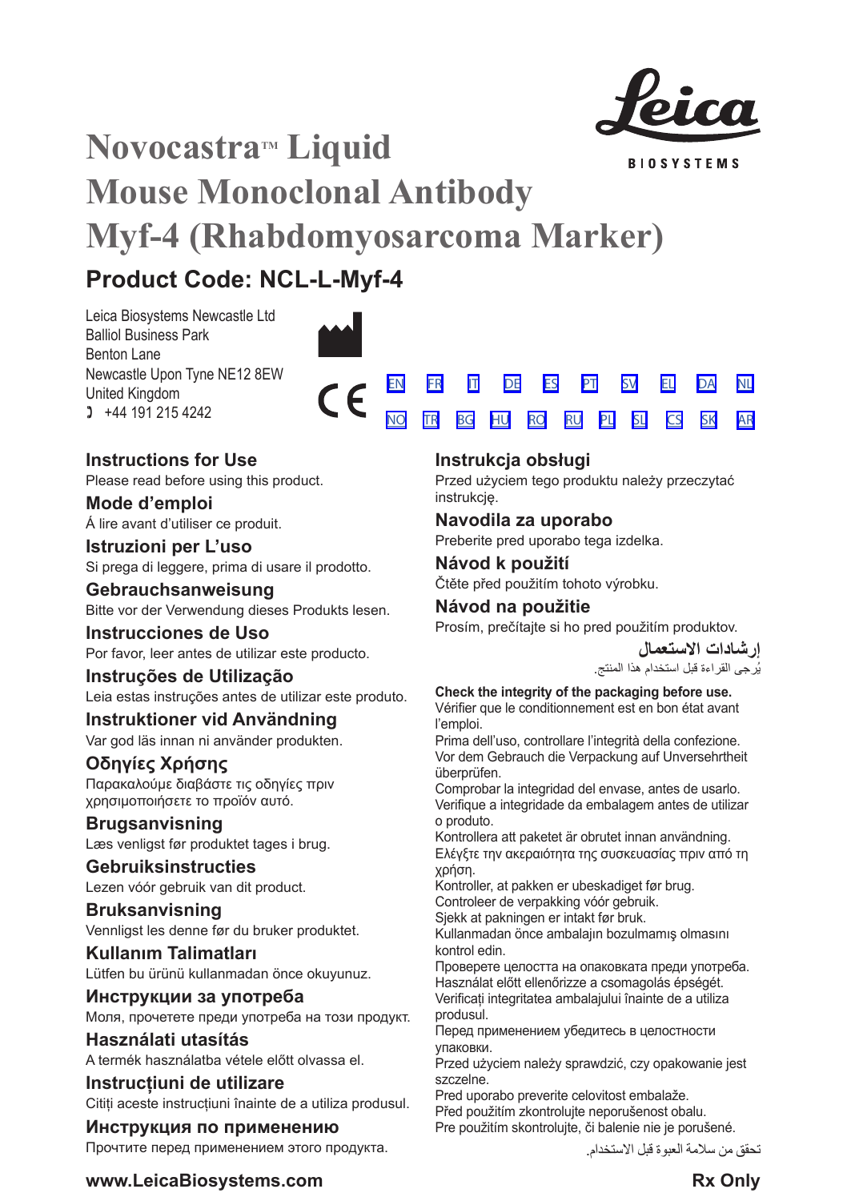# Novocastra™ Liquid Mouse Monoclonal Antibody Myf-4 (Rhabdomyosarcoma Marker)

## Product Code: NCL-L-Myf-4

Leica Biosystems Newcastle Ltd
Balliol Business Park
Benton Lane
Newcastle Upon Tyne NE12 8EW
United Kingdom
+44 191 215 4242

EN FR IT DE ES PT SV EL DA NL
NO TR BG HU RO RU PL SL CS SK AR

### Instructions for Use
Please read before using this product.

### Mode d'emploi
Á lire avant d'utiliser ce produit.

### Istruzioni per L'uso
Si prega di leggere, prima di usare il prodotto.

### Gebrauchsanweisung
Bitte vor der Verwendung dieses Produkts lesen.

### Instrucciones de Uso
Por favor, leer antes de utilizar este producto.

### Instruções de Utilização
Leia estas instruções antes de utilizar este produto.

### Instruktioner vid Användning
Var god läs innan ni använder produkten.

### Οδηγίες Χρήσης
Παρακαλούμε διαβάστε τις οδηγίες πριν χρησιμοποιήσετε το προϊόν αυτό.

### Brugsanvisning
Læs venligst før produktet tages i brug.

### Gebruiksinstructies
Lezen vóór gebruik van dit product.

### Bruksanvisning
Vennligst les denne før du bruker produktet.

### Kullanım Talimatları
Lütfen bu ürünü kullanmadan önce okuyunuz.

### Инструкции за употреба
Моля, прочетете преди употреба на този продукт.

### Használati utasítás
A termék használatba vétele előtt olvassa el.

### Instrucțiuni de utilizare
Citiți aceste instrucțiuni înainte de a utiliza produsul.

### Инструкция по применению
Прочтите перед применением этого продукта.

### Instrukcja obsługi
Przed użyciem tego produktu należy przeczytać instrukcję.

### Navodila za uporabo
Preberite pred uporabo tega izdelka.

### Návod k použití
Čtěte před použitím tohoto výrobku.

### Návod na použitie
Prosím, prečítajte si ho pred použitím produktov.

### إرشادات الاستعمال
يُرجى القراءة قبل استخدام هذا المنتج.

**Check the integrity of the packaging before use.**
Vérifier que le conditionnement est en bon état avant l'emploi.
Prima dell'uso, controllare l'integrità della confezione.
Vor dem Gebrauch die Verpackung auf Unversehrtheit überprüfen.
Comprobar la integridad del envase, antes de usarlo.
Verifique a integridade da embalagem antes de utilizar o produto.
Kontrollera att paketet är obrutet innan användning.
Ελέγξτε την ακεραιότητα της συσκευασίας πριν από τη χρήση.
Kontroller, at pakken er ubeskadiget før brug.
Controleer de verpakking vóór gebruik.
Sjekk at pakningen er intakt før bruk.
Kullanmadan önce ambalajın bozulmamış olmasını kontrol edin.
Проверете целостта на опаковката преди употреба.
Használat előtt ellenőrizze a csomagolás épségét.
Verificați integritatea ambalajului înainte de a utiliza produsul.
Перед применением убедитесь в целостности упаковки.
Przed użyciem należy sprawdzić, czy opakowanie jest szczelne.
Pred uporabo preverite celovitost embalaže.
Před použitím zkontrolujte neporušenost obalu.
Pre použitím skontrolujte, či balenie nie je porušené.
تحقق من سلامة العبوة قبل الاستخدام.

www.LeicaBiosystems.com

Rx Only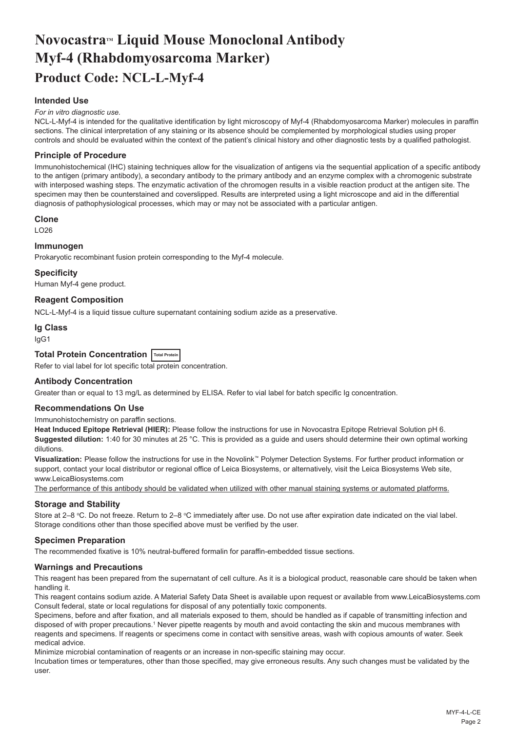# Novocastra™ Liquid Mouse Monoclonal Antibody Myf-4 (Rhabdomyosarcoma Marker)

## Product Code: NCL-L-Myf-4

### Intended Use

*For in vitro diagnostic use.*

NCL-L-Myf-4 is intended for the qualitative identification by light microscopy of Myf-4 (Rhabdomyosarcoma Marker) molecules in paraffin sections. The clinical interpretation of any staining or its absence should be complemented by morphological studies using proper controls and should be evaluated within the context of the patient's clinical history and other diagnostic tests by a qualified pathologist.

### Principle of Procedure

Immunohistochemical (IHC) staining techniques allow for the visualization of antigens via the sequential application of a specific antibody to the antigen (primary antibody), a secondary antibody to the primary antibody and an enzyme complex with a chromogenic substrate with interposed washing steps. The enzymatic activation of the chromogen results in a visible reaction product at the antigen site. The specimen may then be counterstained and coverslipped. Results are interpreted using a light microscope and aid in the differential diagnosis of pathophysiological processes, which may or may not be associated with a particular antigen.

### Clone

LO26

### Immunogen

Prokaryotic recombinant fusion protein corresponding to the Myf-4 molecule.

### Specificity

Human Myf-4 gene product.

### Reagent Composition

NCL-L-Myf-4 is a liquid tissue culture supernatant containing sodium azide as a preservative.

### Ig Class

IgG1

### Total Protein Concentration Total Protein

Refer to vial label for lot specific total protein concentration.

### Antibody Concentration

Greater than or equal to 13 mg/L as determined by ELISA. Refer to vial label for batch specific Ig concentration.

### Recommendations On Use

Immunohistochemistry on paraffin sections.

**Heat Induced Epitope Retrieval (HIER):** Please follow the instructions for use in Novocastra Epitope Retrieval Solution pH 6.

**Suggested dilution:** 1:40 for 30 minutes at 25 °C. This is provided as a guide and users should determine their own optimal working dilutions.

**Visualization:** Please follow the instructions for use in the Novolink™ Polymer Detection Systems. For further product information or support, contact your local distributor or regional office of Leica Biosystems, or alternatively, visit the Leica Biosystems Web site, www.LeicaBiosystems.com

The performance of this antibody should be validated when utilized with other manual staining systems or automated platforms.

### Storage and Stability

Store at 2–8 °C. Do not freeze. Return to 2–8 °C immediately after use. Do not use after expiration date indicated on the vial label. Storage conditions other than those specified above must be verified by the user.

### Specimen Preparation

The recommended fixative is 10% neutral-buffered formalin for paraffin-embedded tissue sections.

### Warnings and Precautions

This reagent has been prepared from the supernatant of cell culture. As it is a biological product, reasonable care should be taken when handling it.

This reagent contains sodium azide. A Material Safety Data Sheet is available upon request or available from www.LeicaBiosystems.com

Consult federal, state or local regulations for disposal of any potentially toxic components.

Specimens, before and after fixation, and all materials exposed to them, should be handled as if capable of transmitting infection and disposed of with proper precautions.[1] Never pipette reagents by mouth and avoid contacting the skin and mucous membranes with reagents and specimens. If reagents or specimens come in contact with sensitive areas, wash with copious amounts of water. Seek medical advice.

Minimize microbial contamination of reagents or an increase in non-specific staining may occur.

Incubation times or temperatures, other than those specified, may give erroneous results. Any such changes must be validated by the user.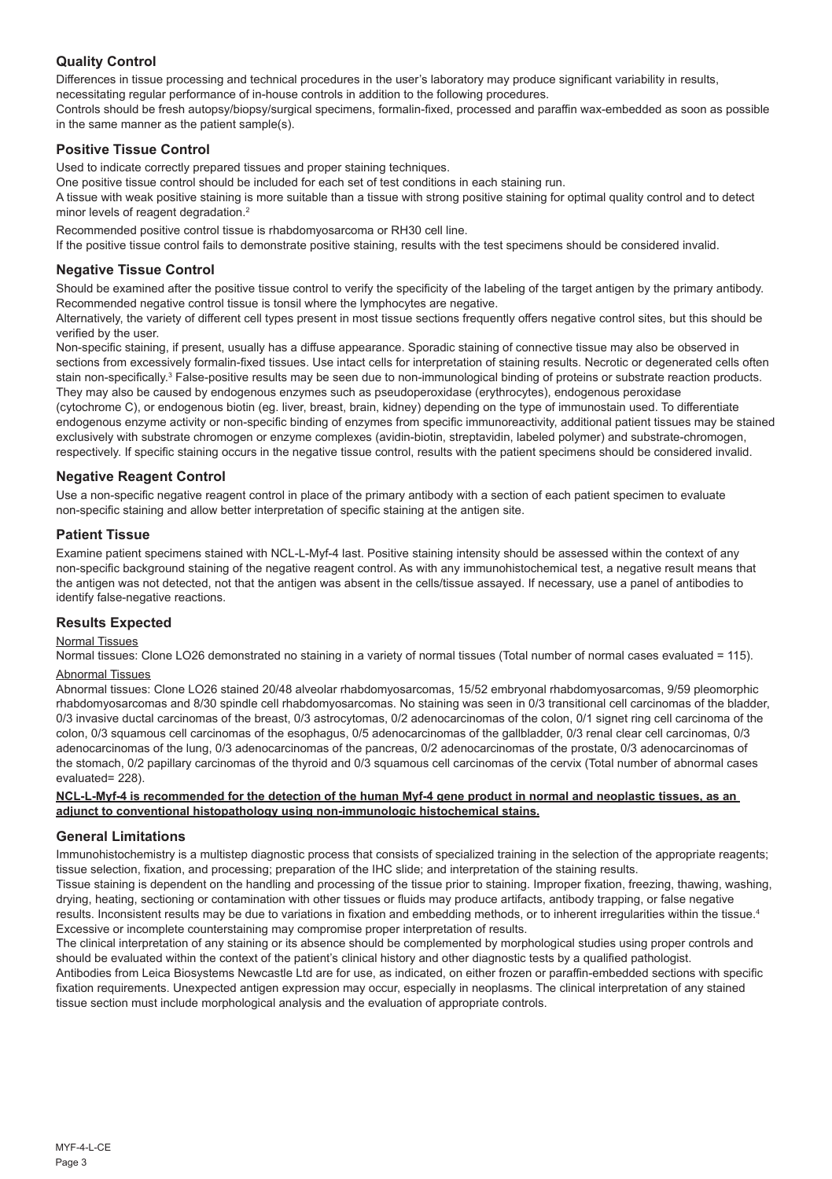## Quality Control

Differences in tissue processing and technical procedures in the user's laboratory may produce significant variability in results, necessitating regular performance of in-house controls in addition to the following procedures.

Controls should be fresh autopsy/biopsy/surgical specimens, formalin-fixed, processed and paraffin wax-embedded as soon as possible in the same manner as the patient sample(s).

## Positive Tissue Control

Used to indicate correctly prepared tissues and proper staining techniques.

One positive tissue control should be included for each set of test conditions in each staining run.

A tissue with weak positive staining is more suitable than a tissue with strong positive staining for optimal quality control and to detect minor levels of reagent degradation.[2]

Recommended positive control tissue is rhabdomyosarcoma or RH30 cell line.

If the positive tissue control fails to demonstrate positive staining, results with the test specimens should be considered invalid.

## Negative Tissue Control

Should be examined after the positive tissue control to verify the specificity of the labeling of the target antigen by the primary antibody.

Recommended negative control tissue is tonsil where the lymphocytes are negative.

Alternatively, the variety of different cell types present in most tissue sections frequently offers negative control sites, but this should be verified by the user.

Non-specific staining, if present, usually has a diffuse appearance. Sporadic staining of connective tissue may also be observed in sections from excessively formalin-fixed tissues. Use intact cells for interpretation of staining results. Necrotic or degenerated cells often stain non-specifically.[3] False-positive results may be seen due to non-immunological binding of proteins or substrate reaction products. They may also be caused by endogenous enzymes such as pseudoperoxidase (erythrocytes), endogenous peroxidase (cytochrome C), or endogenous biotin (eg. liver, breast, brain, kidney) depending on the type of immunostain used. To differentiate endogenous enzyme activity or non-specific binding of enzymes from specific immunoreactivity, additional patient tissues may be stained exclusively with substrate chromogen or enzyme complexes (avidin-biotin, streptavidin, labeled polymer) and substrate-chromogen, respectively. If specific staining occurs in the negative tissue control, results with the patient specimens should be considered invalid.

## Negative Reagent Control

Use a non-specific negative reagent control in place of the primary antibody with a section of each patient specimen to evaluate non-specific staining and allow better interpretation of specific staining at the antigen site.

## Patient Tissue

Examine patient specimens stained with NCL-L-Myf-4 last. Positive staining intensity should be assessed within the context of any non-specific background staining of the negative reagent control. As with any immunohistochemical test, a negative result means that the antigen was not detected, not that the antigen was absent in the cells/tissue assayed. If necessary, use a panel of antibodies to identify false-negative reactions.

## Results Expected

Normal Tissues

Normal tissues: Clone LO26 demonstrated no staining in a variety of normal tissues (Total number of normal cases evaluated = 115).

Abnormal Tissues

Abnormal tissues: Clone LO26 stained 20/48 alveolar rhabdomyosarcomas, 15/52 embryonal rhabdomyosarcomas, 9/59 pleomorphic rhabdomyosarcomas and 8/30 spindle cell rhabdomyosarcomas. No staining was seen in 0/3 transitional cell carcinomas of the bladder, 0/3 invasive ductal carcinomas of the breast, 0/3 astrocytomas, 0/2 adenocarcinomas of the colon, 0/1 signet ring cell carcinoma of the colon, 0/3 squamous cell carcinomas of the esophagus, 0/5 adenocarcinomas of the gallbladder, 0/3 renal clear cell carcinomas, 0/3 adenocarcinomas of the lung, 0/3 adenocarcinomas of the pancreas, 0/2 adenocarcinomas of the prostate, 0/3 adenocarcinomas of the stomach, 0/2 papillary carcinomas of the thyroid and 0/3 squamous cell carcinomas of the cervix (Total number of abnormal cases evaluated= 228).

**NCL-L-Myf-4 is recommended for the detection of the human Myf-4 gene product in normal and neoplastic tissues, as an adjunct to conventional histopathology using non-immunologic histochemical stains.**

## General Limitations

Immunohistochemistry is a multistep diagnostic process that consists of specialized training in the selection of the appropriate reagents; tissue selection, fixation, and processing; preparation of the IHC slide; and interpretation of the staining results.

Tissue staining is dependent on the handling and processing of the tissue prior to staining. Improper fixation, freezing, thawing, washing, drying, heating, sectioning or contamination with other tissues or fluids may produce artifacts, antibody trapping, or false negative results. Inconsistent results may be due to variations in fixation and embedding methods, or to inherent irregularities within the tissue.[4]

Excessive or incomplete counterstaining may compromise proper interpretation of results.

The clinical interpretation of any staining or its absence should be complemented by morphological studies using proper controls and should be evaluated within the context of the patient's clinical history and other diagnostic tests by a qualified pathologist.

Antibodies from Leica Biosystems Newcastle Ltd are for use, as indicated, on either frozen or paraffin-embedded sections with specific fixation requirements. Unexpected antigen expression may occur, especially in neoplasms. The clinical interpretation of any stained tissue section must include morphological analysis and the evaluation of appropriate controls.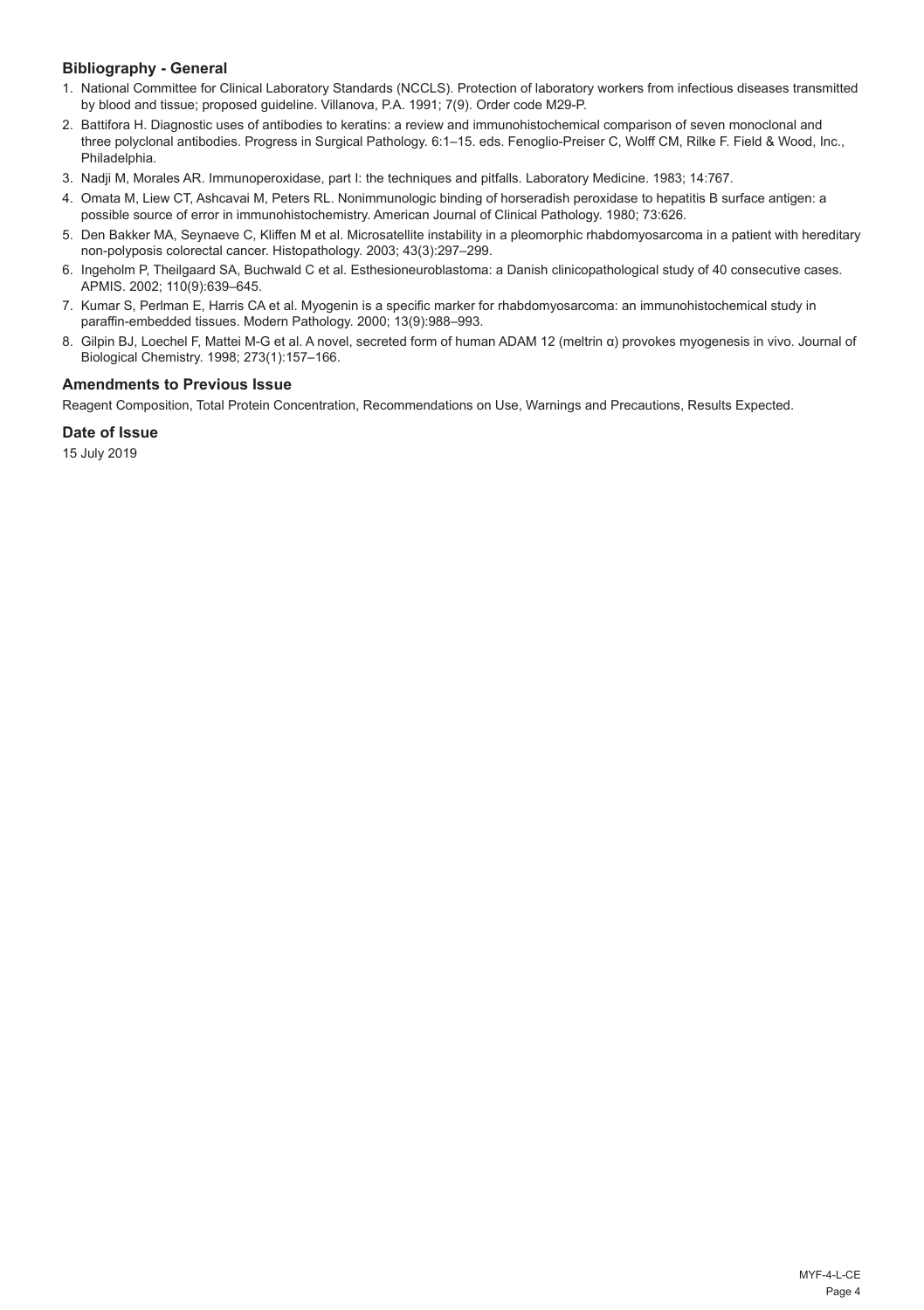### Bibliography - General

1. National Committee for Clinical Laboratory Standards (NCCLS). Protection of laboratory workers from infectious diseases transmitted by blood and tissue; proposed guideline. Villanova, P.A. 1991; 7(9). Order code M29-P.
2. Battifora H. Diagnostic uses of antibodies to keratins: a review and immunohistochemical comparison of seven monoclonal and three polyclonal antibodies. Progress in Surgical Pathology. 6:1–15. eds. Fenoglio-Preiser C, Wolff CM, Rilke F. Field & Wood, Inc., Philadelphia.
3. Nadji M, Morales AR. Immunoperoxidase, part I: the techniques and pitfalls. Laboratory Medicine. 1983; 14:767.
4. Omata M, Liew CT, Ashcavai M, Peters RL. Nonimmunologic binding of horseradish peroxidase to hepatitis B surface antigen: a possible source of error in immunohistochemistry. American Journal of Clinical Pathology. 1980; 73:626.
5. Den Bakker MA, Seynaeve C, Kliffen M et al. Microsatellite instability in a pleomorphic rhabdomyosarcoma in a patient with hereditary non-polyposis colorectal cancer. Histopathology. 2003; 43(3):297–299.
6. Ingeholm P, Theilgaard SA, Buchwald C et al. Esthesioneuroblastoma: a Danish clinicopathological study of 40 consecutive cases. APMIS. 2002; 110(9):639–645.
7. Kumar S, Perlman E, Harris CA et al. Myogenin is a specific marker for rhabdomyosarcoma: an immunohistochemical study in paraffin-embedded tissues. Modern Pathology. 2000; 13(9):988–993.
8. Gilpin BJ, Loechel F, Mattei M-G et al. A novel, secreted form of human ADAM 12 (meltrin α) provokes myogenesis in vivo. Journal of Biological Chemistry. 1998; 273(1):157–166.

### Amendments to Previous Issue

Reagent Composition, Total Protein Concentration, Recommendations on Use, Warnings and Precautions, Results Expected.

### Date of Issue

15 July 2019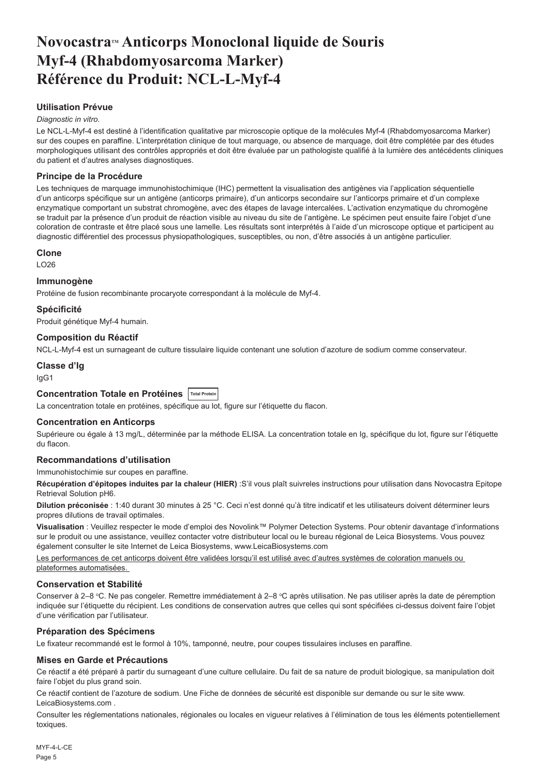# Novocastra™ Anticorps Monoclonal liquide de Souris Myf-4 (Rhabdomyosarcoma Marker) Référence du Produit: NCL-L-Myf-4

## Utilisation Prévue

*Diagnostic in vitro*.

Le NCL-L-Myf-4 est destiné à l'identification qualitative par microscopie optique de la molécules Myf-4 (Rhabdomyosarcoma Marker) sur des coupes en paraffine. L'interprétation clinique de tout marquage, ou absence de marquage, doit être complétée par des études morphologiques utilisant des contrôles appropriés et doit être évaluée par un pathologiste qualifié à la lumière des antécédents cliniques du patient et d'autres analyses diagnostiques.

## Principe de la Procédure

Les techniques de marquage immunohistochimique (IHC) permettent la visualisation des antigènes via l'application séquentielle d'un anticorps spécifique sur un antigène (anticorps primaire), d'un anticorps secondaire sur l'anticorps primaire et d'un complexe enzymatique comportant un substrat chromogène, avec des étapes de lavage intercalées. L'activation enzymatique du chromogène se traduit par la présence d'un produit de réaction visible au niveau du site de l'antigène. Le spécimen peut ensuite faire l'objet d'une coloration de contraste et être placé sous une lamelle. Les résultats sont interprétés à l'aide d'un microscope optique et participent au diagnostic différentiel des processus physiopathologiques, susceptibles, ou non, d'être associés à un antigène particulier.

## Clone

LO26

## Immunogène

Protéine de fusion recombinante procaryote correspondant à la molécule de Myf-4.

## Spécificité

Produit génétique Myf-4 humain.

## Composition du Réactif

NCL-L-Myf-4 est un surnageant de culture tissulaire liquide contenant une solution d'azoture de sodium comme conservateur.

## Classe d'Ig

IgG1

## Concentration Totale en Protéines Total Protein

La concentration totale en protéines, spécifique au lot, figure sur l'étiquette du flacon.

## Concentration en Anticorps

Supérieure ou égale à 13 mg/L, déterminée par la méthode ELISA. La concentration totale en Ig, spécifique du lot, figure sur l'étiquette du flacon.

## Recommandations d'utilisation

Immunohistochimie sur coupes en paraffine.

**Récupération d'épitopes induites par la chaleur (HIER)** :S'il vous plaît suivreles instructions pour utilisation dans Novocastra Epitope Retrieval Solution pH6.

**Dilution préconisée** : 1:40 durant 30 minutes à 25 °C. Ceci n'est donné qu'à titre indicatif et les utilisateurs doivent déterminer leurs propres dilutions de travail optimales.

**Visualisation** : Veuillez respecter le mode d'emploi des Novolink™ Polymer Detection Systems. Pour obtenir davantage d'informations sur le produit ou une assistance, veuillez contacter votre distributeur local ou le bureau régional de Leica Biosystems. Vous pouvez également consulter le site Internet de Leica Biosystems, www.LeicaBiosystems.com

Les performances de cet anticorps doivent être validées lorsqu'il est utilisé avec d'autres systèmes de coloration manuels ou plateformes automatisées.

## Conservation et Stabilité

Conserver à 2–8 °C. Ne pas congeler. Remettre immédiatement à 2–8 °C après utilisation. Ne pas utiliser après la date de péremption indiquée sur l'étiquette du récipient. Les conditions de conservation autres que celles qui sont spécifiées ci-dessus doivent faire l'objet d'une vérification par l'utilisateur.

## Préparation des Spécimens

Le fixateur recommandé est le formol à 10%, tamponné, neutre, pour coupes tissulaires incluses en paraffine.

## Mises en Garde et Précautions

Ce réactif a été préparé à partir du surnageant d'une culture cellulaire. Du fait de sa nature de produit biologique, sa manipulation doit faire l'objet du plus grand soin.

Ce réactif contient de l'azoture de sodium. Une Fiche de données de sécurité est disponible sur demande ou sur le site www.LeicaBiosystems.com .

Consulter les réglementations nationales, régionales ou locales en vigueur relatives à l'élimination de tous les éléments potentiellement toxiques.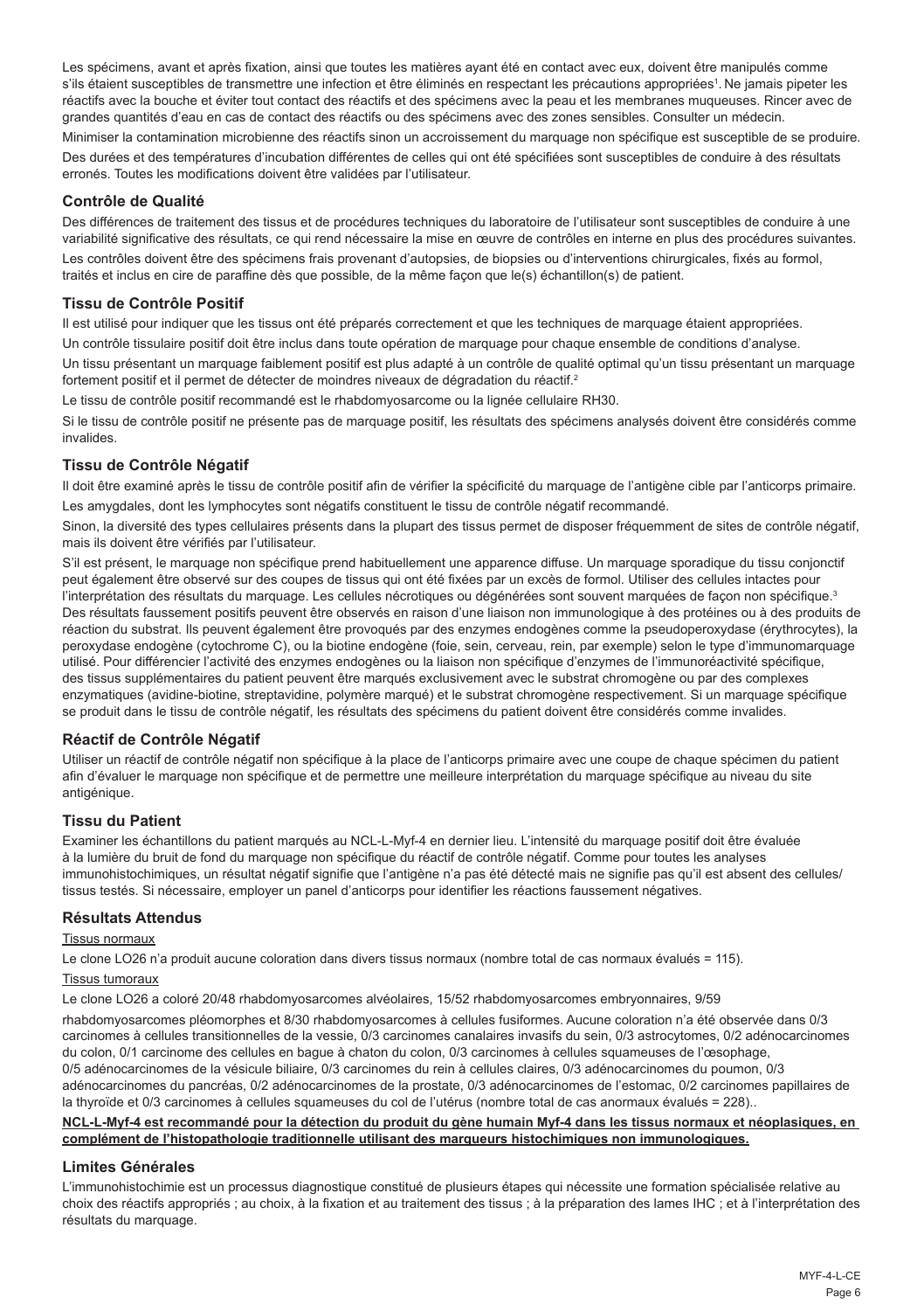Les spécimens, avant et après fixation, ainsi que toutes les matières ayant été en contact avec eux, doivent être manipulés comme s'ils étaient susceptibles de transmettre une infection et être éliminés en respectant les précautions appropriées[1]. Ne jamais pipeter les réactifs avec la bouche et éviter tout contact des réactifs et des spécimens avec la peau et les membranes muqueuses. Rincer avec de grandes quantités d'eau en cas de contact des réactifs ou des spécimens avec des zones sensibles. Consulter un médecin.

Minimiser la contamination microbienne des réactifs sinon un accroissement du marquage non spécifique est susceptible de se produire.

Des durées et des températures d'incubation différentes de celles qui ont été spécifiées sont susceptibles de conduire à des résultats erronés. Toutes les modifications doivent être validées par l'utilisateur.

### Contrôle de Qualité

Des différences de traitement des tissus et de procédures techniques du laboratoire de l'utilisateur sont susceptibles de conduire à une variabilité significative des résultats, ce qui rend nécessaire la mise en œuvre de contrôles en interne en plus des procédures suivantes.

Les contrôles doivent être des spécimens frais provenant d'autopsies, de biopsies ou d'interventions chirurgicales, fixés au formol, traités et inclus en cire de paraffine dès que possible, de la même façon que le(s) échantillon(s) de patient.

### Tissu de Contrôle Positif

Il est utilisé pour indiquer que les tissus ont été préparés correctement et que les techniques de marquage étaient appropriées.

Un contrôle tissulaire positif doit être inclus dans toute opération de marquage pour chaque ensemble de conditions d'analyse.

Un tissu présentant un marquage faiblement positif est plus adapté à un contrôle de qualité optimal qu'un tissu présentant un marquage fortement positif et il permet de détecter de moindres niveaux de dégradation du réactif.[2]

Le tissu de contrôle positif recommandé est le rhabdomyosarcome ou la lignée cellulaire RH30.

Si le tissu de contrôle positif ne présente pas de marquage positif, les résultats des spécimens analysés doivent être considérés comme invalides.

### Tissu de Contrôle Négatif

Il doit être examiné après le tissu de contrôle positif afin de vérifier la spécificité du marquage de l'antigène cible par l'anticorps primaire.

Les amygdales, dont les lymphocytes sont négatifs constituent le tissu de contrôle négatif recommandé.

Sinon, la diversité des types cellulaires présents dans la plupart des tissus permet de disposer fréquemment de sites de contrôle négatif, mais ils doivent être vérifiés par l'utilisateur.

S'il est présent, le marquage non spécifique prend habituellement une apparence diffuse. Un marquage sporadique du tissu conjonctif peut également être observé sur des coupes de tissus qui ont été fixées par un excès de formol. Utiliser des cellules intactes pour l'interprétation des résultats du marquage. Les cellules nécrotiques ou dégénérées sont souvent marquées de façon non spécifique.[3] Des résultats faussement positifs peuvent être observés en raison d'une liaison non immunologique à des protéines ou à des produits de réaction du substrat. Ils peuvent également être provoqués par des enzymes endogènes comme la pseudoperoxydase (érythrocytes), la peroxydase endogène (cytochrome C), ou la biotine endogène (foie, sein, cerveau, rein, par exemple) selon le type d'immunomarquage utilisé. Pour différencier l'activité des enzymes endogènes ou la liaison non spécifique d'enzymes de l'immunoréactivité spécifique, des tissus supplémentaires du patient peuvent être marqués exclusivement avec le substrat chromogène ou par des complexes enzymatiques (avidine-biotine, streptavidine, polymère marqué) et le substrat chromogène respectivement. Si un marquage spécifique se produit dans le tissu de contrôle négatif, les résultats des spécimens du patient doivent être considérés comme invalides.

### Réactif de Contrôle Négatif

Utiliser un réactif de contrôle négatif non spécifique à la place de l'anticorps primaire avec une coupe de chaque spécimen du patient afin d'évaluer le marquage non spécifique et de permettre une meilleure interprétation du marquage spécifique au niveau du site antigénique.

### Tissu du Patient

Examiner les échantillons du patient marqués au NCL-L-Myf-4 en dernier lieu. L'intensité du marquage positif doit être évaluée à la lumière du bruit de fond du marquage non spécifique du réactif de contrôle négatif. Comme pour toutes les analyses immunohistochimiques, un résultat négatif signifie que l'antigène n'a pas été détecté mais ne signifie pas qu'il est absent des cellules/tissus testés. Si nécessaire, employer un panel d'anticorps pour identifier les réactions faussement négatives.

### Résultats Attendus

Tissus normaux

Le clone LO26 n'a produit aucune coloration dans divers tissus normaux (nombre total de cas normaux évalués = 115).

Tissus tumoraux

Le clone LO26 a coloré 20/48 rhabdomyosarcomes alvéolaires, 15/52 rhabdomyosarcomes embryonnaires, 9/59 rhabdomyosarcomes pléomorphes et 8/30 rhabdomyosarcomes à cellules fusiformes. Aucune coloration n'a été observée dans 0/3 carcinomes à cellules transitionnelles de la vessie, 0/3 carcinomes canalaires invasifs du sein, 0/3 astrocytomes, 0/2 adénocarcinomes du colon, 0/1 carcinome des cellules en bague à chaton du colon, 0/3 carcinomes à cellules squameuses de l'œsophage, 0/5 adénocarcinomes de la vésicule biliaire, 0/3 carcinomes du rein à cellules claires, 0/3 adénocarcinomes du poumon, 0/3 adénocarcinomes du pancréas, 0/2 adénocarcinomes de la prostate, 0/3 adénocarcinomes de l'estomac, 0/2 carcinomes papillaires de la thyroïde et 0/3 carcinomes à cellules squameuses du col de l'utérus (nombre total de cas anormaux évalués = 228)..

**NCL-L-Myf-4 est recommandé pour la détection du produit du gène humain Myf-4 dans les tissus normaux et néoplasiques, en complément de l'histopathologie traditionnelle utilisant des marqueurs histochimiques non immunologiques.**

### Limites Générales

L'immunohistochimie est un processus diagnostique constitué de plusieurs étapes qui nécessite une formation spécialisée relative au choix des réactifs appropriés ; au choix, à la fixation et au traitement des tissus ; à la préparation des lames IHC ; et à l'interprétation des résultats du marquage.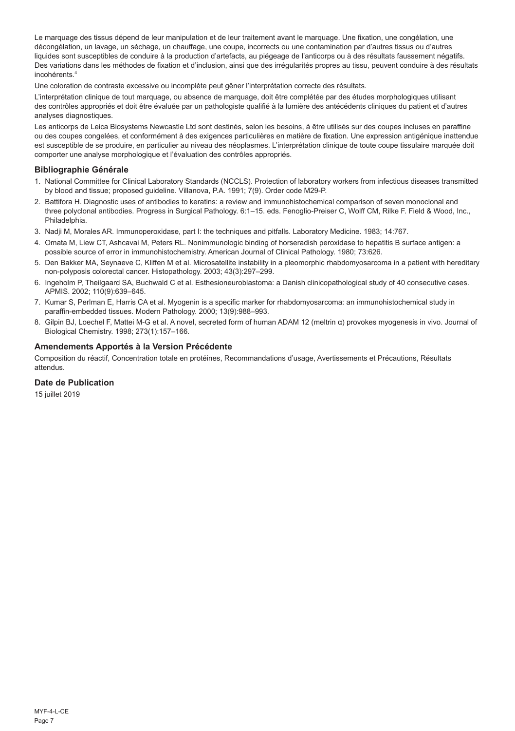Le marquage des tissus dépend de leur manipulation et de leur traitement avant le marquage. Une fixation, une congélation, une décongélation, un lavage, un séchage, un chauffage, une coupe, incorrects ou une contamination par d'autres tissus ou d'autres liquides sont susceptibles de conduire à la production d'artefacts, au piégeage de l'anticorps ou à des résultats faussement négatifs. Des variations dans les méthodes de fixation et d'inclusion, ainsi que des irrégularités propres au tissu, peuvent conduire à des résultats incohérents.[4]

Une coloration de contraste excessive ou incomplète peut gêner l'interprétation correcte des résultats.

L'interprétation clinique de tout marquage, ou absence de marquage, doit être complétée par des études morphologiques utilisant des contrôles appropriés et doit être évaluée par un pathologiste qualifié à la lumière des antécédents cliniques du patient et d'autres analyses diagnostiques.

Les anticorps de Leica Biosystems Newcastle Ltd sont destinés, selon les besoins, à être utilisés sur des coupes incluses en paraffine ou des coupes congelées, et conformément à des exigences particulières en matière de fixation. Une expression antigénique inattendue est susceptible de se produire, en particulier au niveau des néoplasmes. L'interprétation clinique de toute coupe tissulaire marquée doit comporter une analyse morphologique et l'évaluation des contrôles appropriés.

## Bibliographie Générale

1. National Committee for Clinical Laboratory Standards (NCCLS). Protection of laboratory workers from infectious diseases transmitted by blood and tissue; proposed guideline. Villanova, P.A. 1991; 7(9). Order code M29-P.
2. Battifora H. Diagnostic uses of antibodies to keratins: a review and immunohistochemical comparison of seven monoclonal and three polyclonal antibodies. Progress in Surgical Pathology. 6:1–15. eds. Fenoglio-Preiser C, Wolff CM, Rilke F. Field & Wood, Inc., Philadelphia.
3. Nadji M, Morales AR. Immunoperoxidase, part I: the techniques and pitfalls. Laboratory Medicine. 1983; 14:767.
4. Omata M, Liew CT, Ashcavai M, Peters RL. Nonimmunologic binding of horseradish peroxidase to hepatitis B surface antigen: a possible source of error in immunohistochemistry. American Journal of Clinical Pathology. 1980; 73:626.
5. Den Bakker MA, Seynaeve C, Kliffen M et al. Microsatellite instability in a pleomorphic rhabdomyosarcoma in a patient with hereditary non-polyposis colorectal cancer. Histopathology. 2003; 43(3):297–299.
6. Ingeholm P, Theilgaard SA, Buchwald C et al. Esthesioneuroblastoma: a Danish clinicopathological study of 40 consecutive cases. APMIS. 2002; 110(9):639–645.
7. Kumar S, Perlman E, Harris CA et al. Myogenin is a specific marker for rhabdomyosarcoma: an immunohistochemical study in paraffin-embedded tissues. Modern Pathology. 2000; 13(9):988–993.
8. Gilpin BJ, Loechel F, Mattei M-G et al. A novel, secreted form of human ADAM 12 (meltrin α) provokes myogenesis in vivo. Journal of Biological Chemistry. 1998; 273(1):157–166.

## Amendements Apportés à la Version Précédente

Composition du réactif, Concentration totale en protéines, Recommandations d'usage, Avertissements et Précautions, Résultats attendus.

## Date de Publication

15 juillet 2019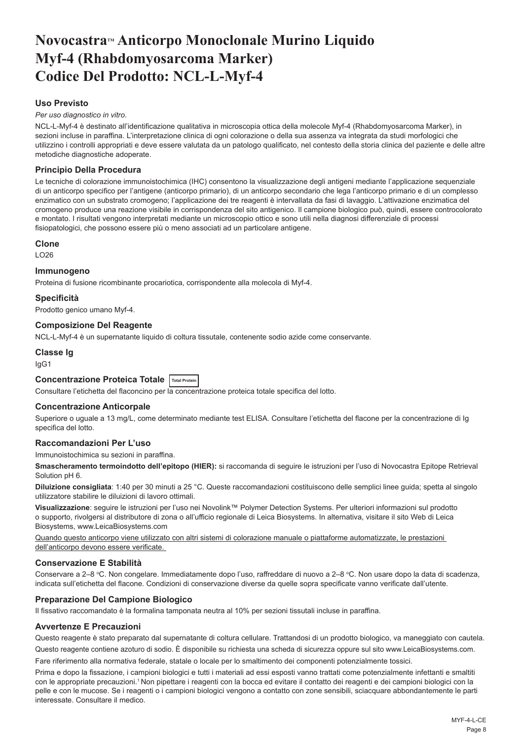# Novocastra™ Anticorpo Monoclonale Murino Liquido Myf-4 (Rhabdomyosarcoma Marker) Codice Del Prodotto: NCL-L-Myf-4

## Uso Previsto

*Per uso diagnostico in vitro*.

NCL-L-Myf-4 è destinato all'identificazione qualitativa in microscopia ottica della molecole Myf-4 (Rhabdomyosarcoma Marker), in sezioni incluse in paraffina. L'interpretazione clinica di ogni colorazione o della sua assenza va integrata da studi morfologici che utilizzino i controlli appropriati e deve essere valutata da un patologo qualificato, nel contesto della storia clinica del paziente e delle altre metodiche diagnostiche adoperate.

## Principio Della Procedura

Le tecniche di colorazione immunoistochimica (IHC) consentono la visualizzazione degli antigeni mediante l'applicazione sequenziale di un anticorpo specifico per l'antigene (anticorpo primario), di un anticorpo secondario che lega l'anticorpo primario e di un complesso enzimatico con un substrato cromogeno; l'applicazione dei tre reagenti è intervallata da fasi di lavaggio. L'attivazione enzimatica del cromogeno produce una reazione visibile in corrispondenza del sito antigenico. Il campione biologico può, quindi, essere controcolorato e montato. I risultati vengono interpretati mediante un microscopio ottico e sono utili nella diagnosi differenziale di processi fisiopatologici, che possono essere più o meno associati ad un particolare antigene.

## Clone

LO26

## Immunogeno

Proteina di fusione ricombinante procariotica, corrispondente alla molecola di Myf-4.

## Specificità

Prodotto genico umano Myf-4.

## Composizione Del Reagente

NCL-L-Myf-4 è un supernatante liquido di coltura tissutale, contenente sodio azide come conservante.

## Classe Ig

IgG1

## Concentrazione Proteica Totale Total Protein

Consultare l'etichetta del flaconcino per la concentrazione proteica totale specifica del lotto.

## Concentrazione Anticorpale

Superiore o uguale a 13 mg/L, come determinato mediante test ELISA. Consultare l'etichetta del flacone per la concentrazione di Ig specifica del lotto.

## Raccomandazioni Per L'uso

Immunoistochimica su sezioni in paraffina.

**Smascheramento termoindotto dell'epitopo (HIER):** si raccomanda di seguire le istruzioni per l'uso di Novocastra Epitope Retrieval Solution pH 6.

**Diluizione consigliata**: 1:40 per 30 minuti a 25 °C. Queste raccomandazioni costituiscono delle semplici linee guida; spetta al singolo utilizzatore stabilire le diluizioni di lavoro ottimali.

**Visualizzazione**: seguire le istruzioni per l'uso nei Novolink™ Polymer Detection Systems. Per ulteriori informazioni sul prodotto o supporto, rivolgersi al distributore di zona o all'ufficio regionale di Leica Biosystems. In alternativa, visitare il sito Web di Leica Biosystems, www.LeicaBiosystems.com

Quando questo anticorpo viene utilizzato con altri sistemi di colorazione manuale o piattaforme automatizzate, le prestazioni dell'anticorpo devono essere verificate.

## Conservazione E Stabilità

Conservare a 2–8 °C. Non congelare. Immediatamente dopo l'uso, raffreddare di nuovo a 2–8 °C. Non usare dopo la data di scadenza, indicata sull'etichetta del flacone. Condizioni di conservazione diverse da quelle sopra specificate vanno verificate dall'utente.

## Preparazione Del Campione Biologico

Il fissativo raccomandato è la formalina tamponata neutra al 10% per sezioni tissutali incluse in paraffina.

## Avvertenze E Precauzioni

Questo reagente è stato preparato dal supernatante di coltura cellulare. Trattandosi di un prodotto biologico, va maneggiato con cautela.

Questo reagente contiene azoturo di sodio. È disponibile su richiesta una scheda di sicurezza oppure sul sito www.LeicaBiosystems.com.

Fare riferimento alla normativa federale, statale o locale per lo smaltimento dei componenti potenzialmente tossici.

Prima e dopo la fissazione, i campioni biologici e tutti i materiali ad essi esposti vanno trattati come potenzialmente infettanti e smaltiti con le appropriate precauzioni.[1] Non pipettare i reagenti con la bocca ed evitare il contatto dei reagenti e dei campioni biologici con la pelle e con le mucose. Se i reagenti o i campioni biologici vengono a contatto con zone sensibili, sciacquare abbondantemente le parti interessate. Consultare il medico.

MYF-4-L-CE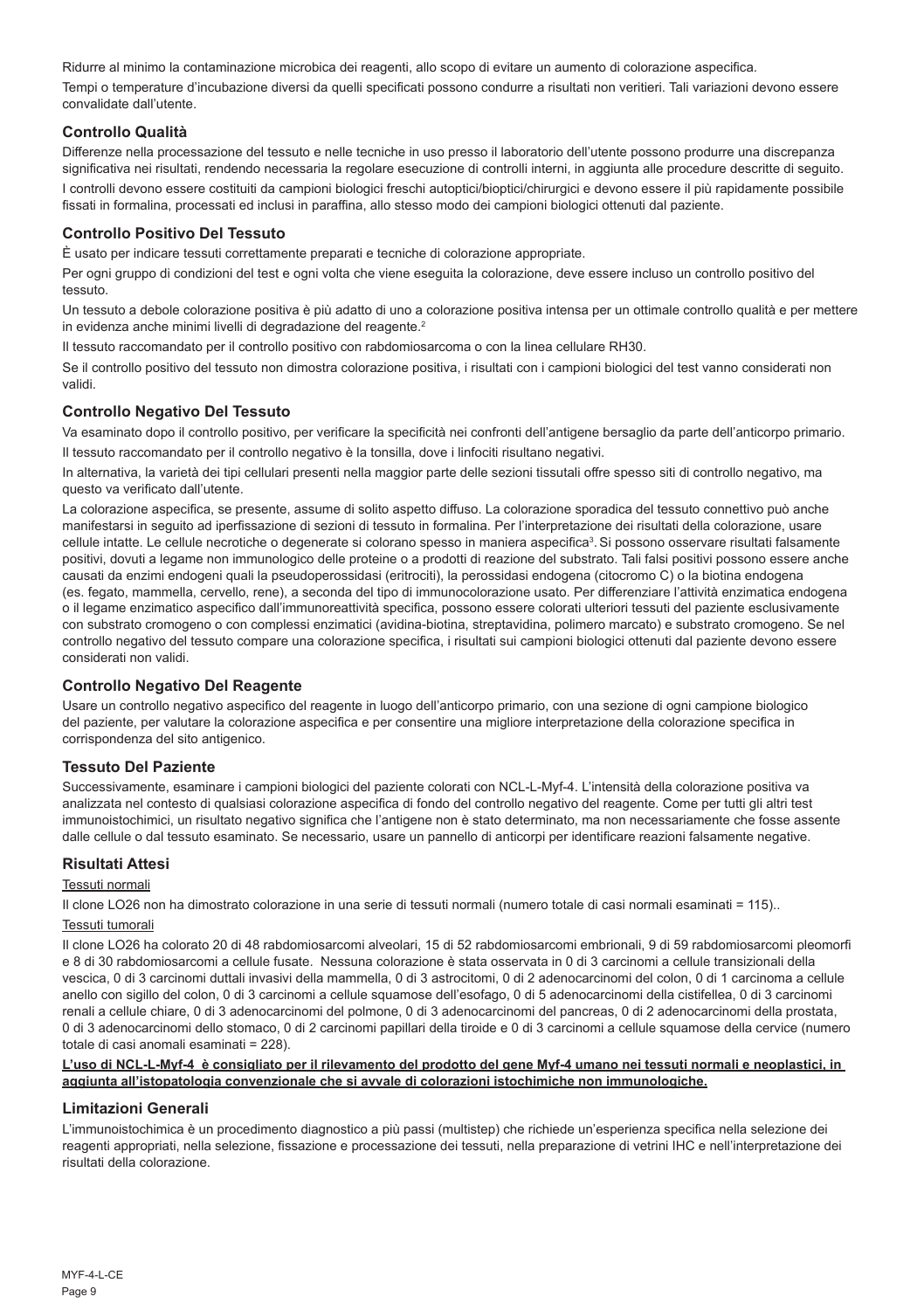Ridurre al minimo la contaminazione microbica dei reagenti, allo scopo di evitare un aumento di colorazione aspecifica.

Tempi o temperature d'incubazione diversi da quelli specificati possono condurre a risultati non veritieri. Tali variazioni devono essere convalidate dall'utente.

### Controllo Qualità

Differenze nella processazione del tessuto e nelle tecniche in uso presso il laboratorio dell'utente possono produrre una discrepanza significativa nei risultati, rendendo necessaria la regolare esecuzione di controlli interni, in aggiunta alle procedure descritte di seguito.

I controlli devono essere costituiti da campioni biologici freschi autoptici/bioptici/chirurgici e devono essere il più rapidamente possibile fissati in formalina, processati ed inclusi in paraffina, allo stesso modo dei campioni biologici ottenuti dal paziente.

### Controllo Positivo Del Tessuto

È usato per indicare tessuti correttamente preparati e tecniche di colorazione appropriate.

Per ogni gruppo di condizioni del test e ogni volta che viene eseguita la colorazione, deve essere incluso un controllo positivo del tessuto.

Un tessuto a debole colorazione positiva è più adatto di uno a colorazione positiva intensa per un ottimale controllo qualità e per mettere in evidenza anche minimi livelli di degradazione del reagente.[2]

Il tessuto raccomandato per il controllo positivo con rabdomiosarcoma o con la linea cellulare RH30.

Se il controllo positivo del tessuto non dimostra colorazione positiva, i risultati con i campioni biologici del test vanno considerati non validi.

### Controllo Negativo Del Tessuto

Va esaminato dopo il controllo positivo, per verificare la specificità nei confronti dell'antigene bersaglio da parte dell'anticorpo primario.

Il tessuto raccomandato per il controllo negativo è la tonsilla, dove i linfociti risultano negativi.

In alternativa, la varietà dei tipi cellulari presenti nella maggior parte delle sezioni tissutali offre spesso siti di controllo negativo, ma questo va verificato dall'utente.

La colorazione aspecifica, se presente, assume di solito aspetto diffuso. La colorazione sporadica del tessuto connettivo può anche manifestarsi in seguito ad iperfissazione di sezioni di tessuto in formalina. Per l'interpretazione dei risultati della colorazione, usare cellule intatte. Le cellule necrotiche o degenerate si colorano spesso in maniera aspecifica[3]. Si possono osservare risultati falsamente positivi, dovuti a legame non immunologico delle proteine o a prodotti di reazione del substrato. Tali falsi positivi possono essere anche causati da enzimi endogeni quali la pseudoperossidasi (eritrociti), la perossidasi endogena (citocromo C) o la biotina endogena (es. fegato, mammella, cervello, rene), a seconda del tipo di immunocolorazione usato. Per differenziare l'attività enzimatica endogena o il legame enzimatico aspecifico dall'immunoreattività specifica, possono essere colorati ulteriori tessuti del paziente esclusivamente con substrato cromogeno o con complessi enzimatici (avidina-biotina, streptavidina, polimero marcato) e substrato cromogeno. Se nel controllo negativo del tessuto compare una colorazione specifica, i risultati sui campioni biologici ottenuti dal paziente devono essere considerati non validi.

### Controllo Negativo Del Reagente

Usare un controllo negativo aspecifico del reagente in luogo dell'anticorpo primario, con una sezione di ogni campione biologico del paziente, per valutare la colorazione aspecifica e per consentire una migliore interpretazione della colorazione specifica in corrispondenza del sito antigenico.

### Tessuto Del Paziente

Successivamente, esaminare i campioni biologici del paziente colorati con NCL-L-Myf-4. L'intensità della colorazione positiva va analizzata nel contesto di qualsiasi colorazione aspecifica di fondo del controllo negativo del reagente. Come per tutti gli altri test immunoistochimici, un risultato negativo significa che l'antigene non è stato determinato, ma non necessariamente che fosse assente dalle cellule o dal tessuto esaminato. Se necessario, usare un pannello di anticorpi per identificare reazioni falsamente negative.

### Risultati Attesi

Tessuti normali

Il clone LO26 non ha dimostrato colorazione in una serie di tessuti normali (numero totale di casi normali esaminati = 115)..

Tessuti tumorali

Il clone LO26 ha colorato 20 di 48 rabdomiosarcomi alveolari, 15 di 52 rabdomiosarcomi embrionali, 9 di 59 rabdomiosarcomi pleomorfi e 8 di 30 rabdomiosarcomi a cellule fusate. Nessuna colorazione è stata osservata in 0 di 3 carcinomi a cellule transizionali della vescica, 0 di 3 carcinomi duttali invasivi della mammella, 0 di 3 astrocitomi, 0 di 2 adenocarcinomi del colon, 0 di 1 carcinoma a cellule anello con sigillo del colon, 0 di 3 carcinomi a cellule squamose dell'esofago, 0 di 5 adenocarcinomi della cistifellea, 0 di 3 carcinomi renali a cellule chiare, 0 di 3 adenocarcinomi del polmone, 0 di 3 adenocarcinomi del pancreas, 0 di 2 adenocarcinomi della prostata, 0 di 3 adenocarcinomi dello stomaco, 0 di 2 carcinomi papillari della tiroide e 0 di 3 carcinomi a cellule squamose della cervice (numero totale di casi anomali esaminati = 228).

**L'uso di NCL-L-Myf-4 è consigliato per il rilevamento del prodotto del gene Myf-4 umano nei tessuti normali e neoplastici, in aggiunta all'istopatologia convenzionale che si avvale di colorazioni istochimiche non immunologiche.**

### Limitazioni Generali

L'immunoistochimica è un procedimento diagnostico a più passi (multistep) che richiede un'esperienza specifica nella selezione dei reagenti appropriati, nella selezione, fissazione e processazione dei tessuti, nella preparazione di vetrini IHC e nell'interpretazione dei risultati della colorazione.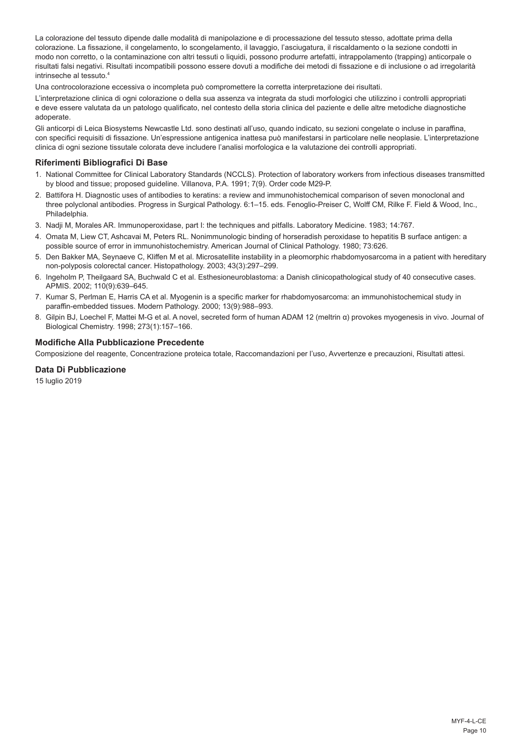La colorazione del tessuto dipende dalle modalità di manipolazione e di processazione del tessuto stesso, adottate prima della colorazione. La fissazione, il congelamento, lo scongelamento, il lavaggio, l'asciugatura, il riscaldamento o la sezione condotti in modo non corretto, o la contaminazione con altri tessuti o liquidi, possono produrre artefatti, intrappolamento (trapping) anticorpale o risultati falsi negativi. Risultati incompatibili possono essere dovuti a modifiche dei metodi di fissazione e di inclusione o ad irregolarità intrinseche al tessuto.[4]

Una controcolorazione eccessiva o incompleta può compromettere la corretta interpretazione dei risultati.

L'interpretazione clinica di ogni colorazione o della sua assenza va integrata da studi morfologici che utilizzino i controlli appropriati e deve essere valutata da un patologo qualificato, nel contesto della storia clinica del paziente e delle altre metodiche diagnostiche adoperate.

Gli anticorpi di Leica Biosystems Newcastle Ltd. sono destinati all'uso, quando indicato, su sezioni congelate o incluse in paraffina, con specifici requisiti di fissazione. Un'espressione antigenica inattesa può manifestarsi in particolare nelle neoplasie. L'interpretazione clinica di ogni sezione tissutale colorata deve includere l'analisi morfologica e la valutazione dei controlli appropriati.

## Riferimenti Bibliografici Di Base

1. National Committee for Clinical Laboratory Standards (NCCLS). Protection of laboratory workers from infectious diseases transmitted by blood and tissue; proposed guideline. Villanova, P.A. 1991; 7(9). Order code M29-P.
2. Battifora H. Diagnostic uses of antibodies to keratins: a review and immunohistochemical comparison of seven monoclonal and three polyclonal antibodies. Progress in Surgical Pathology. 6:1–15. eds. Fenoglio-Preiser C, Wolff CM, Rilke F. Field & Wood, Inc., Philadelphia.
3. Nadji M, Morales AR. Immunoperoxidase, part I: the techniques and pitfalls. Laboratory Medicine. 1983; 14:767.
4. Omata M, Liew CT, Ashcavai M, Peters RL. Nonimmunologic binding of horseradish peroxidase to hepatitis B surface antigen: a possible source of error in immunohistochemistry. American Journal of Clinical Pathology. 1980; 73:626.
5. Den Bakker MA, Seynaeve C, Kliffen M et al. Microsatellite instability in a pleomorphic rhabdomyosarcoma in a patient with hereditary non-polyposis colorectal cancer. Histopathology. 2003; 43(3):297–299.
6. Ingeholm P, Theilgaard SA, Buchwald C et al. Esthesioneuroblastoma: a Danish clinicopathological study of 40 consecutive cases. APMIS. 2002; 110(9):639–645.
7. Kumar S, Perlman E, Harris CA et al. Myogenin is a specific marker for rhabdomyosarcoma: an immunohistochemical study in paraffin-embedded tissues. Modern Pathology. 2000; 13(9):988–993.
8. Gilpin BJ, Loechel F, Mattei M-G et al. A novel, secreted form of human ADAM 12 (meltrin α) provokes myogenesis in vivo. Journal of Biological Chemistry. 1998; 273(1):157–166.

## Modifiche Alla Pubblicazione Precedente

Composizione del reagente, Concentrazione proteica totale, Raccomandazioni per l'uso, Avvertenze e precauzioni, Risultati attesi.

## Data Di Pubblicazione

15 luglio 2019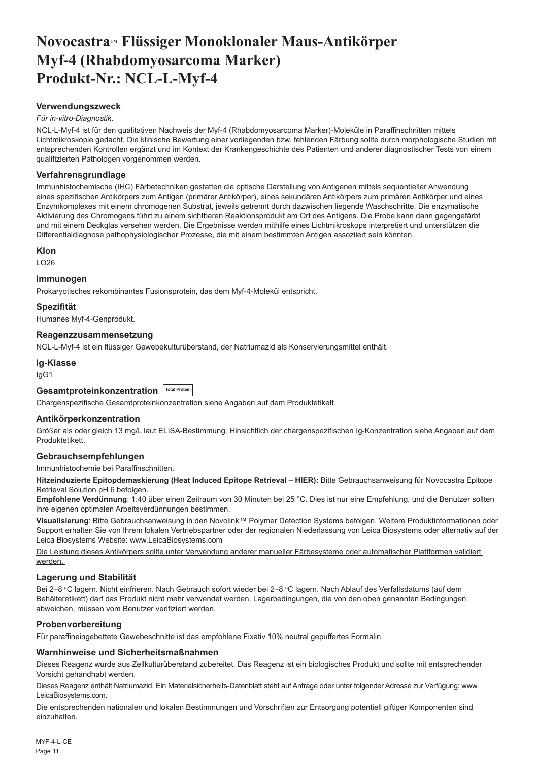# Novocastra™ Flüssiger Monoklonaler Maus-Antikörper Myf-4 (Rhabdomyosarcoma Marker) Produkt-Nr.: NCL-L-Myf-4

## Verwendungszweck

*Für in-vitro-Diagnostik*.

NCL-L-Myf-4 ist für den qualitativen Nachweis der Myf-4 (Rhabdomyosarcoma Marker)-Moleküle in Paraffinschnitten mittels Lichtmikroskopie gedacht. Die klinische Bewertung einer vorliegenden bzw. fehlenden Färbung sollte durch morphologische Studien mit entsprechenden Kontrollen ergänzt und im Kontext der Krankengeschichte des Patienten und anderer diagnostischer Tests von einem qualifizierten Pathologen vorgenommen werden.

## Verfahrensgrundlage

Immunhistochemische (IHC) Färbetechniken gestatten die optische Darstellung von Antigenen mittels sequentieller Anwendung eines spezifischen Antikörpers zum Antigen (primärer Antikörper), eines sekundären Antikörpers zum primären Antikörper und eines Enzymkomplexes mit einem chromogenen Substrat, jeweils getrennt durch dazwischen liegende Waschschritte. Die enzymatische Aktivierung des Chromogens führt zu einem sichtbaren Reaktionsprodukt am Ort des Antigens. Die Probe kann dann gegengefärbt und mit einem Deckglas versehen werden. Die Ergebnisse werden mithilfe eines Lichtmikroskops interpretiert und unterstützen die Differentialdiagnose pathophysiologischer Prozesse, die mit einem bestimmten Antigen assoziiert sein könnten.

## Klon

LO26

## Immunogen

Prokaryotisches rekombinantes Fusionsprotein, das dem Myf-4-Molekül entspricht.

## Spezifität

Humanes Myf-4-Genprodukt.

## Reagenzzusammensetzung

NCL-L-Myf-4 ist ein flüssiger Gewebekulturüberstand, der Natriumazid als Konservierungsmittel enthält.

## Ig-Klasse

IgG1

## Gesamtproteinkonzentration Total Protein

Chargenspezifische Gesamtproteinkonzentration siehe Angaben auf dem Produktetikett.

## Antikörperkonzentration

Größer als oder gleich 13 mg/L laut ELISA-Bestimmung. Hinsichtlich der chargenspezifischen Ig-Konzentration siehe Angaben auf dem Produktetikett.

## Gebrauchsempfehlungen

Immunhistochemie bei Paraffinschnitten.

**Hitzeinduzierte Epitopdemaskierung (Heat Induced Epitope Retrieval – HIER):** Bitte Gebrauchsanweisung für Novocastra Epitope Retrieval Solution pH 6 befolgen.

**Empfohlene Verdünnung**: 1:40 über einen Zeitraum von 30 Minuten bei 25 °C. Dies ist nur eine Empfehlung, und die Benutzer sollten ihre eigenen optimalen Arbeitsverdünnungen bestimmen.

**Visualisierung**: Bitte Gebrauchsanweisung in den Novolink™ Polymer Detection Systems befolgen. Weitere Produktinformationen oder Support erhalten Sie von Ihrem lokalen Vertriebspartner oder der regionalen Niederlassung von Leica Biosystems oder alternativ auf der Leica Biosystems Website: www.LeicaBiosystems.com

Die Leistung dieses Antikörpers sollte unter Verwendung anderer manueller Färbesysteme oder automatischer Plattformen validiert werden.

## Lagerung und Stabilität

Bei 2–8 °C lagern. Nicht einfrieren. Nach Gebrauch sofort wieder bei 2–8 °C lagern. Nach Ablauf des Verfallsdatums (auf dem Behälteretikett) darf das Produkt nicht mehr verwendet werden. Lagerbedingungen, die von den oben genannten Bedingungen abweichen, müssen vom Benutzer verifiziert werden.

## Probenvorbereitung

Für paraffineingebettete Gewebeschnitte ist das empfohlene Fixativ 10% neutral gepuffertes Formalin.

## Warnhinweise und Sicherheitsmaßnahmen

Dieses Reagenz wurde aus Zellkulturüberstand zubereitet. Das Reagenz ist ein biologisches Produkt und sollte mit entsprechender Vorsicht gehandhabt werden.

Dieses Reagenz enthält Natriumazid. Ein Materialsicherheits-Datenblatt steht auf Anfrage oder unter folgender Adresse zur Verfügung: www.LeicaBiosystems.com.

Die entsprechenden nationalen und lokalen Bestimmungen und Vorschriften zur Entsorgung potentiell giftiger Komponenten sind einzuhalten.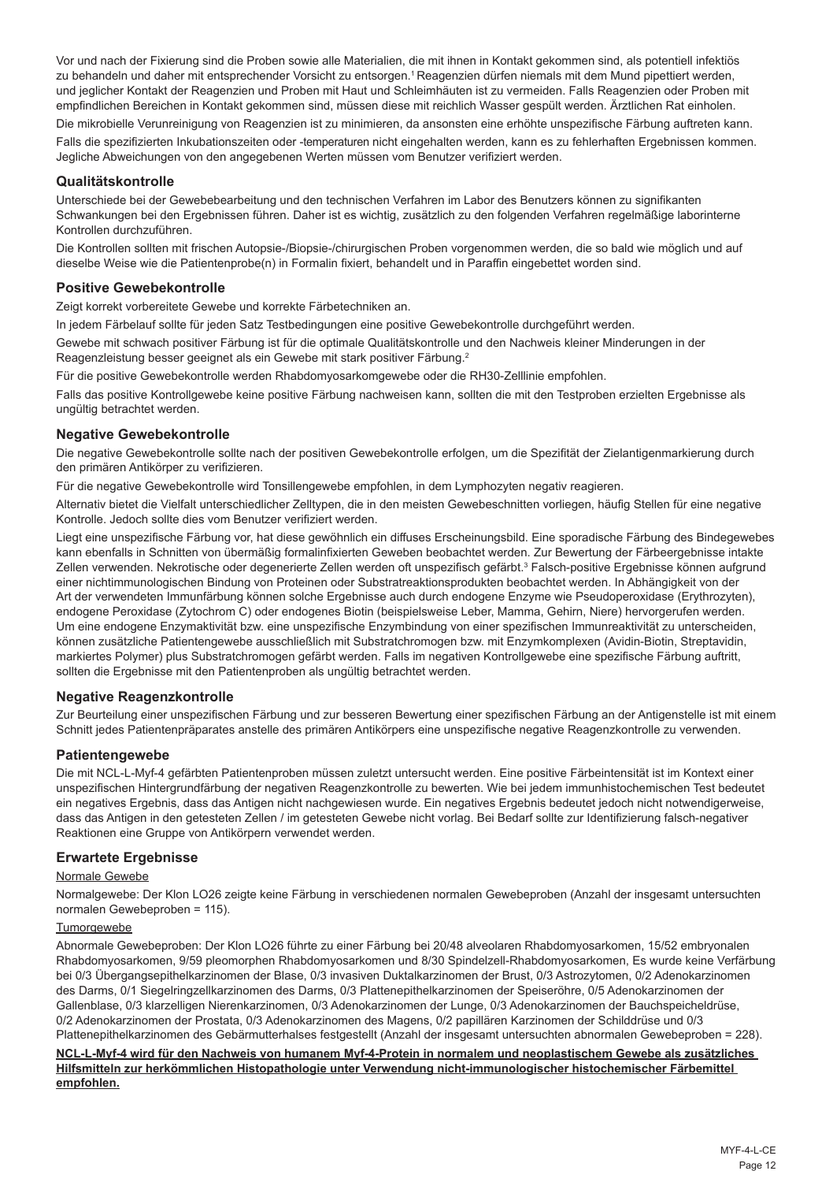Vor und nach der Fixierung sind die Proben sowie alle Materialien, die mit ihnen in Kontakt gekommen sind, als potentiell infektiös zu behandeln und daher mit entsprechender Vorsicht zu entsorgen.[1] Reagenzien dürfen niemals mit dem Mund pipettiert werden, und jeglicher Kontakt der Reagenzien und Proben mit Haut und Schleimhäuten ist zu vermeiden. Falls Reagenzien oder Proben mit empfindlichen Bereichen in Kontakt gekommen sind, müssen diese mit reichlich Wasser gespült werden. Ärztlichen Rat einholen.

Die mikrobielle Verunreinigung von Reagenzien ist zu minimieren, da ansonsten eine erhöhte unspezifische Färbung auftreten kann.

Falls die spezifizierten Inkubationszeiten oder -temperaturen nicht eingehalten werden, kann es zu fehlerhaften Ergebnissen kommen. Jegliche Abweichungen von den angegebenen Werten müssen vom Benutzer verifiziert werden.

### Qualitätskontrolle

Unterschiede bei der Gewebebearbeitung und den technischen Verfahren im Labor des Benutzers können zu signifikanten Schwankungen bei den Ergebnissen führen. Daher ist es wichtig, zusätzlich zu den folgenden Verfahren regelmäßige laborinterne Kontrollen durchzuführen.

Die Kontrollen sollten mit frischen Autopsie-/Biopsie-/chirurgischen Proben vorgenommen werden, die so bald wie möglich und auf dieselbe Weise wie die Patientenprobe(n) in Formalin fixiert, behandelt und in Paraffin eingebettet worden sind.

### Positive Gewebekontrolle

Zeigt korrekt vorbereitete Gewebe und korrekte Färbetechniken an.

In jedem Färbelauf sollte für jeden Satz Testbedingungen eine positive Gewebekontrolle durchgeführt werden.

Gewebe mit schwach positiver Färbung ist für die optimale Qualitätskontrolle und den Nachweis kleiner Minderungen in der Reagenzleistung besser geeignet als ein Gewebe mit stark positiver Färbung.[2]

Für die positive Gewebekontrolle werden Rhabdomyosarkomgewebe oder die RH30-Zelllinie empfohlen.

Falls das positive Kontrollgewebe keine positive Färbung nachweisen kann, sollten die mit den Testproben erzielten Ergebnisse als ungültig betrachtet werden.

### Negative Gewebekontrolle

Die negative Gewebekontrolle sollte nach der positiven Gewebekontrolle erfolgen, um die Spezifität der Zielantigenmarkierung durch den primären Antikörper zu verifizieren.

Für die negative Gewebekontrolle wird Tonsillengewebe empfohlen, in dem Lymphozyten negativ reagieren.

Alternativ bietet die Vielfalt unterschiedlicher Zelltypen, die in den meisten Gewebeschnitten vorliegen, häufig Stellen für eine negative Kontrolle. Jedoch sollte dies vom Benutzer verifiziert werden.

Liegt eine unspezifische Färbung vor, hat diese gewöhnlich ein diffuses Erscheinungsbild. Eine sporadische Färbung des Bindegewebes kann ebenfalls in Schnitten von übermäßig formalinfixierten Geweben beobachtet werden. Zur Bewertung der Färbeergebnisse intakte Zellen verwenden. Nekrotische oder degenerierte Zellen werden oft unspezifisch gefärbt.[3] Falsch-positive Ergebnisse können aufgrund einer nichtimmunologischen Bindung von Proteinen oder Substratreaktionsprodukten beobachtet werden. In Abhängigkeit von der Art der verwendeten Immunfärbung können solche Ergebnisse auch durch endogene Enzyme wie Pseudoperoxidase (Erythrozyten), endogene Peroxidase (Zytochrom C) oder endogenes Biotin (beispielsweise Leber, Mamma, Gehirn, Niere) hervorgerufen werden. Um eine endogene Enzymaktivität bzw. eine unspezifische Enzymbindung von einer spezifischen Immunreaktivität zu unterscheiden, können zusätzliche Patientengewebe ausschließlich mit Substratchromogen bzw. mit Enzymkomplexen (Avidin-Biotin, Streptavidin, markiertes Polymer) plus Substratchromogen gefärbt werden. Falls im negativen Kontrollgewebe eine spezifische Färbung auftritt, sollten die Ergebnisse mit den Patientenproben als ungültig betrachtet werden.

### Negative Reagenzkontrolle

Zur Beurteilung einer unspezifischen Färbung und zur besseren Bewertung einer spezifischen Färbung an der Antigenstelle ist mit einem Schnitt jedes Patientenpräparates anstelle des primären Antikörpers eine unspezifische negative Reagenzkontrolle zu verwenden.

### Patientengewebe

Die mit NCL-L-Myf-4 gefärbten Patientenproben müssen zuletzt untersucht werden. Eine positive Färbeintensität ist im Kontext einer unspezifischen Hintergrundfärbung der negativen Reagenzkontrolle zu bewerten. Wie bei jedem immunhistochemischen Test bedeutet ein negatives Ergebnis, dass das Antigen nicht nachgewiesen wurde. Ein negatives Ergebnis bedeutet jedoch nicht notwendigerweise, dass das Antigen in den getesteten Zellen / im getesteten Gewebe nicht vorlag. Bei Bedarf sollte zur Identifizierung falsch-negativer Reaktionen eine Gruppe von Antikörpern verwendet werden.

### Erwartete Ergebnisse

Normale Gewebe

Normalgewebe: Der Klon LO26 zeigte keine Färbung in verschiedenen normalen Gewebeproben (Anzahl der insgesamt untersuchten normalen Gewebeproben = 115).

Tumorgewebe

Abnormale Gewebeproben: Der Klon LO26 führte zu einer Färbung bei 20/48 alveolaren Rhabdomyosarkomen, 15/52 embryonalen Rhabdomyosarkomen, 9/59 pleomorphen Rhabdomyosarkomen und 8/30 Spindelzell-Rhabdomyosarkomen, Es wurde keine Verfärbung bei 0/3 Übergangsepithelkarzinomen der Blase, 0/3 invasiven Duktalkarzinomen der Brust, 0/3 Astrozytomen, 0/2 Adenokarzinomen des Darms, 0/1 Siegelringzellkarzinomen des Darms, 0/3 Plattenepithelkarzinomen der Speiseröhre, 0/5 Adenokarzinomen der Gallenblase, 0/3 klarzelligen Nierenkarzinomen, 0/3 Adenokarzinomen der Lunge, 0/3 Adenokarzinomen der Bauchspeicheldrüse, 0/2 Adenokarzinomen der Prostata, 0/3 Adenokarzinomen des Magens, 0/2 papillären Karzinomen der Schilddrüse und 0/3 Plattenepithelkarzinomen des Gebärmutterhalses festgestellt (Anzahl der insgesamt untersuchten abnormalen Gewebeproben = 228).

**NCL-L-Myf-4 wird für den Nachweis von humanem Myf-4-Protein in normalem und neoplastischem Gewebe als zusätzliches Hilfsmitteln zur herkömmlichen Histopathologie unter Verwendung nicht-immunologischer histochemischer Färbemittel empfohlen.**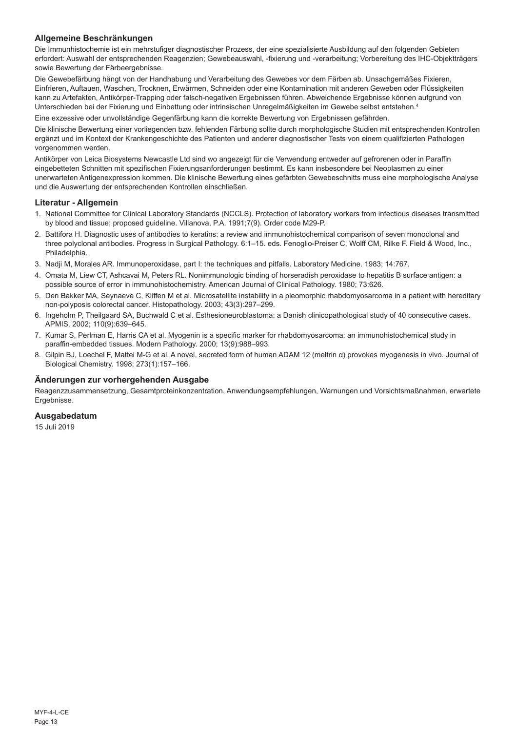### Allgemeine Beschränkungen

Die Immunhistochemie ist ein mehrstufiger diagnostischer Prozess, der eine spezialisierte Ausbildung auf den folgenden Gebieten erfordert: Auswahl der entsprechenden Reagenzien; Gewebeauswahl, -fixierung und -verarbeitung; Vorbereitung des IHC-Objektträgers sowie Bewertung der Färbeergebnisse.

Die Gewebefärbung hängt von der Handhabung und Verarbeitung des Gewebes vor dem Färben ab. Unsachgemäßes Fixieren, Einfrieren, Auftauen, Waschen, Trocknen, Erwärmen, Schneiden oder eine Kontamination mit anderen Geweben oder Flüssigkeiten kann zu Artefakten, Antikörper-Trapping oder falsch-negativen Ergebnissen führen. Abweichende Ergebnisse können aufgrund von Unterschieden bei der Fixierung und Einbettung oder intrinsischen Unregelmäßigkeiten im Gewebe selbst entstehen.[4]

Eine exzessive oder unvollständige Gegenfärbung kann die korrekte Bewertung von Ergebnissen gefährden.

Die klinische Bewertung einer vorliegenden bzw. fehlenden Färbung sollte durch morphologische Studien mit entsprechenden Kontrollen ergänzt und im Kontext der Krankengeschichte des Patienten und anderer diagnostischer Tests von einem qualifizierten Pathologen vorgenommen werden.

Antikörper von Leica Biosystems Newcastle Ltd sind wo angezeigt für die Verwendung entweder auf gefrorenen oder in Paraffin eingebetteten Schnitten mit spezifischen Fixierungsanforderungen bestimmt. Es kann insbesondere bei Neoplasmen zu einer unerwarteten Antigenexpression kommen. Die klinische Bewertung eines gefärbten Gewebeschnitts muss eine morphologische Analyse und die Auswertung der entsprechenden Kontrollen einschließen.

### Literatur - Allgemein

1. National Committee for Clinical Laboratory Standards (NCCLS). Protection of laboratory workers from infectious diseases transmitted by blood and tissue; proposed guideline. Villanova, P.A. 1991;7(9). Order code M29-P.
2. Battifora H. Diagnostic uses of antibodies to keratins: a review and immunohistochemical comparison of seven monoclonal and three polyclonal antibodies. Progress in Surgical Pathology. 6:1–15. eds. Fenoglio-Preiser C, Wolff CM, Rilke F. Field & Wood, Inc., Philadelphia.
3. Nadji M, Morales AR. Immunoperoxidase, part I: the techniques and pitfalls. Laboratory Medicine. 1983; 14:767.
4. Omata M, Liew CT, Ashcavai M, Peters RL. Nonimmunologic binding of horseradish peroxidase to hepatitis B surface antigen: a possible source of error in immunohistochemistry. American Journal of Clinical Pathology. 1980; 73:626.
5. Den Bakker MA, Seynaeve C, Kliffen M et al. Microsatellite instability in a pleomorphic rhabdomyosarcoma in a patient with hereditary non-polyposis colorectal cancer. Histopathology. 2003; 43(3):297–299.
6. Ingeholm P, Theilgaard SA, Buchwald C et al. Esthesioneuroblastoma: a Danish clinicopathological study of 40 consecutive cases. APMIS. 2002; 110(9):639–645.
7. Kumar S, Perlman E, Harris CA et al. Myogenin is a specific marker for rhabdomyosarcoma: an immunohistochemical study in paraffin-embedded tissues. Modern Pathology. 2000; 13(9):988–993.
8. Gilpin BJ, Loechel F, Mattei M-G et al. A novel, secreted form of human ADAM 12 (meltrin α) provokes myogenesis in vivo. Journal of Biological Chemistry. 1998; 273(1):157–166.

### Änderungen zur vorhergehenden Ausgabe

Reagenzzusammensetzung, Gesamtproteinkonzentration, Anwendungsempfehlungen, Warnungen und Vorsichtsmaßnahmen, erwartete Ergebnisse.

### Ausgabedatum

15 Juli 2019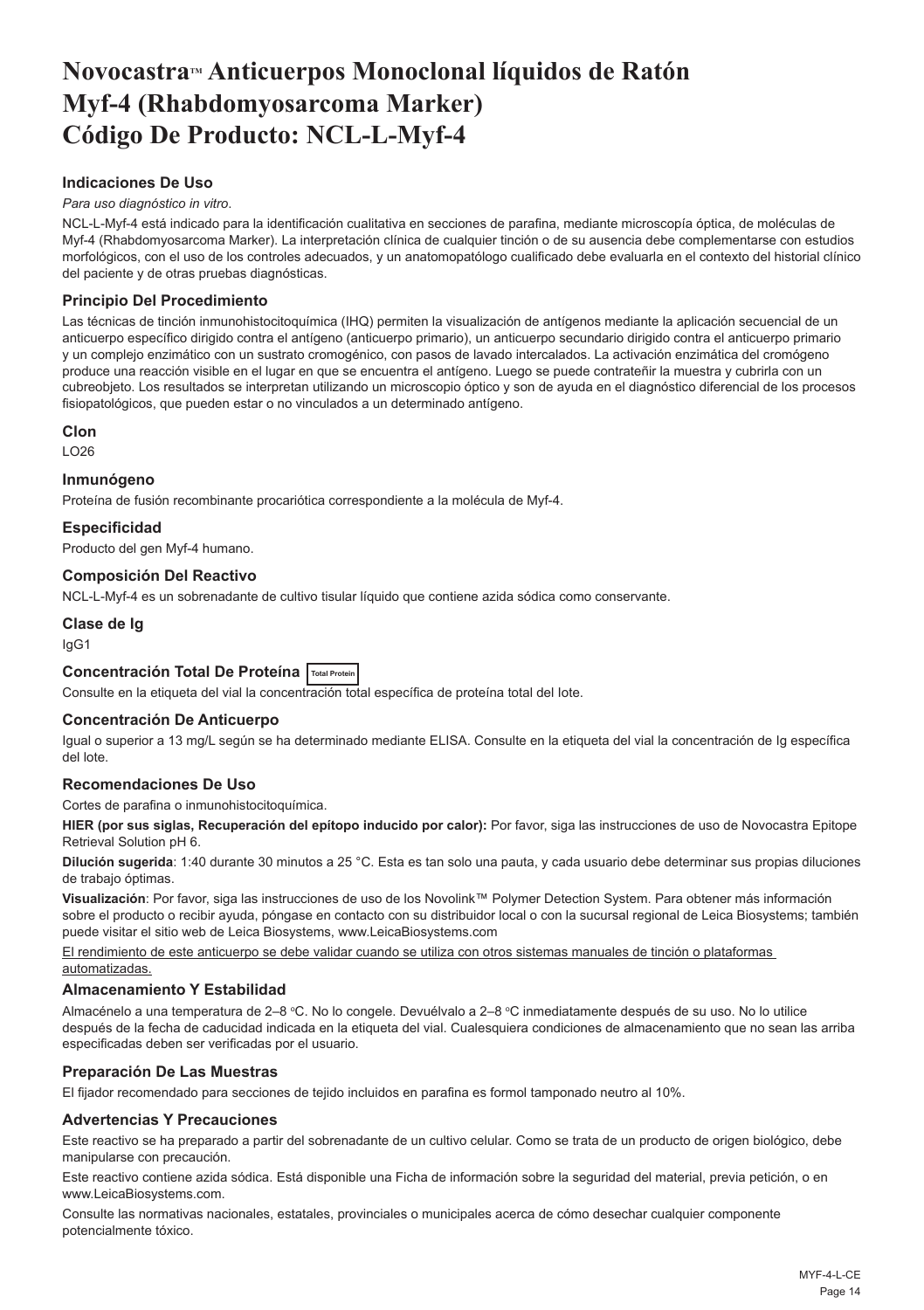# Novocastra™ Anticuerpos Monoclonal líquidos de Ratón Myf-4 (Rhabdomyosarcoma Marker) Código De Producto: NCL-L-Myf-4

### Indicaciones De Uso

*Para uso diagnóstico in vitro*.

NCL-L-Myf-4 está indicado para la identificación cualitativa en secciones de parafina, mediante microscopía óptica, de moléculas de Myf-4 (Rhabdomyosarcoma Marker). La interpretación clínica de cualquier tinción o de su ausencia debe complementarse con estudios morfológicos, con el uso de los controles adecuados, y un anatomopatólogo cualificado debe evaluarla en el contexto del historial clínico del paciente y de otras pruebas diagnósticas.

### Principio Del Procedimiento

Las técnicas de tinción inmunohistocitoquímica (IHQ) permiten la visualización de antígenos mediante la aplicación secuencial de un anticuerpo específico dirigido contra el antígeno (anticuerpo primario), un anticuerpo secundario dirigido contra el anticuerpo primario y un complejo enzimático con un sustrato cromogénico, con pasos de lavado intercalados. La activación enzimática del cromógeno produce una reacción visible en el lugar en que se encuentra el antígeno. Luego se puede contrateñir la muestra y cubrirla con un cubreobjeto. Los resultados se interpretan utilizando un microscopio óptico y son de ayuda en el diagnóstico diferencial de los procesos fisiopatológicos, que pueden estar o no vinculados a un determinado antígeno.

### Clon

LO26

### Inmunógeno

Proteína de fusión recombinante procariótica correspondiente a la molécula de Myf-4.

### Especificidad

Producto del gen Myf-4 humano.

### Composición Del Reactivo

NCL-L-Myf-4 es un sobrenadante de cultivo tisular líquido que contiene azida sódica como conservante.

### Clase de Ig

IgG1

### Concentración Total De Proteína Total Protein

Consulte en la etiqueta del vial la concentración total específica de proteína total del lote.

### Concentración De Anticuerpo

Igual o superior a 13 mg/L según se ha determinado mediante ELISA. Consulte en la etiqueta del vial la concentración de Ig específica del lote.

### Recomendaciones De Uso

Cortes de parafina o inmunohistocitoquímica.

**HIER (por sus siglas, Recuperación del epítopo inducido por calor):** Por favor, siga las instrucciones de uso de Novocastra Epitope Retrieval Solution pH 6.

**Dilución sugerida**: 1:40 durante 30 minutos a 25 °C. Esta es tan solo una pauta, y cada usuario debe determinar sus propias diluciones de trabajo óptimas.

**Visualización**: Por favor, siga las instrucciones de uso de los Novolink™ Polymer Detection System. Para obtener más información sobre el producto o recibir ayuda, póngase en contacto con su distribuidor local o con la sucursal regional de Leica Biosystems; también puede visitar el sitio web de Leica Biosystems, www.LeicaBiosystems.com

El rendimiento de este anticuerpo se debe validar cuando se utiliza con otros sistemas manuales de tinción o plataformas automatizadas.

### Almacenamiento Y Estabilidad

Almacénelo a una temperatura de 2–8 °C. No lo congele. Devuélvalo a 2–8 °C inmediatamente después de su uso. No lo utilice después de la fecha de caducidad indicada en la etiqueta del vial. Cualesquiera condiciones de almacenamiento que no sean las arriba especificadas deben ser verificadas por el usuario.

### Preparación De Las Muestras

El fijador recomendado para secciones de tejido incluidos en parafina es formol tamponado neutro al 10%.

### Advertencias Y Precauciones

Este reactivo se ha preparado a partir del sobrenadante de un cultivo celular. Como se trata de un producto de origen biológico, debe manipularse con precaución.

Este reactivo contiene azida sódica. Está disponible una Ficha de información sobre la seguridad del material, previa petición, o en www.LeicaBiosystems.com.

Consulte las normativas nacionales, estatales, provinciales o municipales acerca de cómo desechar cualquier componente potencialmente tóxico.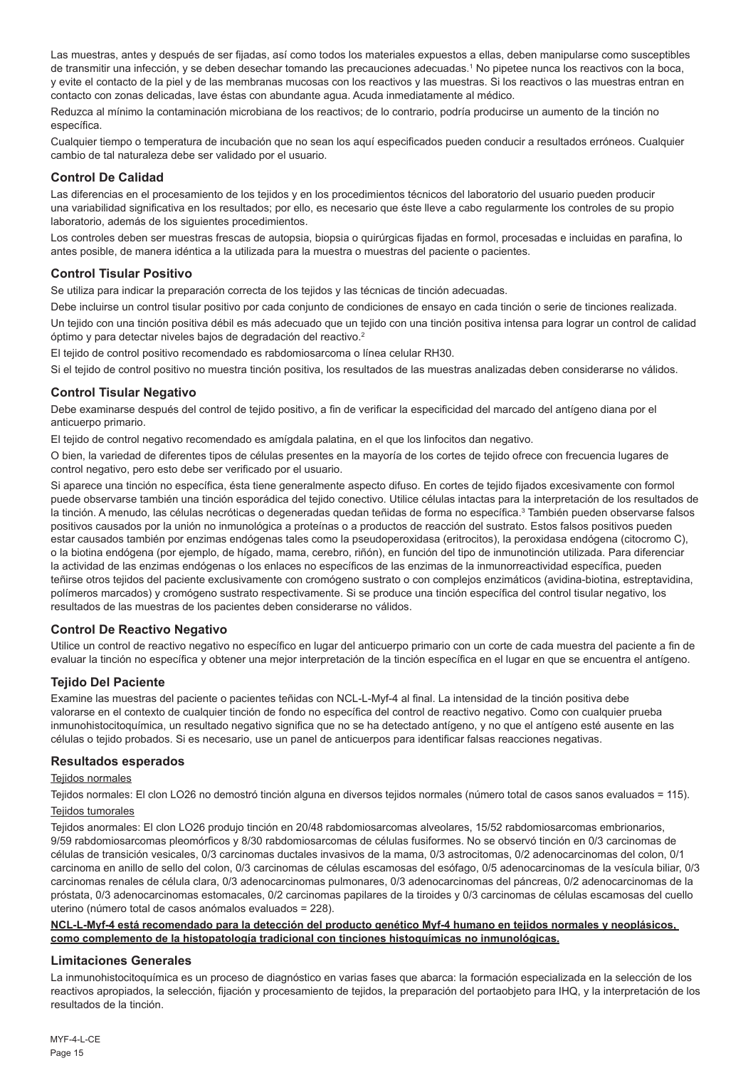Las muestras, antes y después de ser fijadas, así como todos los materiales expuestos a ellas, deben manipularse como susceptibles de transmitir una infección, y se deben desechar tomando las precauciones adecuadas.[1] No pipetee nunca los reactivos con la boca, y evite el contacto de la piel y de las membranas mucosas con los reactivos y las muestras. Si los reactivos o las muestras entran en contacto con zonas delicadas, lave éstas con abundante agua. Acuda inmediatamente al médico.

Reduzca al mínimo la contaminación microbiana de los reactivos; de lo contrario, podría producirse un aumento de la tinción no específica.

Cualquier tiempo o temperatura de incubación que no sean los aquí especificados pueden conducir a resultados erróneos. Cualquier cambio de tal naturaleza debe ser validado por el usuario.

## Control De Calidad

Las diferencias en el procesamiento de los tejidos y en los procedimientos técnicos del laboratorio del usuario pueden producir una variabilidad significativa en los resultados; por ello, es necesario que éste lleve a cabo regularmente los controles de su propio laboratorio, además de los siguientes procedimientos.

Los controles deben ser muestras frescas de autopsia, biopsia o quirúrgicas fijadas en formol, procesadas e incluidas en parafina, lo antes posible, de manera idéntica a la utilizada para la muestra o muestras del paciente o pacientes.

## Control Tisular Positivo

Se utiliza para indicar la preparación correcta de los tejidos y las técnicas de tinción adecuadas.

Debe incluirse un control tisular positivo por cada conjunto de condiciones de ensayo en cada tinción o serie de tinciones realizada.

Un tejido con una tinción positiva débil es más adecuado que un tejido con una tinción positiva intensa para lograr un control de calidad óptimo y para detectar niveles bajos de degradación del reactivo.[2]

El tejido de control positivo recomendado es rabdomiosarcoma o línea celular RH30.

Si el tejido de control positivo no muestra tinción positiva, los resultados de las muestras analizadas deben considerarse no válidos.

## Control Tisular Negativo

Debe examinarse después del control de tejido positivo, a fin de verificar la especificidad del marcado del antígeno diana por el anticuerpo primario.

El tejido de control negativo recomendado es amígdala palatina, en el que los linfocitos dan negativo.

O bien, la variedad de diferentes tipos de células presentes en la mayoría de los cortes de tejido ofrece con frecuencia lugares de control negativo, pero esto debe ser verificado por el usuario.

Si aparece una tinción no específica, ésta tiene generalmente aspecto difuso. En cortes de tejido fijados excesivamente con formol puede observarse también una tinción esporádica del tejido conectivo. Utilice células intactas para la interpretación de los resultados de la tinción. A menudo, las células necróticas o degeneradas quedan teñidas de forma no específica.[3] También pueden observarse falsos positivos causados por la unión no inmunológica a proteínas o a productos de reacción del sustrato. Estos falsos positivos pueden estar causados también por enzimas endógenas tales como la pseudoperoxidasa (eritrocitos), la peroxidasa endógena (citocromo C), o la biotina endógena (por ejemplo, de hígado, mama, cerebro, riñón), en función del tipo de inmunotinción utilizada. Para diferenciar la actividad de las enzimas endógenas o los enlaces no específicos de las enzimas de la inmunorreactividad específica, pueden teñirse otros tejidos del paciente exclusivamente con cromógeno sustrato o con complejos enzimáticos (avidina-biotina, estreptavidina, polímeros marcados) y cromógeno sustrato respectivamente. Si se produce una tinción específica del control tisular negativo, los resultados de las muestras de los pacientes deben considerarse no válidos.

## Control De Reactivo Negativo

Utilice un control de reactivo negativo no específico en lugar del anticuerpo primario con un corte de cada muestra del paciente a fin de evaluar la tinción no específica y obtener una mejor interpretación de la tinción específica en el lugar en que se encuentra el antígeno.

## Tejido Del Paciente

Examine las muestras del paciente o pacientes teñidas con NCL-L-Myf-4 al final. La intensidad de la tinción positiva debe valorarse en el contexto de cualquier tinción de fondo no específica del control de reactivo negativo. Como con cualquier prueba inmunohistocitoquímica, un resultado negativo significa que no se ha detectado antígeno, y no que el antígeno esté ausente en las células o tejido probados. Si es necesario, use un panel de anticuerpos para identificar falsas reacciones negativas.

## Resultados esperados

### Tejidos normales

Tejidos normales: El clon LO26 no demostró tinción alguna en diversos tejidos normales (número total de casos sanos evaluados = 115).

### Tejidos tumorales

Tejidos anormales: El clon LO26 produjo tinción en 20/48 rabdomiosarcomas alveolares, 15/52 rabdomiosarcomas embrionarios, 9/59 rabdomiosarcomas pleomórficos y 8/30 rabdomiosarcomas de células fusiformes. No se observó tinción en 0/3 carcinomas de células de transición vesicales, 0/3 carcinomas ductales invasivos de la mama, 0/3 astrocitomas, 0/2 adenocarcinomas del colon, 0/1 carcinoma en anillo de sello del colon, 0/3 carcinomas de células escamosas del esófago, 0/5 adenocarcinomas de la vesícula biliar, 0/3 carcinomas renales de célula clara, 0/3 adenocarcinomas pulmonares, 0/3 adenocarcinomas del páncreas, 0/2 adenocarcinomas de la próstata, 0/3 adenocarcinomas estomacales, 0/2 carcinomas papilares de la tiroides y 0/3 carcinomas de células escamosas del cuello uterino (número total de casos anómalos evaluados = 228).

**NCL-L-Myf-4 está recomendado para la detección del producto genético Myf-4 humano en tejidos normales y neoplásicos, como complemento de la histopatología tradicional con tinciones histoquímicas no inmunológicas.**

## Limitaciones Generales

La inmunohistocitoquímica es un proceso de diagnóstico en varias fases que abarca: la formación especializada en la selección de los reactivos apropiados, la selección, fijación y procesamiento de tejidos, la preparación del portaobjeto para IHQ, y la interpretación de los resultados de la tinción.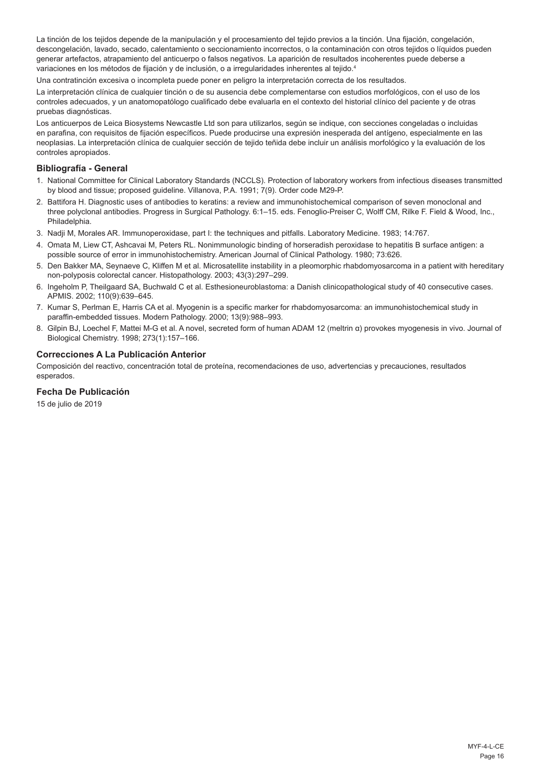La tinción de los tejidos depende de la manipulación y el procesamiento del tejido previos a la tinción. Una fijación, congelación, descongelación, lavado, secado, calentamiento o seccionamiento incorrectos, o la contaminación con otros tejidos o líquidos pueden generar artefactos, atrapamiento del anticuerpo o falsos negativos. La aparición de resultados incoherentes puede deberse a variaciones en los métodos de fijación y de inclusión, o a irregularidades inherentes al tejido.[4]

Una contratinción excesiva o incompleta puede poner en peligro la interpretación correcta de los resultados.

La interpretación clínica de cualquier tinción o de su ausencia debe complementarse con estudios morfológicos, con el uso de los controles adecuados, y un anatomopatólogo cualificado debe evaluarla en el contexto del historial clínico del paciente y de otras pruebas diagnósticas.

Los anticuerpos de Leica Biosystems Newcastle Ltd son para utilizarlos, según se indique, con secciones congeladas o incluidas en parafina, con requisitos de fijación específicos. Puede producirse una expresión inesperada del antígeno, especialmente en las neoplasias. La interpretación clínica de cualquier sección de tejido teñida debe incluir un análisis morfológico y la evaluación de los controles apropiados.

## Bibliografía - General

1. National Committee for Clinical Laboratory Standards (NCCLS). Protection of laboratory workers from infectious diseases transmitted by blood and tissue; proposed guideline. Villanova, P.A. 1991; 7(9). Order code M29-P.
2. Battifora H. Diagnostic uses of antibodies to keratins: a review and immunohistochemical comparison of seven monoclonal and three polyclonal antibodies. Progress in Surgical Pathology. 6:1–15. eds. Fenoglio-Preiser C, Wolff CM, Rilke F. Field & Wood, Inc., Philadelphia.
3. Nadji M, Morales AR. Immunoperoxidase, part I: the techniques and pitfalls. Laboratory Medicine. 1983; 14:767.
4. Omata M, Liew CT, Ashcavai M, Peters RL. Nonimmunologic binding of horseradish peroxidase to hepatitis B surface antigen: a possible source of error in immunohistochemistry. American Journal of Clinical Pathology. 1980; 73:626.
5. Den Bakker MA, Seynaeve C, Kliffen M et al. Microsatellite instability in a pleomorphic rhabdomyosarcoma in a patient with hereditary non-polyposis colorectal cancer. Histopathology. 2003; 43(3):297–299.
6. Ingeholm P, Theilgaard SA, Buchwald C et al. Esthesioneuroblastoma: a Danish clinicopathological study of 40 consecutive cases. APMIS. 2002; 110(9):639–645.
7. Kumar S, Perlman E, Harris CA et al. Myogenin is a specific marker for rhabdomyosarcoma: an immunohistochemical study in paraffin-embedded tissues. Modern Pathology. 2000; 13(9):988–993.
8. Gilpin BJ, Loechel F, Mattei M-G et al. A novel, secreted form of human ADAM 12 (meltrin α) provokes myogenesis in vivo. Journal of Biological Chemistry. 1998; 273(1):157–166.

## Correcciones A La Publicación Anterior

Composición del reactivo, concentración total de proteína, recomendaciones de uso, advertencias y precauciones, resultados esperados.

## Fecha De Publicación

15 de julio de 2019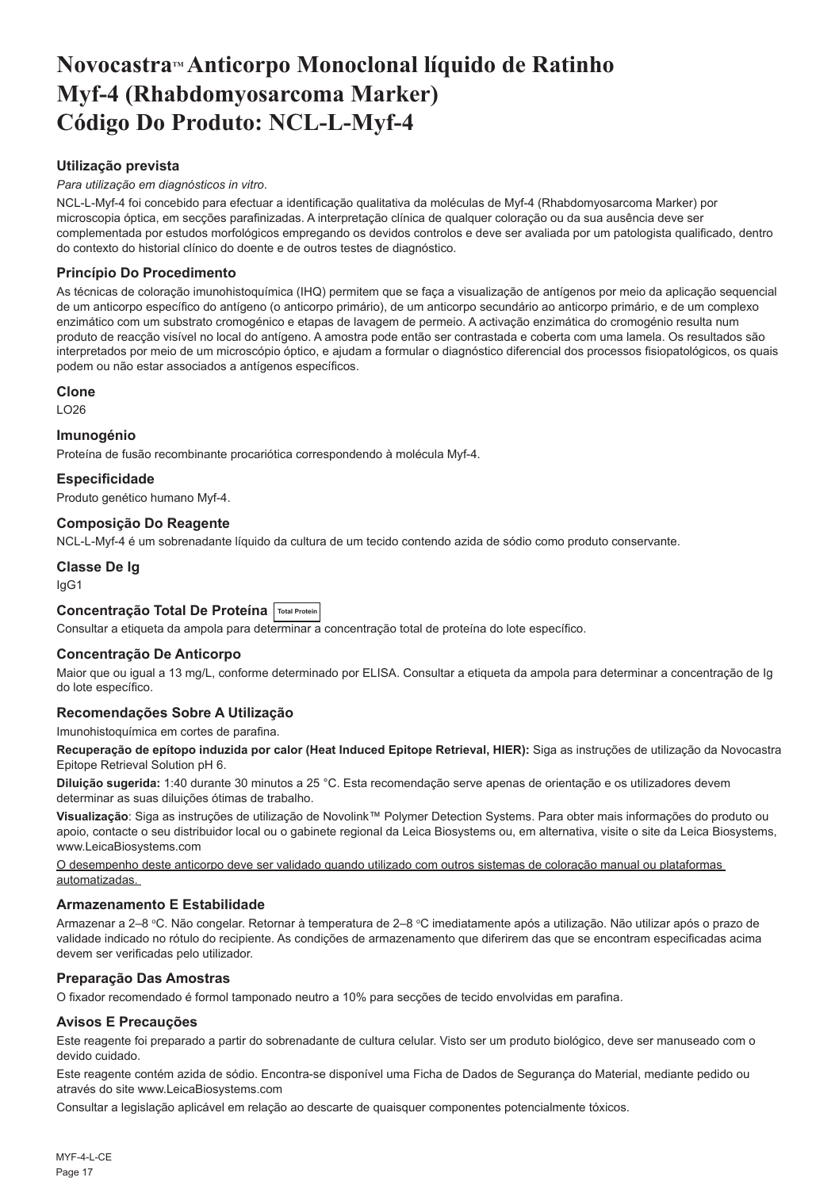# Novocastra™ Anticorpo Monoclonal líquido de Ratinho Myf-4 (Rhabdomyosarcoma Marker) Código Do Produto: NCL-L-Myf-4

### Utilização prevista

*Para utilização em diagnósticos in vitro.*

NCL-L-Myf-4 foi concebido para efectuar a identificação qualitativa da moléculas de Myf-4 (Rhabdomyosarcoma Marker) por microscopia óptica, em secções parafinizadas. A interpretação clínica de qualquer coloração ou da sua ausência deve ser complementada por estudos morfológicos empregando os devidos controlos e deve ser avaliada por um patologista qualificado, dentro do contexto do historial clínico do doente e de outros testes de diagnóstico.

### Princípio Do Procedimento

As técnicas de coloração imunohistoquímica (IHQ) permitem que se faça a visualização de antígenos por meio da aplicação sequencial de um anticorpo específico do antígeno (o anticorpo primário), de um anticorpo secundário ao anticorpo primário, e de um complexo enzimático com um substrato cromogénico e etapas de lavagem de permeio. A activação enzimática do cromogénio resulta num produto de reacção visível no local do antígeno. A amostra pode então ser contrastada e coberta com uma lamela. Os resultados são interpretados por meio de um microscópio óptico, e ajudam a formular o diagnóstico diferencial dos processos fisiopatológicos, os quais podem ou não estar associados a antígenos específicos.

### Clone

LO26

### Imunogénio

Proteína de fusão recombinante procariótica correspondendo à molécula Myf-4.

### Especificidade

Produto genético humano Myf-4.

### Composição Do Reagente

NCL-L-Myf-4 é um sobrenadante líquido da cultura de um tecido contendo azida de sódio como produto conservante.

### Classe De Ig

IgG1

### Concentração Total De Proteína Total Protein

Consultar a etiqueta da ampola para determinar a concentração total de proteína do lote específico.

### Concentração De Anticorpo

Maior que ou igual a 13 mg/L, conforme determinado por ELISA. Consultar a etiqueta da ampola para determinar a concentração de Ig do lote específico.

### Recomendações Sobre A Utilização

Imunohistoquímica em cortes de parafina.

**Recuperação de epítopo induzida por calor (Heat Induced Epitope Retrieval, HIER):** Siga as instruções de utilização da Novocastra Epitope Retrieval Solution pH 6.

**Diluição sugerida:** 1:40 durante 30 minutos a 25 °C. Esta recomendação serve apenas de orientação e os utilizadores devem determinar as suas diluições ótimas de trabalho.

**Visualização**: Siga as instruções de utilização de Novolink™ Polymer Detection Systems. Para obter mais informações do produto ou apoio, contacte o seu distribuidor local ou o gabinete regional da Leica Biosystems ou, em alternativa, visite o site da Leica Biosystems, www.LeicaBiosystems.com

O desempenho deste anticorpo deve ser validado quando utilizado com outros sistemas de coloração manual ou plataformas automatizadas.

### Armazenamento E Estabilidade

Armazenar a 2–8 °C. Não congelar. Retornar à temperatura de 2–8 °C imediatamente após a utilização. Não utilizar após o prazo de validade indicado no rótulo do recipiente. As condições de armazenamento que diferirem das que se encontram especificadas acima devem ser verificadas pelo utilizador.

### Preparação Das Amostras

O fixador recomendado é formol tamponado neutro a 10% para secções de tecido envolvidas em parafina.

### Avisos E Precauções

Este reagente foi preparado a partir do sobrenadante de cultura celular. Visto ser um produto biológico, deve ser manuseado com o devido cuidado.

Este reagente contém azida de sódio. Encontra-se disponível uma Ficha de Dados de Segurança do Material, mediante pedido ou através do site www.LeicaBiosystems.com

Consultar a legislação aplicável em relação ao descarte de quaisquer componentes potencialmente tóxicos.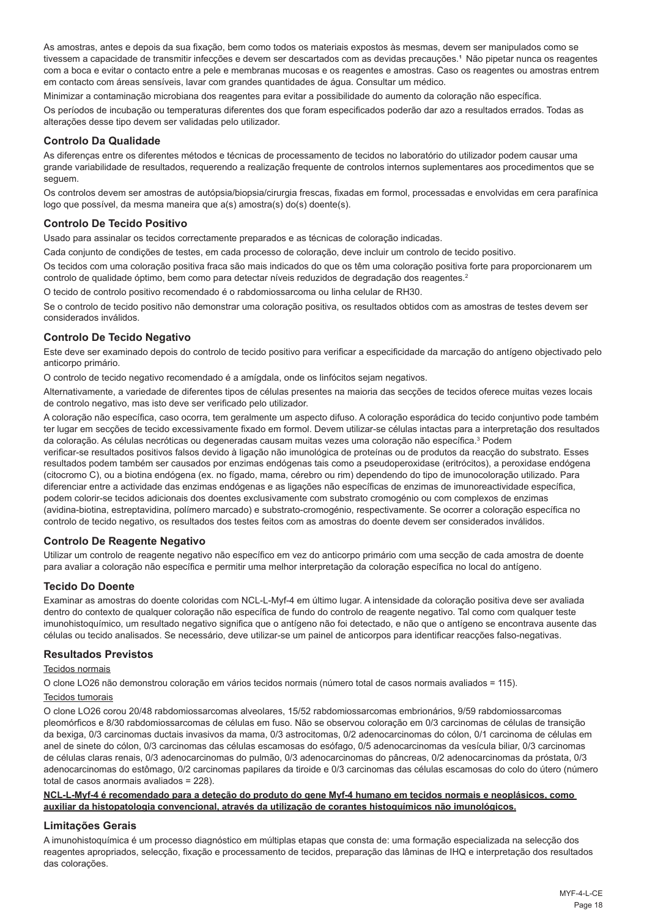As amostras, antes e depois da sua fixação, bem como todos os materiais expostos às mesmas, devem ser manipulados como se tivessem a capacidade de transmitir infecções e devem ser descartados com as devidas precauções.[1] Não pipetar nunca os reagentes com a boca e evitar o contacto entre a pele e membranas mucosas e os reagentes e amostras. Caso os reagentes ou amostras entrem em contacto com áreas sensíveis, lavar com grandes quantidades de água. Consultar um médico.

Minimizar a contaminação microbiana dos reagentes para evitar a possibilidade do aumento da coloração não específica.

Os períodos de incubação ou temperaturas diferentes dos que foram especificados poderão dar azo a resultados errados. Todas as alterações desse tipo devem ser validadas pelo utilizador.

## Controlo Da Qualidade

As diferenças entre os diferentes métodos e técnicas de processamento de tecidos no laboratório do utilizador podem causar uma grande variabilidade de resultados, requerendo a realização frequente de controlos internos suplementares aos procedimentos que se seguem.

Os controlos devem ser amostras de autópsia/biopsia/cirurgia frescas, fixadas em formol, processadas e envolvidas em cera parafínica logo que possível, da mesma maneira que a(s) amostra(s) do(s) doente(s).

## Controlo De Tecido Positivo

Usado para assinalar os tecidos correctamente preparados e as técnicas de coloração indicadas.

Cada conjunto de condições de testes, em cada processo de coloração, deve incluir um controlo de tecido positivo.

Os tecidos com uma coloração positiva fraca são mais indicados do que os têm uma coloração positiva forte para proporcionarem um controlo de qualidade óptimo, bem como para detectar níveis reduzidos de degradação dos reagentes.[2]

O tecido de controlo positivo recomendado é o rabdomiossarcoma ou linha celular de RH30.

Se o controlo de tecido positivo não demonstrar uma coloração positiva, os resultados obtidos com as amostras de testes devem ser considerados inválidos.

## Controlo De Tecido Negativo

Este deve ser examinado depois do controlo de tecido positivo para verificar a especificidade da marcação do antígeno objectivado pelo anticorpo primário.

O controlo de tecido negativo recomendado é a amígdala, onde os linfócitos sejam negativos.

Alternativamente, a variedade de diferentes tipos de células presentes na maioria das secções de tecidos oferece muitas vezes locais de controlo negativo, mas isto deve ser verificado pelo utilizador.

A coloração não específica, caso ocorra, tem geralmente um aspecto difuso. A coloração esporádica do tecido conjuntivo pode também ter lugar em secções de tecido excessivamente fixado em formol. Devem utilizar-se células intactas para a interpretação dos resultados da coloração. As células necróticas ou degeneradas causam muitas vezes uma coloração não específica.[3] Podem verificar-se resultados positivos falsos devido à ligação não imunológica de proteínas ou de produtos da reacção do substrato. Esses resultados podem também ser causados por enzimas endógenas tais como a pseudoperoxidase (eritrócitos), a peroxidase endógena (citocromo C), ou a biotina endógena (ex. no fígado, mama, cérebro ou rim) dependendo do tipo de imunocoloração utilizado. Para diferenciar entre a actividade das enzimas endógenas e as ligações não específicas de enzimas de imunoreactividade específica, podem colorir-se tecidos adicionais dos doentes exclusivamente com substrato cromogénio ou com complexos de enzimas (avidina-biotina, estreptavidina, polímero marcado) e substrato-cromogénio, respectivamente. Se ocorrer a coloração específica no controlo de tecido negativo, os resultados dos testes feitos com as amostras do doente devem ser considerados inválidos.

## Controlo De Reagente Negativo

Utilizar um controlo de reagente negativo não específico em vez do anticorpo primário com uma secção de cada amostra de doente para avaliar a coloração não específica e permitir uma melhor interpretação da coloração específica no local do antígeno.

## Tecido Do Doente

Examinar as amostras do doente coloridas com NCL-L-Myf-4 em último lugar. A intensidade da coloração positiva deve ser avaliada dentro do contexto de qualquer coloração não específica de fundo do controlo de reagente negativo. Tal como com qualquer teste imunohistoquímico, um resultado negativo significa que o antígeno não foi detectado, e não que o antígeno se encontrava ausente das células ou tecido analisados. Se necessário, deve utilizar-se um painel de anticorpos para identificar reacções falso-negativas.

## Resultados Previstos

Tecidos normais

O clone LO26 não demonstrou coloração em vários tecidos normais (número total de casos normais avaliados = 115).

Tecidos tumorais

O clone LO26 corou 20/48 rabdomiossarcomas alveolares, 15/52 rabdomiossarcomas embrionários, 9/59 rabdomiossarcomas pleomórficos e 8/30 rabdomiossarcomas de células em fuso. Não se observou coloração em 0/3 carcinomas de células de transição da bexiga, 0/3 carcinomas ductais invasivos da mama, 0/3 astrocitomas, 0/2 adenocarcinomas do cólon, 0/1 carcinoma de células em anel de sinete do cólon, 0/3 carcinomas das células escamosas do esófago, 0/5 adenocarcinomas da vesícula biliar, 0/3 carcinomas de células claras renais, 0/3 adenocarcinomas do pulmão, 0/3 adenocarcinomas do pâncreas, 0/2 adenocarcinomas da próstata, 0/3 adenocarcinomas do estômago, 0/2 carcinomas papilares da tiroide e 0/3 carcinomas das células escamosas do colo do útero (número total de casos anormais avaliados = 228).

**NCL-L-Myf-4 é recomendado para a deteção do produto do gene Myf-4 humano em tecidos normais e neoplásicos, como auxiliar da histopatologia convencional, através da utilização de corantes histoquímicos não imunológicos.**

## Limitações Gerais

A imunohistoquímica é um processo diagnóstico em múltiplas etapas que consta de: uma formação especializada na selecção dos reagentes apropriados, selecção, fixação e processamento de tecidos, preparação das lâminas de IHQ e interpretação dos resultados das colorações.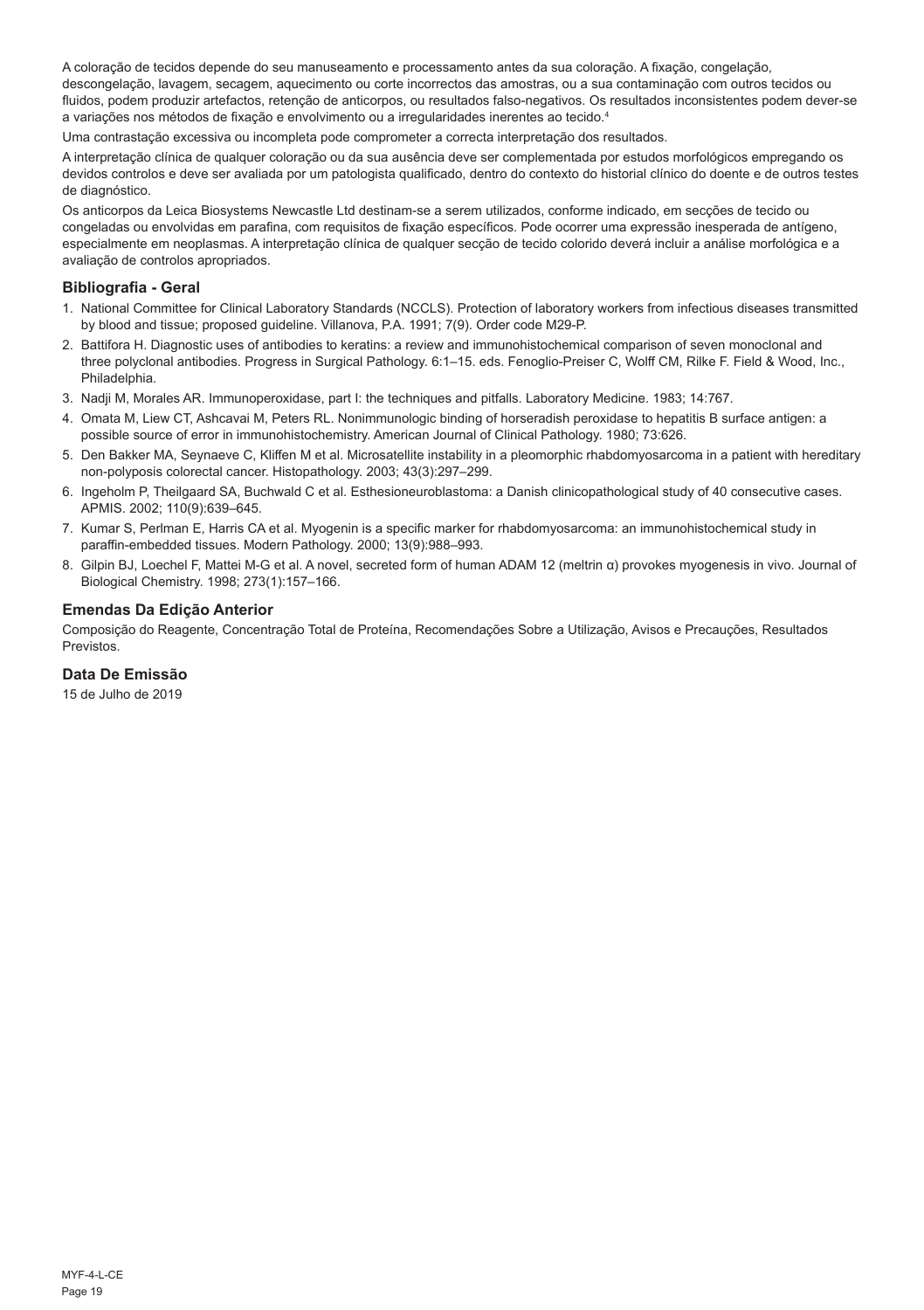A coloração de tecidos depende do seu manuseamento e processamento antes da sua coloração. A fixação, congelação, descongelação, lavagem, secagem, aquecimento ou corte incorrectos das amostras, ou a sua contaminação com outros tecidos ou fluidos, podem produzir artefactos, retenção de anticorpos, ou resultados falso-negativos. Os resultados inconsistentes podem dever-se a variações nos métodos de fixação e envolvimento ou a irregularidades inerentes ao tecido.[4]

Uma contrastação excessiva ou incompleta pode comprometer a correcta interpretação dos resultados.

A interpretação clínica de qualquer coloração ou da sua ausência deve ser complementada por estudos morfológicos empregando os devidos controlos e deve ser avaliada por um patologista qualificado, dentro do contexto do historial clínico do doente e de outros testes de diagnóstico.

Os anticorpos da Leica Biosystems Newcastle Ltd destinam-se a serem utilizados, conforme indicado, em secções de tecido ou congeladas ou envolvidas em parafina, com requisitos de fixação específicos. Pode ocorrer uma expressão inesperada de antígeno, especialmente em neoplasmas. A interpretação clínica de qualquer secção de tecido colorido deverá incluir a análise morfológica e a avaliação de controlos apropriados.

## Bibliografia - Geral

1. National Committee for Clinical Laboratory Standards (NCCLS). Protection of laboratory workers from infectious diseases transmitted by blood and tissue; proposed guideline. Villanova, P.A. 1991; 7(9). Order code M29-P.
2. Battifora H. Diagnostic uses of antibodies to keratins: a review and immunohistochemical comparison of seven monoclonal and three polyclonal antibodies. Progress in Surgical Pathology. 6:1–15. eds. Fenoglio-Preiser C, Wolff CM, Rilke F. Field & Wood, Inc., Philadelphia.
3. Nadji M, Morales AR. Immunoperoxidase, part I: the techniques and pitfalls. Laboratory Medicine. 1983; 14:767.
4. Omata M, Liew CT, Ashcavai M, Peters RL. Nonimmunologic binding of horseradish peroxidase to hepatitis B surface antigen: a possible source of error in immunohistochemistry. American Journal of Clinical Pathology. 1980; 73:626.
5. Den Bakker MA, Seynaeve C, Kliffen M et al. Microsatellite instability in a pleomorphic rhabdomyosarcoma in a patient with hereditary non-polyposis colorectal cancer. Histopathology. 2003; 43(3):297–299.
6. Ingeholm P, Theilgaard SA, Buchwald C et al. Esthesioneuroblastoma: a Danish clinicopathological study of 40 consecutive cases. APMIS. 2002; 110(9):639–645.
7. Kumar S, Perlman E, Harris CA et al. Myogenin is a specific marker for rhabdomyosarcoma: an immunohistochemical study in paraffin-embedded tissues. Modern Pathology. 2000; 13(9):988–993.
8. Gilpin BJ, Loechel F, Mattei M-G et al. A novel, secreted form of human ADAM 12 (meltrin α) provokes myogenesis in vivo. Journal of Biological Chemistry. 1998; 273(1):157–166.

## Emendas Da Edição Anterior

Composição do Reagente, Concentração Total de Proteína, Recomendações Sobre a Utilização, Avisos e Precauções, Resultados Previstos.

## Data De Emissão

15 de Julho de 2019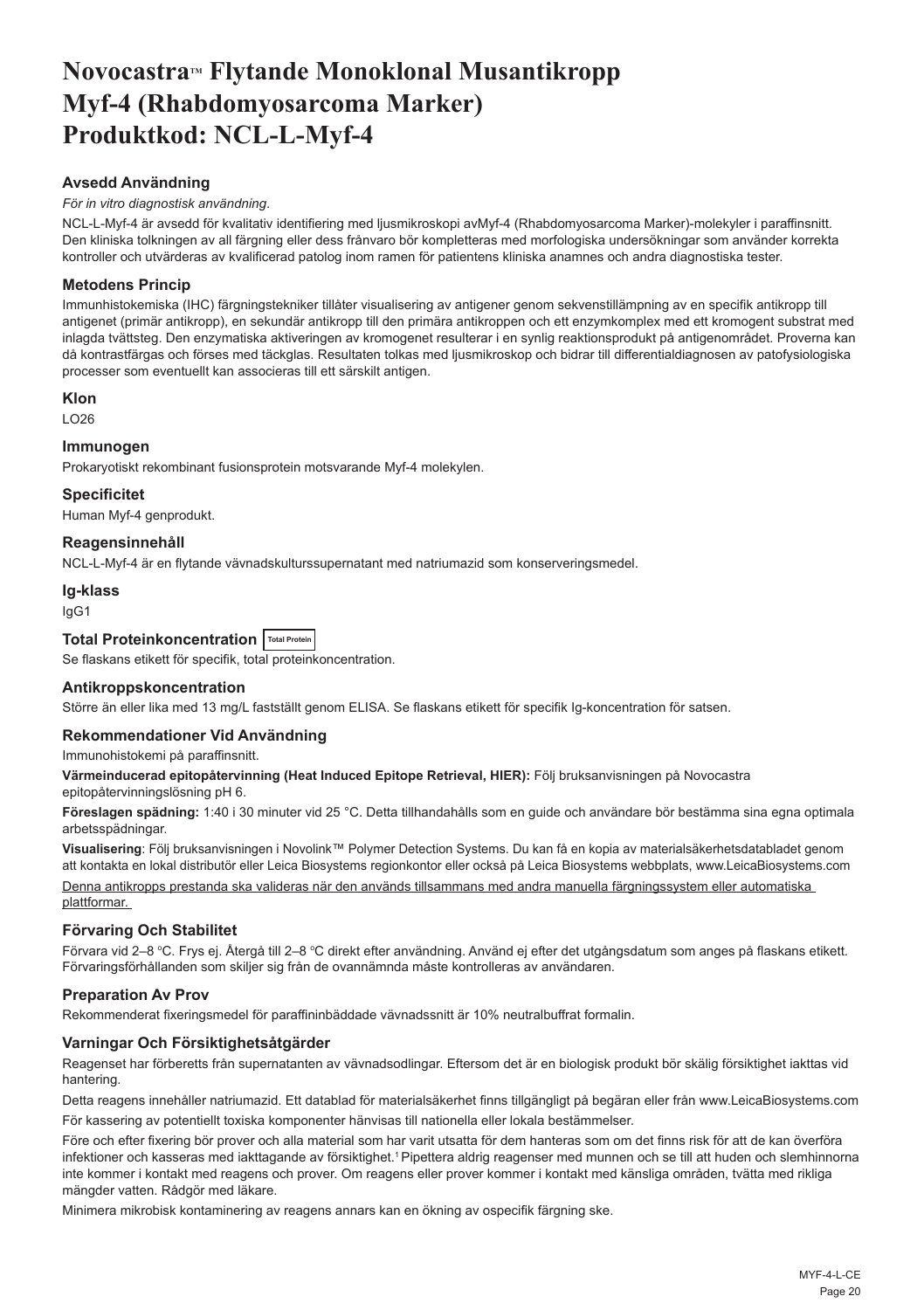# Novocastra™ Flytande Monoklonal Musantikropp Myf-4 (Rhabdomyosarcoma Marker) Produktkod: NCL-L-Myf-4

### Avsedd Användning

*För in vitro diagnostisk användning*.

NCL-L-Myf-4 är avsedd för kvalitativ identifiering med ljusmikroskopi avMyf-4 (Rhabdomyosarcoma Marker)-molekyler i paraffinsnitt. Den kliniska tolkningen av all färgning eller dess frånvaro bör kompletteras med morfologiska undersökningar som använder korrekta kontroller och utvärderas av kvalificerad patolog inom ramen för patientens kliniska anamnes och andra diagnostiska tester.

### Metodens Princip

Immunhistokemiska (IHC) färgningstekniker tillåter visualisering av antigener genom sekvenstillämpning av en specifik antikropp till antigenet (primär antikropp), en sekundär antikropp till den primära antikroppen och ett enzymkomplex med ett kromogent substrat med inlagda tvättsteg. Den enzymatiska aktiveringen av kromogenet resulterar i en synlig reaktionsprodukt på antigenområdet. Proverna kan då kontrastfärgas och förses med täckglas. Resultaten tolkas med ljusmikroskop och bidrar till differentialdiagnosen av patofysiologiska processer som eventuellt kan associeras till ett särskilt antigen.

### Klon

LO26

### Immunogen

Prokaryotiskt rekombinant fusionsprotein motsvarande Myf-4 molekylen.

### Specificitet

Human Myf-4 genprodukt.

### Reagensinnehåll

NCL-L-Myf-4 är en flytande vävnadskultursupernatant med natriumazid som konserveringsmedel.

### Ig-klass

IgG1

### Total Proteinkoncentration Total Protein

Se flaskans etikett för specifik, total proteinkoncentration.

### Antikroppskoncentration

Större än eller lika med 13 mg/L fastställt genom ELISA. Se flaskans etikett för specifik Ig-koncentration för satsen.

### Rekommendationer Vid Användning

Immunohistokemi på paraffinsnitt.

**Värmeinducerad epitopåtervinning (Heat Induced Epitope Retrieval, HIER):** Följ bruksanvisningen på Novocastra epitopåtervinningslösning pH 6.

**Föreslagen spädning:** 1:40 i 30 minuter vid 25 °C. Detta tillhandahålls som en guide och användare bör bestämma sina egna optimala arbetsspädningar.

**Visualisering**: Följ bruksanvisningen i Novolink™ Polymer Detection Systems. Du kan få en kopia av materialsäkerhetsdatabladet genom att kontakta en lokal distributör eller Leica Biosystems regionkontor eller också på Leica Biosystems webbplats, www.LeicaBiosystems.com

Denna antikropps prestanda ska valideras när den används tillsammans med andra manuella färgningssystem eller automatiska plattformar.

### Förvaring Och Stabilitet

Förvara vid 2–8 °C. Frys ej. Återgå till 2–8 °C direkt efter användning. Använd ej efter det utgångsdatum som anges på flaskans etikett. Förvaringsförhållanden som skiljer sig från de ovannämnda måste kontrolleras av användaren.

### Preparation Av Prov

Rekommenderat fixeringsmedel för paraffininbäddade vävnadssnitt är 10% neutralbuffrat formalin.

### Varningar Och Försiktighetsåtgärder

Reagenset har förberetts från supernatanten av vävnadsodlingar. Eftersom det är en biologisk produkt bör skälig försiktighet iakttas vid hantering.

Detta reagens innehåller natriumazid. Ett datablad för materialsäkerhet finns tillgängligt på begäran eller från www.LeicaBiosystems.com

För kassering av potentiellt toxiska komponenter hänvisas till nationella eller lokala bestämmelser.

Före och efter fixering bör prover och alla material som har varit utsatta för dem hanteras som om det finns risk för att de kan överföra infektioner och kasseras med iakttagande av försiktighet.[1] Pipettera aldrig reagenser med munnen och se till att huden och slemhinnorna inte kommer i kontakt med reagens och prover. Om reagens eller prover kommer i kontakt med känsliga områden, tvätta med rikliga mängder vatten. Rådgör med läkare.

Minimera mikrobisk kontaminering av reagens annars kan en ökning av ospecifik färgning ske.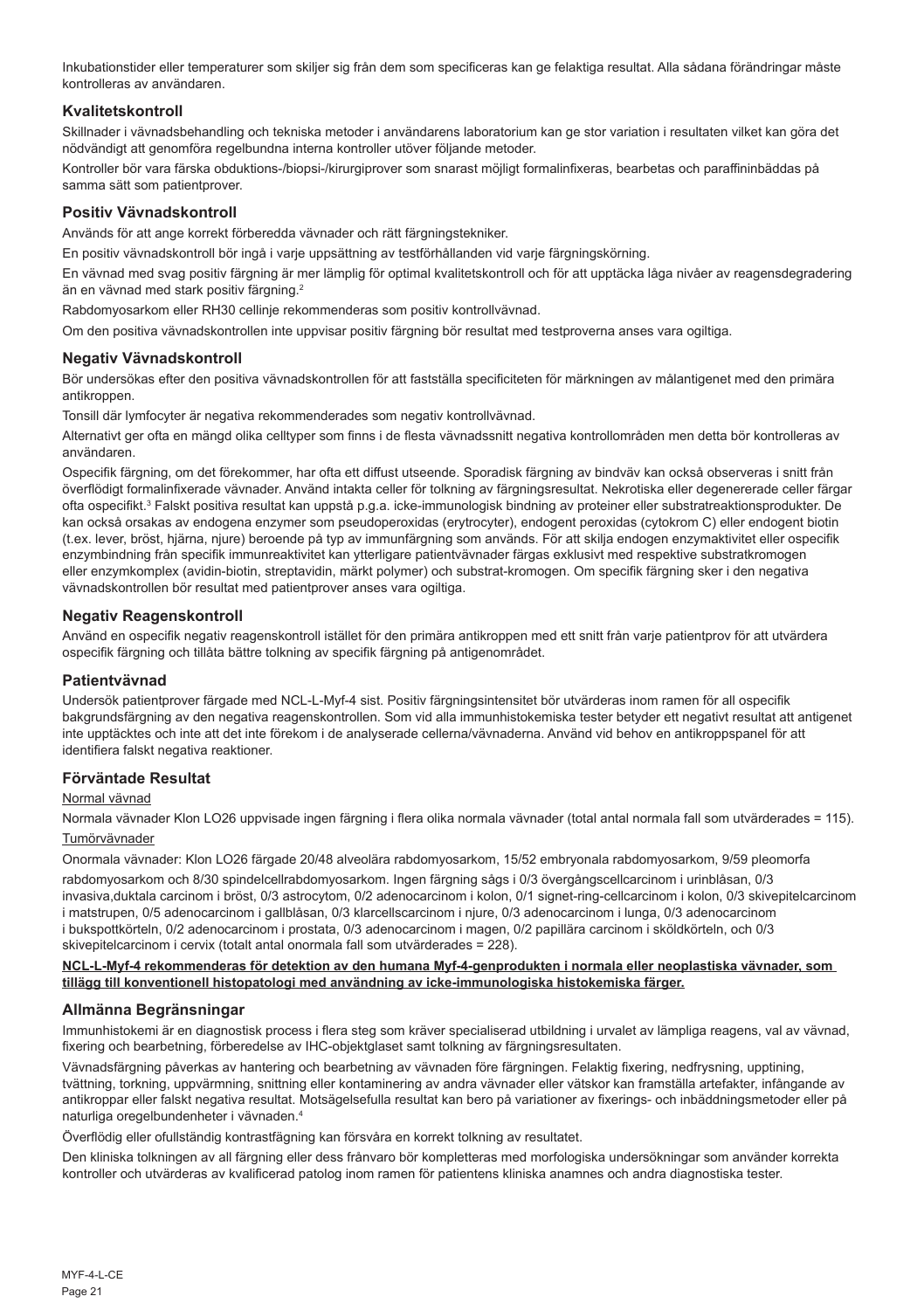Inkubationstider eller temperaturer som skiljer sig från dem som specificeras kan ge felaktiga resultat. Alla sådana förändringar måste kontrolleras av användaren.

## Kvalitetskontroll

Skillnader i vävnadsbehandling och tekniska metoder i användarens laboratorium kan ge stor variation i resultaten vilket kan göra det nödvändigt att genomföra regelbundna interna kontroller utöver följande metoder.

Kontroller bör vara färska obduktions-/biopsi-/kirurgiprover som snarast möjligt formalinfixeras, bearbetas och paraffininbäddas på samma sätt som patientprover.

## Positiv Vävnadskontroll

Används för att ange korrekt förberedda vävnader och rätt färgningstekniker.

En positiv vävnadskontroll bör ingå i varje uppsättning av testförhållanden vid varje färgningskörning.

En vävnad med svag positiv färgning är mer lämplig för optimal kvalitetskontroll och för att upptäcka låga nivåer av reagensdegradering än en vävnad med stark positiv färgning.[2]

Rabdomyosarkom eller RH30 cellinje rekommenderas som positiv kontrollvävnad.

Om den positiva vävnadskontrollen inte uppvisar positiv färgning bör resultat med testproverna anses vara ogiltiga.

## Negativ Vävnadskontroll

Bör undersökas efter den positiva vävnadskontrollen för att fastställa specificiteten för märkningen av målantigenet med den primära antikroppen.

Tonsill där lymfocyter är negativa rekommenderades som negativ kontrollvävnad.

Alternativt ger ofta en mängd olika celltyper som finns i de flesta vävnadssnitt negativa kontrollområden men detta bör kontrolleras av användaren.

Ospecifik färgning, om det förekommer, har ofta ett diffust utseende. Sporadisk färgning av bindväv kan också observeras i snitt från överflödigt formalinfixerade vävnader. Använd intakta celler för tolkning av färgningsresultat. Nekrotiska eller degenererade celler färgar ofta ospecifikt.[3] Falskt positiva resultat kan uppstå p.g.a. icke-immunologisk bindning av proteiner eller substratreaktionsprodukter. De kan också orsakas av endogena enzymer som pseudoperoxidas (erytrocyter), endogent peroxidas (cytokrom C) eller endogent biotin (t.ex. lever, bröst, hjärna, njure) beroende på typ av immunfärgning som används. För att skilja endogen enzymaktivitet eller ospecifik enzymbindning från specifik immunreaktivitet kan ytterligare patientvävnader färgas exklusivt med respektive substratkromogen eller enzymkomplex (avidin-biotin, streptavidin, märkt polymer) och substrat-kromogen. Om specifik färgning sker i den negativa vävnadskontrollen bör resultat med patientprover anses vara ogiltiga.

## Negativ Reagenskontroll

Använd en ospecifik negativ reagenskontroll istället för den primära antikroppen med ett snitt från varje patientprov för att utvärdera ospecifik färgning och tillåta bättre tolkning av specifik färgning på antigenområdet.

## Patientvävnad

Undersök patientprover färgade med NCL-L-Myf-4 sist. Positiv färgningsintensitet bör utvärderas inom ramen för all ospecifik bakgrundsfärgning av den negativa reagenskontrollen. Som vid alla immunhistokemiska tester betyder ett negativt resultat att antigenet inte upptäcktes och inte att det inte förekom i de analyserade cellerna/vävnaderna. Använd vid behov en antikroppspanel för att identifiera falskt negativa reaktioner.

## Förväntade Resultat

Normal vävnad

Normala vävnader Klon LO26 uppvisade ingen färgning i flera olika normala vävnader (total antal normala fall som utvärderades = 115).

Tumörvävnader

Onormala vävnader: Klon LO26 färgade 20/48 alveolära rabdomyosarkom, 15/52 embryonala rabdomyosarkom, 9/59 pleomorfa rabdomyosarkom och 8/30 spindelcellrabdomyosarkom. Ingen färgning sågs i 0/3 övergångscellcarcinom i urinblåsan, 0/3 invasiva,duktala carcinom i bröst, 0/3 astrocytom, 0/2 adenocarcinom i kolon, 0/1 signet-ring-cellcarcinom i kolon, 0/3 skivepitelcarcinom i matstrupen, 0/5 adenocarcinom i gallblåsan, 0/3 klarcellscarcinom i njure, 0/3 adenocarcinom i lunga, 0/3 adenocarcinom i bukspottkörteln, 0/2 adenocarcinom i prostata, 0/3 adenocarcinom i magen, 0/2 papillära carcinom i sköldkörteln, och 0/3 skivepitelcarcinom i cervix (totalt antal onormala fall som utvärderades = 228).

**NCL-L-Myf-4 rekommenderas för detektion av den humana Myf-4-genprodukten i normala eller neoplastiska vävnader, som tillägg till konventionell histopatologi med användning av icke-immunologiska histokemiska färger.**

## Allmänna Begränsningar

Immunhistokemi är en diagnostisk process i flera steg som kräver specialiserad utbildning i urvalet av lämpliga reagens, val av vävnad, fixering och bearbetning, förberedelse av IHC-objektglaset samt tolkning av färgningsresultaten.

Vävnadsfärgning påverkas av hantering och bearbetning av vävnaden före färgningen. Felaktig fixering, nedfrysning, upptining, tvättning, torkning, uppvärmning, snittning eller kontaminering av andra vävnader eller vätskor kan framställa artefakter, infångande av antikroppar eller falskt negativa resultat. Motsägelsefulla resultat kan bero på variationer av fixerings- och inbäddningsmetoder eller på naturliga oregelbundenheter i vävnaden.[4]

Överflödig eller ofullständig kontrastfägning kan försvåra en korrekt tolkning av resultatet.

Den kliniska tolkningen av all färgning eller dess frånvaro bör kompletteras med morfologiska undersökningar som använder korrekta kontroller och utvärderas av kvalificerad patolog inom ramen för patientens kliniska anamnes och andra diagnostiska tester.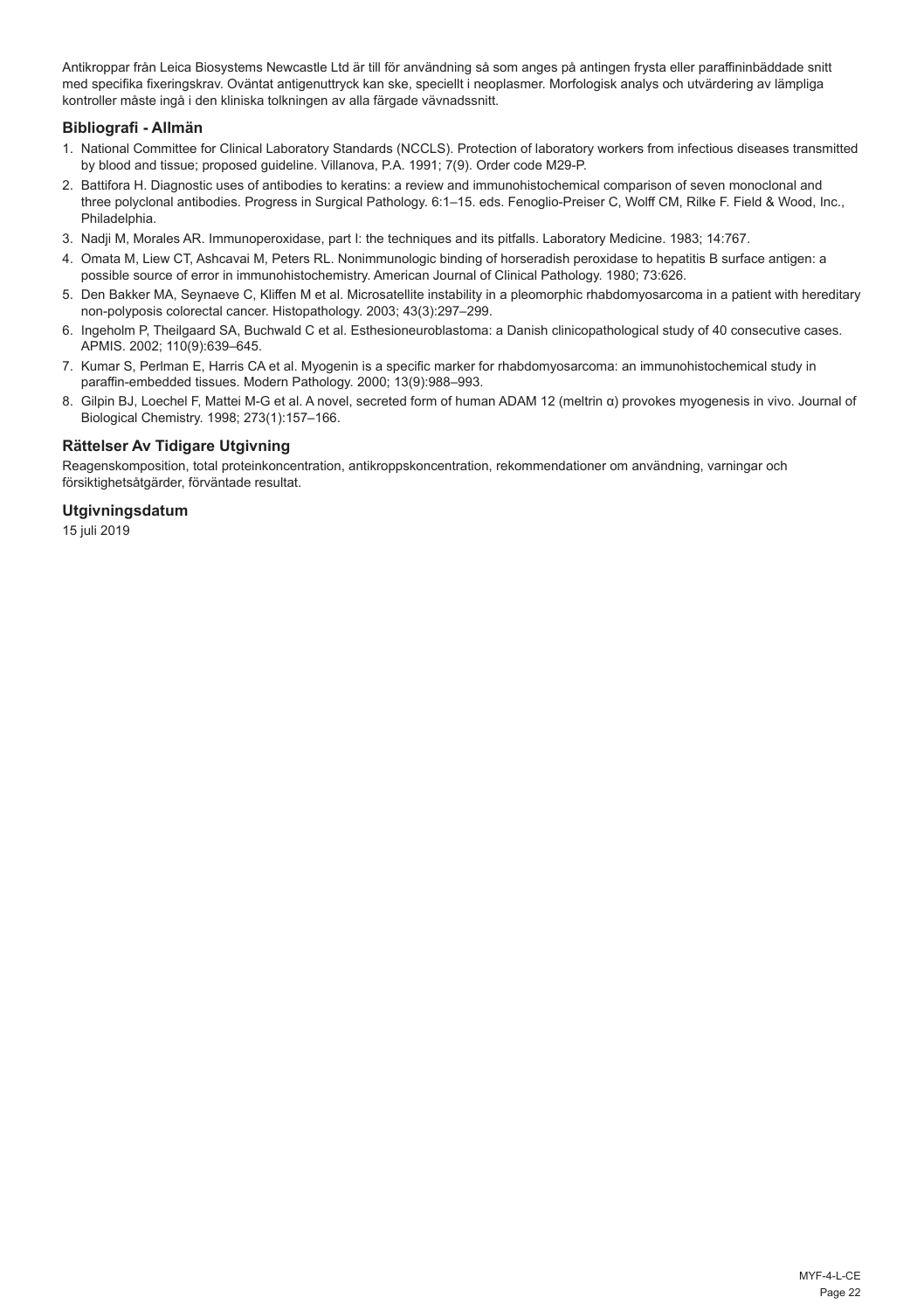Antikroppar från Leica Biosystems Newcastle Ltd är till för användning så som anges på antingen frysta eller paraffininbäddade snitt med specifika fixeringskrav. Oväntat antigenuttryck kan ske, speciellt i neoplasmer. Morfologisk analys och utvärdering av lämpliga kontroller måste ingå i den kliniska tolkningen av alla färgade vävnadssnitt.

## Bibliografi - Allmän

1. National Committee for Clinical Laboratory Standards (NCCLS). Protection of laboratory workers from infectious diseases transmitted by blood and tissue; proposed guideline. Villanova, P.A. 1991; 7(9). Order code M29-P.
2. Battifora H. Diagnostic uses of antibodies to keratins: a review and immunohistochemical comparison of seven monoclonal and three polyclonal antibodies. Progress in Surgical Pathology. 6:1–15. eds. Fenoglio-Preiser C, Wolff CM, Rilke F. Field & Wood, Inc., Philadelphia.
3. Nadji M, Morales AR. Immunoperoxidase, part I: the techniques and its pitfalls. Laboratory Medicine. 1983; 14:767.
4. Omata M, Liew CT, Ashcavai M, Peters RL. Nonimmunologic binding of horseradish peroxidase to hepatitis B surface antigen: a possible source of error in immunohistochemistry. American Journal of Clinical Pathology. 1980; 73:626.
5. Den Bakker MA, Seynaeve C, Kliffen M et al. Microsatellite instability in a pleomorphic rhabdomyosarcoma in a patient with hereditary non-polyposis colorectal cancer. Histopathology. 2003; 43(3):297–299.
6. Ingeholm P, Theilgaard SA, Buchwald C et al. Esthesioneuroblastoma: a Danish clinicopathological study of 40 consecutive cases. APMIS. 2002; 110(9):639–645.
7. Kumar S, Perlman E, Harris CA et al. Myogenin is a specific marker for rhabdomyosarcoma: an immunohistochemical study in paraffin-embedded tissues. Modern Pathology. 2000; 13(9):988–993.
8. Gilpin BJ, Loechel F, Mattei M-G et al. A novel, secreted form of human ADAM 12 (meltrin α) provokes myogenesis in vivo. Journal of Biological Chemistry. 1998; 273(1):157–166.

## Rättelser Av Tidigare Utgivning

Reagenskomposition, total proteinkoncentration, antikroppskoncentration, rekommendationer om användning, varningar och försiktighetsåtgärder, förväntade resultat.

## Utgivningsdatum

15 juli 2019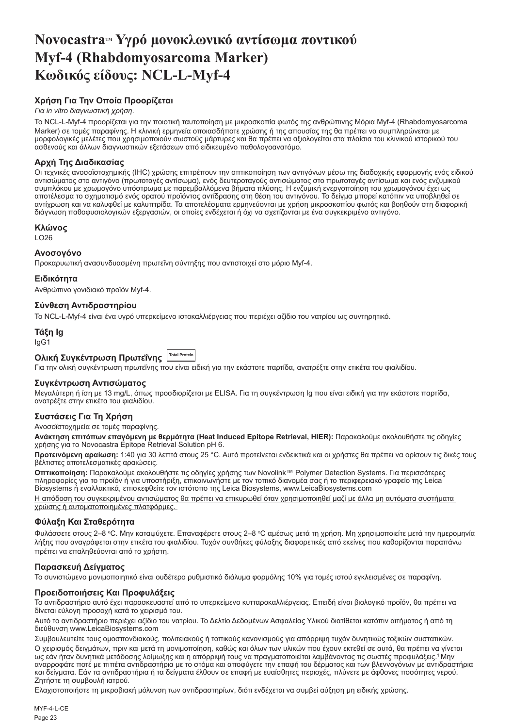# Novocastra™ Υγρό μονοκλωνικό αντίσωμα ποντικού Myf-4 (Rhabdomyosarcoma Marker) Κωδικός είδους: NCL-L-Myf-4

### Χρήση Για Την Οποία Προορίζεται

*Για in vitro διαγνωστική χρήση.*

Το NCL-L-Myf-4 προορίζεται για την ποιοτική ταυτοποίηση με μικροσκοπία φωτός της ανθρώπινης Μόρια Myf-4 (Rhabdomyosarcoma Marker) σε τομές παραφίνης. Η κλινική ερμηνεία οποιασδήποτε χρώσης ή της απουσίας της θα πρέπει να συμπληρώνεται με μορφολογικές μελέτες που χρησιμοποιούν σωστούς μάρτυρες και θα πρέπει να αξιολογείται στα πλαίσια του κλινικού ιστορικού του ασθενούς και άλλων διαγνωστικών εξετάσεων από ειδικευμένο παθολογοανατόμο.

### Αρχή Της Διαδικασίας

Οι τεχνικές ανοσοϊστοχημικής (IHC) χρώσης επιτρέπουν την οπτικοποίηση των αντιγόνων μέσω της διαδοχικής εφαρμογής ενός ειδικού αντισώματος στο αντιγόνο (πρωτοταγές αντίσωμα), ενός δευτεροταγούς αντισώματος στο πρωτοταγές αντίσωμα και ενός ενζυμικού συμπλόκου με χρωμογόνο υπόστρωμα με παρεμβαλλόμενα βήματα πλύσης. Η ενζυμική ενεργοποίηση του χρωμογόνου έχει ως αποτέλεσμα το σχηματισμό ενός ορατού προϊόντος αντίδρασης στη θέση του αντιγόνου. Το δείγμα μπορεί κατόπιν να υποβληθεί σε αντίχρωση και να καλυφθεί με καλυπτρίδα. Τα αποτελέσματα ερμηνεύονται με χρήση μικροσκοπίου φωτός και βοηθούν στη διαφορική διάγνωση παθοφυσιολογικών εξεργασιών, οι οποίες ενδέχεται ή όχι να σχετίζονται με ένα συγκεκριμένο αντιγόνο.

### Κλώνος

LO26

### Ανοσογόνο

Προκαρυωτική ανασυνδυασμένη πρωτεΐνη σύντηξης που αντιστοιχεί στο μόριο Myf-4.

### Ειδικότητα

Ανθρώπινο γονιδιακό προϊόν Myf-4.

### Σύνθεση Αντιδραστηρίου

Το NCL-L-Myf-4 είναι ένα υγρό υπερκείμενο ιστοκαλλιέργειας που περιέχει αζίδιο του νατρίου ως συντηρητικό.

### Τάξη Ig

IgG1

### Ολική Συγκέντρωση Πρωτεΐνης Total Protein

Για την ολική συγκέντρωση πρωτεΐνης που είναι ειδική για την εκάστοτε παρτίδα, ανατρέξτε στην ετικέτα του φιαλιδίου.

### Συγκέντρωση Αντισώματος

Μεγαλύτερη ή ίση με 13 mg/L, όπως προσδιορίζεται με ELISA. Για τη συγκέντρωση Ig που είναι ειδική για την εκάστοτε παρτίδα, ανατρέξτε στην ετικέτα του φιαλιδίου.

### Συστάσεις Για Τη Χρήση

Ανοσοϊστοχημεία σε τομές παραφίνης.

**Ανάκτηση επιτόπων επαγόμενη με θερμότητα (Heat Induced Epitope Retrieval, HIER):** Παρακαλούμε ακολουθήστε τις οδηγίες χρήσης για το Novocastra Epitope Retrieval Solution pH 6.

**Προτεινόμενη αραίωση:** 1:40 για 30 λεπτά στους 25 °C. Αυτό προτείνεται ενδεικτικά και οι χρήστες θα πρέπει να ορίσουν τις δικές τους βέλτιστες αποτελεσματικές αραιώσεις.

**Οπτικοποίηση:** Παρακαλούμε ακολουθήστε τις οδηγίες χρήσης των Novolink™ Polymer Detection Systems. Για περισσότερες πληροφορίες για το προϊόν ή για υποστήριξη, επικοινωνήστε με τον τοπικό διανομέα σας ή το περιφερειακό γραφείο της Leica Biosystems ή εναλλακτικά, επισκεφθείτε τον ιστότοπο της Leica Biosystems, www.LeicaBiosystems.com

<u>Η απόδοση του συγκεκριμένου αντισώματος θα πρέπει να επικυρωθεί όταν χρησιμοποιηθεί μαζί με άλλα μη αυτόματα συστήματα χρώσης ή αυτοματοποιημένες πλατφόρμες.</u>

### Φύλαξη Και Σταθερότητα

Φυλάσσετε στους 2–8 °C. Μην καταψύχετε. Επαναφέρετε στους 2–8 °C αμέσως μετά τη χρήση. Μη χρησιμοποιείτε μετά την ημερομηνία λήξης που αναγράφεται στην ετικέτα του φιαλιδίου. Τυχόν συνθήκες φύλαξης διαφορετικές από εκείνες που καθορίζονται παραπάνω πρέπει να επαληθεύονται από το χρήστη.

### Παρασκευή Δείγματος

Το συνιστώμενο μονιμοποιητικό είναι ουδέτερο ρυθμιστικό διάλυμα φορμόλης 10% για τομές ιστού εγκλεισμένες σε παραφίνη.

### Προειδοποιήσεις Και Προφυλάξεις

Το αντιδραστήριο αυτό έχει παρασκευαστεί από το υπερκείμενο κυτταροκαλλιέργειας. Επειδή είναι βιολογικό προϊόν, θα πρέπει να δίνεται εύλογη προσοχή κατά το χειρισμό του.

Αυτό το αντιδραστήριο περιέχει αζίδιο του νατρίου. Το Δελτίο Δεδομένων Ασφαλείας Υλικού διατίθεται κατόπιν αιτήματος ή από τη διεύθυνση www.LeicaBiosystems.com

Συμβουλευτείτε τους ομοσπονδιακούς, πολιτειακούς ή τοπικούς κανονισμούς για απόρριψη τυχόν δυνητικώς τοξικών συστατικών.

Ο χειρισμός δειγμάτων, πριν και μετά τη μονιμοποίηση, καθώς και όλων των υλικών που έχουν εκτεθεί σε αυτά, θα πρέπει να γίνεται ως εάν ήταν δυνητικά μετάδοσης λοίμωξης και η απόρριψή τους να πραγματοποιείται λαμβάνοντας τις σωστές προφυλάξεις.[1] Μην αναρροφάτε ποτέ με πιπέτα αντιδραστήρια με το στόμα και αποφύγετε την επαφή του δέρματος και των βλεννογόνων με αντιδραστήρια και δείγματα. Εάν τα αντιδραστήρια ή τα δείγματα έλθουν σε επαφή με ευαίσθητες περιοχές, πλύνετε με άφθονες ποσότητες νερού. Ζητήστε τη συμβουλή ιατρού.

Ελαχιστοποιήστε τη μικροβιακή μόλυνση των αντιδραστηρίων, διότι ενδέχεται να συμβεί αύξηση μη ειδικής χρώσης.

MYF-4-L-CE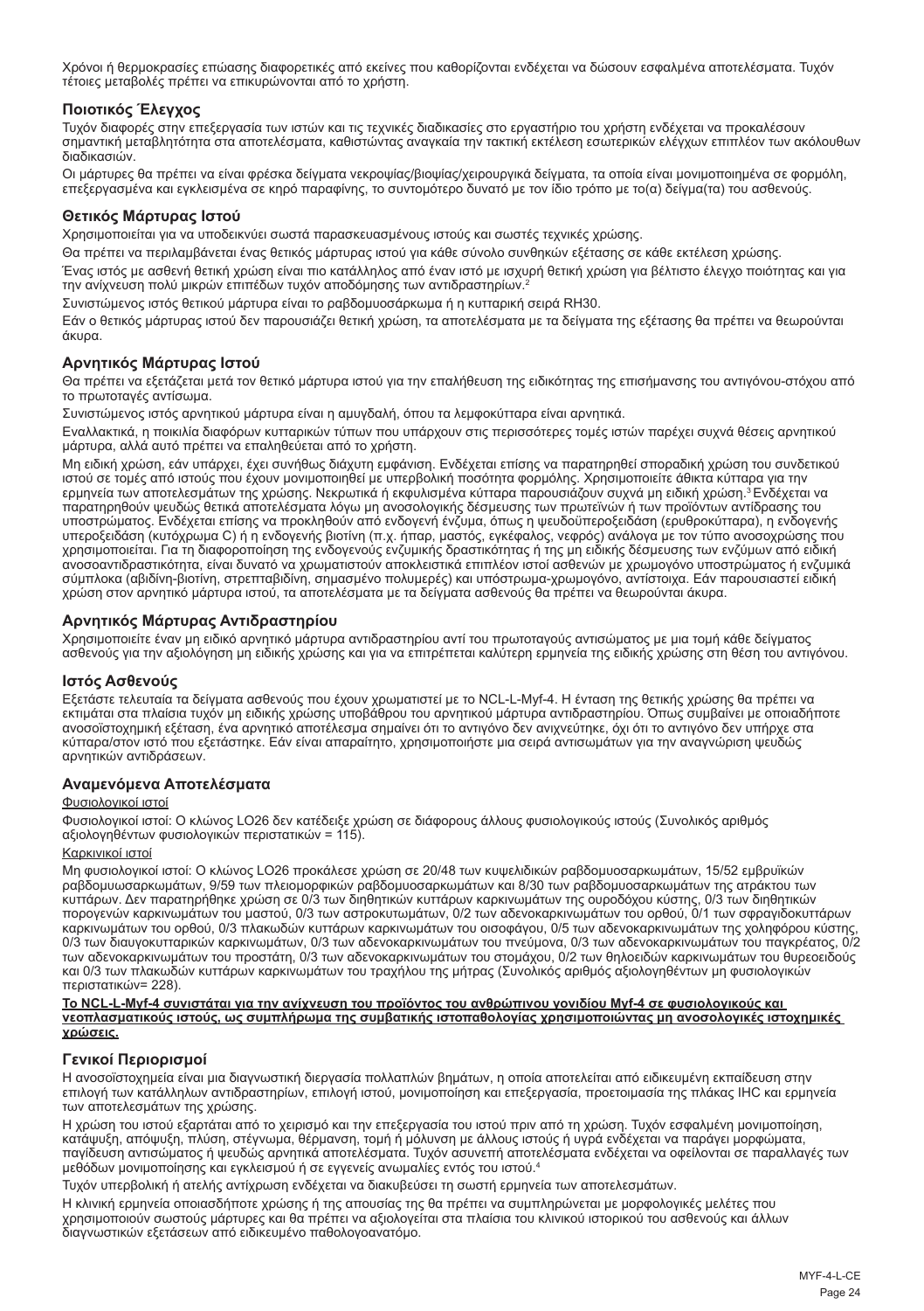Χρόνοι ή θερμοκρασίες επώασης διαφορετικές από εκείνες που καθορίζονται ενδέχεται να δώσουν εσφαλμένα αποτελέσματα. Τυχόν τέτοιες μεταβολές πρέπει να επικυρώνονται από το χρήστη.

## Ποιοτικός Έλεγχος

Τυχόν διαφορές στην επεξεργασία των ιστών και τις τεχνικές διαδικασίες στο εργαστήριο του χρήστη ενδέχεται να προκαλέσουν σημαντική μεταβλητότητα στα αποτελέσματα, καθιστώντας αναγκαία την τακτική εκτέλεση εσωτερικών ελέγχων επιπλέον των ακόλουθων διαδικασιών.

Οι μάρτυρες θα πρέπει να είναι φρέσκα δείγματα νεκροψίας/βιοψίας/χειρουργικά δείγματα, τα οποία είναι μονιμοποιημένα σε φορμόλη, επεξεργασμένα και εγκλεισμένα σε κηρό παραφίνης, το συντομότερο δυνατό με τον ίδιο τρόπο με το(α) δείγμα(τα) του ασθενούς.

## Θετικός Μάρτυρας Ιστού

Χρησιμοποιείται για να υποδεικνύει σωστά παρασκευασμένους ιστούς και σωστές τεχνικές χρώσης.

Θα πρέπει να περιλαμβάνεται ένας θετικός μάρτυρας ιστού για κάθε σύνολο συνθηκών εξέτασης σε κάθε εκτέλεση χρώσης.

Ένας ιστός με ασθενή θετική χρώση είναι πιο κατάλληλος από έναν ιστό με ισχυρή θετική χρώση για βέλτιστο έλεγχο ποιότητας και για την ανίχνευση πολύ μικρών επιπέδων τυχόν αποδόμησης των αντιδραστηρίων.[2]

Συνιστώμενος ιστός θετικού μάρτυρα είναι το ραβδομυοσάρκωμα ή η κυτταρική σειρά RH30.

Εάν ο θετικός μάρτυρας ιστού δεν παρουσιάζει θετική χρώση, τα αποτελέσματα με τα δείγματα της εξέτασης θα πρέπει να θεωρούνται άκυρα.

## Αρνητικός Μάρτυρας Ιστού

Θα πρέπει να εξετάζεται μετά τον θετικό μάρτυρα ιστού για την επαλήθευση της ειδικότητας της επισήμανσης του αντιγόνου-στόχου από το πρωτοταγές αντίσωμα.

Συνιστώμενος ιστός αρνητικού μάρτυρα είναι η αμυγδαλή, όπου τα λεμφοκύτταρα είναι αρνητικά.

Εναλλακτικά, η ποικιλία διαφόρων κυτταρικών τύπων που υπάρχουν στις περισσότερες τομές ιστών παρέχει συχνά θέσεις αρνητικού μάρτυρα, αλλά αυτό πρέπει να επαληθεύεται από το χρήστη.

Μη ειδική χρώση, εάν υπάρχει, έχει συνήθως διάχυτη εμφάνιση. Ενδέχεται επίσης να παρατηρηθεί σποραδική χρώση του συνδετικού ιστού σε τομές από ιστούς που έχουν μονιμοποιηθεί με υπερβολική ποσότητα φορμόλης. Χρησιμοποιείτε άθικτα κύτταρα για την ερμηνεία των αποτελεσμάτων της χρώσης. Νεκρωτικά ή εκφυλισμένα κύτταρα παρουσιάζουν συχνά μη ειδική χρώση.[3] Ενδέχεται να παρατηρηθούν ψευδώς θετικά αποτελέσματα λόγω μη ανοσολογικής δέσμευσης των πρωτεϊνών ή των προϊόντων αντίδρασης του υποστρώματος. Ενδέχεται επίσης να προκληθούν από ενδογενή ένζυμα, όπως η ψευδοϋπεροξειδάση (ερυθροκύτταρα), η ενδογενής υπεροξειδάση (κυτόχρωμα C) ή η ενδογενής βιοτίνη (π.χ. ήπαρ, μαστός, εγκέφαλος, νεφρός) ανάλογα με τον τύπο ανοσοχρώσης που χρησιμοποιείται. Για τη διαφοροποίηση της ενδογενούς ενζυμικής δραστικότητας ή της μη ειδικής δέσμευσης των ενζύμων από ειδική ανοσοαντιδραστικότητα, είναι δυνατό να χρωματιστούν αποκλειστικά επιπλέον ιστοί ασθενών με χρωμογόνο υποστρώματος ή ενζυμικά σύμπλοκα (αβιδίνη-βιοτίνη, στρεπταβιδίνη, σημασμένο πολυμερές) και υπόστρωμα-χρωμογόνο, αντίστοιχα. Εάν παρουσιαστεί ειδική χρώση στον αρνητικό μάρτυρα ιστού, τα αποτελέσματα με τα δείγματα ασθενούς θα πρέπει να θεωρούνται άκυρα.

## Αρνητικός Μάρτυρας Αντιδραστηρίου

Χρησιμοποιείτε έναν μη ειδικό αρνητικό μάρτυρα αντιδραστηρίου αντί του πρωτοταγούς αντισώματος με μια τομή κάθε δείγματος ασθενούς για την αξιολόγηση μη ειδικής χρώσης και για να επιτρέπεται καλύτερη ερμηνεία της ειδικής χρώσης στη θέση του αντιγόνου.

## Ιστός Ασθενούς

Εξετάστε τελευταία τα δείγματα ασθενούς που έχουν χρωματιστεί με το NCL-L-Myf-4. Η ένταση της θετικής χρώσης θα πρέπει να εκτιμάται στα πλαίσια τυχόν μη ειδικής χρώσης υποβάθρου του αρνητικού μάρτυρα αντιδραστηρίου. Όπως συμβαίνει με οποιαδήποτε ανοσοϊστοχημική εξέταση, ένα αρνητικό αποτέλεσμα σημαίνει ότι το αντιγόνο δεν ανιχνεύτηκε, όχι ότι το αντιγόνο δεν υπήρχε στα κύτταρα/στον ιστό που εξετάστηκε. Εάν είναι απαραίτητο, χρησιμοποιήστε μια σειρά αντισωμάτων για την αναγνώριση ψευδώς αρνητικών αντιδράσεων.

## Αναμενόμενα Αποτελέσματα

Φυσιολογικοί ιστοί

Φυσιολογικοί ιστοί: Ο κλώνος LO26 δεν κατέδειξε χρώση σε διάφορους άλλους φυσιολογικούς ιστούς (Συνολικός αριθμός αξιολογηθέντων φυσιολογικών περιστατικών = 115).

Καρκινικοί ιστοί

Μη φυσιολογικοί ιστοί: Ο κλώνος LO26 προκάλεσε χρώση σε 20/48 των κυψελιδικών ραβδομυοσαρκωμάτων, 15/52 εμβρυϊκών ραβδομυωσαρκωμάτων, 9/59 των πλειομορφικών ραβδομυοσαρκωμάτων και 8/30 των ραβδομυοσαρκωμάτων της ατράκτου των κυττάρων. Δεν παρατηρήθηκε χρώση σε 0/3 των διηθητικών κυττάρων καρκινωμάτων της ουροδόχου κύστης, 0/3 των διηθητικών πορογενών καρκινωμάτων του μαστού, 0/3 των αστροκυτωμάτων, 0/2 των αδενοκαρκινωμάτων του ορθού, 0/1 των σφραγιδοκυττάρων καρκινωμάτων του ορθού, 0/3 πλακωδών κυττάρων καρκινωμάτων του οισοφάγου, 0/5 των αδενοκαρκινωμάτων της χοληφόρου κύστης, 0/3 των διαυγοκυτταρικών καρκινωμάτων, 0/3 των αδενοκαρκινωμάτων του πνεύμονα, 0/3 των αδενοκαρκινωμάτων του παγκρέατος, 0/2 των αδενοκαρκινωμάτων του προστάτη, 0/3 των αδενοκαρκινωμάτων του στομάχου, 0/2 των θηλοειδών καρκινωμάτων του θυρεοειδούς και 0/3 των πλακωδών κυττάρων καρκινωμάτων του τραχήλου της μήτρας (Συνολικός αριθμός αξιολογηθέντων μη φυσιολογικών περιστατικών= 228).

**Το NCL-L-Myf-4 συνιστάται για την ανίχνευση του προϊόντος του ανθρώπινου γονιδίου Myf-4 σε φυσιολογικούς και νεοπλασματικούς ιστούς, ως συμπλήρωμα της συμβατικής ιστοπαθολογίας χρησιμοποιώντας μη ανοσολογικές ιστοχημικές χρώσεις.**

## Γενικοί Περιορισμοί

Η ανοσοϊστοχημεία είναι μια διαγνωστική διεργασία πολλαπλών βημάτων, η οποία αποτελείται από ειδικευμένη εκπαίδευση στην επιλογή των κατάλληλων αντιδραστηρίων, επιλογή ιστού, μονιμοποίηση και επεξεργασία, προετοιμασία της πλάκας IHC και ερμηνεία των αποτελεσμάτων της χρώσης.

Η χρώση του ιστού εξαρτάται από το χειρισμό και την επεξεργασία του ιστού πριν από τη χρώση. Τυχόν εσφαλμένη μονιμοποίηση, κατάψυξη, απόψυξη, πλύση, στέγνωμα, θέρμανση, τομή ή μόλυνση με άλλους ιστούς ή υγρά ενδέχεται να παράγει μορφώματα, παγίδευση αντισώματος ή ψευδώς αρνητικά αποτελέσματα. Τυχόν ασυνεπή αποτελέσματα ενδέχεται να οφείλονται σε παραλλαγές των μεθόδων μονιμοποίησης και εγκλεισμού ή σε εγγενείς ανωμαλίες εντός του ιστού.[4]

Τυχόν υπερβολική ή ατελής αντίχρωση ενδέχεται να διακυβεύσει τη σωστή ερμηνεία των αποτελεσμάτων.

Η κλινική ερμηνεία οποιασδήποτε χρώσης ή της απουσίας της θα πρέπει να συμπληρώνεται με μορφολογικές μελέτες που χρησιμοποιούν σωστούς μάρτυρες και θα πρέπει να αξιολογείται στα πλαίσια του κλινικού ιστορικού του ασθενούς και άλλων διαγνωστικών εξετάσεων από ειδικευμένο παθολογοανατόμο.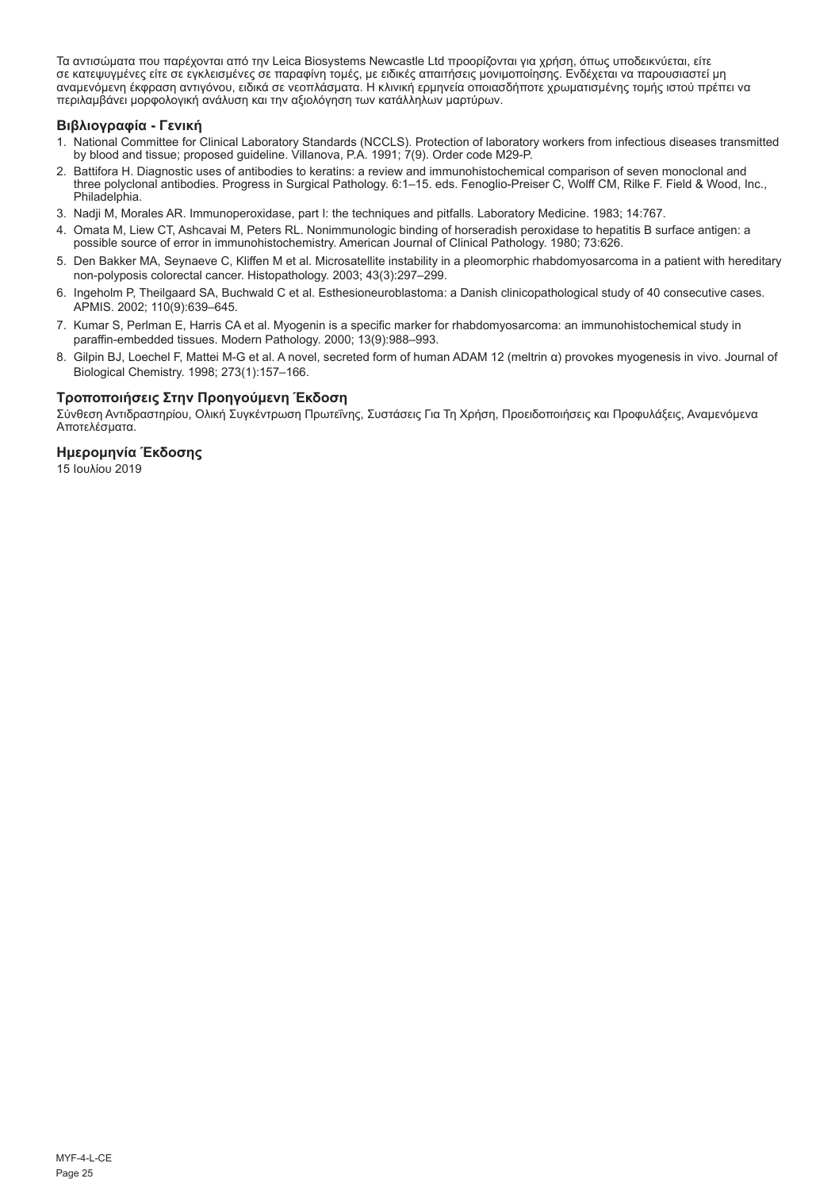Τα αντισώματα που παρέχονται από την Leica Biosystems Newcastle Ltd προορίζονται για χρήση, όπως υποδεικνύεται, είτε σε κατεψυγμένες είτε σε εγκλεισμένες σε παραφίνη τομές, με ειδικές απαιτήσεις μονιμοποίησης. Ενδέχεται να παρουσιαστεί μη αναμενόμενη έκφραση αντιγόνου, ειδικά σε νεοπλάσματα. Η κλινική ερμηνεία οποιασδήποτε χρωματισμένης τομής ιστού πρέπει να περιλαμβάνει μορφολογική ανάλυση και την αξιολόγηση των κατάλληλων μαρτύρων.

### Βιβλιογραφία - Γενική

1. National Committee for Clinical Laboratory Standards (NCCLS). Protection of laboratory workers from infectious diseases transmitted by blood and tissue; proposed guideline. Villanova, P.A. 1991; 7(9). Order code M29-P.
2. Battifora H. Diagnostic uses of antibodies to keratins: a review and immunohistochemical comparison of seven monoclonal and three polyclonal antibodies. Progress in Surgical Pathology. 6:1–15. eds. Fenoglio-Preiser C, Wolff CM, Rilke F. Field & Wood, Inc., Philadelphia.
3. Nadji M, Morales AR. Immunoperoxidase, part I: the techniques and pitfalls. Laboratory Medicine. 1983; 14:767.
4. Omata M, Liew CT, Ashcavai M, Peters RL. Nonimmunologic binding of horseradish peroxidase to hepatitis B surface antigen: a possible source of error in immunohistochemistry. American Journal of Clinical Pathology. 1980; 73:626.
5. Den Bakker MA, Seynaeve C, Kliffen M et al. Microsatellite instability in a pleomorphic rhabdomyosarcoma in a patient with hereditary non-polyposis colorectal cancer. Histopathology. 2003; 43(3):297–299.
6. Ingeholm P, Theilgaard SA, Buchwald C et al. Esthesioneuroblastoma: a Danish clinicopathological study of 40 consecutive cases. APMIS. 2002; 110(9):639–645.
7. Kumar S, Perlman E, Harris CA et al. Myogenin is a specific marker for rhabdomyosarcoma: an immunohistochemical study in paraffin-embedded tissues. Modern Pathology. 2000; 13(9):988–993.
8. Gilpin BJ, Loechel F, Mattei M-G et al. A novel, secreted form of human ADAM 12 (meltrin α) provokes myogenesis in vivo. Journal of Biological Chemistry. 1998; 273(1):157–166.

### Τροποποιήσεις Στην Προηγούμενη Έκδοση

Σύνθεση Αντιδραστηρίου, Ολική Συγκέντρωση Πρωτεΐνης, Συστάσεις Για Τη Χρήση, Προειδοποιήσεις και Προφυλάξεις, Αναμενόμενα Αποτελέσματα.

### Ημερομηνία Έκδοσης

15 Ιουλίου 2019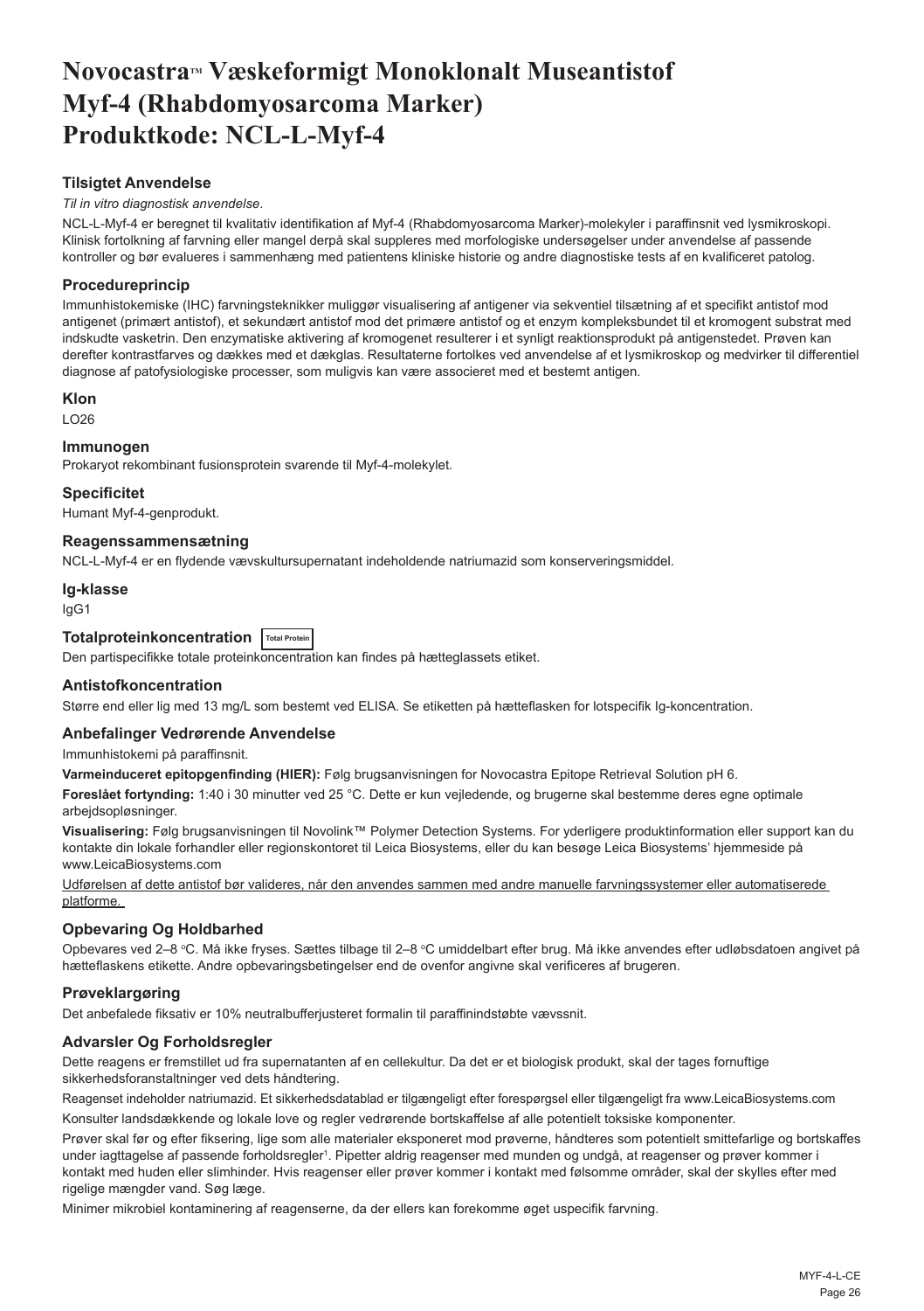# Novocastra™ Væskeformigt Monoklonalt Museantistof Myf-4 (Rhabdomyosarcoma Marker) Produktkode: NCL-L-Myf-4

## Tilsigtet Anvendelse

*Til in vitro diagnostisk anvendelse*.

NCL-L-Myf-4 er beregnet til kvalitativ identifikation af Myf-4 (Rhabdomyosarcoma Marker)-molekyler i paraffinsnit ved lysmikroskopi. Klinisk fortolkning af farvning eller mangel derpå skal suppleres med morfologiske undersøgelser under anvendelse af passende kontroller og bør evalueres i sammenhæng med patientens kliniske historie og andre diagnostiske tests af en kvalificeret patolog.

## Procedureprincip

Immunhistokemiske (IHC) farvningsteknikker muliggør visualisering af antigener via sekventiel tilsætning af et specifikt antistof mod antigenet (primært antistof), et sekundært antistof mod det primære antistof og et enzym kompleksbundet til et kromogent substrat med indskudte vasketrin. Den enzymatiske aktivering af kromogenet resulterer i et synligt reaktionsprodukt på antigenstedet. Prøven kan derefter kontrastfarves og dækkes med et dækglas. Resultaterne fortolkes ved anvendelse af et lysmikroskop og medvirker til differentiel diagnose af patofysiologiske processer, som muligvis kan være associeret med et bestemt antigen.

## Klon

LO26

## Immunogen

Prokaryot rekombinant fusionsprotein svarende til Myf-4-molekylet.

## Specificitet

Humant Myf-4-genprodukt.

## Reagenssammensætning

NCL-L-Myf-4 er en flydende vævskultursupernatant indeholdende natriumazid som konserveringsmiddel.

## Ig-klasse

IgG1

## Totalproteinkoncentration Total Protein

Den partispecifikke totale proteinkoncentration kan findes på hætteglassets etiket.

## Antistofkoncentration

Større end eller lig med 13 mg/L som bestemt ved ELISA. Se etiketten på hætteflasken for lotspecifik Ig-koncentration.

## Anbefalinger Vedrørende Anvendelse

Immunhistokemi på paraffinsnit.

**Varmeinduceret epitopgenfinding (HIER):** Følg brugsanvisningen for Novocastra Epitope Retrieval Solution pH 6.

**Foreslået fortynding:** 1:40 i 30 minutter ved 25 °C. Dette er kun vejledende, og brugerne skal bestemme deres egne optimale arbejdsopløsninger.

**Visualisering:** Følg brugsanvisningen til Novolink™ Polymer Detection Systems. For yderligere produktinformation eller support kan du kontakte din lokale forhandler eller regionskontoret til Leica Biosystems, eller du kan besøge Leica Biosystems' hjemmeside på www.LeicaBiosystems.com

Udførelsen af dette antistof bør valideres, når den anvendes sammen med andre manuelle farvningssystemer eller automatiserede platforme.

## Opbevaring Og Holdbarhed

Opbevares ved 2–8 °C. Må ikke fryses. Sættes tilbage til 2–8 °C umiddelbart efter brug. Må ikke anvendes efter udløbsdatoen angivet på hætteflaskens etikette. Andre opbevaringsbetingelser end de ovenfor angivne skal verificeres af brugeren.

## Prøveklargøring

Det anbefalede fiksativ er 10% neutralbufferjusteret formalin til paraffinindstøbte vævssnit.

## Advarsler Og Forholdsregler

Dette reagens er fremstillet ud fra supernatanten af en cellekultur. Da det er et biologisk produkt, skal der tages fornuftige sikkerhedsforanstaltninger ved dets håndtering.

Reagenset indeholder natriumazid. Et sikkerhedsdatablad er tilgængeligt efter forespørgsel eller tilgængeligt fra www.LeicaBiosystems.com

Konsulter landsdækkende og lokale love og regler vedrørende bortskaffelse af alle potentielt toksiske komponenter.

Prøver skal før og efter fiksering, lige som alle materialer eksponeret mod prøverne, håndteres som potentielt smittefarlige og bortskaffes under iagttagelse af passende forholdsregler[1]. Pipetter aldrig reagenser med munden og undgå, at reagenser og prøver kommer i kontakt med huden eller slimhinder. Hvis reagenser eller prøver kommer i kontakt med følsomme områder, skal der skylles efter med rigelige mængder vand. Søg læge.

Minimer mikrobiel kontaminering af reagenserne, da der ellers kan forekomme øget uspecifik farvning.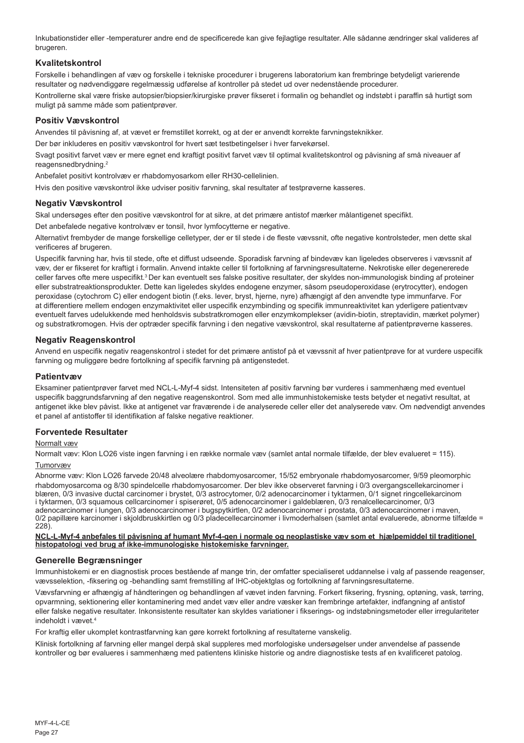Inkubationstider eller -temperaturer andre end de specificerede kan give fejlagtige resultater. Alle sådanne ændringer skal valideres af brugeren.

### Kvalitetskontrol

Forskelle i behandlingen af væv og forskelle i tekniske procedurer i brugerens laboratorium kan frembringe betydeligt varierende resultater og nødvendiggøre regelmæssig udførelse af kontroller på stedet ud over nedenstående procedurer.

Kontrollerne skal være friske autopsier/biopsier/kirurgiske prøver fikseret i formalin og behandlet og indstøbt i paraffin så hurtigt som muligt på samme måde som patientprøver.

### Positiv Vævskontrol

Anvendes til påvisning af, at vævet er fremstillet korrekt, og at der er anvendt korrekte farvningsteknikker.

Der bør inkluderes en positiv vævskontrol for hvert sæt testbetingelser i hver farvekørsel.

Svagt positivt farvet væv er mere egnet end kraftigt positivt farvet væv til optimal kvalitetskontrol og påvisning af små niveauer af reagensnedbrydning.[2]

Anbefalet positivt kontrolvæv er rhabdomyosarkom eller RH30-cellelinien.

Hvis den positive vævskontrol ikke udviser positiv farvning, skal resultater af testprøverne kasseres.

### Negativ Vævskontrol

Skal undersøges efter den positive vævskontrol for at sikre, at det primære antistof mærker målantigenet specifikt.

Det anbefalede negative kontrolvæv er tonsil, hvor lymfocytterne er negative.

Alternativt frembyder de mange forskellige celletyper, der er til stede i de fleste vævssnit, ofte negative kontrolsteder, men dette skal verificeres af brugeren.

Uspecifik farvning har, hvis til stede, ofte et diffust udseende. Sporadisk farvning af bindevæv kan ligeledes observeres i vævssnit af væv, der er fikseret for kraftigt i formalin. Anvend intakte celler til fortolkning af farvningsresultaterne. Nekrotiske eller degenererede celler farves ofte mere uspecifikt.[3] Der kan eventuelt ses falske positive resultater, der skyldes non-immunologisk binding af proteiner eller substratreaktionsprodukter. Dette kan ligeledes skyldes endogene enzymer, såsom pseudoperoxidase (erytrocytter), endogen peroxidase (cytochrom C) eller endogent biotin (f.eks. lever, bryst, hjerne, nyre) afhængigt af den anvendte type immunfarve. For at differentiere mellem endogen enzymaktivitet eller uspecifik enzymbinding og specifik immunreaktivitet kan yderligere patientvæv eventuelt farves udelukkende med henholdsvis substratkromogen eller enzymkomplekser (avidin-biotin, streptavidin, mærket polymer) og substratkromogen. Hvis der optræder specifik farvning i den negative vævskontrol, skal resultaterne af patientprøverne kasseres.

### Negativ Reagenskontrol

Anvend en uspecifik negativ reagenskontrol i stedet for det primære antistof på et vævssnit af hver patientprøve for at vurdere uspecifik farvning og muliggøre bedre fortolkning af specifik farvning på antigenstedet.

### Patientvæv

Eksaminer patientprøver farvet med NCL-L-Myf-4 sidst. Intensiteten af positiv farvning bør vurderes i sammenhæng med eventuel uspecifik baggrundsfarvning af den negative reagenskontrol. Som med alle immunhistokemiske tests betyder et negativt resultat, at antigenet ikke blev påvist. Ikke at antigenet var fraværende i de analyserede celler eller det analyserede væv. Om nødvendigt anvendes et panel af antistoffer til identifikation af falske negative reaktioner.

### Forventede Resultater

Normalt væv

Normalt væv: Klon LO26 viste ingen farvning i en række normale væv (samlet antal normale tilfælde, der blev evalueret = 115).

Tumorvæv

Abnorme væv: Klon LO26 farvede 20/48 alveolære rhabdomyosarcomer, 15/52 embryonale rhabdomyosarcomer, 9/59 pleomorphic rhabdomyosarcoma og 8/30 spindelcelle rhabdomyosarcomer. Der blev ikke observeret farvning i 0/3 overgangscellekarcinomer i blæren, 0/3 invasive ductal carcinomer i brystet, 0/3 astrocytomer, 0/2 adenocarcinomer i tyktarmen, 0/1 signet ringcellekarcinom i tyktarmen, 0/3 squamous cellcarcinomer i spiserøret, 0/5 adenocarcinomer i galdeblæren, 0/3 renalcellecarcinomer, 0/3 adenocarcinomer i lungen, 0/3 adenocarcinomer i bugspytkirtlen, 0/2 adenocarcinomer i prostata, 0/3 adenocarcinomer i maven, 0/2 papillære karcinomer i skjoldbruskkirtlen og 0/3 pladecellecarcinomer i livmoderhalsen (samlet antal evaluerede, abnorme tilfælde = 228).

**NCL-L-Myf-4 anbefales til påvisning af humant Myf-4-gen i normale og neoplastiske væv som et hjælpemiddel til traditionel histopatologi ved brug af ikke-immunologiske histokemiske farvninger.**

### Generelle Begrænsninger

Immunhistokemi er en diagnostisk proces bestående af mange trin, der omfatter specialiseret uddannelse i valg af passende reagenser, vævsselektion, -fiksering og -behandling samt fremstilling af IHC-objektglas og fortolkning af farvningsresultaterne.

Vævsfarvning er afhængig af håndteringen og behandlingen af vævet inden farvning. Forkert fiksering, frysning, optøning, vask, tørring, opvarmning, sektionering eller kontaminering med andet væv eller andre væsker kan frembringe artefakter, indfangning af antistof eller falske negative resultater. Inkonsistente resultater kan skyldes variationer i fikserings- og indstøbningsmetoder eller irregulariteter indeholdt i vævet.[4]

For kraftig eller ukomplet kontrastfarvning kan gøre korrekt fortolkning af resultaterne vanskelig.

Klinisk fortolkning af farvning eller mangel derpå skal suppleres med morfologiske undersøgelser under anvendelse af passende kontroller og bør evalueres i sammenhæng med patientens kliniske historie og andre diagnostiske tests af en kvalificeret patolog.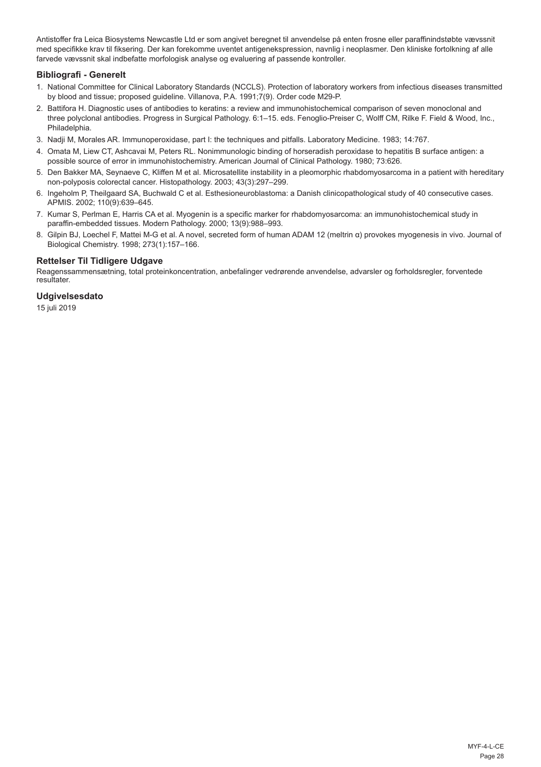Antistoffer fra Leica Biosystems Newcastle Ltd er som angivet beregnet til anvendelse på enten frosne eller paraffinindstøbte vævssnit med specifikke krav til fiksering. Der kan forekomme uventet antigenekspression, navnlig i neoplasmer. Den kliniske fortolkning af alle farvede vævssnit skal indbefatte morfologisk analyse og evaluering af passende kontroller.

## Bibliografi - Generelt

1. National Committee for Clinical Laboratory Standards (NCCLS). Protection of laboratory workers from infectious diseases transmitted by blood and tissue; proposed guideline. Villanova, P.A. 1991;7(9). Order code M29-P.
2. Battifora H. Diagnostic uses of antibodies to keratins: a review and immunohistochemical comparison of seven monoclonal and three polyclonal antibodies. Progress in Surgical Pathology. 6:1–15. eds. Fenoglio-Preiser C, Wolff CM, Rilke F. Field & Wood, Inc., Philadelphia.
3. Nadji M, Morales AR. Immunoperoxidase, part I: the techniques and pitfalls. Laboratory Medicine. 1983; 14:767.
4. Omata M, Liew CT, Ashcavai M, Peters RL. Nonimmunologic binding of horseradish peroxidase to hepatitis B surface antigen: a possible source of error in immunohistochemistry. American Journal of Clinical Pathology. 1980; 73:626.
5. Den Bakker MA, Seynaeve C, Kliffen M et al. Microsatellite instability in a pleomorphic rhabdomyosarcoma in a patient with hereditary non-polyposis colorectal cancer. Histopathology. 2003; 43(3):297–299.
6. Ingeholm P, Theilgaard SA, Buchwald C et al. Esthesioneuroblastoma: a Danish clinicopathological study of 40 consecutive cases. APMIS. 2002; 110(9):639–645.
7. Kumar S, Perlman E, Harris CA et al. Myogenin is a specific marker for rhabdomyosarcoma: an immunohistochemical study in paraffin-embedded tissues. Modern Pathology. 2000; 13(9):988–993.
8. Gilpin BJ, Loechel F, Mattei M-G et al. A novel, secreted form of human ADAM 12 (meltrin α) provokes myogenesis in vivo. Journal of Biological Chemistry. 1998; 273(1):157–166.

## Rettelser Til Tidligere Udgave

Reagenssammensætning, total proteinkoncentration, anbefalinger vedrørende anvendelse, advarsler og forholdsregler, forventede resultater.

## Udgivelsesdato

15 juli 2019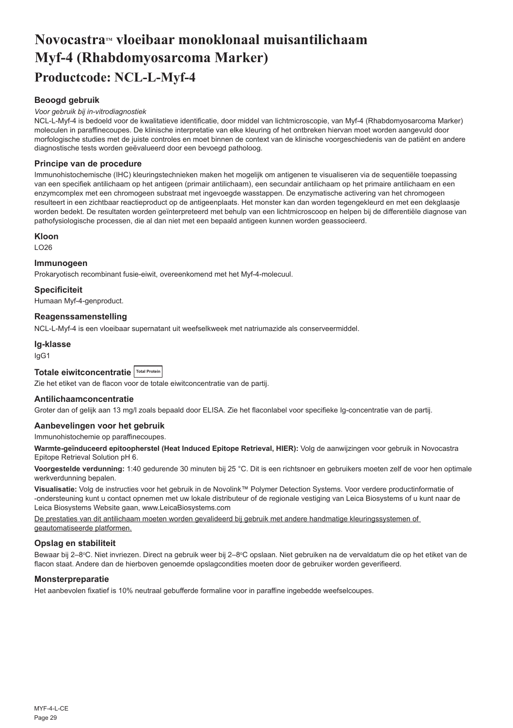// Novocastra™ vloeibaar monoklonaal muisantilichaam Myf-4 (Rhabdomyosarcoma Marker)

# Novocastra™ vloeibaar monoklonaal muisantilichaam Myf-4 (Rhabdomyosarcoma Marker)

## Productcode: NCL-L-Myf-4

### Beoogd gebruik

*Voor gebruik bij in-vitrodiagnostiek*

NCL-L-Myf-4 is bedoeld voor de kwalitatieve identificatie, door middel van lichtmicroscopie, van Myf-4 (Rhabdomyosarcoma Marker) moleculen in paraffinecoupes. De klinische interpretatie van elke kleuring of het ontbreken hiervan moet worden aangevuld door morfologische studies met de juiste controles en moet binnen de context van de klinische voorgeschiedenis van de patiënt en andere diagnostische tests worden geëvalueerd door een bevoegd patholoog.

### Principe van de procedure

Immunohistochemische (IHC) kleuringstechnieken maken het mogelijk om antigenen te visualiseren via de sequentiële toepassing van een specifiek antilichaam op het antigeen (primair antilichaam), een secundair antilichaam op het primaire antilichaam en een enzymcomplex met een chromogeen substraat met ingevoegde wasstappen. De enzymatische activering van het chromogeen resulteert in een zichtbaar reactieproduct op de antigeenplaats. Het monster kan dan worden tegengekleurd en met een dekglaasje worden bedekt. De resultaten worden geïnterpreteerd met behulp van een lichtmicroscoop en helpen bij de differentiële diagnose van pathofysiologische processen, die al dan niet met een bepaald antigeen kunnen worden geassocieerd.

### Kloon

LO26

### Immunogeen

Prokaryotisch recombinant fusie-eiwit, overeenkomend met het Myf-4-molecuul.

### Specificiteit

Humaan Myf-4-genproduct.

### Reagenssamenstelling

NCL-L-Myf-4 is een vloeibaar supernatant uit weefselkweek met natriumazide als conserveermiddel.

### Ig-klasse

IgG1

### Totale eiwitconcentratie Total Protein

Zie het etiket van de flacon voor de totale eiwitconcentratie van de partij.

### Antilichaamconcentratie

Groter dan of gelijk aan 13 mg/l zoals bepaald door ELISA. Zie het flaconlabel voor specifieke Ig-concentratie van de partij.

### Aanbevelingen voor het gebruik

Immunohistochemie op paraffinecoupes.

**Warmte-geïnduceerd epitoopherstel (Heat Induced Epitope Retrieval, HIER):** Volg de aanwijzingen voor gebruik in Novocastra Epitope Retrieval Solution pH 6.

**Voorgestelde verdunning:** 1:40 gedurende 30 minuten bij 25 °C. Dit is een richtsnoer en gebruikers moeten zelf de voor hen optimale werkverdunning bepalen.

**Visualisatie:** Volg de instructies voor het gebruik in de Novolink™ Polymer Detection Systems. Voor verdere productinformatie of -ondersteuning kunt u contact opnemen met uw lokale distributeur of de regionale vestiging van Leica Biosystems of u kunt naar de Leica Biosystems Website gaan, www.LeicaBiosystems.com

De prestaties van dit antilichaam moeten worden gevalideerd bij gebruik met andere handmatige kleuringssystemen of geautomatiseerde platformen.

### Opslag en stabiliteit

Bewaar bij 2–8°C. Niet invriezen. Direct na gebruik weer bij 2–8°C opslaan. Niet gebruiken na de vervaldatum die op het etiket van de flacon staat. Andere dan de hierboven genoemde opslagcondities moeten door de gebruiker worden geverifieerd.

### Monsterpreparatie

Het aanbevolen fixatief is 10% neutraal gebufferde formaline voor in paraffine ingebedde weefselcoupes.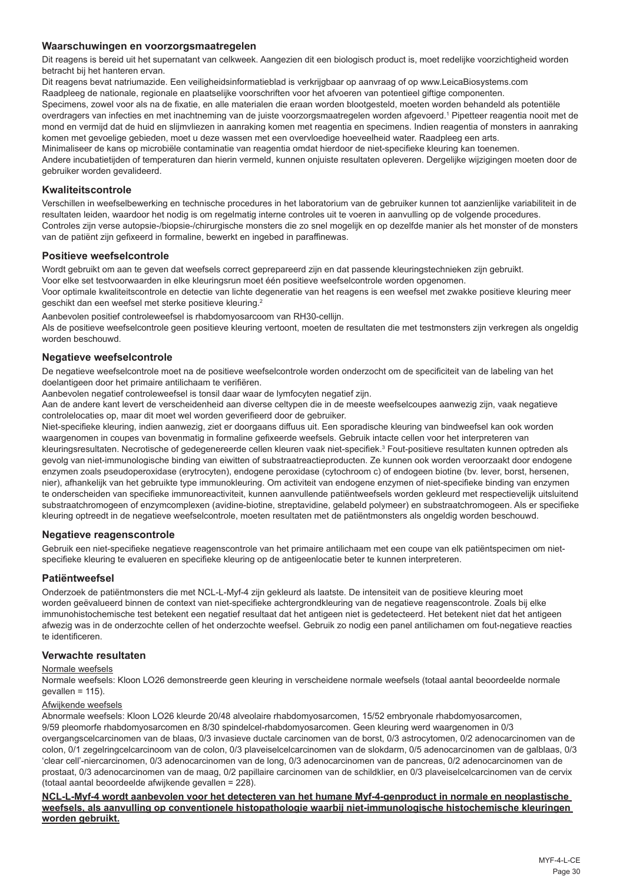### Waarschuwingen en voorzorgsmaatregelen

Dit reagens is bereid uit het supernatant van celkweek. Aangezien dit een biologisch product is, moet redelijke voorzichtigheid worden betracht bij het hanteren ervan.

Dit reagens bevat natriumazide. Een veiligheidsinformatieblad is verkrijgbaar op aanvraag of op www.LeicaBiosystems.com

Raadpleeg de nationale, regionale en plaatselijke voorschriften voor het afvoeren van potentieel giftige componenten.

Specimens, zowel voor als na de fixatie, en alle materialen die eraan worden blootgesteld, moeten worden behandeld als potentiële overdragers van infecties en met inachtneming van de juiste voorzorgsmaatregelen worden afgevoerd.[1] Pipetteer reagentia nooit met de mond en vermijd dat de huid en slijmvliezen in aanraking komen met reagentia en specimens. Indien reagentia of monsters in aanraking komen met gevoelige gebieden, moet u deze wassen met een overvloedige hoeveelheid water. Raadpleeg een arts.

Minimaliseer de kans op microbiële contaminatie van reagentia omdat hierdoor de niet-specifieke kleuring kan toenemen.

Andere incubatietijden of temperaturen dan hierin vermeld, kunnen onjuiste resultaten opleveren. Dergelijke wijzigingen moeten door de gebruiker worden gevalideerd.

### Kwaliteitscontrole

Verschillen in weefselbewerking en technische procedures in het laboratorium van de gebruiker kunnen tot aanzienlijke variabiliteit in de resultaten leiden, waardoor het nodig is om regelmatig interne controles uit te voeren in aanvulling op de volgende procedures.

Controles zijn verse autopsie-/biopsie-/chirurgische monsters die zo snel mogelijk en op dezelfde manier als het monster of de monsters van de patiënt zijn gefixeerd in formaline, bewerkt en ingebed in paraffinewas.

### Positieve weefselcontrole

Wordt gebruikt om aan te geven dat weefsels correct geprepareerd zijn en dat passende kleuringstechnieken zijn gebruikt.

Voor elke set testvoorwaarden in elke kleuringsrun moet één positieve weefselcontrole worden opgenomen.

Voor optimale kwaliteitscontrole en detectie van lichte degeneratie van het reagens is een weefsel met zwakke positieve kleuring meer geschikt dan een weefsel met sterke positieve kleuring.[2]

Aanbevolen positief controleweefsel is rhabdomyosarcoom van RH30-cellijn.

Als de positieve weefselcontrole geen positieve kleuring vertoont, moeten de resultaten die met testmonsters zijn verkregen als ongeldig worden beschouwd.

### Negatieve weefselcontrole

De negatieve weefselcontrole moet na de positieve weefselcontrole worden onderzocht om de specificiteit van de labeling van het doelantigeen door het primaire antilichaam te verifiëren.

Aanbevolen negatief controleweefsel is tonsil daar waar de lymfocyten negatief zijn.

Aan de andere kant levert de verscheidenheid aan diverse celtypen die in de meeste weefselcoupes aanwezig zijn, vaak negatieve controlelocaties op, maar dit moet wel worden geverifieerd door de gebruiker.

Niet-specifieke kleuring, indien aanwezig, ziet er doorgaans diffuus uit. Een sporadische kleuring van bindweefsel kan ook worden waargenomen in coupes van bovenmatig in formaline gefixeerde weefsels. Gebruik intacte cellen voor het interpreteren van kleuringsresultaten. Necrotische of gedegenereerde cellen kleuren vaak niet-specifiek.[3] Fout-positieve resultaten kunnen optreden als gevolg van niet-immunologische binding van eiwitten of substraatreactieproducten. Ze kunnen ook worden veroorzaakt door endogene enzymen zoals pseudoperoxidase (erytrocyten), endogene peroxidase (cytochroom c) of endogeen biotine (bv. lever, borst, hersenen, nier), afhankelijk van het gebruikte type immunokleuring. Om activiteit van endogene enzymen of niet-specifieke binding van enzymen te onderscheiden van specifieke immunoreactiviteit, kunnen aanvullende patiëntweefsels worden gekleurd met respectievelijk uitsluitend substraatchromogeen of enzymcomplexen (avidine-biotine, streptavidine, gelabeld polymeer) en substraatchromogeen. Als er specifieke kleuring optreedt in de negatieve weefselcontrole, moeten resultaten met de patiëntmonsters als ongeldig worden beschouwd.

### Negatieve reagenscontrole

Gebruik een niet-specifieke negatieve reagenscontrole van het primaire antilichaam met een coupe van elk patiëntspecimen om niet-specifieke kleuring te evalueren en specifieke kleuring op de antigeenlocatie beter te kunnen interpreteren.

### Patiëntweefsel

Onderzoek de patiëntmonsters die met NCL-L-Myf-4 zijn gekleurd als laatste. De intensiteit van de positieve kleuring moet worden geëvalueerd binnen de context van niet-specifieke achtergrondkleuring van de negatieve reagenscontrole. Zoals bij elke immunohistochemische test betekent een negatief resultaat dat het antigeen niet is gedetecteerd. Het betekent niet dat het antigeen afwezig was in de onderzochte cellen of het onderzochte weefsel. Gebruik zo nodig een panel antilichamen om fout-negatieve reacties te identificeren.

### Verwachte resultaten

Normale weefsels

Normale weefsels: Kloon LO26 demonstreerde geen kleuring in verscheidene normale weefsels (totaal aantal beoordeelde normale gevallen = 115).

Afwijkende weefsels

Abnormale weefsels: Kloon LO26 kleurde 20/48 alveolaire rhabdomyosarcomen, 15/52 embryonale rhabdomyosarcomen, 9/59 pleomorfe rhabdomyosarcomen en 8/30 spindelcel-rhabdomyosarcomen. Geen kleuring werd waargenomen in 0/3 overgangscelcarcinomen van de blaas, 0/3 invasieve ductale carcinomen van de borst, 0/3 astrocytomen, 0/2 adenocarcinomen van de colon, 0/1 zegelringcelcarcinoom van de colon, 0/3 plaveiselcelcarcinomen van de slokdarm, 0/5 adenocarcinomen van de galblaas, 0/3 'clear cell'-niercarcinomen, 0/3 adenocarcinomen van de long, 0/3 adenocarcinomen van de pancreas, 0/2 adenocarcinomen van de prostaat, 0/3 adenocarcinomen van de maag, 0/2 papillaire carcinomen van de schildklier, en 0/3 plaveiselcelcarcinomen van de cervix (totaal aantal beoordeelde afwijkende gevallen = 228).

**NCL-L-Myf-4 wordt aanbevolen voor het detecteren van het humane Myf-4-genproduct in normale en neoplastische weefsels, als aanvulling op conventionele histopathologie waarbij niet-immunologische histochemische kleuringen worden gebruikt.**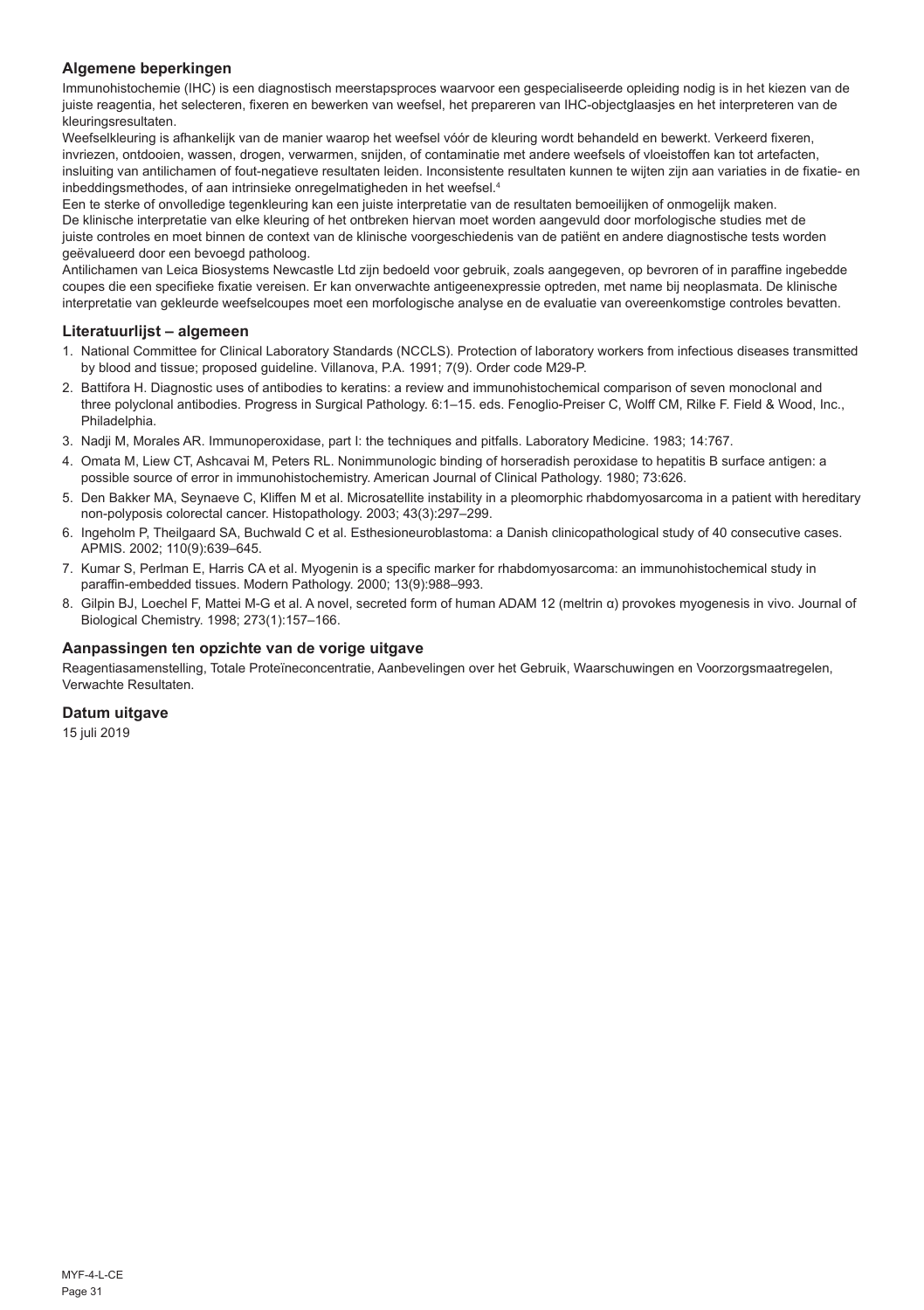### Algemene beperkingen

Immunohistochemie (IHC) is een diagnostisch meerstapsproces waarvoor een gespecialiseerde opleiding nodig is in het kiezen van de juiste reagentia, het selecteren, fixeren en bewerken van weefsel, het prepareren van IHC-objectglaasjes en het interpreteren van de kleuringsresultaten.

Weefselkleuring is afhankelijk van de manier waarop het weefsel vóór de kleuring wordt behandeld en bewerkt. Verkeerd fixeren, invriezen, ontdooien, wassen, drogen, verwarmen, snijden, of contaminatie met andere weefsels of vloeistoffen kan tot artefacten, insluiting van antilichamen of fout-negatieve resultaten leiden. Inconsistente resultaten kunnen te wijten zijn aan variaties in de fixatie- en inbeddingsmethodes, of aan intrinsieke onregelmatigheden in het weefsel.[4]

Een te sterke of onvolledige tegenkleuring kan een juiste interpretatie van de resultaten bemoeilijken of onmogelijk maken.

De klinische interpretatie van elke kleuring of het ontbreken hiervan moet worden aangevuld door morfologische studies met de juiste controles en moet binnen de context van de klinische voorgeschiedenis van de patiënt en andere diagnostische tests worden geëvalueerd door een bevoegd patholoog.

Antilichamen van Leica Biosystems Newcastle Ltd zijn bedoeld voor gebruik, zoals aangegeven, op bevroren of in paraffine ingebedde coupes die een specifieke fixatie vereisen. Er kan onverwachte antigeenexpressie optreden, met name bij neoplasmata. De klinische interpretatie van gekleurde weefselcoupes moet een morfologische analyse en de evaluatie van overeenkomstige controles bevatten.

### Literatuurlijst – algemeen

1. National Committee for Clinical Laboratory Standards (NCCLS). Protection of laboratory workers from infectious diseases transmitted by blood and tissue; proposed guideline. Villanova, P.A. 1991; 7(9). Order code M29-P.
2. Battifora H. Diagnostic uses of antibodies to keratins: a review and immunohistochemical comparison of seven monoclonal and three polyclonal antibodies. Progress in Surgical Pathology. 6:1–15. eds. Fenoglio-Preiser C, Wolff CM, Rilke F. Field & Wood, Inc., Philadelphia.
3. Nadji M, Morales AR. Immunoperoxidase, part I: the techniques and pitfalls. Laboratory Medicine. 1983; 14:767.
4. Omata M, Liew CT, Ashcavai M, Peters RL. Nonimmunologic binding of horseradish peroxidase to hepatitis B surface antigen: a possible source of error in immunohistochemistry. American Journal of Clinical Pathology. 1980; 73:626.
5. Den Bakker MA, Seynaeve C, Kliffen M et al. Microsatellite instability in a pleomorphic rhabdomyosarcoma in a patient with hereditary non-polyposis colorectal cancer. Histopathology. 2003; 43(3):297–299.
6. Ingeholm P, Theilgaard SA, Buchwald C et al. Esthesioneuroblastoma: a Danish clinicopathological study of 40 consecutive cases. APMIS. 2002; 110(9):639–645.
7. Kumar S, Perlman E, Harris CA et al. Myogenin is a specific marker for rhabdomyosarcoma: an immunohistochemical study in paraffin-embedded tissues. Modern Pathology. 2000; 13(9):988–993.
8. Gilpin BJ, Loechel F, Mattei M-G et al. A novel, secreted form of human ADAM 12 (meltrin α) provokes myogenesis in vivo. Journal of Biological Chemistry. 1998; 273(1):157–166.

### Aanpassingen ten opzichte van de vorige uitgave

Reagentiasamenstelling, Totale Proteïneconcentratie, Aanbevelingen over het Gebruik, Waarschuwingen en Voorzorgsmaatregelen, Verwachte Resultaten.

### Datum uitgave

15 juli 2019

MYF-4-L-CE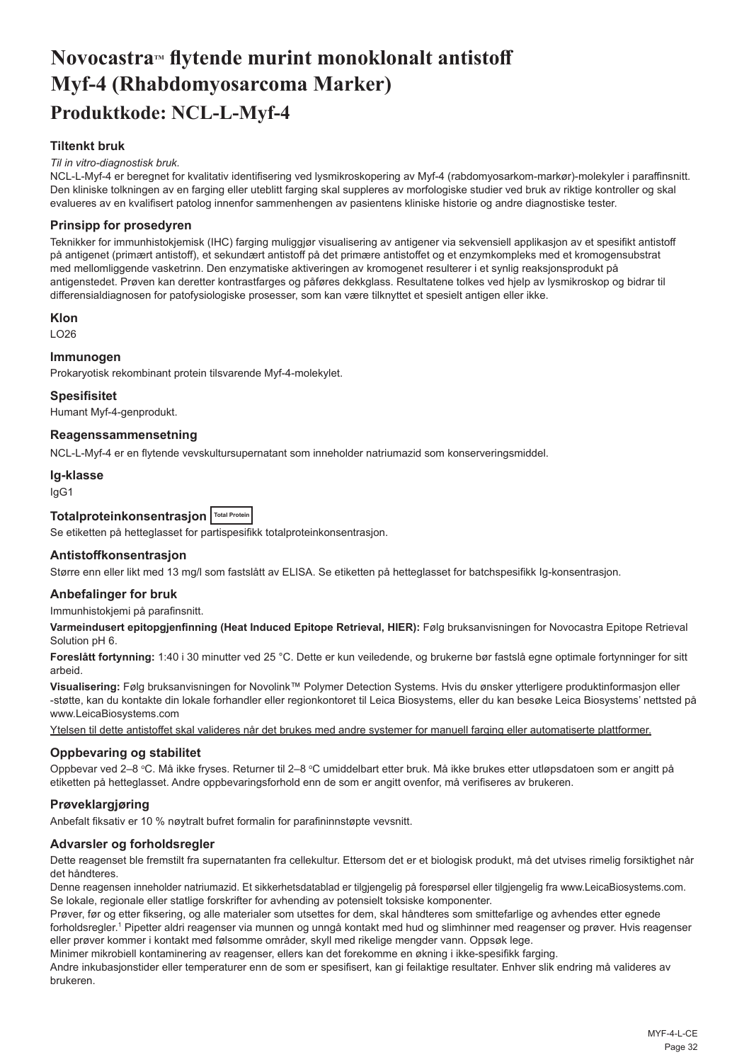# Novocastra™ flytende murint monoklonalt antistoff Myf-4 (Rhabdomyosarcoma Marker)

## Produktkode: NCL-L-Myf-4

### Tiltenkt bruk

*Til in vitro-diagnostisk bruk.*

NCL-L-Myf-4 er beregnet for kvalitativ identifisering ved lysmikroskopering av Myf-4 (rabdomyosarkom-markør)-molekyler i paraffinsnitt. Den kliniske tolkningen av en farging eller uteblitt farging skal suppleres av morfologiske studier ved bruk av riktige kontroller og skal evalueres av en kvalifisert patolog innenfor sammenhengen av pasientens kliniske historie og andre diagnostiske tester.

### Prinsipp for prosedyren

Teknikker for immunhistokjemisk (IHC) farging muliggjør visualisering av antigener via sekvensiell applikasjon av et spesifikt antistoff på antigenet (primært antistoff), et sekundært antistoff på det primære antistoffet og et enzymkompleks med et kromogensubstrat med mellomliggende vasketrinn. Den enzymatiske aktiveringen av kromogenet resulterer i et synlig reaksjonsprodukt på antigenstedet. Prøven kan deretter kontrastfarges og påføres dekkglass. Resultatene tolkes ved hjelp av lysmikroskop og bidrar til differensialdiagnosen for patofysiologiske prosesser, som kan være tilknyttet et spesielt antigen eller ikke.

### Klon

LO26

### Immunogen

Prokaryotisk rekombinant protein tilsvarende Myf-4-molekylet.

### Spesifisitet

Humant Myf-4-genprodukt.

### Reagenssammensetning

NCL-L-Myf-4 er en flytende vevskultursupernatant som inneholder natriumazid som konserveringsmiddel.

### Ig-klasse

IgG1

### Totalproteinkonsentrasjon Total Protein

Se etiketten på hetteglasset for partispesifikk totalproteinkonsentrasjon.

### Antistoffkonsentrasjon

Større enn eller likt med 13 mg/l som fastslått av ELISA. Se etiketten på hetteglasset for batchspesifikk Ig-konsentrasjon.

### Anbefalinger for bruk

Immunhistokjemi på parafinsnitt.

**Varmeindusert epitopgjenfinning (Heat Induced Epitope Retrieval, HIER):** Følg bruksanvisningen for Novocastra Epitope Retrieval Solution pH 6.

**Foreslått fortynning:** 1:40 i 30 minutter ved 25 °C. Dette er kun veiledende, og brukerne bør fastslå egne optimale fortynninger for sitt arbeid.

**Visualisering:** Følg bruksanvisningen for Novolink™ Polymer Detection Systems. Hvis du ønsker ytterligere produktinformasjon eller -støtte, kan du kontakte din lokale forhandler eller regionkontoret til Leica Biosystems, eller du kan besøke Leica Biosystems' nettsted på www.LeicaBiosystems.com

Ytelsen til dette antistoffet skal valideres når det brukes med andre systemer for manuell farging eller automatiserte plattformer.

### Oppbevaring og stabilitet

Oppbevar ved 2–8 °C. Må ikke fryses. Returner til 2–8 °C umiddelbart etter bruk. Må ikke brukes etter utløpsdatoen som er angitt på etiketten på hetteglasset. Andre oppbevaringsforhold enn de som er angitt ovenfor, må verifiseres av brukeren.

### Prøveklargjøring

Anbefalt fiksativ er 10 % nøytralt bufret formalin for parafininnstøpte vevsnitt.

### Advarsler og forholdsregler

Dette reagenset ble fremstilt fra supernatanten fra cellekultur. Ettersom det er et biologisk produkt, må det utvises rimelig forsiktighet når det håndteres.

Denne reagensen inneholder natriumazid. Et sikkerhetsdatablad er tilgjengelig på forespørsel eller tilgjengelig fra www.LeicaBiosystems.com. Se lokale, regionale eller statlige forskrifter for avhending av potensielt toksiske komponenter.

Prøver, før og etter fiksering, og alle materialer som utsettes for dem, skal håndteres som smittefarlige og avhendes etter egnede forholdsregler.[1] Pipetter aldri reagenser via munnen og unngå kontakt med hud og slimhinner med reagenser og prøver. Hvis reagenser eller prøver kommer i kontakt med følsomme områder, skyll med rikelige mengder vann. Oppsøk lege.

Minimer mikrobiell kontaminering av reagenser, ellers kan det forekomme en økning i ikke-spesifikk farging.

Andre inkubasjonstider eller temperaturer enn de som er spesifisert, kan gi feilaktige resultater. Enhver slik endring må valideres av brukeren.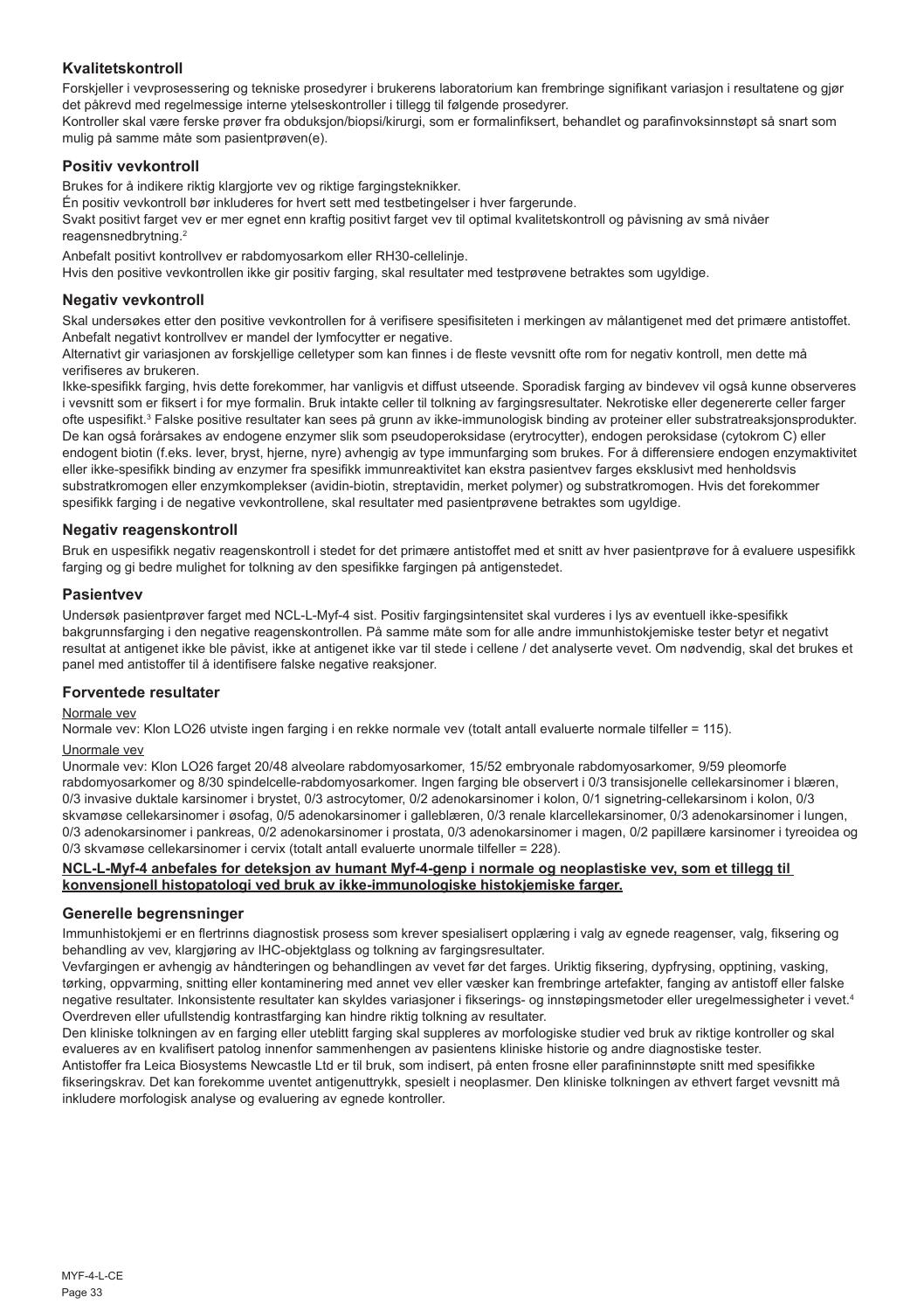## Kvalitetskontroll

Forskjeller i vevprosessering og tekniske prosedyrer i brukerens laboratorium kan frembringe signifikant variasjon i resultatene og gjør det påkrevd med regelmessige interne ytelseskontroller i tillegg til følgende prosedyrer.

Kontroller skal være ferske prøver fra obduksjon/biopsi/kirurgi, som er formalinfiksert, behandlet og parafinvoksinnstøpt så snart som mulig på samme måte som pasientprøven(e).

## Positiv vevkontroll

Brukes for å indikere riktig klargjorte vev og riktige fargingsteknikker.

Én positiv vevkontroll bør inkluderes for hvert sett med testbetingelser i hver fargerunde.

Svakt positivt farget vev er mer egnet enn kraftig positivt farget vev til optimal kvalitetskontroll og påvisning av små nivåer reagensnedbrytning.[2]

Anbefalt positivt kontrollvev er rabdomyosarkom eller RH30-cellelinje.

Hvis den positive vevkontrollen ikke gir positiv farging, skal resultater med testprøvene betraktes som ugyldige.

## Negativ vevkontroll

Skal undersøkes etter den positive vevkontrollen for å verifisere spesifisiteten i merkingen av målantigenet med det primære antistoffet.

Anbefalt negativt kontrollvev er mandel der lymfocytter er negative.

Alternativt gir variasjonen av forskjellige celletyper som kan finnes i de fleste vevsnitt ofte rom for negativ kontroll, men dette må verifiseres av brukeren.

Ikke-spesifikk farging, hvis dette forekommer, har vanligvis et diffust utseende. Sporadisk farging av bindevev vil også kunne observeres i vevsnitt som er fiksert i for mye formalin. Bruk intakte celler til tolkning av fargingsresultater. Nekrotiske eller degenererte celler farger ofte uspesifikt.[3] Falske positive resultater kan sees på grunn av ikke-immunologisk binding av proteiner eller substratreaksjonsprodukter. De kan også forårsakes av endogene enzymer slik som pseudoperoksidase (erytrocytter), endogen peroksidase (cytokrom C) eller endogent biotin (f.eks. lever, bryst, hjerne, nyre) avhengig av type immunfarging som brukes. For å differensiere endogen enzymaktivitet eller ikke-spesifikk binding av enzymer fra spesifikk immunreaktivitet kan ekstra pasientvev farges eksklusivt med henholdsvis substratkromogen eller enzymkomplekser (avidin-biotin, streptavidin, merket polymer) og substratkromogen. Hvis det forekommer spesifikk farging i de negative vevkontrollene, skal resultater med pasientprøvene betraktes som ugyldige.

## Negativ reagenskontroll

Bruk en uspesifikk negativ reagenskontroll i stedet for det primære antistoffet med et snitt av hver pasientprøve for å evaluere uspesifikk farging og gi bedre mulighet for tolkning av den spesifikke fargingen på antigenstedet.

## Pasientvev

Undersøk pasientprøver farget med NCL-L-Myf-4 sist. Positiv fargingsintensitet skal vurderes i lys av eventuell ikke-spesifikk bakgrunnsfarging i den negative reagenskontrollen. På samme måte som for alle andre immunhistokjemiske tester betyr et negativt resultat at antigenet ikke ble påvist, ikke at antigenet ikke var til stede i cellene / det analyserte vevet. Om nødvendig, skal det brukes et panel med antistoffer til å identifisere falske negative reaksjoner.

## Forventede resultater

Normale vev

Normale vev: Klon LO26 utviste ingen farging i en rekke normale vev (totalt antall evaluerte normale tilfeller = 115).

Unormale vev

Unormale vev: Klon LO26 farget 20/48 alveolare rabdomyosarkomer, 15/52 embryonale rabdomyosarkomer, 9/59 pleomorfe rabdomyosarkomer og 8/30 spindelcelle-rabdomyosarkomer. Ingen farging ble observert i 0/3 transisjonelle cellekarsinomer i blæren, 0/3 invasive duktale karsinomer i brystet, 0/3 astrocytomer, 0/2 adenokarsinomer i kolon, 0/1 signetring-cellekarsinom i kolon, 0/3 skvamøse cellekarsinomer i øsofag, 0/5 adenokarsinomer i galleblæren, 0/3 renale klarcellekarsinomer, 0/3 adenokarsinomer i lungen, 0/3 adenokarsinomer i pankreas, 0/2 adenokarsinomer i prostata, 0/3 adenokarsinomer i magen, 0/2 papillære karsinomer i tyreoidea og 0/3 skvamøse cellekarsinomer i cervix (totalt antall evaluerte unormale tilfeller = 228).

**NCL-L-Myf-4 anbefales for deteksjon av humant Myf-4-genp i normale og neoplastiske vev, som et tillegg til konvensjonell histopatologi ved bruk av ikke-immunologiske histokjemiske farger.**

## Generelle begrensninger

Immunhistokjemi er en flertrinns diagnostisk prosess som krever spesialisert opplæring i valg av egnede reagenser, valg, fiksering og behandling av vev, klargjøring av IHC-objektglass og tolkning av fargingsresultater.

Vevfargingen er avhengig av håndteringen og behandlingen av vevet før det farges. Uriktig fiksering, dypfrysing, opptining, vasking, tørking, oppvarming, snitting eller kontaminering med annet vev eller væsker kan frembringe artefakter, fanging av antistoff eller falske negative resultater. Inkonsistente resultater kan skyldes variasjoner i fikserings- og innstøpingsmetoder eller uregelmessigheter i vevet.[4]

Overdreven eller ufullstendig kontrastfarging kan hindre riktig tolkning av resultater.

Den kliniske tolkningen av en farging eller uteblitt farging skal suppleres av morfologiske studier ved bruk av riktige kontroller og skal evalueres av en kvalifisert patolog innenfor sammenhengen av pasientens kliniske historie og andre diagnostiske tester.

Antistoffer fra Leica Biosystems Newcastle Ltd er til bruk, som indisert, på enten frosne eller parafininnstøpte snitt med spesifikke fikseringskrav. Det kan forekomme uventet antigenuttrykk, spesielt i neoplasmer. Den kliniske tolkningen av ethvert farget vevsnitt må inkludere morfologisk analyse og evaluering av egnede kontroller.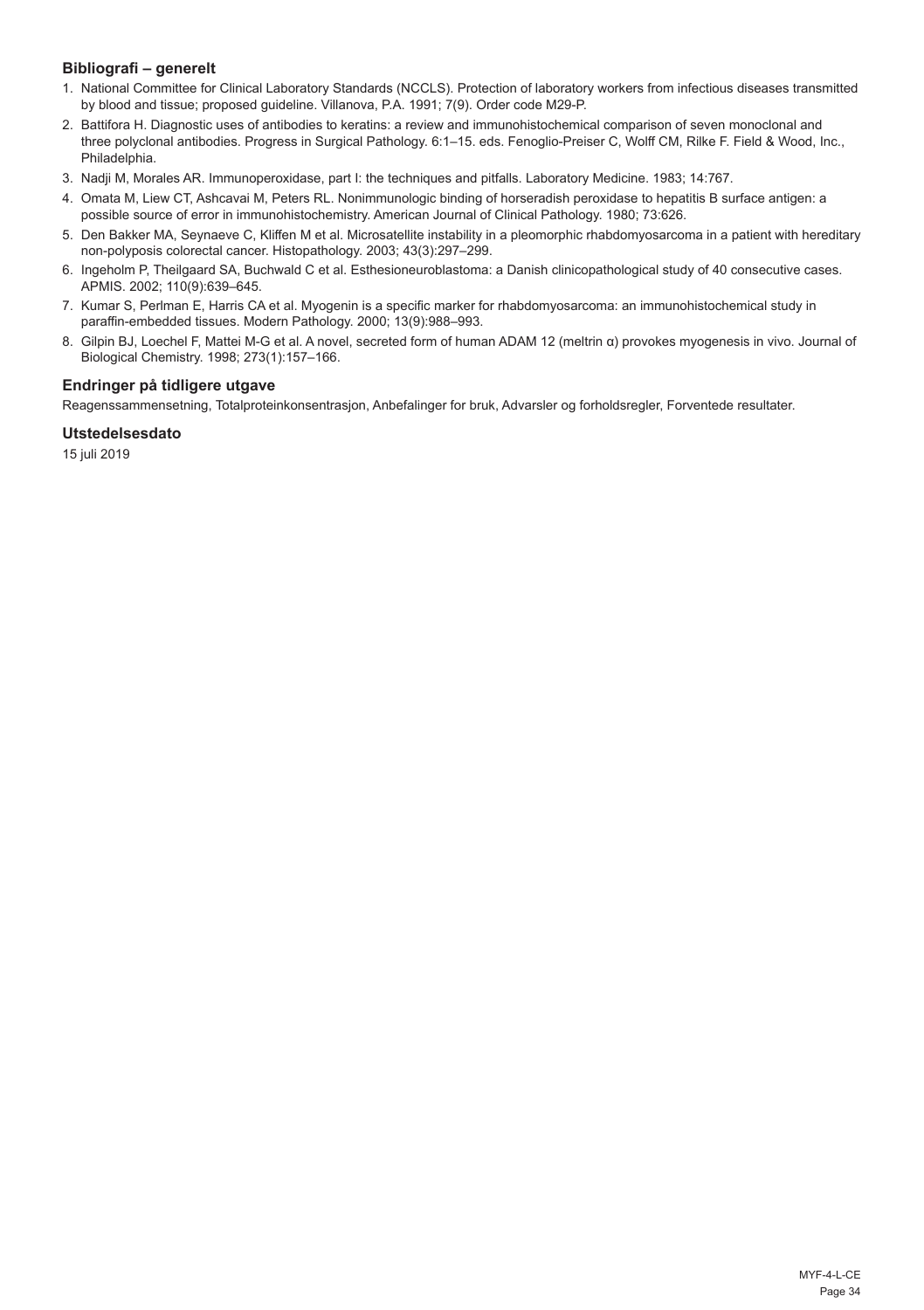## Bibliografi – generelt

1. National Committee for Clinical Laboratory Standards (NCCLS). Protection of laboratory workers from infectious diseases transmitted by blood and tissue; proposed guideline. Villanova, P.A. 1991; 7(9). Order code M29-P.
2. Battifora H. Diagnostic uses of antibodies to keratins: a review and immunohistochemical comparison of seven monoclonal and three polyclonal antibodies. Progress in Surgical Pathology. 6:1–15. eds. Fenoglio-Preiser C, Wolff CM, Rilke F. Field & Wood, Inc., Philadelphia.
3. Nadji M, Morales AR. Immunoperoxidase, part I: the techniques and pitfalls. Laboratory Medicine. 1983; 14:767.
4. Omata M, Liew CT, Ashcavai M, Peters RL. Nonimmunologic binding of horseradish peroxidase to hepatitis B surface antigen: a possible source of error in immunohistochemistry. American Journal of Clinical Pathology. 1980; 73:626.
5. Den Bakker MA, Seynaeve C, Kliffen M et al. Microsatellite instability in a pleomorphic rhabdomyosarcoma in a patient with hereditary non-polyposis colorectal cancer. Histopathology. 2003; 43(3):297–299.
6. Ingeholm P, Theilgaard SA, Buchwald C et al. Esthesioneuroblastoma: a Danish clinicopathological study of 40 consecutive cases. APMIS. 2002; 110(9):639–645.
7. Kumar S, Perlman E, Harris CA et al. Myogenin is a specific marker for rhabdomyosarcoma: an immunohistochemical study in paraffin-embedded tissues. Modern Pathology. 2000; 13(9):988–993.
8. Gilpin BJ, Loechel F, Mattei M-G et al. A novel, secreted form of human ADAM 12 (meltrin α) provokes myogenesis in vivo. Journal of Biological Chemistry. 1998; 273(1):157–166.

## Endringer på tidligere utgave

Reagenssammensetning, Totalproteinkonsentrasjon, Anbefalinger for bruk, Advarsler og forholdsregler, Forventede resultater.

## Utstedelsesdato

15 juli 2019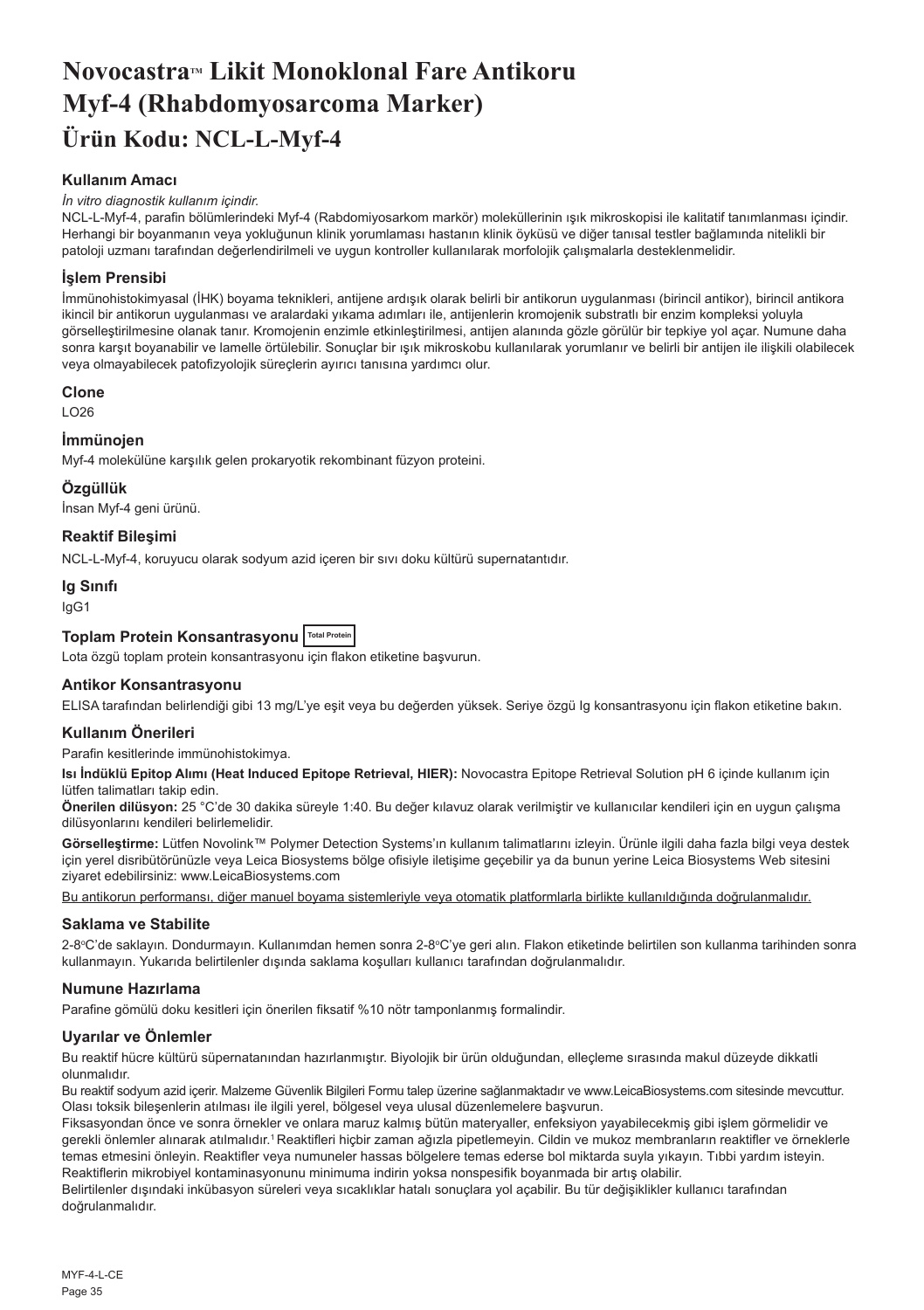# Novocastra™ Likit Monoklonal Fare Antikoru Myf-4 (Rhabdomyosarcoma Marker)
# Ürün Kodu: NCL-L-Myf-4

### Kullanım Amacı

*İn vitro diagnostik kullanım içindir.*

NCL-L-Myf-4, parafin bölümlerindeki Myf-4 (Rabdomiyosarkom markör) moleküllerinin ışık mikroskopisi ile kalitatif tanımlanması içindir. Herhangi bir boyanmanın veya yokluğunun klinik yorumlaması hastanın klinik öyküsü ve diğer tanısal testler bağlamında nitelikli bir patoloji uzmanı tarafından değerlendirilmeli ve uygun kontroller kullanılarak morfolojik çalışmalarla desteklenmelidir.

### İşlem Prensibi

İmmünohistokimyasal (İHK) boyama teknikleri, antijene ardışık olarak belirli bir antikorun uygulanması (birincil antikor), birincil antikora ikincil bir antikorun uygulanması ve aralardaki yıkama adımları ile, antijenlerin kromojenik substratlı bir enzim kompleksi yoluyla görselleştirilmesine olanak tanır. Kromojenin enzimle etkinleştirilmesi, antijen alanında gözle görülür bir tepkiye yol açar. Numune daha sonra karşıt boyanabilir ve lamelle örtülebilir. Sonuçlar bir ışık mikroskobu kullanılarak yorumlanır ve belirli bir antijen ile ilişkili olabilecek veya olmayabilecek patofizyolojik süreçlerin ayırıcı tanısına yardımcı olur.

### Clone

LO26

### İmmünojen

Myf-4 molekülüne karşılık gelen prokaryotik rekombinant füzyon proteini.

### Özgüllük

İnsan Myf-4 geni ürünü.

### Reaktif Bileşimi

NCL-L-Myf-4, koruyucu olarak sodyum azid içeren bir sıvı doku kültürü supernatantıdır.

### Ig Sınıfı

IgG1

### Toplam Protein Konsantrasyonu Total Protein

Lota özgü toplam protein konsantrasyonu için flakon etiketine başvurun.

### Antikor Konsantrasyonu

ELISA tarafından belirlendiği gibi 13 mg/L'ye eşit veya bu değerden yüksek. Seriye özgü Ig konsantrasyonu için flakon etiketine bakın.

### Kullanım Önerileri

Parafin kesitlerinde immünohistokimya.

**Isı İndüklü Epitop Alımı (Heat Induced Epitope Retrieval, HIER):** Novocastra Epitope Retrieval Solution pH 6 içinde kullanım için lütfen talimatları takip edin.

**Önerilen dilüsyon:** 25 °C'de 30 dakika süreyle 1:40. Bu değer kılavuz olarak verilmiştir ve kullanıcılar kendileri için en uygun çalışma dilüsyonlarını kendileri belirlemelidir.

**Görselleştirme:** Lütfen Novolink™ Polymer Detection Systems'ın kullanım talimatlarını izleyin. Ürünle ilgili daha fazla bilgi veya destek için yerel disribütörünüzle veya Leica Biosystems bölge ofisiyle iletişime geçebilir ya da bunun yerine Leica Biosystems Web sitesini ziyaret edebilirsiniz: www.LeicaBiosystems.com

Bu antikorun performansı, diğer manuel boyama sistemleriyle veya otomatik platformlarla birlikte kullanıldığında doğrulanmalıdır.

### Saklama ve Stabilite

2-8°C'de saklayın. Dondurmayın. Kullanımdan hemen sonra 2-8°C'ye geri alın. Flakon etiketinde belirtilen son kullanma tarihinden sonra kullanmayın. Yukarıda belirtilenler dışında saklama koşulları kullanıcı tarafından doğrulanmalıdır.

### Numune Hazırlama

Parafine gömülü doku kesitleri için önerilen fiksatif %10 nötr tamponlanmış formalindir.

### Uyarılar ve Önlemler

Bu reaktif hücre kültürü süpernatanından hazırlanmıştır. Biyolojik bir ürün olduğundan, elleçleme sırasında makul düzeyde dikkatli olunmalıdır.

Bu reaktif sodyum azid içerir. Malzeme Güvenlik Bilgileri Formu talep üzerine sağlanmaktadır ve www.LeicaBiosystems.com sitesinde mevcuttur. Olası toksik bileşenlerin atılması ile ilgili yerel, bölgesel veya ulusal düzenlemelere başvurun.

Fiksasyondan önce ve sonra örnekler ve onlara maruz kalmış bütün materyaller, enfeksiyon yayabilecekmiş gibi işlem görmelidir ve gerekli önlemler alınarak atılmalıdır.[1] Reaktifleri hiçbir zaman ağızla pipetlemeyin. Cildin ve mukoz membranların reaktifler ve örneklerle temas etmesini önleyin. Reaktifler veya numuneler hassas bölgelere temas ederse bol miktarda suyla yıkayın. Tıbbi yardım isteyin. Reaktiflerin mikrobiyel kontaminasyonunu minimuma indirin yoksa nonspesifik boyanmada bir artış olabilir.

Belirtilenler dışındaki inkübasyon süreleri veya sıcaklıklar hatalı sonuçlara yol açabilir. Bu tür değişiklikler kullanıcı tarafından doğrulanmalıdır.

MYF-4-L-CE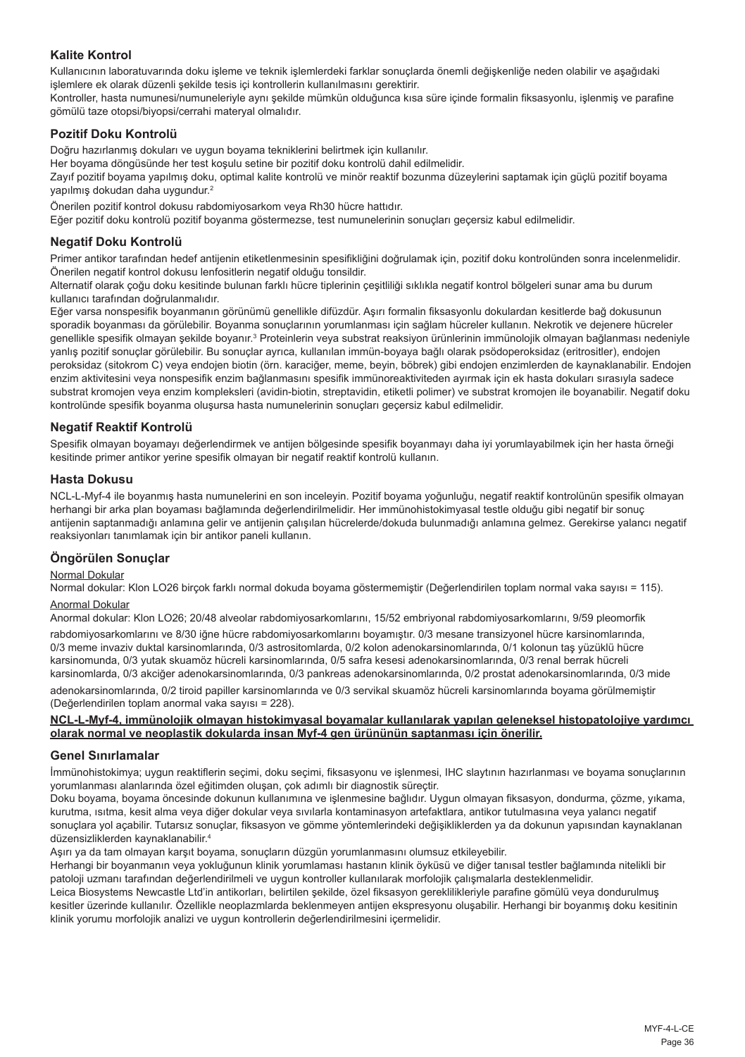## Kalite Kontrol

Kullanıcının laboratuvarında doku işleme ve teknik işlemlerdeki farklar sonuçlarda önemli değişkenliğe neden olabilir ve aşağıdaki işlemlere ek olarak düzenli şekilde tesis içi kontrollerin kullanılmasını gerektirir.

Kontroller, hasta numunesi/numuneleriyle aynı şekilde mümkün olduğunca kısa süre içinde formalin fiksasyonlu, işlenmiş ve parafine gömülü taze otopsi/biyopsi/cerrahi materyal olmalıdır.

## Pozitif Doku Kontrolü

Doğru hazırlanmış dokuları ve uygun boyama tekniklerini belirtmek için kullanılır.

Her boyama döngüsünde her test koşulu setine bir pozitif doku kontrolü dahil edilmelidir.

Zayıf pozitif boyama yapılmış doku, optimal kalite kontrolü ve minör reaktif bozunma düzeylerini saptamak için güçlü pozitif boyama yapılmış dokudan daha uygundur.[2]

Önerilen pozitif kontrol dokusu rabdomiyosarkom veya Rh30 hücre hattıdır.

Eğer pozitif doku kontrolü pozitif boyanma göstermezse, test numunelerinin sonuçları geçersiz kabul edilmelidir.

## Negatif Doku Kontrolü

Primer antikor tarafından hedef antijenin etiketlenmesinin spesifikliğini doğrulamak için, pozitif doku kontrolünden sonra incelenmelidir. Önerilen negatif kontrol dokusu lenfositlerin negatif olduğu tonsildir.

Alternatif olarak çoğu doku kesitinde bulunan farklı hücre tiplerinin çeşitliliği sıklıkla negatif kontrol bölgeleri sunar ama bu durum kullanıcı tarafından doğrulanmalıdır.

Eğer varsa nonspesifik boyanmanın görünümü genellikle difüzdür. Aşırı formalin fiksasyonlu dokulardan kesitlerde bağ dokusunun sporadik boyanması da görülebilir. Boyanma sonuçlarının yorumlanması için sağlam hücreler kullanın. Nekrotik ve dejenere hücreler genellikle spesifik olmayan şekilde boyanır.[3] Proteinlerin veya substrat reaksiyon ürünlerinin immünolojik olmayan bağlanması nedeniyle yanlış pozitif sonuçlar görülebilir. Bu sonuçlar ayrıca, kullanılan immün-boyaya bağlı olarak psödoperoksidaz (eritrositler), endojen peroksidaz (sitokrom C) veya endojen biotin (örn. karaciğer, meme, beyin, böbrek) gibi endojen enzimlerden de kaynaklanabilir. Endojen enzim aktivitesini veya nonspesifik enzim bağlanmasını spesifik immünoreaktiviteden ayırmak için ek hasta dokuları sırasıyla sadece substrat kromojen veya enzim kompleksleri (avidin-biotin, streptavidin, etiketli polimer) ve substrat kromojen ile boyanabilir. Negatif doku kontrolünde spesifik boyanma oluşursa hasta numunelerinin sonuçları geçersiz kabul edilmelidir.

## Negatif Reaktif Kontrolü

Spesifik olmayan boyamayı değerlendirmek ve antijen bölgesinde spesifik boyanmayı daha iyi yorumlayabilmek için her hasta örneği kesitinde primer antikor yerine spesifik olmayan bir negatif reaktif kontrolü kullanın.

## Hasta Dokusu

NCL-L-Myf-4 ile boyanmış hasta numunelerini en son inceleyin. Pozitif boyama yoğunluğu, negatif reaktif kontrolünün spesifik olmayan herhangi bir arka plan boyaması bağlamında değerlendirilmelidir. Her immünohistokimyasal testle olduğu gibi negatif bir sonuç antijenin saptanmadığı anlamına gelir ve antijenin çalışılan hücrelerde/dokuda bulunmadığı anlamına gelmez. Gerekirse yalancı negatif reaksiyonları tanımlamak için bir antikor paneli kullanın.

## Öngörülen Sonuçlar

Normal Dokular

Normal dokular: Klon LO26 birçok farklı normal dokuda boyama göstermemiştir (Değerlendirilen toplam normal vaka sayısı = 115).

Anormal Dokular

Anormal dokular: Klon LO26; 20/48 alveolar rabdomiyosarkomlarını, 15/52 embriyonal rabdomiyosarkomlarını, 9/59 pleomorfik rabdomiyosarkomlarını ve 8/30 iğne hücre rabdomiyosarkomlarını boyamıştır. 0/3 mesane transizyonel hücre karsinomlarında, 0/3 meme invaziv duktal karsinomlarında, 0/3 astrositomlarda, 0/2 kolon adenokarsinomlarında, 0/1 kolonun taş yüzüklü hücre karsinomunda, 0/3 yutak skuamöz hücreli karsinomlarında, 0/5 safra kesesi adenokarsinomlarında, 0/3 renal berrak hücreli karsinomlarında, 0/3 akciğer adenokarsinomlarında, 0/3 pankreas adenokarsinomlarında, 0/2 prostat adenokarsinomlarında, 0/3 mide adenokarsinomlarında, 0/2 tiroid papiller karsinomlarında ve 0/3 servikal skuamöz hücreli karsinomlarında boyama görülmemiştir (Değerlendirilen toplam anormal vaka sayısı = 228).

**NCL-L-Myf-4, immünolojik olmayan histokimyasal boyamalar kullanılarak yapılan geleneksel histopatolojiye yardımcı olarak normal ve neoplastik dokularda insan Myf-4 gen ürününün saptanması için önerilir.**

## Genel Sınırlamalar

İmmünohistokimya; uygun reaktiflerin seçimi, doku seçimi, fiksasyonu ve işlenmesi, IHC slaytının hazırlanması ve boyama sonuçlarının yorumlanması alanlarında özel eğitimden oluşan, çok adımlı bir diagnostik süreçtir.

Doku boyama, boyama öncesinde dokunun kullanımına ve işlenmesine bağlıdır. Uygun olmayan fiksasyon, dondurma, çözme, yıkama, kurutma, ısıtma, kesit alma veya diğer dokular veya sıvılarla kontaminasyon artefaktlara, antikor tutulmasına veya yalancı negatif sonuçlara yol açabilir. Tutarsız sonuçlar, fiksasyon ve gömme yöntemlerindeki değişikliklerden ya da dokunun yapısından kaynaklanan düzensizliklerden kaynaklanabilir.[4]

Aşırı ya da tam olmayan karşıt boyama, sonuçların düzgün yorumlanmasını olumsuz etkileyebilir.

Herhangi bir boyanmanın veya yokluğunun klinik yorumlaması hastanın klinik öyküsü ve diğer tanısal testler bağlamında nitelikli bir patoloji uzmanı tarafından değerlendirilmeli ve uygun kontroller kullanılarak morfolojik çalışmalarla desteklenmelidir.

Leica Biosystems Newcastle Ltd'in antikorları, belirtilen şekilde, özel fiksasyon gereklilikleriyle parafine gömülü veya dondurulmuş kesitler üzerinde kullanılır. Özellikle neoplazmlarda beklenmeyen antijen ekspresyonu oluşabilir. Herhangi bir boyanmış doku kesitinin klinik yorumu morfolojik analizi ve uygun kontrollerin değerlendirilmesini içermelidir.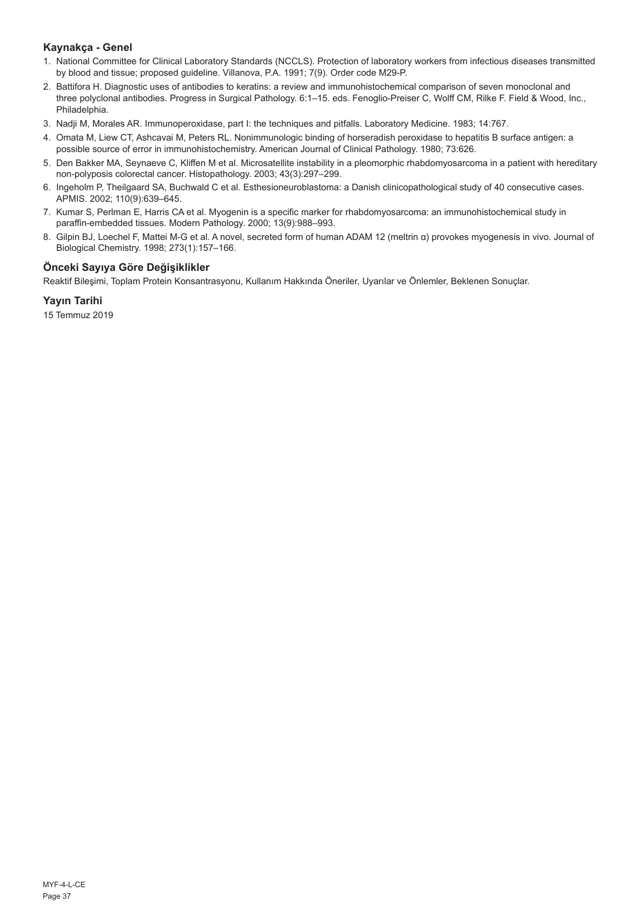## Kaynakça - Genel

1. National Committee for Clinical Laboratory Standards (NCCLS). Protection of laboratory workers from infectious diseases transmitted by blood and tissue; proposed guideline. Villanova, P.A. 1991; 7(9). Order code M29-P.
2. Battifora H. Diagnostic uses of antibodies to keratins: a review and immunohistochemical comparison of seven monoclonal and three polyclonal antibodies. Progress in Surgical Pathology. 6:1–15. eds. Fenoglio-Preiser C, Wolff CM, Rilke F. Field & Wood, Inc., Philadelphia.
3. Nadji M, Morales AR. Immunoperoxidase, part I: the techniques and pitfalls. Laboratory Medicine. 1983; 14:767.
4. Omata M, Liew CT, Ashcavai M, Peters RL. Nonimmunologic binding of horseradish peroxidase to hepatitis B surface antigen: a possible source of error in immunohistochemistry. American Journal of Clinical Pathology. 1980; 73:626.
5. Den Bakker MA, Seynaeve C, Kliffen M et al. Microsatellite instability in a pleomorphic rhabdomyosarcoma in a patient with hereditary non-polyposis colorectal cancer. Histopathology. 2003; 43(3):297–299.
6. Ingeholm P, Theilgaard SA, Buchwald C et al. Esthesioneuroblastoma: a Danish clinicopathological study of 40 consecutive cases. APMIS. 2002; 110(9):639–645.
7. Kumar S, Perlman E, Harris CA et al. Myogenin is a specific marker for rhabdomyosarcoma: an immunohistochemical study in paraffin-embedded tissues. Modern Pathology. 2000; 13(9):988–993.
8. Gilpin BJ, Loechel F, Mattei M-G et al. A novel, secreted form of human ADAM 12 (meltrin α) provokes myogenesis in vivo. Journal of Biological Chemistry. 1998; 273(1):157–166.

## Önceki Sayıya Göre Değişiklikler

Reaktif Bileşimi, Toplam Protein Konsantrasyonu, Kullanım Hakkında Öneriler, Uyarılar ve Önlemler, Beklenen Sonuçlar.

## Yayın Tarihi

15 Temmuz 2019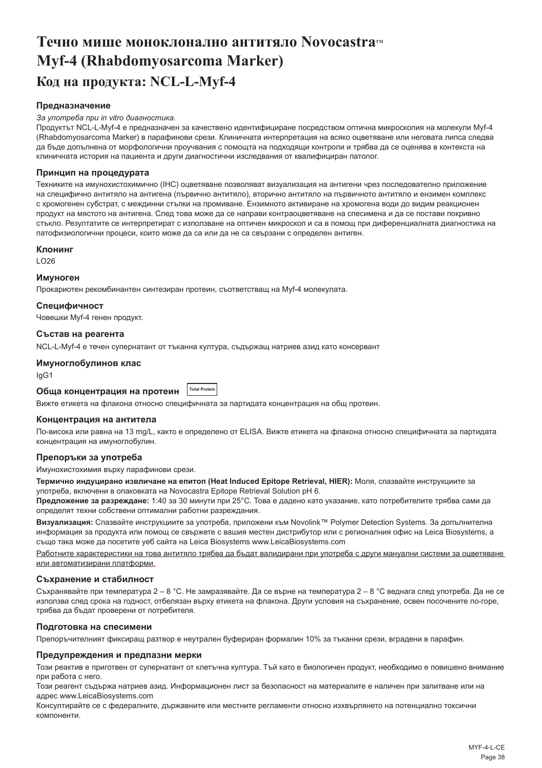// Течно мише моноклонално антитяло Novocastra™ Myf-4 (Rhabdomyosarcoma Marker)

# Течно мише моноклонално антитяло Novocastra™ Myf-4 (Rhabdomyosarcoma Marker)

## Код на продукта: NCL-L-Myf-4

### Предназначение

*За употреба при in vitro диагностика.*

Продуктът NCL-L-Myf-4 е предназначен за качествено идентифициране посредством оптична микроскопия на молекули Myf-4 (Rhabdomyosarcoma Marker) в парафинови срези. Клиничната интерпретация на всяко оцветяване или неговата липса следва да бъде допълнена от морфологични проучвания с помощта на подходящи контроли и трябва да се оценява в контекста на клиничната история на пациента и други диагностични изследвания от квалифициран патолог.

### Принцип на процедурата

Техниките на имунохистохимично (IHC) оцветяване позволяват визуализация на антигени чрез последователно приложение на специфично антитяло на антигена (първично антитяло), вторично антитяло на първичното антитяло и ензимен комплекс с хромогенен субстрат, с междинни стъпки на промиване. Ензимното активиране на хромогена води до видим реакционен продукт на мястото на антигена. След това може да се направи контраоцветяване на спесимена и да се постави покривно стъкло. Резултатите се интерпретират с използване на оптичен микроскоп и са в помощ при диференциалната диагностика на патофизиологични процеси, които може да са или да не са свързани с определен антиген.

### Клонинг

LO26

### Имуноген

Прокариотен рекомбинантен синтезиран протеин, съответстващ на Myf-4 молекулата.

### Специфичност

Човешки Myf-4 генен продукт.

### Състав на реагента

NCL-L-Myf-4 е течен супернатант от тъканна култура, съдържащ натриев азид като консервант

### Имуноглобулинов клас

IgG1

### Обща концентрация на протеин Total Protein

Вижте етикета на флакона относно специфичната за партидата концентрация на общ протеин.

### Концентрация на антитела

По-висока или равна на 13 mg/L, както е определено от ELISA. Вижте етикета на флакона относно специфичната за партидата концентрация на имуноглобулин.

### Препоръки за употреба

Имунохистохимия върху парафинови срези.

**Термично индуцирано извличане на епитоп (Heat Induced Epitope Retrieval, HIER):** Моля, спазвайте инструкциите за употреба, включени в опаковката на Novocastra Epitope Retrieval Solution pH 6.

**Предложение за разреждане:** 1:40 за 30 минути при 25°C. Това е дадено като указание, като потребителите трябва сами да определят техни собствени оптимални работни разреждания.

**Визуализация:** Спазвайте инструкциите за употреба, приложени към Novolink™ Polymer Detection Systems. За допълнителна информация за продукта или помощ се свържете с вашия местен дистрибутор или с регионалния офис на Leica Biosystems, а също така може да посетите уеб сайта на Leica Biosystems www.LeicaBiosystems.com

Работните характеристики на това антитяло трябва да бъдат валидирани при употреба с други мануални системи за оцветяване или автоматизирани платформи.

### Съхранение и стабилност

Съхранявайте при температура 2 – 8 °C. Не замразявайте. Да се върне на температура 2 – 8 °C веднага след употреба. Да не се използва след срока на годност, отбелязан върху етикета на флакона. Други условия на съхранение, освен посочените по-горе, трябва да бъдат проверени от потребителя.

### Подготовка на спесимени

Препоръчителният фиксиращ разтвор е неутрален буфериран формалин 10% за тъканни срези, вградени в парафин.

### Предупреждения и предпазни мерки

Този реактив е приготвен от супернатант от клетъчна култура. Тъй като е биологичен продукт, необходимо е повишено внимание при работа с него.

Този реагент съдържа натриев азид. Информационен лист за безопасност на материалите е наличен при запитване или на адрес www.LeicaBiosystems.com

Консултирайте се с федералните, държавните или местните регламенти относно изхвърлянето на потенциално токсични компоненти.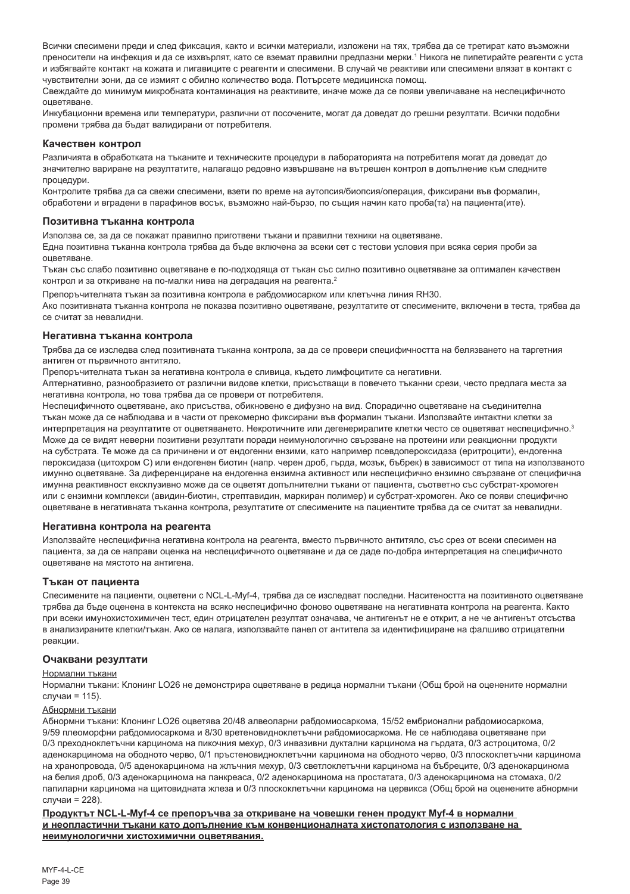Всички спесимени преди и след фиксация, както и всички материали, изложени на тях, трябва да се третират като възможни преносители на инфекция и да се изхвърлят, като се вземат правилни предпазни мерки.[1] Никога не пипетирайте реагенти с уста и избягвайте контакт на кожата и лигавиците с реагенти и спесимени. В случай че реактиви или спесимени влязат в контакт с чувствителни зони, да се измият с обилно количество вода. Потърсете медицинска помощ.

Свеждайте до минимум микробната контаминация на реактивите, иначе може да се появи увеличаване на неспецифичното оцветяване.

Инкубационни времена или температури, различни от посочените, могат да доведат до грешни резултати. Всички подобни промени трябва да бъдат валидирани от потребителя.

### Качествен контрол

Различията в обработката на тъканите и техническите процедури в лабораторията на потребителя могат да доведат до значително вариране на резултатите, налагащо редовно извършване на вътрешен контрол в допълнение към следните процедури.

Контролите трябва да са свежи спесимени, взети по време на аутопсия/биопсия/операция, фиксирани във формалин, обработени и вградени в парафинов восък, възможно най-бързо, по същия начин като проба(та) на пациента(ите).

### Позитивна тъканна контрола

Използва се, за да се покажат правилно приготвени тъкани и правилни техники на оцветяване.

Една позитивна тъканна контрола трябва да бъде включена за всеки сет с тестови условия при всяка серия проби за оцветяване.

Тъкан със слабо позитивно оцветяване е по-подходяща от тъкан със силно позитивно оцветяване за оптимален качествен контрол и за откриване на по-малки нива на деградация на реагента.[2]

Препоръчителната тъкан за позитивна контрола е рабдомиосарком или клетъчна линия RH30.

Ако позитивната тъканна контрола не показва позитивно оцветяване, резултатите от спесимените, включени в теста, трябва да се считат за невалидни.

### Негативна тъканна контрола

Трябва да се изследва след позитивната тъканна контрола, за да се провери специфичността на белязването на таргетния антиген от първичното антитяло.

Препоръчителната тъкан за негативна контрола е сливица, където лимфоцитите са негативни.

Алтернативно, разнообразието от различни видове клетки, присъстващи в повечето тъканни срези, често предлага места за негативна контрола, но това трябва да се провери от потребителя.

Неспецифичното оцветяване, ако присъства, обикновено е дифузно на вид. Спорадично оцветяване на съединителна тъкан може да се наблюдава и в части от прекомерно фиксирани във формалин тъкани. Използвайте интактни клетки за интерпретация на резултатите от оцветяването. Некротичните или дегенериралите клетки често се оцветяват неспецифично.[3] Може да се видят неверни позитивни резултати поради неимунологично свързване на протеини или реакционни продукти на субстрата. Те може да са причинени и от ендогенни ензими, като например псевдопероксидаза (еритроцити), ендогенна пероксидаза (цитохром C) или ендогенен биотин (напр. черен дроб, гърда, мозък, бъбрек) в зависимост от типа на използваното имунно оцветяване. За диференциране на ендогенна ензимна активност или неспецифично ензимно свързване от специфична имунна реактивност ексклузивно може да се оцветят допълнителни тъкани от пациента, съответно със субстрат-хромоген или с ензимни комплекси (авидин-биотин, стрептавидин, маркиран полимер) и субстрат-хромоген. Ако се появи специфично оцветяване в негативната тъканна контрола, резултатите от спесимените на пациентите трябва да се считат за невалидни.

### Негативна контрола на реагента

Използвайте неспецифична негативна контрола на реагента, вместо първичното антитяло, със срез от всеки спесимен на пациента, за да се направи оценка на неспецифичното оцветяване и да се даде по-добра интерпретация на специфичното оцветяване на мястото на антигена.

### Тъкан от пациента

Спесимените на пациенти, оцветени с NCL-L-Myf-4, трябва да се изследват последни. Наситеността на позитивното оцветяване трябва да бъде оценена в контекста на всяко неспецифично фоново оцветяване на негативната контрола на реагента. Както при всеки имунохистохимичен тест, един отрицателен резултат означава, че антигенът не е открит, а не че антигенът отсъства в анализираните клетки/тъкан. Ако се налага, използвайте панел от антитела за идентифициране на фалшиво отрицателни реакции.

### Очаквани резултати

Нормални тъкани

Нормални тъкани: Клонинг LO26 не демонстрира оцветяване в редица нормални тъкани (Общ брой на оценените нормални случаи = 115).

Абнормни тъкани

Абнормни тъкани: Клонинг LO26 оцветява 20/48 алвеоларни рабдомиосаркома, 15/52 ембрионални рабдомиосаркома, 9/59 плеоморфни рабдомиосаркома и 8/30 вретеновидноклетъчни рабдомиосаркома. Не се наблюдава оцветяване при 0/3 преходноклетъчни карцинома на пикочния мехур, 0/3 инвазивни дуктални карцинома на гърдата, 0/3 астроцитома, 0/2 аденокарцинома на ободното черво, 0/1 пръстеновидноклетъчни карцинома на ободното черво, 0/3 плоскоклетъчни карцинома на хранопровода, 0/5 аденокарцинома на жлъчния мехур, 0/3 светлоклетъчни карцинома на бъбреците, 0/3 аденокарцинома на белия дроб, 0/3 аденокарцинома на панкреаса, 0/2 аденокарцинома на простатата, 0/3 аденокарцинома на стомаха, 0/2 папиларни карцинома на щитовидната жлеза и 0/3 плоскоклетъчни карцинома на цервикса (Общ брой на оценените абнормни случаи = 228).

**Продуктът NCL-L-Myf-4 се препоръчва за откриване на човешки генен продукт Myf-4 в нормални и неопластични тъкани като допълнение към конвенционалната хистопатология с използване на неимунологични хистохимични оцветявания.**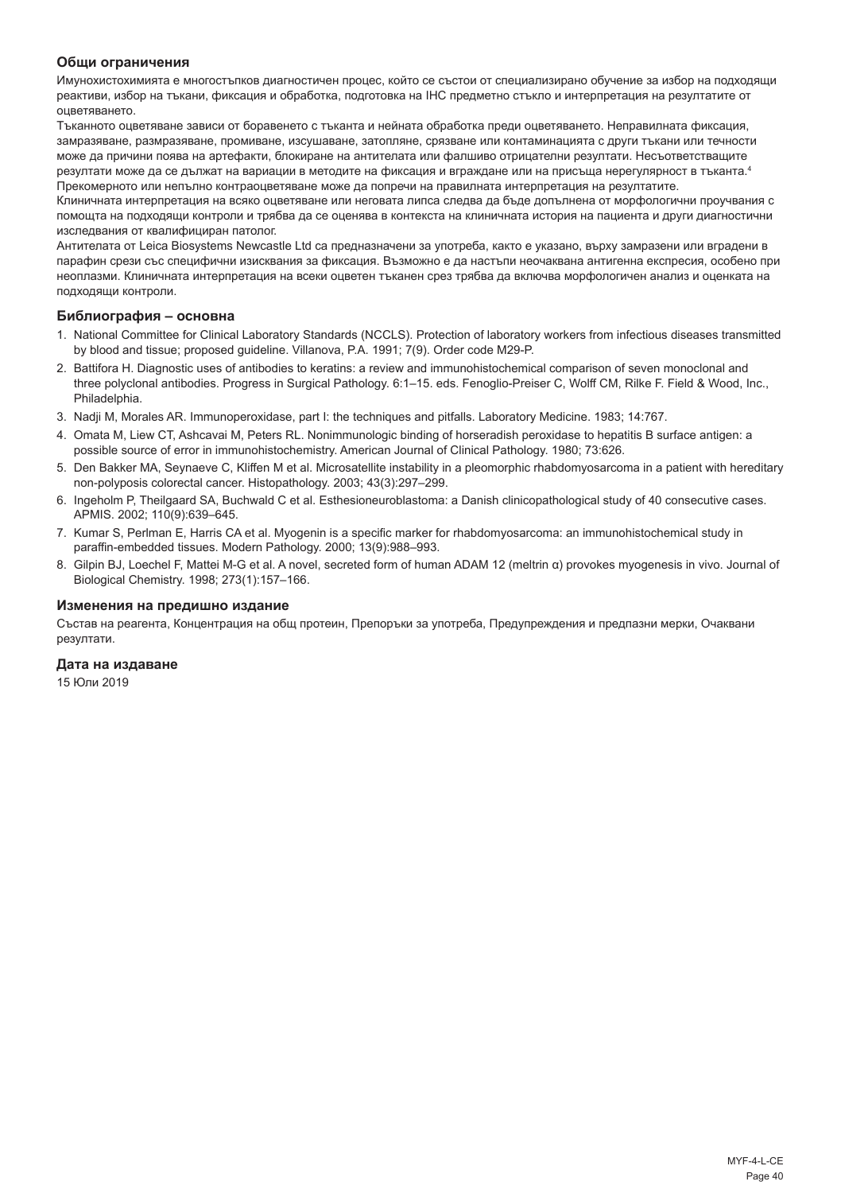### Общи ограничения

Имунохистохимията е многостъпков диагностичен процес, който се състои от специализирано обучение за избор на подходящи реактиви, избор на тъкани, фиксация и обработка, подготовка на IHC предметно стъкло и интерпретация на резултатите от оцветяването.

Тъканното оцветяване зависи от боравенето с тъканта и нейната обработка преди оцветяването. Неправилната фиксация, замразяване, размразяване, промиване, изсушаване, затопляне, срязване или контаминацията с други тъкани или течности може да причини поява на артефакти, блокиране на антителата или фалшиво отрицателни резултати. Несъответстващите резултати може да се дължат на вариации в методите на фиксация и вграждане или на присъща нерегулярност в тъканта.[4]

Прекомерното или непълно контраоцветяване може да попречи на правилната интерпретация на резултатите.

Клиничната интерпретация на всяко оцветяване или неговата липса следва да бъде допълнена от морфологични проучвания с помощта на подходящи контроли и трябва да се оценява в контекста на клиничната история на пациента и други диагностични изследвания от квалифициран патолог.

Антителата от Leica Biosystems Newcastle Ltd са предназначени за употреба, както е указано, върху замразени или вградени в парафин срези със специфични изисквания за фиксация. Възможно е да настъпи неочаквана антигенна експресия, особено при неоплазми. Клиничната интерпретация на всеки оцветен тъканен срез трябва да включва морфологичен анализ и оценката на подходящи контроли.

### Библиография – основна

1. National Committee for Clinical Laboratory Standards (NCCLS). Protection of laboratory workers from infectious diseases transmitted by blood and tissue; proposed guideline. Villanova, P.A. 1991; 7(9). Order code M29-P.
2. Battifora H. Diagnostic uses of antibodies to keratins: a review and immunohistochemical comparison of seven monoclonal and three polyclonal antibodies. Progress in Surgical Pathology. 6:1–15. eds. Fenoglio-Preiser C, Wolff CM, Rilke F. Field & Wood, Inc., Philadelphia.
3. Nadji M, Morales AR. Immunoperoxidase, part I: the techniques and pitfalls. Laboratory Medicine. 1983; 14:767.
4. Omata M, Liew CT, Ashcavai M, Peters RL. Nonimmunologic binding of horseradish peroxidase to hepatitis B surface antigen: a possible source of error in immunohistochemistry. American Journal of Clinical Pathology. 1980; 73:626.
5. Den Bakker MA, Seynaeve C, Kliffen M et al. Microsatellite instability in a pleomorphic rhabdomyosarcoma in a patient with hereditary non-polyposis colorectal cancer. Histopathology. 2003; 43(3):297–299.
6. Ingeholm P, Theilgaard SA, Buchwald C et al. Esthesioneuroblastoma: a Danish clinicopathological study of 40 consecutive cases. APMIS. 2002; 110(9):639–645.
7. Kumar S, Perlman E, Harris CA et al. Myogenin is a specific marker for rhabdomyosarcoma: an immunohistochemical study in paraffin-embedded tissues. Modern Pathology. 2000; 13(9):988–993.
8. Gilpin BJ, Loechel F, Mattei M-G et al. A novel, secreted form of human ADAM 12 (meltrin α) provokes myogenesis in vivo. Journal of Biological Chemistry. 1998; 273(1):157–166.

### Изменения на предишно издание

Състав на реагента, Концентрация на общ протеин, Препоръки за употреба, Предупреждения и предпазни мерки, Очаквани резултати.

### Дата на издаване

15 Юли 2019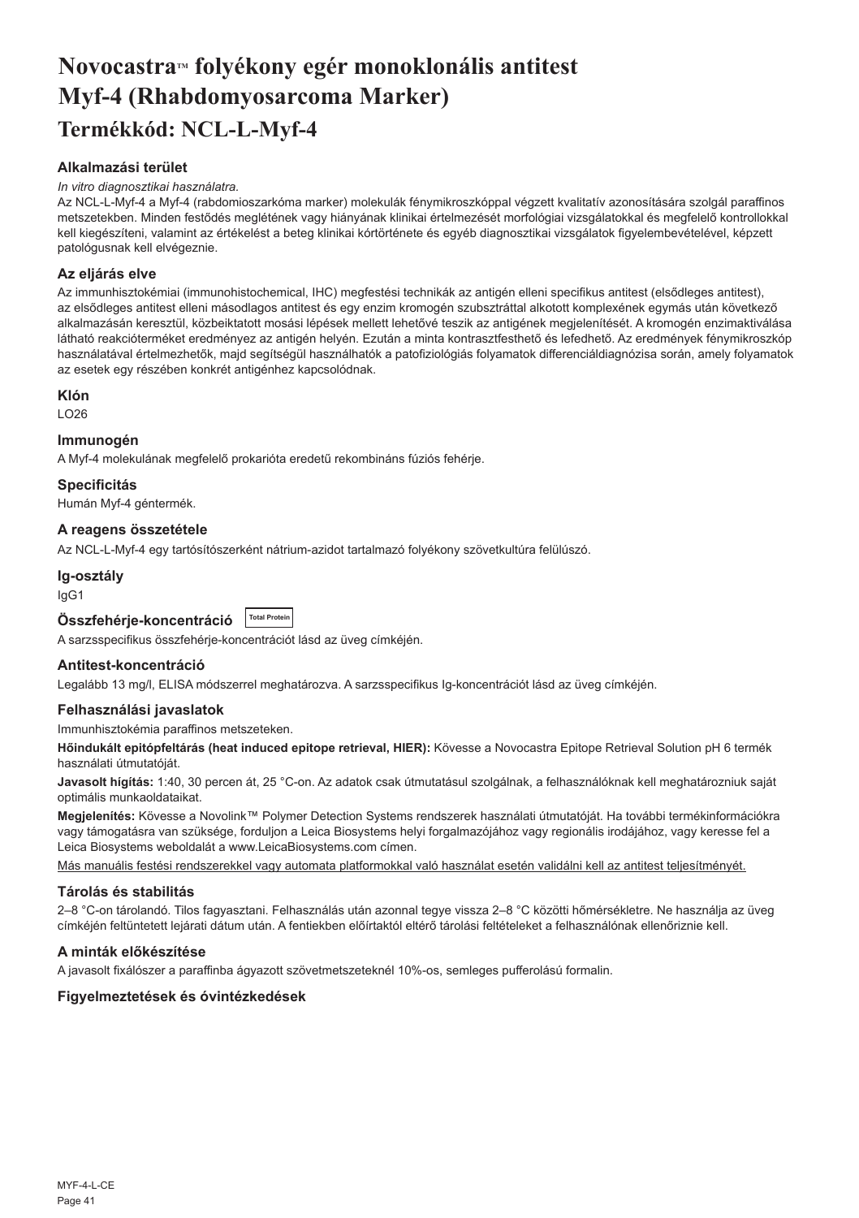# Novocastra™ folyékony egér monoklonális antitest Myf-4 (Rhabdomyosarcoma Marker)

## Termékkód: NCL-L-Myf-4

### Alkalmazási terület

*In vitro diagnosztikai használatra.*

Az NCL-L-Myf-4 a Myf-4 (rabdomioszarkóma marker) molekulák fénymikroszkóppal végzett kvalitatív azonosítására szolgál paraffinos metszetekben. Minden festődés meglétének vagy hiányának klinikai értelmezését morfológiai vizsgálatokkal és megfelelő kontrollokkal kell kiegészíteni, valamint az értékelést a beteg klinikai kórtörténete és egyéb diagnosztikai vizsgálatok figyelembevételével, képzett patológusnak kell elvégeznie.

### Az eljárás elve

Az immunhisztokémiai (immunohistochemical, IHC) megfestési technikák az antigén elleni specifikus antitest (elsődleges antitest), az elsődleges antitest elleni másodlagos antitest és egy enzim kromogén szubsztráttal alkotott komplexének egymás után következő alkalmazásán keresztül, közbeiktatott mosási lépések mellett lehetővé teszik az antigének megjelenítését. A kromogén enzimaktiválása látható reakcióterméket eredményez az antigén helyén. Ezután a minta kontrasztfesthető és lefedhető. Az eredmények fénymikroszkóp használatával értelmezhetők, majd segítségül használhatók a patofiziológiás folyamatok differenciáldiagnózisa során, amely folyamatok az esetek egy részében konkrét antigénhez kapcsolódnak.

### Klón

LO26

### Immunogén

A Myf-4 molekulának megfelelő prokarióta eredetű rekombináns fúziós fehérje.

### Specificitás

Humán Myf-4 géntermék.

### A reagens összetétele

Az NCL-L-Myf-4 egy tartósítószerként nátrium-azidot tartalmazó folyékony szövetkultúra felülúszó.

### Ig-osztály

IgG1

### Összfehérje-koncentráció Total Protein

A sarzsspecifikus összfehérje-koncentrációt lásd az üveg címkéjén.

### Antitest-koncentráció

Legalább 13 mg/l, ELISA módszerrel meghatározva. A sarzsspecifikus Ig-koncentrációt lásd az üveg címkéjén.

### Felhasználási javaslatok

Immunhisztokémia paraffinos metszeteken.

**Hőindukált epitópfeltárás (heat induced epitope retrieval, HIER):** Kövesse a Novocastra Epitope Retrieval Solution pH 6 termék használati útmutatóját.

**Javasolt hígítás:** 1:40, 30 percen át, 25 °C-on. Az adatok csak útmutatásul szolgálnak, a felhasználóknak kell meghatározniuk saját optimális munkaoldataikat.

**Megjelenítés:** Kövesse a Novolink™ Polymer Detection Systems rendszerek használati útmutatóját. Ha további termékinformációkra vagy támogatásra van szüksége, forduljon a Leica Biosystems helyi forgalmazójához vagy regionális irodájához, vagy keresse fel a Leica Biosystems weboldalát a www.LeicaBiosystems.com címen.

<u>Más manuális festési rendszerekkel vagy automata platformokkal való használat esetén validálni kell az antitest teljesítményét.</u>

### Tárolás és stabilitás

2–8 °C-on tárolandó. Tilos fagyasztani. Felhasználás után azonnal tegye vissza 2–8 °C közötti hőmérsékletre. Ne használja az üveg címkéjén feltüntetett lejárati dátum után. A fentiekben előírtaktól eltérő tárolási feltételeket a felhasználónak ellenőriznie kell.

### A minták előkészítése

A javasolt fixálószer a paraffinba ágyazott szövetmetszeteknél 10%-os, semleges pufferolású formalin.

### Figyelmeztetések és óvintézkedések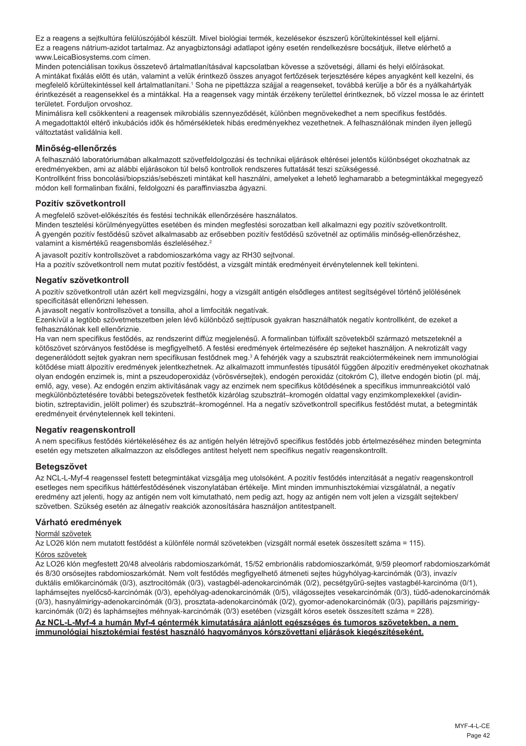Ez a reagens a sejtkultúra felülúszójából készült. Mivel biológiai termék, kezelésekor észszerű körültekintéssel kell eljárni.
Ez a reagens nátrium-azidot tartalmaz. Az anyagbiztonsági adatlapot igény esetén rendelkezésre bocsátjuk, illetve elérhető a www.LeicaBiosystems.com címen.
Minden potenciálisan toxikus összetevő ártalmatlanításával kapcsolatban kövesse a szövetségi, állami és helyi előírásokat.
A mintákat fixálás előtt és után, valamint a velük érintkező összes anyagot fertőzések terjesztésére képes anyagként kell kezelni, és megfelelő körültekintéssel kell ártalmatlanítani.[1] Soha ne pipettázza szájjal a reagenseket, továbbá kerülje a bőr és a nyálkahártyák érintkezését a reagensekkel és a mintákkal. Ha a reagensek vagy minták érzékeny területtel érintkeznek, bő vízzel mossa le az érintett területet. Forduljon orvoshoz.
Minimálisra kell csökkenteni a reagensek mikrobiális szennyeződését, különben megnövekedhet a nem specifikus festődés.
A megadottaktól eltérő inkubációs idők és hőmérsékletek hibás eredményekhez vezethetnek. A felhasználónak minden ilyen jellegű változtatást validálnia kell.

## Minőség-ellenőrzés

A felhasználó laboratóriumában alkalmazott szövetfeldolgozási és technikai eljárások eltérései jelentős különbséget okozhatnak az eredményekben, ami az alábbi eljárásokon túl belső kontrollok rendszeres futtatását teszi szükségessé.
Kontrollként friss boncolási/biopsziás/sebészeti mintákat kell használni, amelyeket a lehető leghamarabb a betegmintákkal megegyező módon kell formalinban fixálni, feldolgozni és paraffinviaszba ágyazni.

## Pozitív szövetkontroll

A megfelelő szövet-előkészítés és festési technikák ellenőrzésére használatos.
Minden tesztelési körülményegyüttes esetében és minden megfestési sorozatban kell alkalmazni egy pozitív szövetkontrollt.
A gyengén pozitív festődésű szövet alkalmasabb az erősebben pozitív festődésű szövetnél az optimális minőség-ellenőrzéshez, valamint a kismértékű reagensbomlás észleléséhez.[2]

A javasolt pozitív kontrollszövet a rabdomioszarkóma vagy az RH30 sejtvonal.
Ha a pozitív szövetkontroll nem mutat pozitív festődést, a vizsgált minták eredményeit érvénytelennek kell tekinteni.

## Negatív szövetkontroll

A pozitív szövetkontroll után azért kell megvizsgálni, hogy a vizsgált antigén elsődleges antitest segítségével történő jelölésének specificitását ellenőrizni lehessen.
A javasolt negatív kontrollszövet a tonsilla, ahol a limfociták negatívak.
Ezenkívül a legtöbb szövetmetszetben jelen lévő különböző sejttípusok gyakran használhatók negatív kontrollként, de ezeket a felhasználónak kell ellenőriznie.
Ha van nem specifikus festődés, az rendszerint diffúz megjelenésű. A formalinban túlfixált szövetekből származó metszeteknél a kötőszövet szórványos festődése is megfigyelhető. A festési eredmények értelmezésére ép sejteket használjon. A nekrotizált vagy degenerálódott sejtek gyakran nem specifikusan festődnek meg.[3] A fehérjék vagy a szubsztrát reakciótermékeinek nem immunológiai kötődése miatt álpozitív eredmények jelentkezhetnek. Az alkalmazott immunfestés típusától függően álpozitív eredményeket okozhatnak olyan endogén enzimek is, mint a pszeudoperoxidáz (vörösvérsejtek), endogén peroxidáz (citokróm C), illetve endogén biotin (pl. máj, emlő, agy, vese). Az endogén enzim aktivitásának vagy az enzimek nem specifikus kötődésének a specifikus immunreakciótól való megkülönböztetésére további betegszövetek festhetők kizárólag szubsztrát–kromogén oldattal vagy enzimkomplexekkel (avidin-biotin, sztreptavidin, jelölt polimer) és szubsztrát–kromogénnel. Ha a negatív szövetkontroll specifikus festődést mutat, a betegminták eredményeit érvénytelennek kell tekinteni.

## Negatív reagenskontroll

A nem specifikus festődés kiértékeléséhez és az antigén helyén létrejövő specifikus festődés jobb értelmezéséhez minden betegminta esetén egy metszeten alkalmazzon az elsődleges antitest helyett nem specifikus negatív reagenskontrollt.

## Betegszövet

Az NCL-L-Myf-4 reagenssel festett betegmintákat vizsgálja meg utolsóként. A pozitív festődés intenzitását a negatív reagenskontroll esetleges nem specifikus háttérfestődésének viszonylatában értékelje. Mint minden immunhisztokémiai vizsgálatnál, a negatív eredmény azt jelenti, hogy az antigén nem volt kimutatható, nem pedig azt, hogy az antigén nem volt jelen a vizsgált sejtekben/szövetben. Szükség esetén az álnegatív reakciók azonosítására használjon antitestpanelt.

## Várható eredmények

Normál szövetek

Az LO26 klón nem mutatott festődést a különféle normál szövetekben (vizsgált normál esetek összesített száma = 115).

Kóros szövetek

Az LO26 klón megfestett 20/48 alveoláris rabdomioszarkómát, 15/52 embrionális rabdomioszarkómát, 9/59 pleomorf rabdomioszarkómát és 8/30 orsósejtes rabdomioszarkómát. Nem volt festődés megfigyelhető átmeneti sejtes húgyhólyag-karcinómák (0/3), invazív duktális emlőkarcinómák (0/3), asztrocitómák (0/3), vastagbél-adenokarcinómák (0/2), pecsétgyűrű-sejtes vastagbél-karcinóma (0/1), laphámsejtes nyelőcső-karcinómák (0/3), epehólyag-adenokarcinómák (0/5), világossejtes vesekarcinómák (0/3), tüdő-adenokarcinómák (0/3), hasnyálmirigy-adenokarcinómák (0/3), prosztata-adenokarcinómák (0/2), gyomor-adenokarcinómák (0/3), papilláris pajzsmirigy-karcinómák (0/2) és laphámsejtes méhnyak-karcinómák (0/3) esetében (vizsgált kóros esetek összesített száma = 228).

**Az NCL-L-Myf-4 a humán Myf-4 géntermék kimutatására ajánlott egészséges és tumoros szövetekben, a nem immunológiai hisztokémiai festést használó hagyományos kórszövettani eljárások kiegészítéseként.**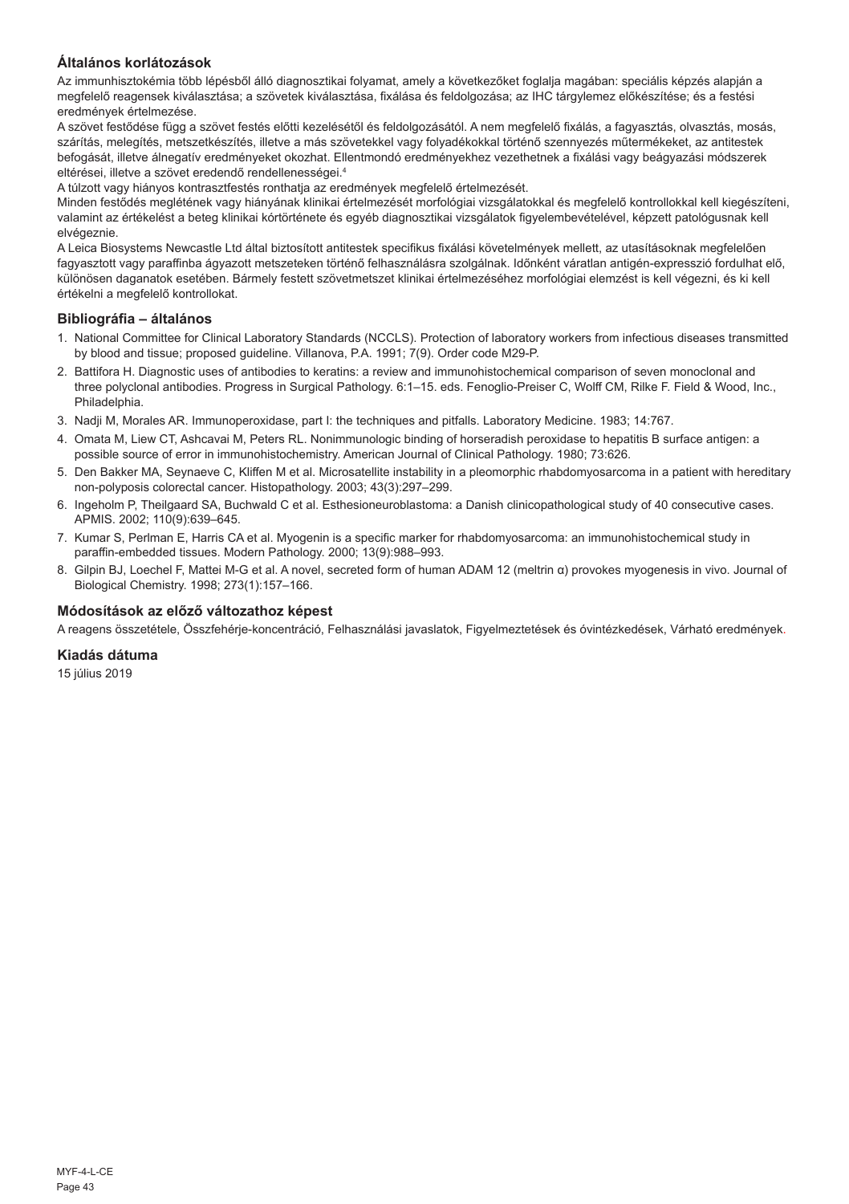## Általános korlátozások

Az immunhisztokémia több lépésből álló diagnosztikai folyamat, amely a következőket foglalja magában: speciális képzés alapján a megfelelő reagensek kiválasztása; a szövetek kiválasztása, fixálása és feldolgozása; az IHC tárgylemez előkészítése; és a festési eredmények értelmezése.

A szövet festődése függ a szövet festés előtti kezelésétől és feldolgozásától. A nem megfelelő fixálás, a fagyasztás, olvasztás, mosás, szárítás, melegítés, metszetkészítés, illetve a más szövetekkel vagy folyadékokkal történő szennyezés műtermékeket, az antitestek befogását, illetve álnegatív eredményeket okozhat. Ellentmondó eredményekhez vezethetnek a fixálási vagy beágyazási módszerek eltérései, illetve a szövet eredendő rendellenességei.[4]

A túlzott vagy hiányos kontrasztfestés ronthatja az eredmények megfelelő értelmezését.

Minden festődés meglétének vagy hiányának klinikai értelmezését morfológiai vizsgálatokkal és megfelelő kontrollokkal kell kiegészíteni, valamint az értékelést a beteg klinikai kórtörténete és egyéb diagnosztikai vizsgálatok figyelembevételével, képzett patológusnak kell elvégeznie.

A Leica Biosystems Newcastle Ltd által biztosított antitestek specifikus fixálási követelmények mellett, az utasításoknak megfelelően fagyasztott vagy paraffinba ágyazott metszeteken történő felhasználásra szolgálnak. Időnként váratlan antigén-expresszió fordulhat elő, különösen daganatok esetében. Bármely festett szövetmetszet klinikai értelmezéséhez morfológiai elemzést is kell végezni, és ki kell értékelni a megfelelő kontrollokat.

## Bibliográfia – általános

1. National Committee for Clinical Laboratory Standards (NCCLS). Protection of laboratory workers from infectious diseases transmitted by blood and tissue; proposed guideline. Villanova, P.A. 1991; 7(9). Order code M29-P.
2. Battifora H. Diagnostic uses of antibodies to keratins: a review and immunohistochemical comparison of seven monoclonal and three polyclonal antibodies. Progress in Surgical Pathology. 6:1–15. eds. Fenoglio-Preiser C, Wolff CM, Rilke F. Field & Wood, Inc., Philadelphia.
3. Nadji M, Morales AR. Immunoperoxidase, part I: the techniques and pitfalls. Laboratory Medicine. 1983; 14:767.
4. Omata M, Liew CT, Ashcavai M, Peters RL. Nonimmunologic binding of horseradish peroxidase to hepatitis B surface antigen: a possible source of error in immunohistochemistry. American Journal of Clinical Pathology. 1980; 73:626.
5. Den Bakker MA, Seynaeve C, Kliffen M et al. Microsatellite instability in a pleomorphic rhabdomyosarcoma in a patient with hereditary non-polyposis colorectal cancer. Histopathology. 2003; 43(3):297–299.
6. Ingeholm P, Theilgaard SA, Buchwald C et al. Esthesioneuroblastoma: a Danish clinicopathological study of 40 consecutive cases. APMIS. 2002; 110(9):639–645.
7. Kumar S, Perlman E, Harris CA et al. Myogenin is a specific marker for rhabdomyosarcoma: an immunohistochemical study in paraffin-embedded tissues. Modern Pathology. 2000; 13(9):988–993.
8. Gilpin BJ, Loechel F, Mattei M-G et al. A novel, secreted form of human ADAM 12 (meltrin α) provokes myogenesis in vivo. Journal of Biological Chemistry. 1998; 273(1):157–166.

## Módosítások az előző változathoz képest

A reagens összetétele, Összfehérje-koncentráció, Felhasználási javaslatok, Figyelmeztetések és óvintézkedések, Várható eredmények.

## Kiadás dátuma

15 július 2019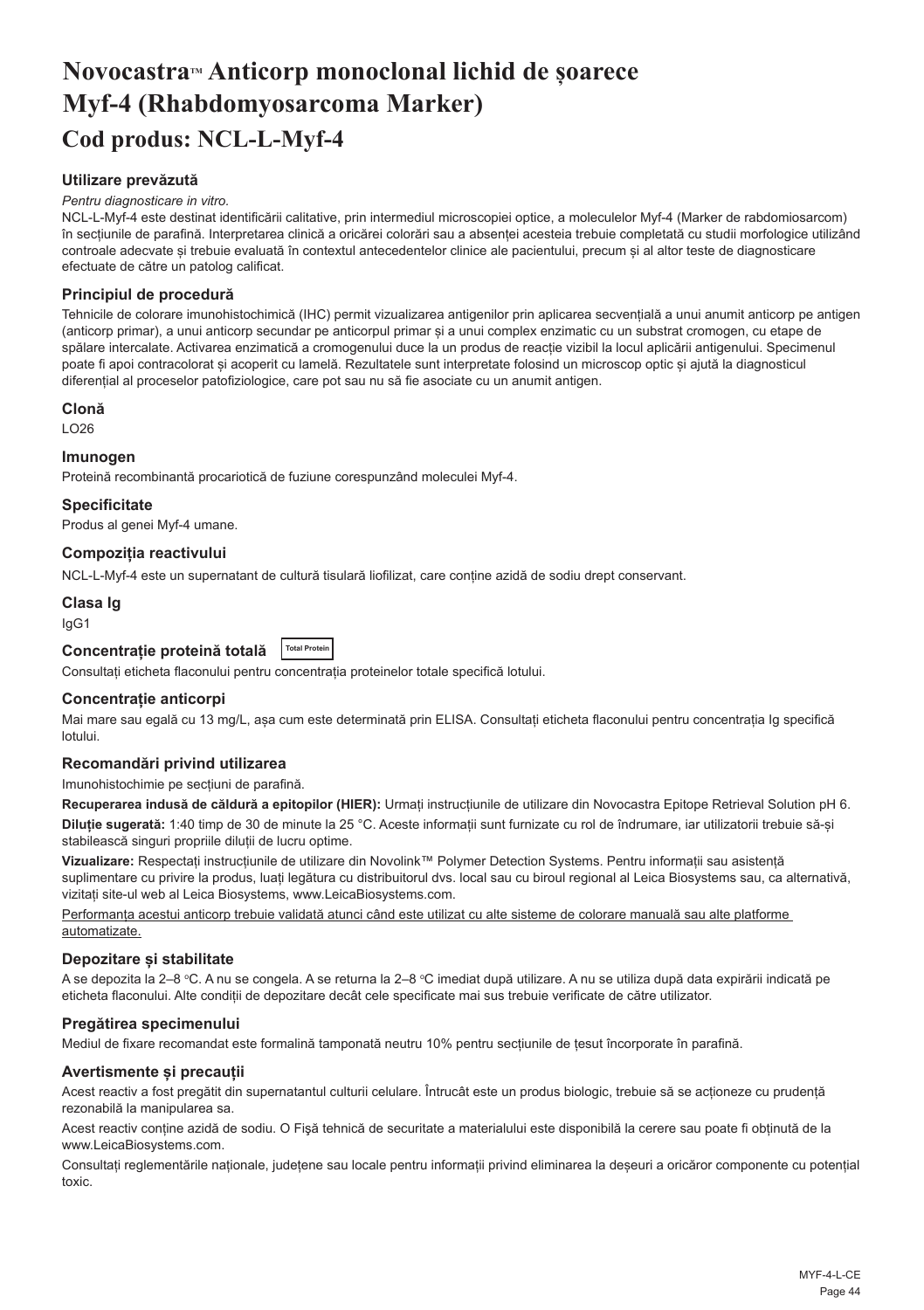# Novocastra™ Anticorp monoclonal lichid de șoarece Myf-4 (Rhabdomyosarcoma Marker)

## Cod produs: NCL-L-Myf-4

### Utilizare prevăzută

*Pentru diagnosticare in vitro.*

NCL-L-Myf-4 este destinat identificării calitative, prin intermediul microscopiei optice, a moleculelor Myf-4 (Marker de rabdomiosarcom) în secțiunile de parafină. Interpretarea clinică a oricărei colorări sau a absenței acesteia trebuie completată cu studii morfologice utilizând controale adecvate și trebuie evaluată în contextul antecedentelor clinice ale pacientului, precum și al altor teste de diagnosticare efectuate de către un patolog calificat.

### Principiul de procedură

Tehnicile de colorare imunohistochimică (IHC) permit vizualizarea antigenilor prin aplicarea secvențială a unui anumit anticorp pe antigen (anticorp primar), a unui anticorp secundar pe anticorpul primar și a unui complex enzimatic cu un substrat cromogen, cu etape de spălare intercalate. Activarea enzimatică a cromogenului duce la un produs de reacție vizibil la locul aplicării antigenului. Specimenul poate fi apoi contracolorat și acoperit cu lamelă. Rezultatele sunt interpretate folosind un microscop optic și ajută la diagnosticul diferențial al proceselor patofiziologice, care pot sau nu să fie asociate cu un anumit antigen.

### Clonă

LO26

### Imunogen

Proteină recombinantă procariotică de fuziune corespunzând moleculei Myf-4.

### Specificitate

Produs al genei Myf-4 umane.

### Compoziția reactivului

NCL-L-Myf-4 este un supernatant de cultură tisulară liofilizat, care conține azidă de sodiu drept conservant.

### Clasa Ig

IgG1

### Concentrație proteină totală Total Protein

Consultați eticheta flaconului pentru concentrația proteinelor totale specifică lotului.

### Concentrație anticorpi

Mai mare sau egală cu 13 mg/L, așa cum este determinată prin ELISA. Consultați eticheta flaconului pentru concentrația Ig specifică lotului.

### Recomandări privind utilizarea

Imunohistochimie pe secțiuni de parafină.

**Recuperarea indusă de căldură a epitopilor (HIER):** Urmați instrucțiunile de utilizare din Novocastra Epitope Retrieval Solution pH 6.

**Diluție sugerată:** 1:40 timp de 30 de minute la 25 °C. Aceste informații sunt furnizate cu rol de îndrumare, iar utilizatorii trebuie să-și stabilească singuri propriile diluții de lucru optime.

**Vizualizare:** Respectați instrucțiunile de utilizare din Novolink™ Polymer Detection Systems. Pentru informații sau asistență suplimentare cu privire la produs, luați legătura cu distribuitorul dvs. local sau cu biroul regional al Leica Biosystems sau, ca alternativă, vizitați site-ul web al Leica Biosystems, www.LeicaBiosystems.com.

Performanța acestui anticorp trebuie validată atunci când este utilizat cu alte sisteme de colorare manuală sau alte platforme automatizate.

### Depozitare și stabilitate

A se depozita la 2–8 °C. A nu se congela. A se returna la 2–8 °C imediat după utilizare. A nu se utiliza după data expirării indicată pe eticheta flaconului. Alte condiții de depozitare decât cele specificate mai sus trebuie verificate de către utilizator.

### Pregătirea specimenului

Mediul de fixare recomandat este formalină tamponată neutru 10% pentru secțiunile de țesut încorporate în parafină.

### Avertismente și precauții

Acest reactiv a fost pregătit din supernatantul culturii celulare. Întrucât este un produs biologic, trebuie să se acționeze cu prudență rezonabilă la manipularea sa.

Acest reactiv conține azidă de sodiu. O Fișă tehnică de securitate a materialului este disponibilă la cerere sau poate fi obținută de la www.LeicaBiosystems.com.

Consultați reglementările naționale, județene sau locale pentru informații privind eliminarea la deșeuri a oricăror componente cu potențial toxic.

MYF-4-L-CE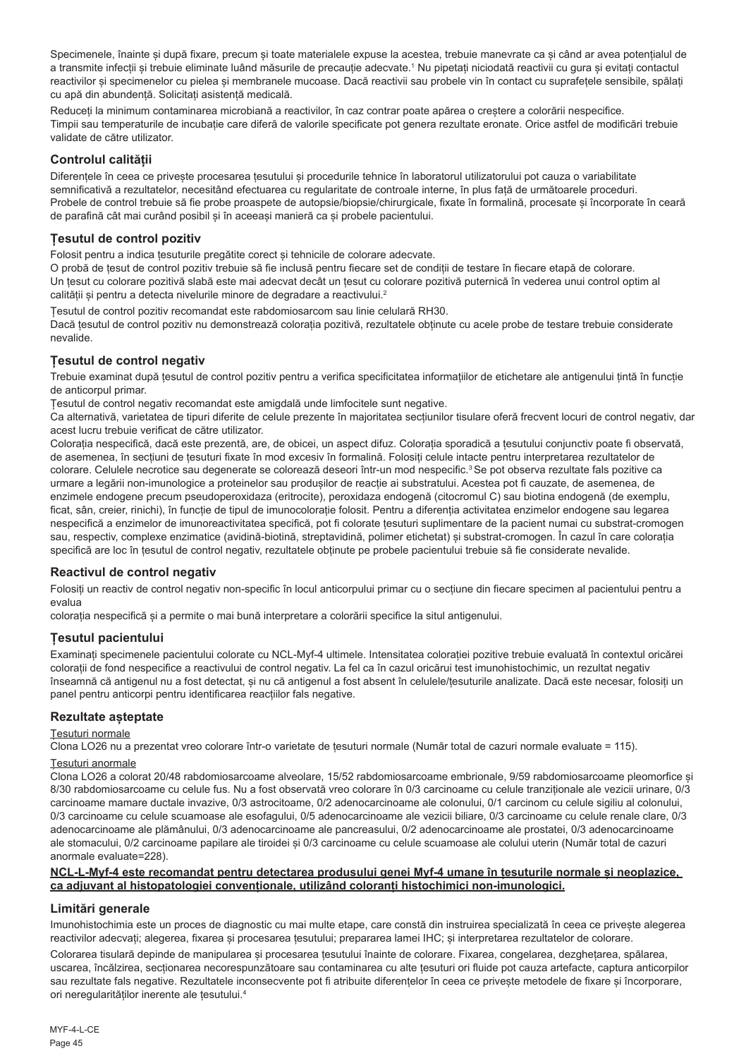Specimenele, înainte și după fixare, precum și toate materialele expuse la acestea, trebuie manevrate ca și când ar avea potențialul de a transmite infecții și trebuie eliminate luând măsurile de precauție adecvate.[1] Nu pipetați niciodată reactivii cu gura și evitați contactul reactivilor și specimenelor cu pielea și membranele mucoase. Dacă reactivii sau probele vin în contact cu suprafețele sensibile, spălați cu apă din abundență. Solicitați asistență medicală.

Reduceți la minimum contaminarea microbiană a reactivilor, în caz contrar poate apărea o creștere a colorării nespecifice. Timpii sau temperaturile de incubație care diferă de valorile specificate pot genera rezultate eronate. Orice astfel de modificări trebuie validate de către utilizator.

## Controlul calității

Diferențele în ceea ce privește procesarea țesutului și procedurile tehnice în laboratorul utilizatorului pot cauza o variabilitate semnificativă a rezultatelor, necesitând efectuarea cu regularitate de controale interne, în plus față de următoarele proceduri. Probele de control trebuie să fie probe proaspete de autopsie/biopsie/chirurgicale, fixate în formalină, procesate și încorporate în ceară de parafină cât mai curând posibil și în aceeași manieră ca și probele pacientului.

## Țesutul de control pozitiv

Folosit pentru a indica țesuturile pregătite corect și tehnicile de colorare adecvate.
O probă de țesut de control pozitiv trebuie să fie inclusă pentru fiecare set de condiții de testare în fiecare etapă de colorare.
Un țesut cu colorare pozitivă slabă este mai adecvat decât un țesut cu colorare pozitivă puternică în vederea unui control optim al calității și pentru a detecta nivelurile minore de degradare a reactivului.[2]

Țesutul de control pozitiv recomandat este rabdomiosarcom sau linie celulară RH30.
Dacă țesutul de control pozitiv nu demonstrează colorația pozitivă, rezultatele obținute cu acele probe de testare trebuie considerate nevalide.

## Țesutul de control negativ

Trebuie examinat după țesutul de control pozitiv pentru a verifica specificitatea informațiilor de etichetare ale antigenului țintă în funcție de anticorpul primar.
Țesutul de control negativ recomandat este amigdală unde limfocitele sunt negative.
Ca alternativă, varietatea de tipuri diferite de celule prezente în majoritatea secțiunilor tisulare oferă frecvent locuri de control negativ, dar acest lucru trebuie verificat de către utilizator.
Colorația nespecifică, dacă este prezentă, are, de obicei, un aspect difuz. Colorația sporadică a țesutului conjunctiv poate fi observată, de asemenea, în secțiuni de țesuturi fixate în mod excesiv în formalină. Folosiți celule intacte pentru interpretarea rezultatelor de colorare. Celulele necrotice sau degenerate se colorează deseori într-un mod nespecific.[3] Se pot observa rezultate fals pozitive ca urmare a legării non-imunologice a proteinelor sau produșilor de reacție ai substratului. Acestea pot fi cauzate, de asemenea, de enzimele endogene precum pseudoperoxidaza (eritrocite), peroxidaza endogenă (citocromul C) sau biotina endogenă (de exemplu, ficat, sân, creier, rinichi), în funcție de tipul de imunocolorație folosit. Pentru a diferenția activitatea enzimelor endogene sau legarea nespecifică a enzimelor de imunoreactivitatea specifică, pot fi colorate țesuturi suplimentare de la pacient numai cu substrat-cromogen sau, respectiv, complexe enzimatice (avidină-biotină, streptavidină, polimer etichetat) și substrat-cromogen. În cazul în care colorația specifică are loc în țesutul de control negativ, rezultatele obținute pe probele pacientului trebuie să fie considerate nevalide.

## Reactivul de control negativ

Folosiți un reactiv de control negativ non-specific în locul anticorpului primar cu o secțiune din fiecare specimen al pacientului pentru a evalua
colorația nespecifică și a permite o mai bună interpretare a colorării specifice la situl antigenului.

## Țesutul pacientului

Examinați specimenele pacientului colorate cu NCL-Myf-4 ultimele. Intensitatea colorației pozitive trebuie evaluată în contextul oricărei colorații de fond nespecifice a reactivului de control negativ. La fel ca în cazul oricărui test imunohistochimic, un rezultat negativ înseamnă că antigenul nu a fost detectat, și nu că antigenul a fost absent în celulele/țesuturile analizate. Dacă este necesar, folosiți un panel pentru anticorpi pentru identificarea reacțiilor fals negative.

## Rezultate așteptate

Țesuturi normale
Clona LO26 nu a prezentat vreo colorare într-o varietate de țesuturi normale (Număr total de cazuri normale evaluate = 115).

Țesuturi anormale
Clona LO26 a colorat 20/48 rabdomiosarcoame alveolare, 15/52 rabdomiosarcoame embrionale, 9/59 rabdomiosarcoame pleomorfice și 8/30 rabdomiosarcoame cu celule fus. Nu a fost observată vreo colorare în 0/3 carcinoame cu celule tranziționale ale vezicii urinare, 0/3 carcinoame mamare ductale invazive, 0/3 astrocitoame, 0/2 adenocarcinoame ale colonului, 0/1 carcinom cu celule sigiliu al colonului, 0/3 carcinoame cu celule scuamoase ale esofagului, 0/5 adenocarcinoame ale vezicii biliare, 0/3 carcinoame cu celule renale clare, 0/3 adenocarcinoame ale plămânului, 0/3 adenocarcinoame ale pancreasului, 0/2 adenocarcinoame ale prostatei, 0/3 adenocarcinoame ale stomacului, 0/2 carcinoame papilare ale tiroidei și 0/3 carcinoame cu celule scuamoase ale colului uterin (Număr total de cazuri anormale evaluate=228).

**NCL-L-Myf-4 este recomandat pentru detectarea produsului genei Myf-4 umane în țesuturile normale și neoplazice, ca adjuvant al histopatologiei convenționale, utilizând coloranți histochimici non-imunologici.**

## Limitări generale

Imunohistochimia este un proces de diagnostic cu mai multe etape, care constă din instruirea specializată în ceea ce privește alegerea reactivilor adecvați; alegerea, fixarea și procesarea țesutului; prepararea lamei IHC; și interpretarea rezultatelor de colorare.

Colorarea tisulară depinde de manipularea și procesarea țesutului înainte de colorare. Fixarea, congelarea, dezghețarea, spălarea, uscarea, încălzirea, secționarea necorespunzătoare sau contaminarea cu alte țesuturi ori fluide pot cauza artefacte, captura anticorpilor sau rezultate fals negative. Rezultatele inconsecvente pot fi atribuite diferențelor în ceea ce privește metodele de fixare și încorporare, ori neregularităților inerente ale țesutului.[4]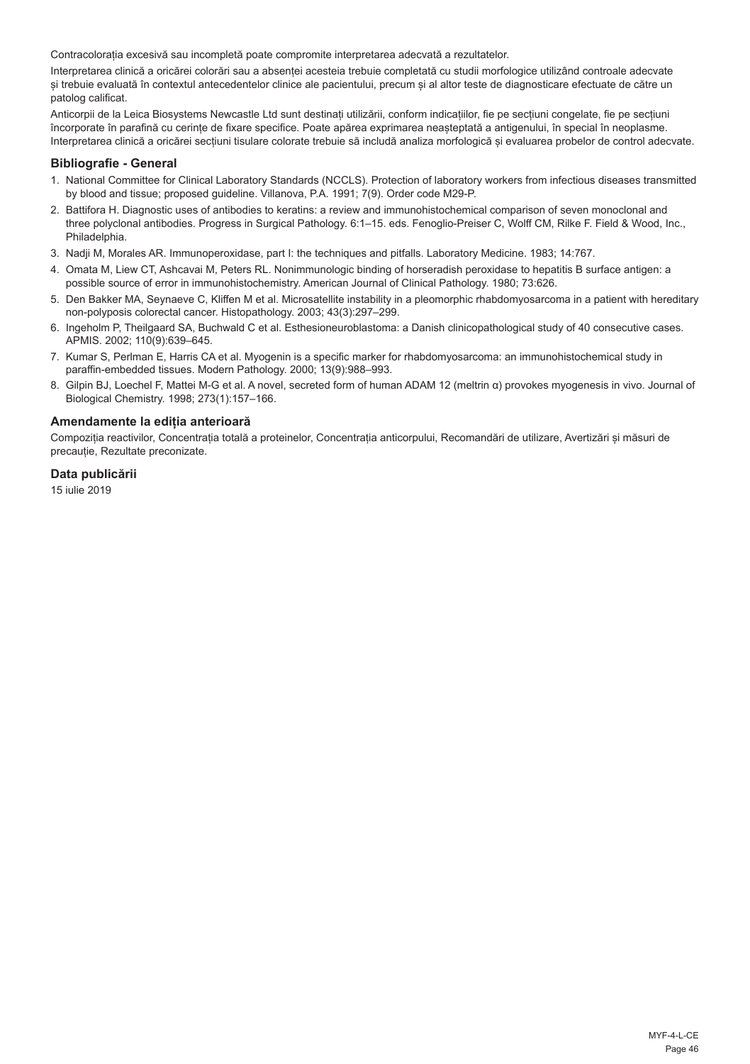Contracolorația excesivă sau incompletă poate compromite interpretarea adecvată a rezultatelor.

Interpretarea clinică a oricărei colorări sau a absenței acesteia trebuie completată cu studii morfologice utilizând controale adecvate și trebuie evaluată în contextul antecedentelor clinice ale pacientului, precum și al altor teste de diagnosticare efectuate de către un patolog calificat.

Anticorpii de la Leica Biosystems Newcastle Ltd sunt destinați utilizării, conform indicațiilor, fie pe secțiuni congelate, fie pe secțiuni încorporate în parafină cu cerințe de fixare specifice. Poate apărea exprimarea neașteptată a antigenului, în special în neoplasme. Interpretarea clinică a oricărei secțiuni tisulare colorate trebuie să includă analiza morfologică și evaluarea probelor de control adecvate.

## Bibliografie - General

1. National Committee for Clinical Laboratory Standards (NCCLS). Protection of laboratory workers from infectious diseases transmitted by blood and tissue; proposed guideline. Villanova, P.A. 1991; 7(9). Order code M29-P.
2. Battifora H. Diagnostic uses of antibodies to keratins: a review and immunohistochemical comparison of seven monoclonal and three polyclonal antibodies. Progress in Surgical Pathology. 6:1–15. eds. Fenoglio-Preiser C, Wolff CM, Rilke F. Field & Wood, Inc., Philadelphia.
3. Nadji M, Morales AR. Immunoperoxidase, part I: the techniques and pitfalls. Laboratory Medicine. 1983; 14:767.
4. Omata M, Liew CT, Ashcavai M, Peters RL. Nonimmunologic binding of horseradish peroxidase to hepatitis B surface antigen: a possible source of error in immunohistochemistry. American Journal of Clinical Pathology. 1980; 73:626.
5. Den Bakker MA, Seynaeve C, Kliffen M et al. Microsatellite instability in a pleomorphic rhabdomyosarcoma in a patient with hereditary non-polyposis colorectal cancer. Histopathology. 2003; 43(3):297–299.
6. Ingeholm P, Theilgaard SA, Buchwald C et al. Esthesioneuroblastoma: a Danish clinicopathological study of 40 consecutive cases. APMIS. 2002; 110(9):639–645.
7. Kumar S, Perlman E, Harris CA et al. Myogenin is a specific marker for rhabdomyosarcoma: an immunohistochemical study in paraffin-embedded tissues. Modern Pathology. 2000; 13(9):988–993.
8. Gilpin BJ, Loechel F, Mattei M-G et al. A novel, secreted form of human ADAM 12 (meltrin α) provokes myogenesis in vivo. Journal of Biological Chemistry. 1998; 273(1):157–166.

## Amendamente la ediția anterioară

Compoziția reactivilor, Concentrația totală a proteinelor, Concentrația anticorpului, Recomandări de utilizare, Avertizări și măsuri de precauție, Rezultate preconizate.

## Data publicării

15 iulie 2019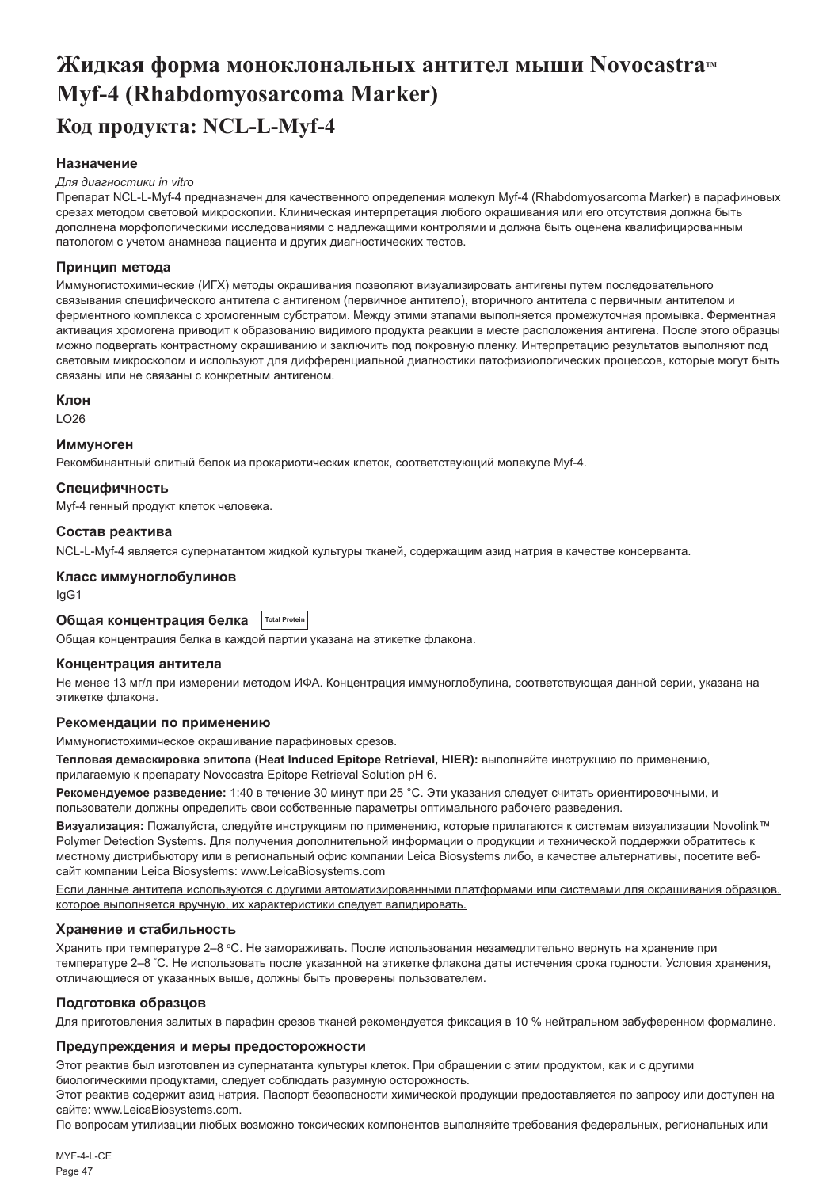# Жидкая форма моноклональных антител мыши Novocastra™ Myf-4 (Rhabdomyosarcoma Marker)

## Код продукта: NCL-L-Myf-4

### Назначение

*Для диагностики in vitro*

Препарат NCL-L-Myf-4 предназначен для качественного определения молекул Myf-4 (Rhabdomyosarcoma Marker) в парафиновых срезах методом световой микроскопии. Клиническая интерпретация любого окрашивания или его отсутствия должна быть дополнена морфологическими исследованиями с надлежащими контролями и должна быть оценена квалифицированным патологом с учетом анамнеза пациента и других диагностических тестов.

### Принцип метода

Иммуногистохимические (ИГХ) методы окрашивания позволяют визуализировать антигены путем последовательного связывания специфического антитела с антигеном (первичное антитело), вторичного антитела с первичным антителом и ферментного комплекса с хромогенным субстратом. Между этими этапами выполняется промежуточная промывка. Ферментная активация хромогена приводит к образованию видимого продукта реакции в месте расположения антигена. После этого образцы можно подвергать контрастному окрашиванию и заключить под покровную пленку. Интерпретацию результатов выполняют под световым микроскопом и используют для дифференциальной диагностики патофизиологических процессов, которые могут быть связаны или не связаны с конкретным антигеном.

### Клон

LO26

### Иммуноген

Рекомбинантный слитый белок из прокариотических клеток, соответствующий молекуле Myf-4.

### Специфичность

Myf-4 генный продукт клеток человека.

### Состав реактива

NCL-L-Myf-4 является супернатантом жидкой культуры тканей, содержащим азид натрия в качестве консерванта.

### Класс иммуноглобулинов

IgG1

### Общая концентрация белка Total Protein

Общая концентрация белка в каждой партии указана на этикетке флакона.

### Концентрация антитела

Не менее 13 мг/л при измерении методом ИФА. Концентрация иммуноглобулина, соответствующая данной серии, указана на этикетке флакона.

### Рекомендации по применению

Иммуногистохимическое окрашивание парафиновых срезов.

**Тепловая демаскировка эпитопа (Heat Induced Epitope Retrieval, HIER):** выполняйте инструкцию по применению, прилагаемую к препарату Novocastra Epitope Retrieval Solution pH 6.

**Рекомендуемое разведение:** 1:40 в течение 30 минут при 25 °C. Эти указания следует считать ориентировочными, и пользователи должны определить свои собственные параметры оптимального рабочего разведения.

**Визуализация:** Пожалуйста, следуйте инструкциям по применению, которые прилагаются к системам визуализации Novolink™ Polymer Detection Systems. Для получения дополнительной информации о продукции и технической поддержки обратитесь к местному дистрибьютору или в региональный офис компании Leica Biosystems либо, в качестве альтернативы, посетите веб-сайт компании Leica Biosystems: www.LeicaBiosystems.com

Если данные антитела используются с другими автоматизированными платформами или системами для окрашивания образцов, которое выполняется вручную, их характеристики следует валидировать.

### Хранение и стабильность

Хранить при температуре 2–8 °C. Не замораживать. После использования незамедлительно вернуть на хранение при температуре 2–8 °C. Не использовать после указанной на этикетке флакона даты истечения срока годности. Условия хранения, отличающиеся от указанных выше, должны быть проверены пользователем.

### Подготовка образцов

Для приготовления залитых в парафин срезов тканей рекомендуется фиксация в 10 % нейтральном забуференном формалине.

### Предупреждения и меры предосторожности

Этот реактив был изготовлен из супернатанта культуры клеток. При обращении с этим продуктом, как и с другими биологическими продуктами, следует соблюдать разумную осторожность.

Этот реактив содержит азид натрия. Паспорт безопасности химической продукции предоставляется по запросу или доступен на сайте: www.LeicaBiosystems.com.

По вопросам утилизации любых возможно токсических компонентов выполняйте требования федеральных, региональных или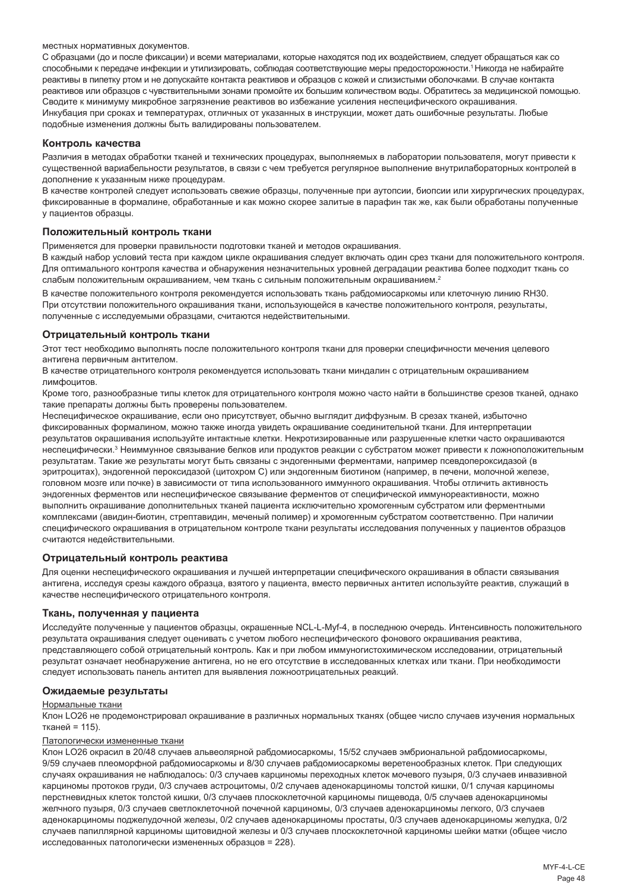местных нормативных документов.

С образцами (до и после фиксации) и всеми материалами, которые находятся под их воздействием, следует обращаться как со способными к передаче инфекции и утилизировать, соблюдая соответствующие меры предосторожности.[1] Никогда не набирайте реактивы в пипетку ртом и не допускайте контакта реактивов и образцов с кожей и слизистыми оболочками. В случае контакта реактивов или образцов с чувствительными зонами промойте их большим количеством воды. Обратитесь за медицинской помощью. Сводите к минимуму микробное загрязнение реактивов во избежание усиления неспецифического окрашивания.

Инкубация при сроках и температурах, отличных от указанных в инструкции, может дать ошибочные результаты. Любые подобные изменения должны быть валидированы пользователем.

### Контроль качества

Различия в методах обработки тканей и технических процедурах, выполняемых в лаборатории пользователя, могут привести к существенной вариабельности результатов, в связи с чем требуется регулярное выполнение внутрилабораторных контролей в дополнение к указанным ниже процедурам.

В качестве контролей следует использовать свежие образцы, полученные при аутопсии, биопсии или хирургических процедурах, фиксированные в формалине, обработанные и как можно скорее залитые в парафин так же, как были обработаны полученные у пациентов образцы.

### Положительный контроль ткани

Применяется для проверки правильности подготовки тканей и методов окрашивания.

В каждый набор условий теста при каждом цикле окрашивания следует включать один срез ткани для положительного контроля. Для оптимального контроля качества и обнаружения незначительных уровней деградации реактива более подходит ткань со слабым положительным окрашиванием, чем ткань с сильным положительным окрашиванием.[2]

В качестве положительного контроля рекомендуется использовать ткань рабдомиосаркомы или клеточную линию RH30.

При отсутствии положительного окрашивания ткани, использующейся в качестве положительного контроля, результаты, полученные с исследуемыми образцами, считаются недействительными.

### Отрицательный контроль ткани

Этот тест необходимо выполнять после положительного контроля ткани для проверки специфичности мечения целевого антигена первичным антителом.

В качестве отрицательного контроля рекомендуется использовать ткани миндалин с отрицательным окрашиванием лимфоцитов.

Кроме того, разнообразные типы клеток для отрицательного контроля можно часто найти в большинстве срезов тканей, однако такие препараты должны быть проверены пользователем.

Неспецифическое окрашивание, если оно присутствует, обычно выглядит диффузным. В срезах тканей, избыточно фиксированных формалином, можно также иногда увидеть окрашивание соединительной ткани. Для интерпретации результатов окрашивания используйте интактные клетки. Некротизированные или разрушенные клетки часто окрашиваются неспецифически.[3] Неиммунное связывание белков или продуктов реакции с субстратом может привести к ложноположительным результатам. Такие же результаты могут быть связаны с эндогенными ферментами, например псевдопероксидазой (в эритроцитах), эндогенной пероксидазой (цитохром С) или эндогенным биотином (например, в печени, молочной железе, головном мозге или почке) в зависимости от типа использованного иммунного окрашивания. Чтобы отличить активность эндогенных ферментов или неспецифическое связывание ферментов от специфической иммунореактивности, можно выполнить окрашивание дополнительных тканей пациента исключительно хромогенным субстратом или ферментными комплексами (авидин-биотин, стрептавидин, меченый полимер) и хромогенным субстратом соответственно. При наличии специфического окрашивания в отрицательном контроле ткани результаты исследования полученных у пациентов образцов считаются недействительными.

### Отрицательный контроль реактива

Для оценки неспецифического окрашивания и лучшей интерпретации специфического окрашивания в области связывания антигена, исследуя срезы каждого образца, взятого у пациента, вместо первичных антител используйте реактив, служащий в качестве неспецифического отрицательного контроля.

### Ткань, полученная у пациента

Исследуйте полученные у пациентов образцы, окрашенные NCL-L-Myf-4, в последнюю очередь. Интенсивность положительного результата окрашивания следует оценивать с учетом любого неспецифического фонового окрашивания реактива, представляющего собой отрицательный контроль. Как и при любом иммуногистохимическом исследовании, отрицательный результат означает необнаружение антигена, но не его отсутствие в исследованных клетках или ткани. При необходимости следует использовать панель антител для выявления ложноотрицательных реакций.

### Ожидаемые результаты

Нормальные ткани

Клон LO26 не продемонстрировал окрашивание в различных нормальных тканях (общее число случаев изучения нормальных тканей = 115).

Патологически измененные ткани

Клон LO26 окрасил в 20/48 случаев альвеолярной рабдомиосаркомы, 15/52 случаев эмбриональной рабдомиосаркомы, 9/59 случаев плеоморфной рабдомиосаркомы и 8/30 случаев рабдомиосаркомы веретенообразных клеток. При следующих случаях окрашивания не наблюдалось: 0/3 случаев карциномы переходных клеток мочевого пузыря, 0/3 случаев инвазивной карциномы протоков груди, 0/3 случаев астроцитомы, 0/2 случаев аденокарциномы толстой кишки, 0/1 случая карциномы перстневидных клеток толстой кишки, 0/3 случаев плоскоклеточной карциномы пищевода, 0/5 случаев аденокарциномы желчного пузыря, 0/3 случаев светлоклеточной почечной карциномы, 0/3 случаев аденокарциномы легкого, 0/3 случаев аденокарциномы поджелудочной железы, 0/2 случаев аденокарциномы простаты, 0/3 случаев аденокарциномы желудка, 0/2 случаев папиллярной карциномы щитовидной железы и 0/3 случаев плоскоклеточной карциномы шейки матки (общее число исследованных патологически измененных образцов = 228).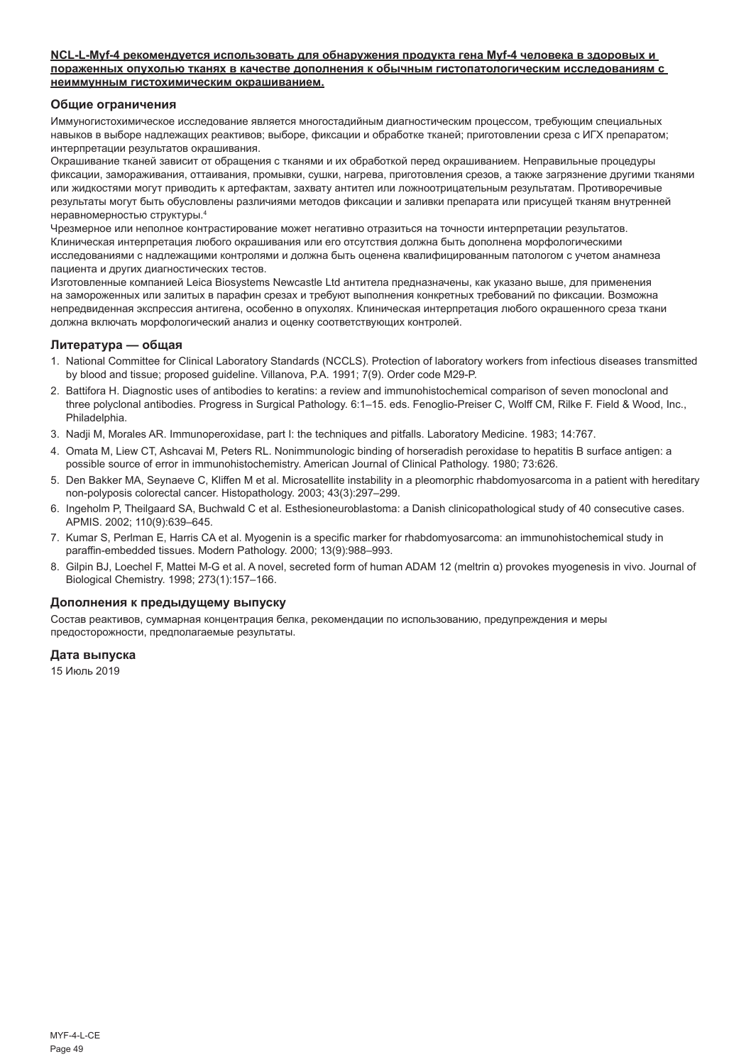**NCL-L-Myf-4 рекомендуется использовать для обнаружения продукта гена Myf-4 человека в здоровых и пораженных опухолью тканях в качестве дополнения к обычным гистопатологическим исследованиям с неиммунным гистохимическим окрашиванием.**

## Общие ограничения

Иммуногистохимическое исследование является многостадийным диагностическим процессом, требующим специальных навыков в выборе надлежащих реактивов; выборе, фиксации и обработке тканей; приготовлении среза с ИГХ препаратом; интерпретации результатов окрашивания.

Окрашивание тканей зависит от обращения с тканями и их обработкой перед окрашиванием. Неправильные процедуры фиксации, замораживания, оттаивания, промывки, сушки, нагрева, приготовления срезов, а также загрязнение другими тканями или жидкостями могут приводить к артефактам, захвату антител или ложноотрицательным результатам. Противоречивые результаты могут быть обусловлены различиями методов фиксации и заливки препарата или присущей тканям внутренней неравномерностью структуры.[4]

Чрезмерное или неполное контрастирование может негативно отразиться на точности интерпретации результатов. Клиническая интерпретация любого окрашивания или его отсутствия должна быть дополнена морфологическими исследованиями с надлежащими контролями и должна быть оценена квалифицированным патологом с учетом анамнеза пациента и других диагностических тестов.

Изготовленные компанией Leica Biosystems Newcastle Ltd антитела предназначены, как указано выше, для применения на замороженных или залитых в парафин срезах и требуют выполнения конкретных требований по фиксации. Возможна непредвиденная экспрессия антигена, особенно в опухолях. Клиническая интерпретация любого окрашенного среза ткани должна включать морфологический анализ и оценку соответствующих контролей.

## Литература — общая

1. National Committee for Clinical Laboratory Standards (NCCLS). Protection of laboratory workers from infectious diseases transmitted by blood and tissue; proposed guideline. Villanova, P.A. 1991; 7(9). Order code M29-P.
2. Battifora H. Diagnostic uses of antibodies to keratins: a review and immunohistochemical comparison of seven monoclonal and three polyclonal antibodies. Progress in Surgical Pathology. 6:1–15. eds. Fenoglio-Preiser C, Wolff CM, Rilke F. Field & Wood, Inc., Philadelphia.
3. Nadji M, Morales AR. Immunoperoxidase, part I: the techniques and pitfalls. Laboratory Medicine. 1983; 14:767.
4. Omata M, Liew CT, Ashcavai M, Peters RL. Nonimmunologic binding of horseradish peroxidase to hepatitis B surface antigen: a possible source of error in immunohistochemistry. American Journal of Clinical Pathology. 1980; 73:626.
5. Den Bakker MA, Seynaeve C, Kliffen M et al. Microsatellite instability in a pleomorphic rhabdomyosarcoma in a patient with hereditary non-polyposis colorectal cancer. Histopathology. 2003; 43(3):297–299.
6. Ingeholm P, Theilgaard SA, Buchwald C et al. Esthesioneuroblastoma: a Danish clinicopathological study of 40 consecutive cases. APMIS. 2002; 110(9):639–645.
7. Kumar S, Perlman E, Harris CA et al. Myogenin is a specific marker for rhabdomyosarcoma: an immunohistochemical study in paraffin-embedded tissues. Modern Pathology. 2000; 13(9):988–993.
8. Gilpin BJ, Loechel F, Mattei M-G et al. A novel, secreted form of human ADAM 12 (meltrin α) provokes myogenesis in vivo. Journal of Biological Chemistry. 1998; 273(1):157–166.

## Дополнения к предыдущему выпуску

Состав реактивов, суммарная концентрация белка, рекомендации по использованию, предупреждения и меры предосторожности, предполагаемые результаты.

## Дата выпуска

15 Июль 2019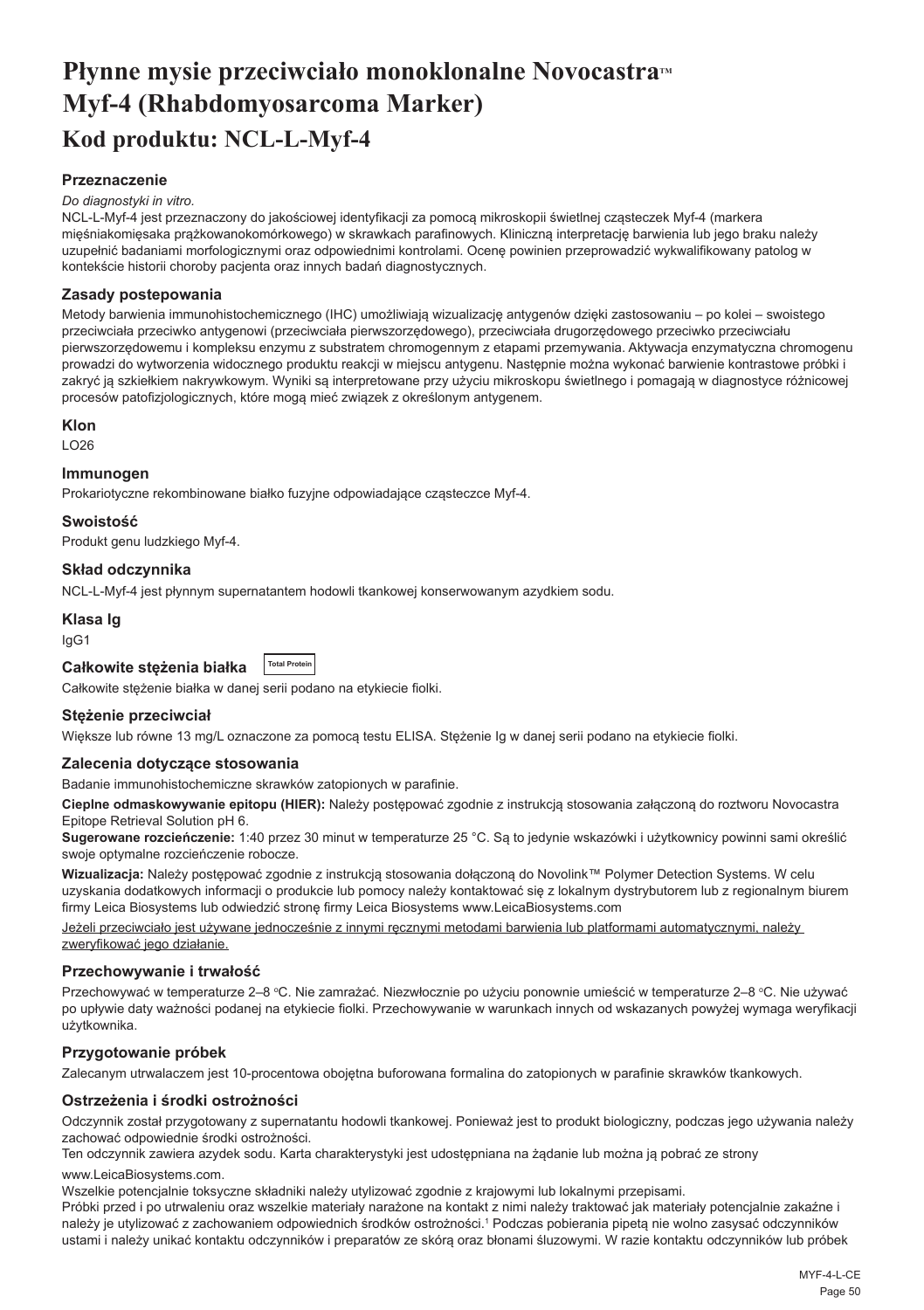# Płynne mysie przeciwciało monoklonalne Novocastra™ Myf-4 (Rhabdomyosarcoma Marker)

## Kod produktu: NCL-L-Myf-4

### Przeznaczenie

*Do diagnostyki in vitro.*

NCL-L-Myf-4 jest przeznaczony do jakościowej identyfikacji za pomocą mikroskopii świetlnej cząsteczek Myf-4 (markera mięśniakomięsaka prążkowanokomórkowego) w skrawkach parafinowych. Kliniczną interpretację barwienia lub jego braku należy uzupełnić badaniami morfologicznymi oraz odpowiednimi kontrolami. Ocenę powinien przeprowadzić wykwalifikowany patolog w kontekście historii choroby pacjenta oraz innych badań diagnostycznych.

### Zasady postepowania

Metody barwienia immunohistochemicznego (IHC) umożliwiają wizualizację antygenów dzięki zastosowaniu – po kolei – swoistego przeciwciała przeciwko antygenowi (przeciwciała pierwszorzędowego), przeciwciała drugorzędowego przeciwko przeciwciału pierwszorzędowemu i kompleksu enzymu z substratem chromogennym z etapami przemywania. Aktywacja enzymatyczna chromogenu prowadzi do wytworzenia widocznego produktu reakcji w miejscu antygenu. Następnie można wykonać barwienie kontrastowe próbki i zakryć ją szkiełkiem nakrywkowym. Wyniki są interpretowane przy użyciu mikroskopu świetlnego i pomagają w diagnostyce różnicowej procesów patofizjologicznych, które mogą mieć związek z określonym antygenem.

### Klon

LO26

### Immunogen

Prokariotyczne rekombinowane białko fuzyjne odpowiadające cząsteczce Myf-4.

### Swoistość

Produkt genu ludzkiego Myf-4.

### Skład odczynnika

NCL-L-Myf-4 jest płynnym supernatantem hodowli tkankowej konserwowanym azydkiem sodu.

### Klasa Ig

IgG1

### Całkowite stężenia białka

Total Protein

Całkowite stężenie białka w danej serii podano na etykiecie fiolki.

### Stężenie przeciwciał

Większe lub równe 13 mg/L oznaczone za pomocą testu ELISA. Stężenie Ig w danej serii podano na etykiecie fiolki.

### Zalecenia dotyczące stosowania

Badanie immunohistochemiczne skrawków zatopionych w parafinie.

**Cieplne odmaskowywanie epitopu (HIER):** Należy postępować zgodnie z instrukcją stosowania załączoną do roztworu Novocastra Epitope Retrieval Solution pH 6.

**Sugerowane rozcieńczenie:** 1:40 przez 30 minut w temperaturze 25 °C. Są to jedynie wskazówki i użytkownicy powinni sami określić swoje optymalne rozcieńczenie robocze.

**Wizualizacja:** Należy postępować zgodnie z instrukcją stosowania dołączoną do Novolink™ Polymer Detection Systems. W celu uzyskania dodatkowych informacji o produkcie lub pomocy należy kontaktować się z lokalnym dystrybutorem lub z regionalnym biurem firmy Leica Biosystems lub odwiedzić stronę firmy Leica Biosystems www.LeicaBiosystems.com

Jeżeli przeciwciało jest używane jednocześnie z innymi ręcznymi metodami barwienia lub platformami automatycznymi, należy zweryfikować jego działanie.

### Przechowywanie i trwałość

Przechowywać w temperaturze 2–8 °C. Nie zamrażać. Niezwłocznie po użyciu ponownie umieścić w temperaturze 2–8 °C. Nie używać po upływie daty ważności podanej na etykiecie fiolki. Przechowywanie w warunkach innych od wskazanych powyżej wymaga weryfikacji użytkownika.

### Przygotowanie próbek

Zalecanym utrwalaczem jest 10-procentowa obojętna buforowana formalina do zatopionych w parafinie skrawków tkankowych.

### Ostrzeżenia i środki ostrożności

Odczynnik został przygotowany z supernatantu hodowli tkankowej. Ponieważ jest to produkt biologiczny, podczas jego używania należy zachować odpowiednie środki ostrożności.

Ten odczynnik zawiera azydek sodu. Karta charakterystyki jest udostępniana na żądanie lub można ją pobrać ze strony www.LeicaBiosystems.com.

Wszelkie potencjalnie toksyczne składniki należy utylizować zgodnie z krajowymi lub lokalnymi przepisami.

Próbki przed i po utrwaleniu oraz wszelkie materiały narażone na kontakt z nimi należy traktować jak materiały potencjalnie zakaźne i należy je utylizować z zachowaniem odpowiednich środków ostrożności.[1] Podczas pobierania pipetą nie wolno zasysać odczynników ustami i należy unikać kontaktu odczynników i preparatów ze skórą oraz błonami śluzowymi. W razie kontaktu odczynników lub próbek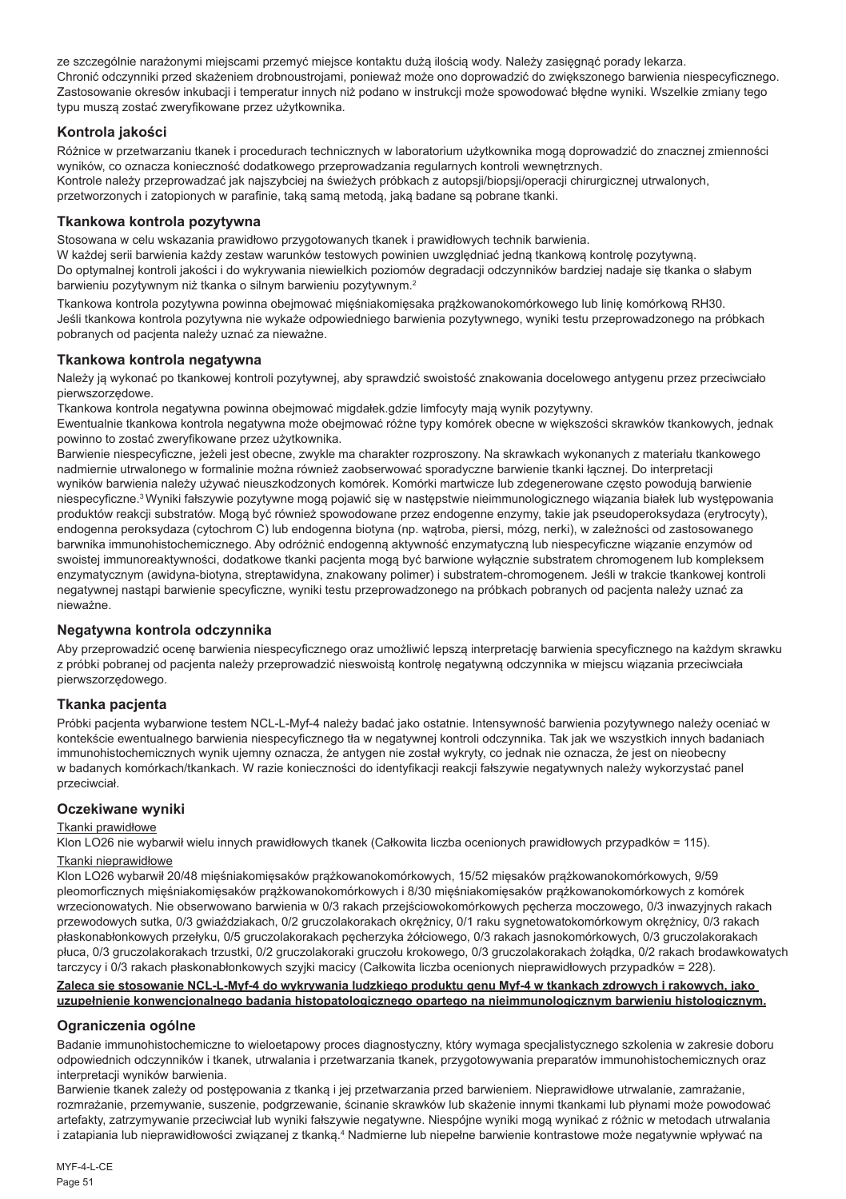ze szczególnie narażonymi miejscami przemyć miejsce kontaktu dużą ilością wody. Należy zasięgnąć porady lekarza.
Chronić odczynniki przed skażeniem drobnoustrojami, ponieważ może ono doprowadzić do zwiększonego barwienia niespecyficznego.
Zastosowanie okresów inkubacji i temperatur innych niż podano w instrukcji może spowodować błędne wyniki. Wszelkie zmiany tego typu muszą zostać zweryfikowane przez użytkownika.

## Kontrola jakości

Różnice w przetwarzaniu tkanek i procedurach technicznych w laboratorium użytkownika mogą doprowadzić do znacznej zmienności wyników, co oznacza konieczność dodatkowego przeprowadzania regularnych kontroli wewnętrznych.
Kontrole należy przeprowadzać jak najszybciej na świeżych próbkach z autopsji/biopsji/operacji chirurgicznej utrwalonych, przetworzonych i zatopionych w parafinie, taką samą metodą, jaką badane są pobrane tkanki.

## Tkankowa kontrola pozytywna

Stosowana w celu wskazania prawidłowo przygotowanych tkanek i prawidłowych technik barwienia.
W każdej serii barwienia każdy zestaw warunków testowych powinien uwzględniać jedną tkankową kontrolę pozytywną.
Do optymalnej kontroli jakości i do wykrywania niewielkich poziomów degradacji odczynników bardziej nadaje się tkanka o słabym barwieniu pozytywnym niż tkanka o silnym barwieniu pozytywnym.[2]

Tkankowa kontrola pozytywna powinna obejmować mięśniakomięsaka prążkowanokomórkowego lub linię komórkową RH30.
Jeśli tkankowa kontrola pozytywna nie wykaże odpowiedniego barwienia pozytywnego, wyniki testu przeprowadzonego na próbkach pobranych od pacjenta należy uznać za nieważne.

## Tkankowa kontrola negatywna

Należy ją wykonać po tkankowej kontroli pozytywnej, aby sprawdzić swoistość znakowania docelowego antygenu przez przeciwciało pierwszorzędowe.
Tkankowa kontrola negatywna powinna obejmować migdałek.gdzie limfocyty mają wynik pozytywny.
Ewentualnie tkankowa kontrola negatywna może obejmować różne typy komórek obecne w większości skrawków tkankowych, jednak powinno to zostać zweryfikowane przez użytkownika.
Barwienie niespecyficzne, jeżeli jest obecne, zwykle ma charakter rozproszony. Na skrawkach wykonanych z materiału tkankowego nadmiernie utrwalonego w formalinie można również zaobserwować sporadyczne barwienie tkanki łącznej. Do interpretacji wyników barwienia należy używać nieuszkodzonych komórek. Komórki martwicze lub zdegenerowane często powodują barwienie niespecyficzne.[3] Wyniki fałszywie pozytywne mogą pojawić się w następstwie nieimmunologicznego wiązania białek lub występowania produktów reakcji substratów. Mogą być również spowodowane przez endogenne enzymy, takie jak pseudoperoksydaza (erytrocyty), endogenna peroksydaza (cytochrom C) lub endogenna biotyna (np. wątroba, piersi, mózg, nerki), w zależności od zastosowanego barwnika immunohistochemicznego. Aby odróżnić endogenną aktywność enzymatyczną lub niespecyficzne wiązanie enzymów od swoistej immunoreaktywności, dodatkowe tkanki pacjenta mogą być barwione wyłącznie substratem chromogenem lub kompleksem enzymatycznym (awidyna-biotyna, streptawidyna, znakowany polimer) i substratem-chromogenem. Jeśli w trakcie tkankowej kontroli negatywnej nastąpi barwienie specyficzne, wyniki testu przeprowadzonego na próbkach pobranych od pacjenta należy uznać za nieważne.

## Negatywna kontrola odczynnika

Aby przeprowadzić ocenę barwienia niespecyficznego oraz umożliwić lepszą interpretację barwienia specyficznego na każdym skrawku z próbki pobranej od pacjenta należy przeprowadzić nieswoistą kontrolę negatywną odczynnika w miejscu wiązania przeciwciała pierwszorzędowego.

## Tkanka pacjenta

Próbki pacjenta wybarwione testem NCL-L-Myf-4 należy badać jako ostatnie. Intensywność barwienia pozytywnego należy oceniać w kontekście ewentualnego barwienia niespecyficznego tła w negatywnej kontroli odczynnika. Tak jak we wszystkich innych badaniach immunohistochemicznych wynik ujemny oznacza, że antygen nie został wykryty, co jednak nie oznacza, że jest on nieobecny w badanych komórkach/tkankach. W razie konieczności do identyfikacji reakcji fałszywie negatywnych należy wykorzystać panel przeciwciał.

## Oczekiwane wyniki

Tkanki prawidłowe

Klon LO26 nie wybarwił wielu innych prawidłowych tkanek (Całkowita liczba ocenionych prawidłowych przypadków = 115).

Tkanki nieprawidłowe

Klon LO26 wybarwił 20/48 mięśniakomięsaków prążkowanokomórkowych, 15/52 mięsaków prążkowanokomórkowych, 9/59 pleomorficznych mięśniakomięsaków prążkowanokomórkowych i 8/30 mięśniakomięsaków prążkowanokomórkowych z komórek wrzecionowatych. Nie obserwowano barwienia w 0/3 rakach przejściowokomórkowych pęcherza moczowego, 0/3 inwazyjnych rakach przewodowych sutka, 0/3 gwiaździakach, 0/2 gruczolakorakach okrężnicy, 0/1 raku sygnetowatokomórkowym okrężnicy, 0/3 rakach płaskonabłonkowych przełyku, 0/5 gruczolakorakach pęcherzyka żółciowego, 0/3 rakach jasnokomórkowych, 0/3 gruczolakorakach płuca, 0/3 gruczolakorakach trzustki, 0/2 gruczolakoraki gruczołu krokowego, 0/3 gruczolakorakach żołądka, 0/2 rakach brodawkowatych tarczycy i 0/3 rakach płaskonabłonkowych szyjki macicy (Całkowita liczba ocenionych nieprawidłowych przypadków = 228).

**Zaleca się stosowanie NCL-L-Myf-4 do wykrywania ludzkiego produktu genu Myf-4 w tkankach zdrowych i rakowych, jako uzupełnienie konwencjonalnego badania histopatologicznego opartego na nieimmunologicznym barwieniu histologicznym.**

## Ograniczenia ogólne

Badanie immunohistochemiczne to wieloetapowy proces diagnostyczny, który wymaga specjalistycznego szkolenia w zakresie doboru odpowiednich odczynników i tkanek, utrwalania i przetwarzania tkanek, przygotowywania preparatów immunohistochemicznych oraz interpretacji wyników barwienia.
Barwienie tkanek zależy od postępowania z tkanką i jej przetwarzania przed barwieniem. Nieprawidłowe utrwalanie, zamrażanie, rozmrażanie, przemywanie, suszenie, podgrzewanie, ścinanie skrawków lub skażenie innymi tkankami lub płynami może powodować artefakty, zatrzymywanie przeciwciał lub wyniki fałszywie negatywne. Niespójne wyniki mogą wynikać z różnic w metodach utrwalania i zatapiania lub nieprawidłowości związanej z tkanką.[4] Nadmierne lub niepełne barwienie kontrastowe może negatywnie wpływać na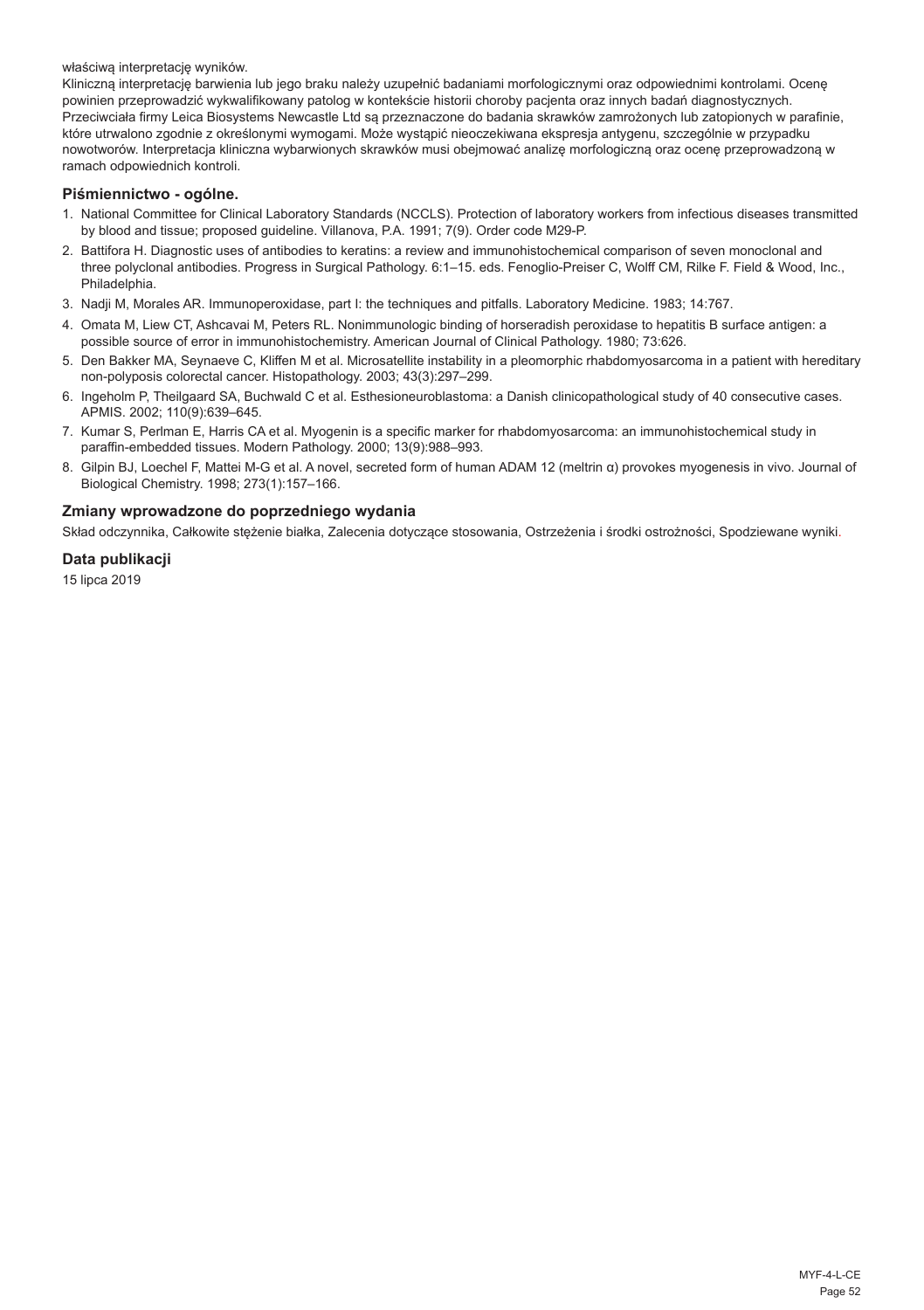właściwą interpretację wyników.

Kliniczną interpretację barwienia lub jego braku należy uzupełnić badaniami morfologicznymi oraz odpowiednimi kontrolami. Ocenę powinien przeprowadzić wykwalifikowany patolog w kontekście historii choroby pacjenta oraz innych badań diagnostycznych. Przeciwciała firmy Leica Biosystems Newcastle Ltd są przeznaczone do badania skrawków zamrożonych lub zatopionych w parafinie, które utrwalono zgodnie z określonymi wymogami. Może wystąpić nieoczekiwana ekspresja antygenu, szczególnie w przypadku nowotworów. Interpretacja kliniczna wybarwionych skrawków musi obejmować analizę morfologiczną oraz ocenę przeprowadzoną w ramach odpowiednich kontroli.

## Piśmiennictwo - ogólne.

1. National Committee for Clinical Laboratory Standards (NCCLS). Protection of laboratory workers from infectious diseases transmitted by blood and tissue; proposed guideline. Villanova, P.A. 1991; 7(9). Order code M29-P.
2. Battifora H. Diagnostic uses of antibodies to keratins: a review and immunohistochemical comparison of seven monoclonal and three polyclonal antibodies. Progress in Surgical Pathology. 6:1–15. eds. Fenoglio-Preiser C, Wolff CM, Rilke F. Field & Wood, Inc., Philadelphia.
3. Nadji M, Morales AR. Immunoperoxidase, part I: the techniques and pitfalls. Laboratory Medicine. 1983; 14:767.
4. Omata M, Liew CT, Ashcavai M, Peters RL. Nonimmunologic binding of horseradish peroxidase to hepatitis B surface antigen: a possible source of error in immunohistochemistry. American Journal of Clinical Pathology. 1980; 73:626.
5. Den Bakker MA, Seynaeve C, Kliffen M et al. Microsatellite instability in a pleomorphic rhabdomyosarcoma in a patient with hereditary non-polyposis colorectal cancer. Histopathology. 2003; 43(3):297–299.
6. Ingeholm P, Theilgaard SA, Buchwald C et al. Esthesioneuroblastoma: a Danish clinicopathological study of 40 consecutive cases. APMIS. 2002; 110(9):639–645.
7. Kumar S, Perlman E, Harris CA et al. Myogenin is a specific marker for rhabdomyosarcoma: an immunohistochemical study in paraffin-embedded tissues. Modern Pathology. 2000; 13(9):988–993.
8. Gilpin BJ, Loechel F, Mattei M-G et al. A novel, secreted form of human ADAM 12 (meltrin α) provokes myogenesis in vivo. Journal of Biological Chemistry. 1998; 273(1):157–166.

## Zmiany wprowadzone do poprzedniego wydania

Skład odczynnika, Całkowite stężenie białka, Zalecenia dotyczące stosowania, Ostrzeżenia i środki ostrożności, Spodziewane wyniki.

## Data publikacji

15 lipca 2019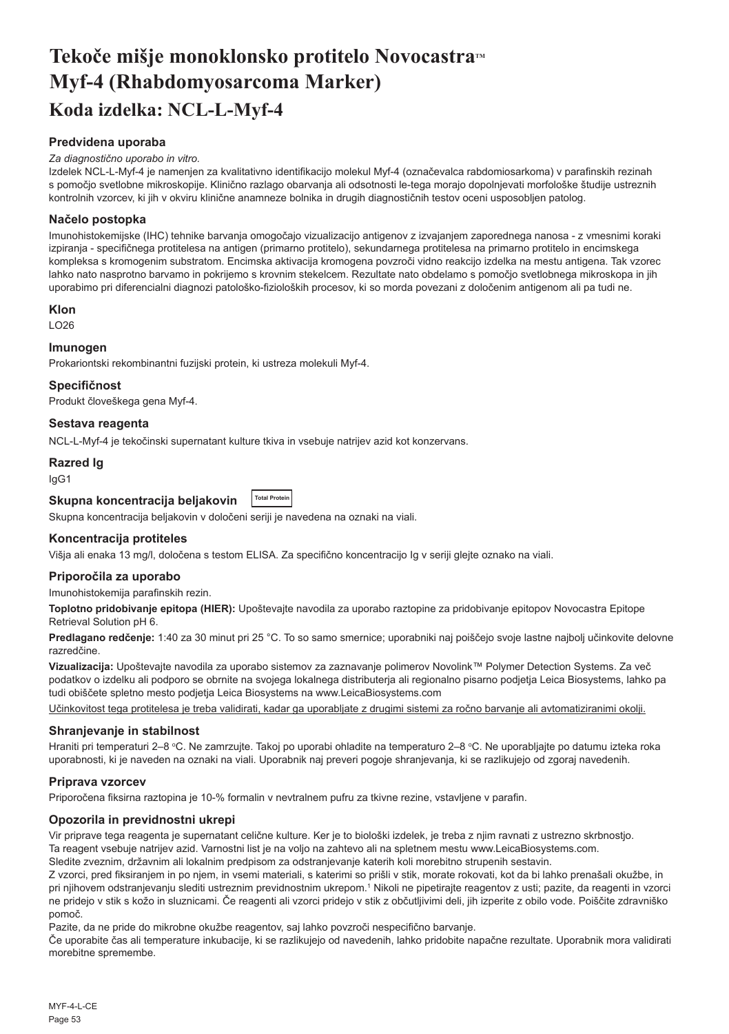# Tekoče mišje monoklonsko protitelo Novocastra™ Myf-4 (Rhabdomyosarcoma Marker)

## Koda izdelka: NCL-L-Myf-4

### Predvidena uporaba

*Za diagnostično uporabo in vitro.*

Izdelek NCL-L-Myf-4 je namenjen za kvalitativno identifikacijo molekul Myf-4 (označevalca rabdomiosarkoma) v parafinskih rezinah s pomočjo svetlobne mikroskopije. Klinično razlago obarvanja ali odsotnosti le-tega morajo dopolnjevati morfološke študije ustreznih kontrolnih vzorcev, ki jih v okviru klinične anamneze bolnika in drugih diagnostičnih testov oceni usposobljen patolog.

### Načelo postopka

Imunohistokemijske (IHC) tehnike barvanja omogočajo vizualizacijo antigenov z izvajanjem zaporednega nanosa - z vmesnimi koraki izpiranja - specifičnega protitelesa na antigen (primarno protitelo), sekundarnega protitelesa na primarno protitelo in encimskega kompleksa s kromogenim substratom. Encimska aktivacija kromogena povzroči vidno reakcijo izdelka na mestu antigena. Tak vzorec lahko nato nasprotno barvamo in pokrijemo s krovnim stekelcem. Rezultate nato obdelamo s pomočjo svetlobnega mikroskopa in jih uporabimo pri diferencialni diagnozi patološko-fizioloških procesov, ki so morda povezani z določenim antigenom ali pa tudi ne.

### Klon

LO26

### Imunogen

Prokariontski rekombinantni fuzijski protein, ki ustreza molekuli Myf-4.

### Specifičnost

Produkt človeškega gena Myf-4.

### Sestava reagenta

NCL-L-Myf-4 je tekočinski supernatant kulture tkiva in vsebuje natrijev azid kot konzervans.

### Razred Ig

IgG1

### Skupna koncentracija beljakovin Total Protein

Skupna koncentracija beljakovin v določeni seriji je navedena na oznaki na viali.

### Koncentracija protiteles

Višja ali enaka 13 mg/l, določena s testom ELISA. Za specifično koncentracijo Ig v seriji glejte oznako na viali.

### Priporočila za uporabo

Imunohistokemija parafinskih rezin.

**Toplotno pridobivanje epitopa (HIER):** Upoštevajte navodila za uporabo raztopine za pridobivanje epitopov Novocastra Epitope Retrieval Solution pH 6.

**Predlagano redčenje:** 1:40 za 30 minut pri 25 °C. To so samo smernice; uporabniki naj poiščejo svoje lastne najbolj učinkovite delovne razredčine.

**Vizualizacija:** Upoštevajte navodila za uporabo sistemov za zaznavanje polimerov Novolink™ Polymer Detection Systems. Za več podatkov o izdelku ali podporo se obrnite na svojega lokalnega distributerja ali regionalno pisarno podjetja Leica Biosystems, lahko pa tudi obiščete spletno mesto podjetja Leica Biosystems na www.LeicaBiosystems.com

Učinkovitost tega protitelesa je treba validirati, kadar ga uporabljate z drugimi sistemi za ročno barvanje ali avtomatiziranimi okolji.

### Shranjevanje in stabilnost

Hraniti pri temperaturi 2–8 °C. Ne zamrzujte. Takoj po uporabi ohladite na temperaturo 2–8 °C. Ne uporabljajte po datumu izteka roka uporabnosti, ki je naveden na oznaki na viali. Uporabnik naj preveri pogoje shranjevanja, ki se razlikujejo od zgoraj navedenih.

### Priprava vzorcev

Priporočena fiksirna raztopina je 10-% formalin v nevtralnem pufru za tkivne rezine, vstavljene v parafin.

### Opozorila in previdnostni ukrepi

Vir priprave tega reagenta je supernatant celične kulture. Ker je to biološki izdelek, je treba z njim ravnati z ustrezno skrbnostjo.

Ta reagent vsebuje natrijev azid. Varnostni list je na voljo na zahtevo ali na spletnem mestu www.LeicaBiosystems.com.

Sledite zveznim, državnim ali lokalnim predpisom za odstranjevanje katerih koli morebitno strupenih sestavin.

Z vzorci, pred fiksiranjem in po njem, in vsemi materiali, s katerimi so prišli v stik, morate rokovati, kot da bi lahko prenašali okužbe, in pri njihovem odstranjevanju slediti ustreznim previdnostnim ukrepom.[1] Nikoli ne pipetirajte reagentov z usti; pazite, da reagenti in vzorci ne pridejo v stik s kožo in sluznicami. Če reagenti ali vzorci pridejo v stik z občutljivimi deli, jih izperite z obilo vode. Poiščite zdravniško pomoč.

Pazite, da ne pride do mikrobne okužbe reagentov, saj lahko povzroči nespecifično barvanje.

Če uporabite čas ali temperature inkubacije, ki se razlikujejo od navedenih, lahko pridobite napačne rezultate. Uporabnik mora validirati morebitne spremembe.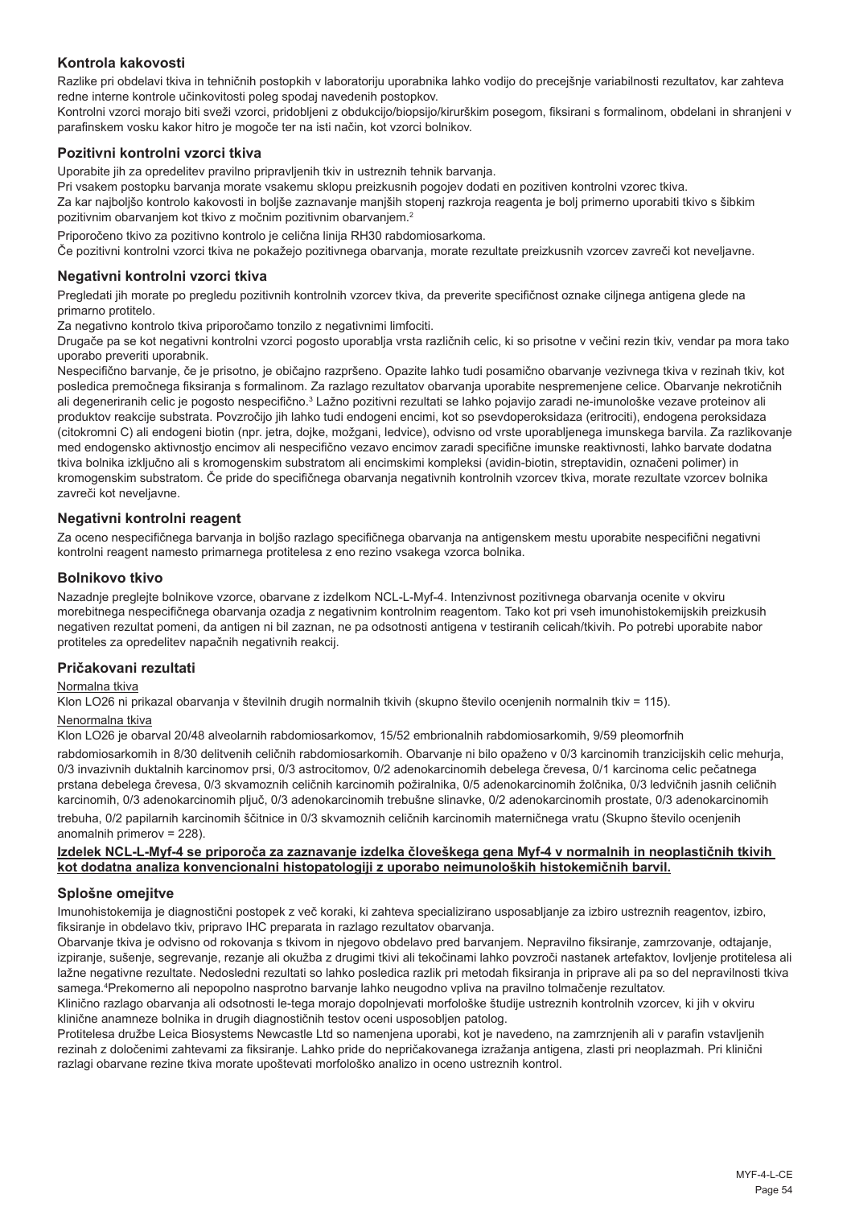## Kontrola kakovosti

Razlike pri obdelavi tkiva in tehničnih postopkih v laboratoriju uporabnika lahko vodijo do precejšnje variabilnosti rezultatov, kar zahteva redne interne kontrole učinkovitosti poleg spodaj navedenih postopkov.

Kontrolni vzorci morajo biti sveži vzorci, pridobljeni z obdukcijo/biopsijo/kirurškim posegom, fiksirani s formalinom, obdelani in shranjeni v parafinskem vosku kakor hitro je mogoče ter na isti način, kot vzorci bolnikov.

## Pozitivni kontrolni vzorci tkiva

Uporabite jih za opredelitev pravilno pripravljenih tkiv in ustreznih tehnik barvanja.

Pri vsakem postopku barvanja morate vsakemu sklopu preizkusnih pogojev dodati en pozitiven kontrolni vzorec tkiva.

Za kar najboljšo kontrolo kakovosti in boljše zaznavanje manjših stopenj razkroja reagenta je bolj primerno uporabiti tkivo s šibkim pozitivnim obarvanjem kot tkivo z močnim pozitivnim obarvanjem.[2]

Priporočeno tkivo za pozitivno kontrolo je celična linija RH30 rabdomiosarkoma.

Če pozitivni kontrolni vzorci tkiva ne pokažejo pozitivnega obarvanja, morate rezultate preizkusnih vzorcev zavreči kot neveljavne.

## Negativni kontrolni vzorci tkiva

Pregledati jih morate po pregledu pozitivnih kontrolnih vzorcev tkiva, da preverite specifičnost oznake ciljnega antigena glede na primarno protitelo.

Za negativno kontrolo tkiva priporočamo tonzilo z negativnimi limfociti.

Drugače pa se kot negativni kontrolni vzorci pogosto uporablja vrsta različnih celic, ki so prisotne v večini rezin tkiv, vendar pa mora tako uporabo preveriti uporabnik.

Nespecifično barvanje, če je prisotno, je običajno razpršeno. Opazite lahko tudi posamično obarvanje vezivnega tkiva v rezinah tkiv, kot posledica premočnega fiksiranja s formalinom. Za razlago rezultatov obarvanja uporabite nespremenjene celice. Obarvanje nekrotičnih ali degeneriranih celic je pogosto nespecifično.[3] Lažno pozitivni rezultati se lahko pojavijo zaradi ne-imunološke vezave proteinov ali produktov reakcije substrata. Povzročijo jih lahko tudi endogeni encimi, kot so psevdoperoksidaza (eritrociti), endogena peroksidaza (citokromni C) ali endogeni biotin (npr. jetra, dojke, možgani, ledvice), odvisno od vrste uporabljenega imunskega barvila. Za razlikovanje med endogensko aktivnostjo encimov ali nespecifično vezavo encimov zaradi specifične imunske reaktivnosti, lahko barvate dodatna tkiva bolnika izključno ali s kromogenskim substratom ali encimskimi kompleksi (avidin-biotin, streptavidin, označeni polimer) in kromogenskim substratom. Če pride do specifičnega obarvanja negativnih kontrolnih vzorcev tkiva, morate rezultate vzorcev bolnika zavreči kot neveljavne.

## Negativni kontrolni reagent

Za oceno nespecifičnega barvanja in boljšo razlago specifičnega obarvanja na antigenskem mestu uporabite nespecifični negativni kontrolni reagent namesto primarnega protitelesa z eno rezino vsakega vzorca bolnika.

## Bolnikovo tkivo

Nazadnje preglejte bolnikove vzorce, obarvane z izdelkom NCL-L-Myf-4. Intenzivnost pozitivnega obarvanja ocenite v okviru morebitnega nespecifičnega obarvanja ozadja z negativnim kontrolnim reagentom. Tako kot pri vseh imunohistokemijskih preizkusih negativen rezultat pomeni, da antigen ni bil zaznan, ne pa odsotnosti antigena v testiranih celicah/tkivih. Po potrebi uporabite nabor protiteles za opredelitev napačnih negativnih reakcij.

## Pričakovani rezultati

Normalna tkiva

Klon LO26 ni prikazal obarvanja v številnih drugih normalnih tkivih (skupno število ocenjenih normalnih tkiv = 115).

Nenormalna tkiva

Klon LO26 je obarval 20/48 alveolarnih rabdomiosarkomov, 15/52 embrionalnih rabdomiosarkomih, 9/59 pleomorfnih rabdomiosarkomih in 8/30 delitvenih celičnih rabdomiosarkomih. Obarvanje ni bilo opaženo v 0/3 karcinomih tranzicijskih celic mehurja, 0/3 invazivnih duktalnih karcinomov prsi, 0/3 astrocitomov, 0/2 adenokarcinomih debelega črevesa, 0/1 karcinoma celic pečatnega prstana debelega črevesa, 0/3 skvamoznih celičnih karcinomih požiralnika, 0/5 adenokarcinomih žolčnika, 0/3 ledvičnih jasnih celičnih karcinomih, 0/3 adenokarcinomih pljuč, 0/3 adenokarcinomih trebušne slinavke, 0/2 adenokarcinomih prostate, 0/3 adenokarcinomih trebuha, 0/2 papilarnih karcinomih ščitnice in 0/3 skvamoznih celičnih karcinomih materničnega vratu (Skupno število ocenjenih anomalnih primerov = 228).

**Izdelek NCL-L-Myf-4 se priporoča za zaznavanje izdelka človeškega gena Myf-4 v normalnih in neoplastičnih tkivih kot dodatna analiza konvencionalni histopatologiji z uporabo neimunoloških histokemičnih barvil.**

## Splošne omejitve

Imunohistokemija je diagnostični postopek z več koraki, ki zahteva specializirano usposabljanje za izbiro ustreznih reagentov, izbiro, fiksiranje in obdelavo tkiv, pripravo IHC preparata in razlago rezultatov obarvanja.

Obarvanje tkiva je odvisno od rokovanja s tkivom in njegovo obdelavo pred barvanjem. Nepravilno fiksiranje, zamrzovanje, odtajanje, izpiranje, sušenje, segrevanje, rezanje ali okužba z drugimi tkivi ali tekočinami lahko povzroči nastanek artefaktov, lovljenje protitelesa ali lažne negativne rezultate. Nedosledni rezultati so lahko posledica razlik pri metodah fiksiranja in priprave ali pa so del nepravilnosti tkiva samega.[4] Prekomerno ali nepopolno nasprotno barvanje lahko neugodno vpliva na pravilno tolmačenje rezultatov.

Klinično razlago obarvanja ali odsotnosti le-tega morajo dopolnjevati morfološke študije ustreznih kontrolnih vzorcev, ki jih v okviru klinične anamneze bolnika in drugih diagnostičnih testov oceni usposobljen patolog.

Protitelesa družbe Leica Biosystems Newcastle Ltd so namenjena uporabi, kot je navedeno, na zamrznjenih ali v parafin vstavljenih rezinah z določenimi zahtevami za fiksiranje. Lahko pride do nepričakovanega izražanja antigena, zlasti pri neoplazmah. Pri klinični razlagi obarvane rezine tkiva morate upoštevati morfološko analizo in oceno ustreznih kontrol.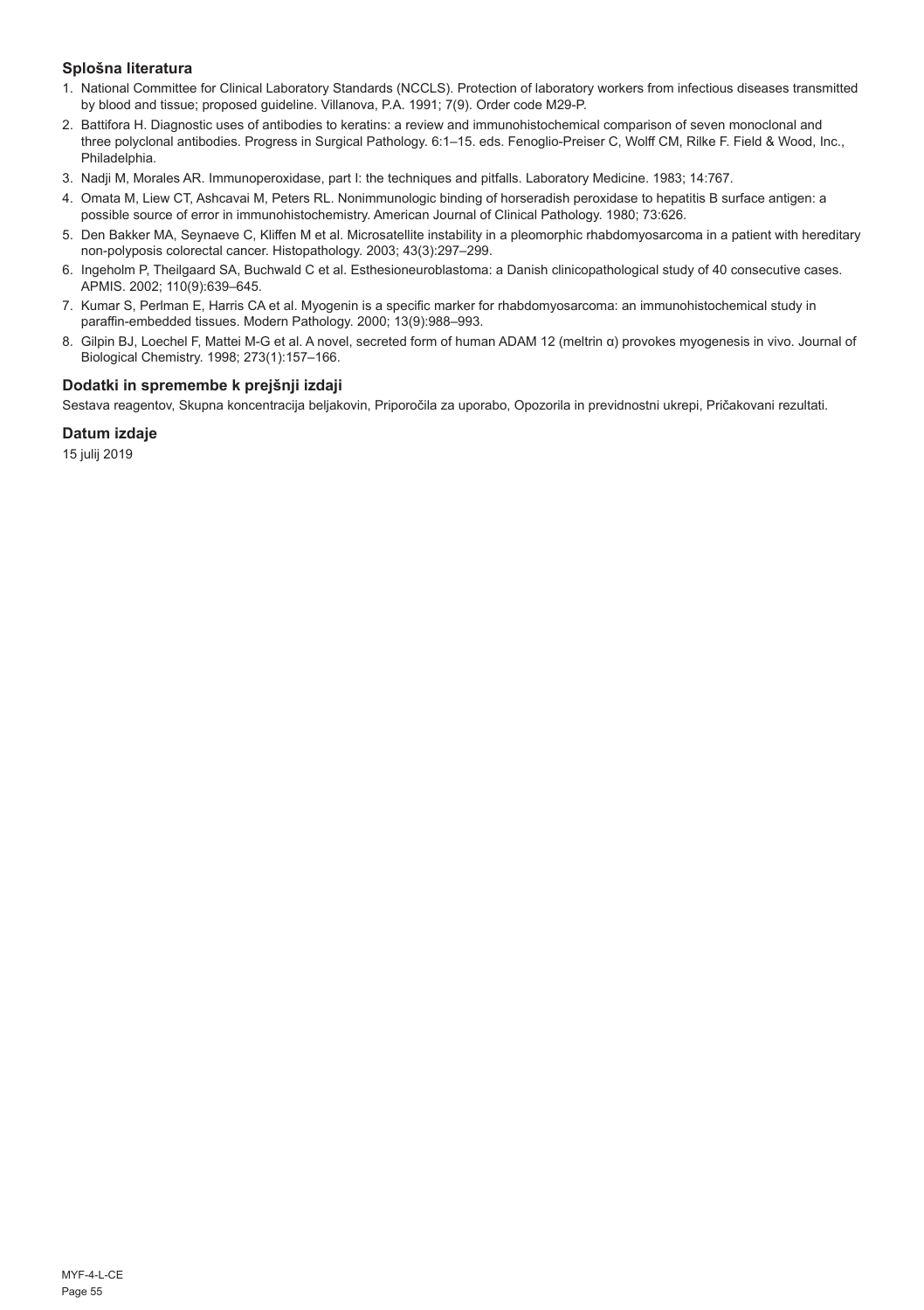### Splošna literatura

1. National Committee for Clinical Laboratory Standards (NCCLS). Protection of laboratory workers from infectious diseases transmitted by blood and tissue; proposed guideline. Villanova, P.A. 1991; 7(9). Order code M29-P.
2. Battifora H. Diagnostic uses of antibodies to keratins: a review and immunohistochemical comparison of seven monoclonal and three polyclonal antibodies. Progress in Surgical Pathology. 6:1–15. eds. Fenoglio-Preiser C, Wolff CM, Rilke F. Field & Wood, Inc., Philadelphia.
3. Nadji M, Morales AR. Immunoperoxidase, part I: the techniques and pitfalls. Laboratory Medicine. 1983; 14:767.
4. Omata M, Liew CT, Ashcavai M, Peters RL. Nonimmunologic binding of horseradish peroxidase to hepatitis B surface antigen: a possible source of error in immunohistochemistry. American Journal of Clinical Pathology. 1980; 73:626.
5. Den Bakker MA, Seynaeve C, Kliffen M et al. Microsatellite instability in a pleomorphic rhabdomyosarcoma in a patient with hereditary non-polyposis colorectal cancer. Histopathology. 2003; 43(3):297–299.
6. Ingeholm P, Theilgaard SA, Buchwald C et al. Esthesioneuroblastoma: a Danish clinicopathological study of 40 consecutive cases. APMIS. 2002; 110(9):639–645.
7. Kumar S, Perlman E, Harris CA et al. Myogenin is a specific marker for rhabdomyosarcoma: an immunohistochemical study in paraffin-embedded tissues. Modern Pathology. 2000; 13(9):988–993.
8. Gilpin BJ, Loechel F, Mattei M-G et al. A novel, secreted form of human ADAM 12 (meltrin α) provokes myogenesis in vivo. Journal of Biological Chemistry. 1998; 273(1):157–166.

### Dodatki in spremembe k prejšnji izdaji

Sestava reagentov, Skupna koncentracija beljakovin, Priporočila za uporabo, Opozorila in previdnostni ukrepi, Pričakovani rezultati.

### Datum izdaje

15 julij 2019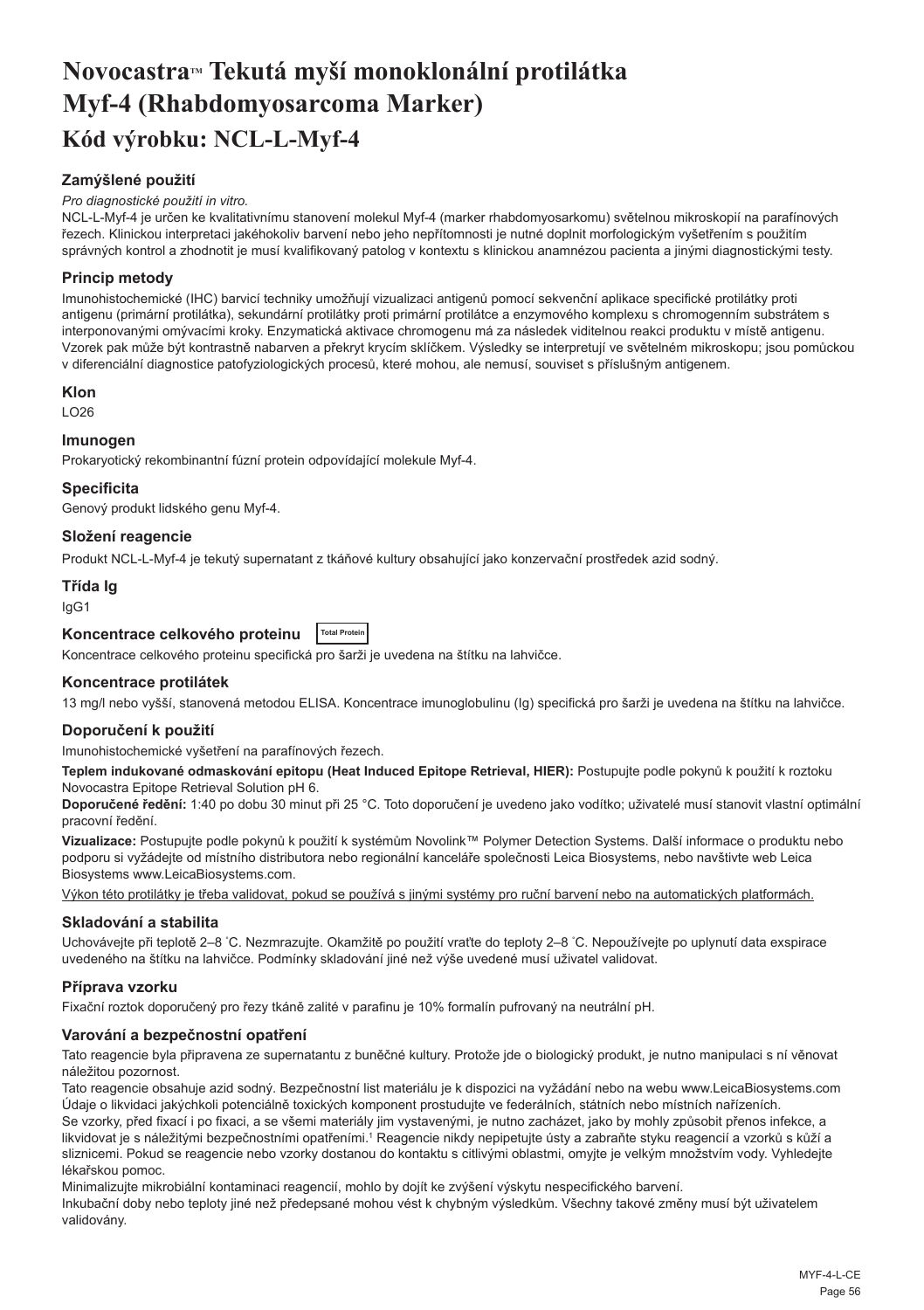# Novocastra™ Tekutá myší monoklonální protilátka Myf-4 (Rhabdomyosarcoma Marker)

# Kód výrobku: NCL-L-Myf-4

### Zamýšlené použití

*Pro diagnostické použití in vitro.*

NCL-L-Myf-4 je určen ke kvalitativnímu stanovení molekul Myf-4 (marker rhabdomyosarkomu) světelnou mikroskopií na parafínových řezech. Klinickou interpretaci jakéhokoliv barvení nebo jeho nepřítomnosti je nutné doplnit morfologickým vyšetřením s použitím správných kontrol a zhodnotit je musí kvalifikovaný patolog v kontextu s klinickou anamnézou pacienta a jinými diagnostickými testy.

### Princip metody

Imunohistochemické (IHC) barvicí techniky umožňují vizualizaci antigenů pomocí sekvenční aplikace specifické protilátky proti antigenu (primární protilátka), sekundární protilátky proti primární protilátce a enzymového komplexu s chromogenním substrátem s interponovanými omývacími kroky. Enzymatická aktivace chromogenu má za následek viditelnou reakci produktu v místě antigenu. Vzorek pak může být kontrastně nabarven a překryt krycím sklíčkem. Výsledky se interpretují ve světelném mikroskopu; jsou pomůckou v diferenciální diagnostice patofyziologických procesů, které mohou, ale nemusí, souviset s příslušným antigenem.

### Klon

LO26

### Imunogen

Prokaryotický rekombinantní fúzní protein odpovídající molekule Myf-4.

### Specificita

Genový produkt lidského genu Myf-4.

### Složení reagencie

Produkt NCL-L-Myf-4 je tekutý supernatant z tkáňové kultury obsahující jako konzervační prostředek azid sodný.

### Třída Ig

IgG1

### Koncentrace celkového proteinu

Total Protein

Koncentrace celkového proteinu specifická pro šarži je uvedena na štítku na lahvičce.

### Koncentrace protilátek

13 mg/l nebo vyšší, stanovená metodou ELISA. Koncentrace imunoglobulinu (Ig) specifická pro šarži je uvedena na štítku na lahvičce.

### Doporučení k použití

Imunohistochemické vyšetření na parafínových řezech.

**Teplem indukované odmaskování epitopu (Heat Induced Epitope Retrieval, HIER):** Postupujte podle pokynů k použití k roztoku Novocastra Epitope Retrieval Solution pH 6.

**Doporučené ředění:** 1:40 po dobu 30 minut při 25 °C. Toto doporučení je uvedeno jako vodítko; uživatelé musí stanovit vlastní optimální pracovní ředění.

**Vizualizace:** Postupujte podle pokynů k použití k systémům Novolink™ Polymer Detection Systems. Další informace o produktu nebo podporu si vyžádejte od místního distributora nebo regionální kanceláře společnosti Leica Biosystems, nebo navštivte web Leica Biosystems www.LeicaBiosystems.com.

Výkon této protilátky je třeba validovat, pokud se používá s jinými systémy pro ruční barvení nebo na automatických platformách.

### Skladování a stabilita

Uchovávejte při teplotě 2–8 ˚C. Nezmrazujte. Okamžitě po použití vraťte do teploty 2–8 ˚C. Nepoužívejte po uplynutí data exspirace uvedeného na štítku na lahvičce. Podmínky skladování jiné než výše uvedené musí uživatel validovat.

### Příprava vzorku

Fixační roztok doporučený pro řezy tkáně zalité v parafinu je 10% formalín pufrovaný na neutrální pH.

### Varování a bezpečnostní opatření

Tato reagencie byla připravena ze supernatantu z buněčné kultury. Protože jde o biologický produkt, je nutno manipulaci s ní věnovat náležitou pozornost.

Tato reagencie obsahuje azid sodný. Bezpečnostní list materiálu je k dispozici na vyžádání nebo na webu www.LeicaBiosystems.com

Údaje o likvidaci jakýchkoli potenciálně toxických komponent prostudujte ve federálních, státních nebo místních nařízeních.

Se vzorky, před fixací i po fixaci, a se všemi materiály jim vystavenými, je nutno zacházet, jako by mohly způsobit přenos infekce, a likvidovat je s náležitými bezpečnostními opatřeními.[1] Reagencie nikdy nepipetujte ústy a zabraňte styku reagencií a vzorků s kůží a sliznicemi. Pokud se reagencie nebo vzorky dostanou do kontaktu s citlivými oblastmi, omyjte je velkým množstvím vody. Vyhledejte lékařskou pomoc.

Minimalizujte mikrobiální kontaminaci reagencií, mohlo by dojít ke zvýšení výskytu nespecifického barvení.

Inkubační doby nebo teploty jiné než předepsané mohou vést k chybným výsledkům. Všechny takové změny musí být uživatelem validovány.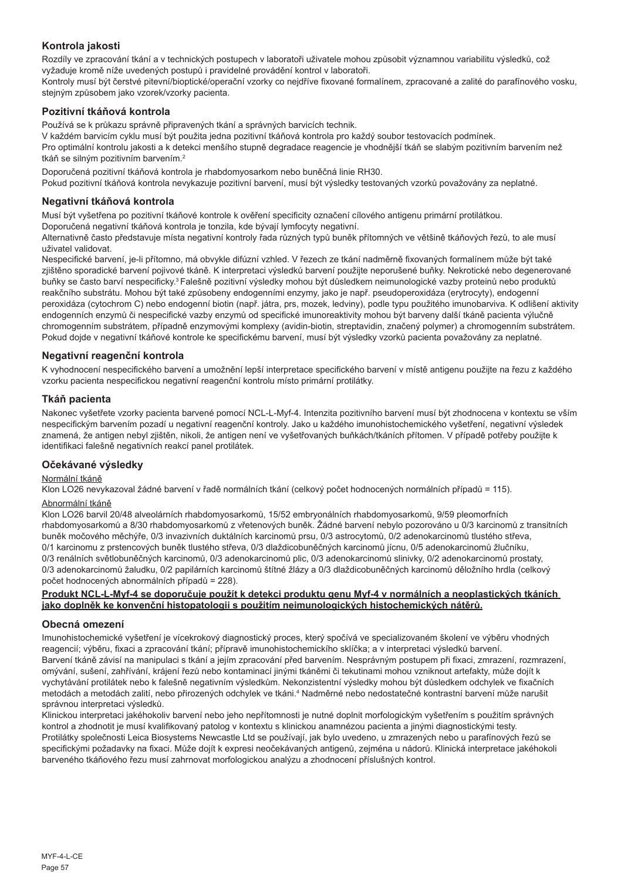## Kontrola jakosti

Rozdíly ve zpracování tkání a v technických postupech v laboratoři uživatele mohou způsobit významnou variabilitu výsledků, což vyžaduje kromě níže uvedených postupů i pravidelné provádění kontrol v laboratoři.

Kontroly musí být čerstvé pitevní/bioptické/operační vzorky co nejdříve fixované formalínem, zpracované a zalité do parafínového vosku, stejným způsobem jako vzorek/vzorky pacienta.

### Pozitivní tkáňová kontrola

Používá se k průkazu správně připravených tkání a správných barvicích technik.

V každém barvicím cyklu musí být použita jedna pozitivní tkáňová kontrola pro každý soubor testovacích podmínek.

Pro optimální kontrolu jakosti a k detekci menšího stupně degradace reagencie je vhodnější tkáň se slabým pozitivním barvením než tkáň se silným pozitivním barvením.[2]

Doporučená pozitivní tkáňová kontrola je rhabdomyosarkom nebo buněčná linie RH30.

Pokud pozitivní tkáňová kontrola nevykazuje pozitivní barvení, musí být výsledky testovaných vzorků považovány za neplatné.

### Negativní tkáňová kontrola

Musí být vyšetřena po pozitivní tkáňové kontrole k ověření specificity označení cílového antigenu primární protilátkou.

Doporučená negativní tkáňová kontrola je tonzila, kde bývají lymfocyty negativní.

Alternativně často představuje místa negativní kontroly řada různých typů buněk přítomných ve většině tkáňových řezů, to ale musí uživatel validovat.

Nespecifické barvení, je-li přítomno, má obvykle difúzní vzhled. V řezech ze tkání nadměrně fixovaných formalínem může být také zjištěno sporadické barvení pojivové tkáně. K interpretaci výsledků barvení použijte neporušené buňky. Nekrotické nebo degenerované buňky se často barví nespecificky.[3] Falešně pozitivní výsledky mohou být důsledkem neimunologické vazby proteinů nebo produktů reakčního substrátu. Mohou být také způsobeny endogenními enzymy, jako je např. pseudoperoxidáza (erytrocyty), endogenní peroxidáza (cytochrom C) nebo endogenní biotin (např. játra, prs, mozek, ledviny), podle typu použitého imunobarviva. K odlišení aktivity endogenních enzymů či nespecifické vazby enzymů od specifické imunoreaktivity mohou být barveny další tkáně pacienta výlučně chromogenním substrátem, případně enzymovými komplexy (avidin-biotin, streptavidin, značený polymer) a chromogenním substrátem. Pokud dojde v negativní tkáňové kontrole ke specifickému barvení, musí být výsledky vzorků pacienta považovány za neplatné.

### Negativní reagenční kontrola

K vyhodnocení nespecifického barvení a umožnění lepší interpretace specifického barvení v místě antigenu použijte na řezu z každého vzorku pacienta nespecifickou negativní reagenční kontrolu místo primární protilátky.

### Tkáň pacienta

Nakonec vyšetřete vzorky pacienta barvené pomocí NCL-L-Myf-4. Intenzita pozitivního barvení musí být zhodnocena v kontextu se vším nespecifickým barvením pozadí u negativní reagenční kontroly. Jako u každého imunohistochemického vyšetření, negativní výsledek znamená, že antigen nebyl zjištěn, nikoli, že antigen není ve vyšetřovaných buňkách/tkáních přítomen. V případě potřeby použijte k identifikaci falešně negativních reakcí panel protilátek.

## Očekávané výsledky

Normální tkáně

Klon LO26 nevykazoval žádné barvení v řadě normálních tkání (celkový počet hodnocených normálních případů = 115).

Abnormální tkáně

Klon LO26 barvil 20/48 alveolárních rhabdomyosarkomů, 15/52 embryonálních rhabdomyosarkomů, 9/59 pleomorfních rhabdomyosarkomů a 8/30 rhabdomyosarkomů z vřetenových buněk. Žádné barvení nebylo pozorováno u 0/3 karcinomů z transitních buněk močového měchýře, 0/3 invazivních duktálních karcinomů prsu, 0/3 astrocytomů, 0/2 adenokarcinomů tlustého střeva, 0/1 karcinomu z prstencových buněk tlustého střeva, 0/3 dlaždicobuněčných karcinomů jícnu, 0/5 adenokarcinomů žlučníku, 0/3 renálních světlobuněčných karcinomů, 0/3 adenokarcinomů plic, 0/3 adenokarcinomů slinivky, 0/2 adenokarcinomů prostaty, 0/3 adenokarcinomů žaludku, 0/2 papilárních karcinomů štítné žlázy a 0/3 dlaždicobuněčných karcinomů děložního hrdla (celkový počet hodnocených abnormálních případů = 228).

**Produkt NCL-L-Myf-4 se doporučuje použít k detekci produktu genu Myf-4 v normálních a neoplastických tkáních jako doplněk ke konvenční histopatologii s použitím neimunologických histochemických nátěrů.**

## Obecná omezení

Imunohistochemické vyšetření je vícekrokový diagnostický proces, který spočívá ve specializovaném školení ve výběru vhodných reagencií; výběru, fixaci a zpracování tkání; přípravě imunohistochemickiho sklíčka; a v interpretaci výsledků barvení.

Barvení tkáně závisí na manipulaci s tkání a jejím zpracování před barvením. Nesprávným postupem při fixaci, zmrazení, rozmrazení, omývání, sušení, zahřívání, krájení řezů nebo kontaminací jinými tkáněmi či tekutinami mohou vzniknout artefakty, může dojít k vychytávání protilátek nebo k falešně negativním výsledkům. Nekonzistentní výsledky mohou být důsledkem odchylek ve fixačních metodách a metodách zalití, nebo přirozených odchylek ve tkáni.[4] Nadměrné nebo nedostatečné kontrastní barvení může narušit správnou interpretaci výsledků.

Klinickou interpretaci jakéhokoliv barvení nebo jeho nepřítomnosti je nutné doplnit morfologickým vyšetřením s použitím správných kontrol a zhodnotit je musí kvalifikovaný patolog v kontextu s klinickou anamnézou pacienta a jinými diagnostickými testy.

Protilátky společnosti Leica Biosystems Newcastle Ltd se používají, jak bylo uvedeno, u zmrazených nebo u parafínových řezů se specifickými požadavky na fixaci. Může dojít k expresi neočekávaných antigenů, zejména u nádorů. Klinická interpretace jakéhokoli barveného tkáňového řezu musí zahrnovat morfologickou analýzu a zhodnocení příslušných kontrol.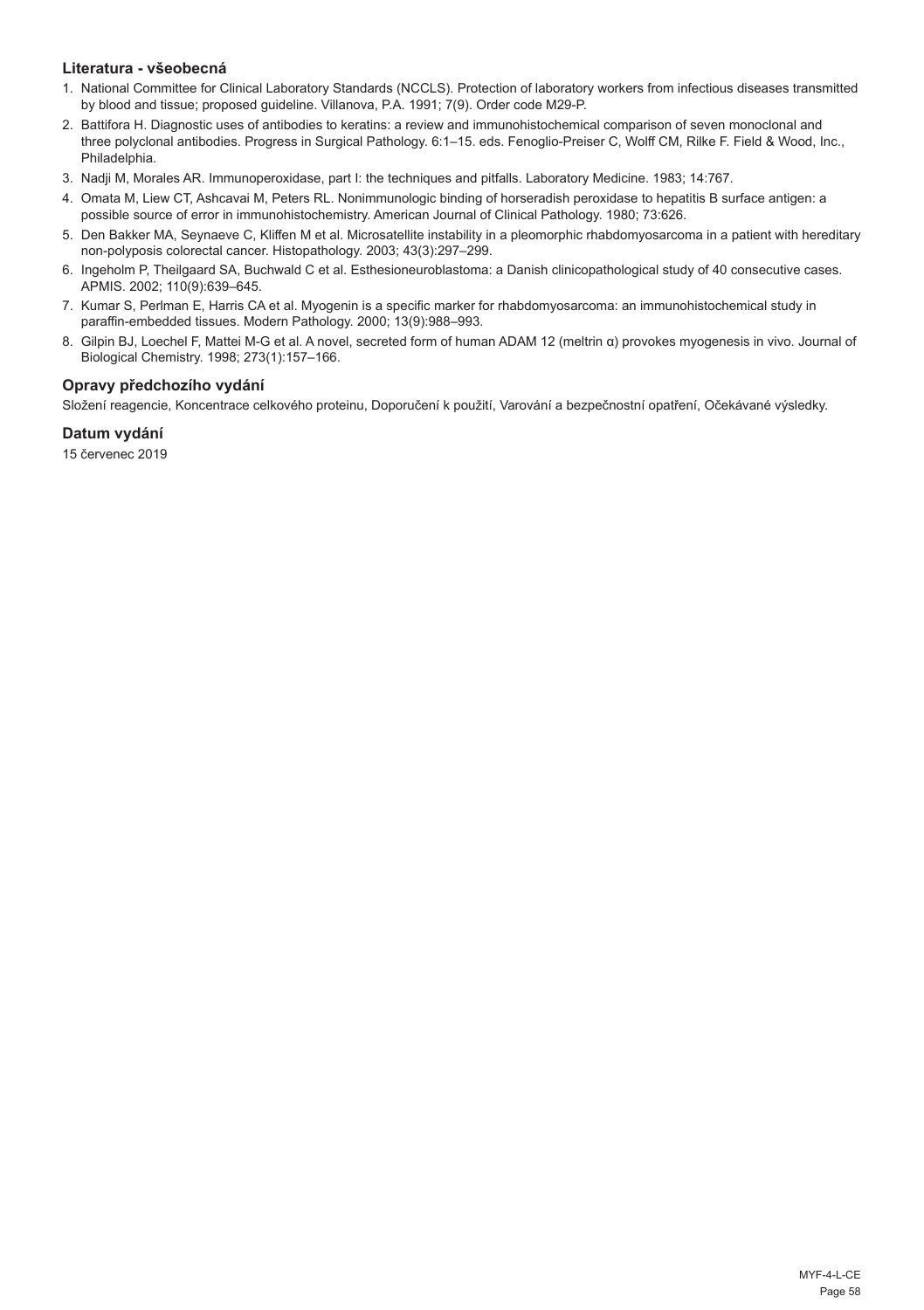### Literatura - všeobecná

1. National Committee for Clinical Laboratory Standards (NCCLS). Protection of laboratory workers from infectious diseases transmitted by blood and tissue; proposed guideline. Villanova, P.A. 1991; 7(9). Order code M29-P.
2. Battifora H. Diagnostic uses of antibodies to keratins: a review and immunohistochemical comparison of seven monoclonal and three polyclonal antibodies. Progress in Surgical Pathology. 6:1–15. eds. Fenoglio-Preiser C, Wolff CM, Rilke F. Field & Wood, Inc., Philadelphia.
3. Nadji M, Morales AR. Immunoperoxidase, part I: the techniques and pitfalls. Laboratory Medicine. 1983; 14:767.
4. Omata M, Liew CT, Ashcavai M, Peters RL. Nonimmunologic binding of horseradish peroxidase to hepatitis B surface antigen: a possible source of error in immunohistochemistry. American Journal of Clinical Pathology. 1980; 73:626.
5. Den Bakker MA, Seynaeve C, Kliffen M et al. Microsatellite instability in a pleomorphic rhabdomyosarcoma in a patient with hereditary non-polyposis colorectal cancer. Histopathology. 2003; 43(3):297–299.
6. Ingeholm P, Theilgaard SA, Buchwald C et al. Esthesioneuroblastoma: a Danish clinicopathological study of 40 consecutive cases. APMIS. 2002; 110(9):639–645.
7. Kumar S, Perlman E, Harris CA et al. Myogenin is a specific marker for rhabdomyosarcoma: an immunohistochemical study in paraffin-embedded tissues. Modern Pathology. 2000; 13(9):988–993.
8. Gilpin BJ, Loechel F, Mattei M-G et al. A novel, secreted form of human ADAM 12 (meltrin α) provokes myogenesis in vivo. Journal of Biological Chemistry. 1998; 273(1):157–166.

### Opravy předchozího vydání

Složení reagencie, Koncentrace celkového proteinu, Doporučení k použití, Varování a bezpečnostní opatření, Očekávané výsledky.

### Datum vydání

15 červenec 2019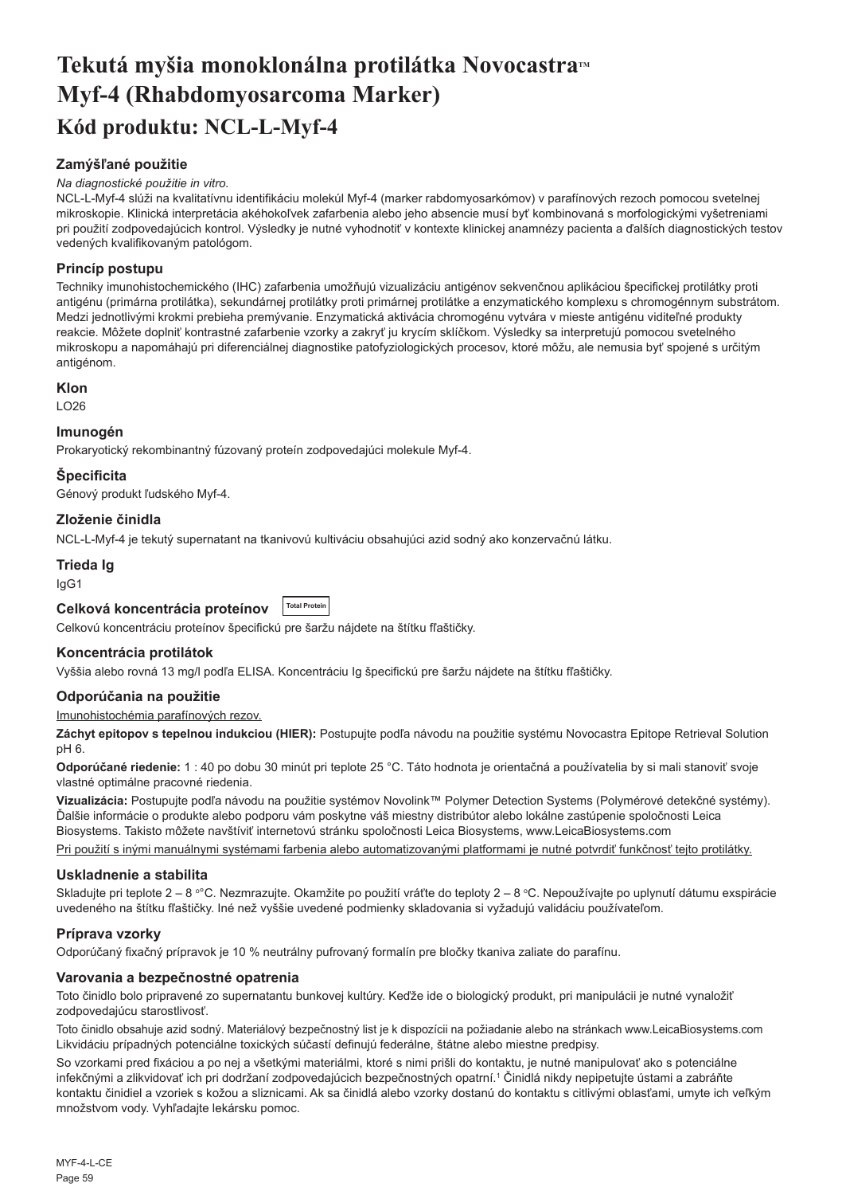# Tekutá myšia monoklonálna protilátka Novocastra™ Myf-4 (Rhabdomyosarcoma Marker)

## Kód produktu: NCL-L-Myf-4

### Zamýšľané použitie

*Na diagnostické použitie in vitro.*

NCL-L-Myf-4 slúži na kvalitatívnu identifikáciu molekúl Myf-4 (marker rabdomyosarkómov) v parafínových rezoch pomocou svetelnej mikroskopie. Klinická interpretácia akéhokoľvek zafarbenia alebo jeho absencie musí byť kombinovaná s morfologickými vyšetreniami pri použití zodpovedajúcich kontrol. Výsledky je nutné vyhodnotiť v kontexte klinickej anamnézy pacienta a ďalších diagnostických testov vedených kvalifikovaným patológom.

### Princíp postupu

Techniky imunohistochemického (IHC) zafarbenia umožňujú vizualizáciu antigénov sekvenčnou aplikáciou špecifickej protilátky proti antigénu (primárna protilátka), sekundárnej protilátky proti primárnej protilátke a enzymatického komplexu s chromogénnym substrátom. Medzi jednotlivými krokmi prebieha premývanie. Enzymatická aktivácia chromogénu vytvára v mieste antigénu viditeľné produkty reakcie. Môžete doplniť kontrastné zafarbenie vzorky a zakryť ju krycím sklíčkom. Výsledky sa interpretujú pomocou svetelného mikroskopu a napomáhajú pri diferenciálnej diagnostike patofyziologických procesov, ktoré môžu, ale nemusia byť spojené s určitým antigénom.

### Klon

LO26

### Imunogén

Prokaryotický rekombinantný fúzovaný proteín zodpovedajúci molekule Myf-4.

### Špecificita

Génový produkt ľudského Myf-4.

### Zloženie činidla

NCL-L-Myf-4 je tekutý supernatant na tkanivovú kultiváciu obsahujúci azid sodný ako konzervačnú látku.

### Trieda Ig

IgG1

### Celková koncentrácia proteínov Total Protein

Celkovú koncentráciu proteínov špecifickú pre šaržu nájdete na štítku fľaštičky.

### Koncentrácia protilátok

Vyššia alebo rovná 13 mg/l podľa ELISA. Koncentráciu Ig špecifickú pre šaržu nájdete na štítku fľaštičky.

### Odporúčania na použitie

Imunohistochémia parafínových rezov.

**Záchyt epitopov s tepelnou indukciou (HIER):** Postupujte podľa návodu na použitie systému Novocastra Epitope Retrieval Solution pH 6.

**Odporúčané riedenie:** 1 : 40 po dobu 30 minút pri teplote 25 °C. Táto hodnota je orientačná a používatelia by si mali stanoviť svoje vlastné optimálne pracovné riedenia.

**Vizualizácia:** Postupujte podľa návodu na použitie systémov Novolink™ Polymer Detection Systems (Polymérové detekčné systémy). Ďalšie informácie o produkte alebo podporu vám poskytne váš miestny distribútor alebo lokálne zastúpenie spoločnosti Leica Biosystems. Takisto môžete navštíviť internetovú stránku spoločnosti Leica Biosystems, www.LeicaBiosystems.com

Pri použití s inými manuálnymi systémami farbenia alebo automatizovanými platformami je nutné potvrdiť funkčnosť tejto protilátky.

### Uskladnenie a stabilita

Skladujte pri teplote 2 – 8 °°C. Nezmrazujte. Okamžite po použití vráťte do teploty 2 – 8 °C. Nepoužívajte po uplynutí dátumu exspirácie uvedeného na štítku fľaštičky. Iné než vyššie uvedené podmienky skladovania si vyžadujú validáciu používateľom.

### Príprava vzorky

Odporúčaný fixačný prípravok je 10 % neutrálny pufrovaný formalín pre bločky tkaniva zaliate do parafínu.

### Varovania a bezpečnostné opatrenia

Toto činidlo bolo pripravené zo supernatantu bunkovej kultúry. Keďže ide o biologický produkt, pri manipulácii je nutné vynaložiť zodpovedajúcu starostlivosť.

Toto činidlo obsahuje azid sodný. Materiálový bezpečnostný list je k dispozícii na požiadanie alebo na stránkach www.LeicaBiosystems.com Likvidáciu prípadných potenciálne toxických súčastí definujú federálne, štátne alebo miestne predpisy.

So vzorkami pred fixáciou a po nej a všetkými materiálmi, ktoré s nimi prišli do kontaktu, je nutné manipulovať ako s potenciálne infekčnými a zlikvidovať ich pri dodržaní zodpovedajúcich bezpečnostných opatrení.[1] Činidlá nikdy nepipetujte ústami a zabráňte kontaktu činidiel a vzoriek s kožou a sliznicami. Ak sa činidlá alebo vzorky dostanú do kontaktu s citlivými oblasťami, umyte ich veľkým množstvom vody. Vyhľadajte lekársku pomoc.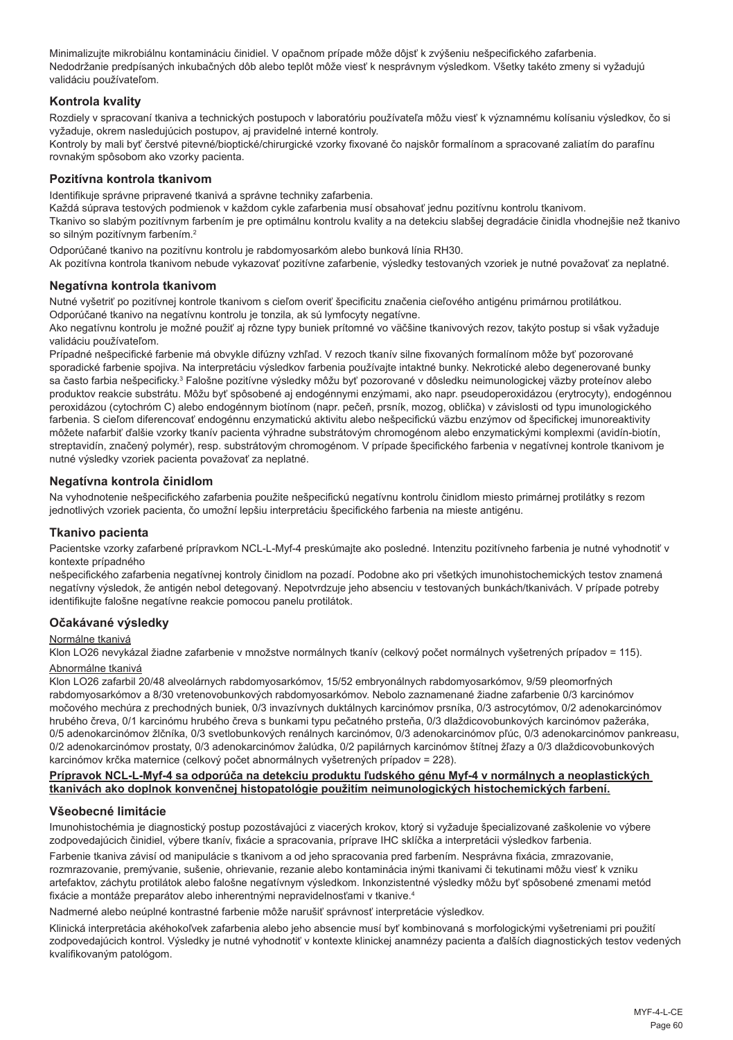Minimalizujte mikrobiálnu kontamináciu činidiel. V opačnom prípade môže dôjsť k zvýšeniu nešpecifického zafarbenia. Nedodržanie predpísaných inkubačných dôb alebo teplôt môže viesť k nesprávnym výsledkom. Všetky takéto zmeny si vyžadujú validáciu používateľom.

## Kontrola kvality

Rozdiely v spracovaní tkaniva a technických postupoch v laboratóriu používateľa môžu viesť k významnému kolísaniu výsledkov, čo si vyžaduje, okrem nasledujúcich postupov, aj pravidelné interné kontroly.
Kontroly by mali byť čerstvé pitevné/bioptické/chirurgické vzorky fixované čo najskôr formalínom a spracované zaliatím do parafínu rovnakým spôsobom ako vzorky pacienta.

## Pozitívna kontrola tkanivom

Identifikuje správne pripravené tkanivá a správne techniky zafarbenia.
Každá súprava testových podmienok v každom cykle zafarbenia musí obsahovať jednu pozitívnu kontrolu tkanivom.
Tkanivo so slabým pozitívnym farbením je pre optimálnu kontrolu kvality a na detekciu slabšej degradácie činidla vhodnejšie než tkanivo so silným pozitívnym farbením.[2]

Odporúčané tkanivo na pozitívnu kontrolu je rabdomyosarkóm alebo bunková línia RH30.
Ak pozitívna kontrola tkanivom nebude vykazovať pozitívne zafarbenie, výsledky testovaných vzoriek je nutné považovať za neplatné.

## Negatívna kontrola tkanivom

Nutné vyšetriť po pozitívnej kontrole tkanivom s cieľom overiť špecificitu značenia cieľového antigénu primárnou protilátkou.
Odporúčané tkanivo na negatívnu kontrolu je tonzila, ak sú lymfocyty negatívne.
Ako negatívnu kontrolu je možné použiť aj rôzne typy buniek prítomné vo väčšine tkanivových rezov, takýto postup si však vyžaduje validáciu používateľom.
Prípadné nešpecifické farbenie má obvykle difúzny vzhľad. V rezoch tkanív silne fixovaných formalínom môže byť pozorované sporadické farbenie spojiva. Na interpretáciu výsledkov farbenia používajte intaktné bunky. Nekrotické alebo degenerované bunky sa často farbia nešpecificky.[3] Falošne pozitívne výsledky môžu byť pozorované v dôsledku neimunologickej väzby proteínov alebo produktov reakcie substrátu. Môžu byť spôsobené aj endogénnymi enzýmami, ako napr. pseudoperoxidázou (erytrocyty), endogénnou peroxidázou (cytochróm C) alebo endogénnym biotínom (napr. pečeň, prsník, mozog, oblička) v závislosti od typu imunologického farbenia. S cieľom diferencovať endogénnu enzymatickú aktivitu alebo nešpecifickú väzbu enzýmov od špecifickej imunoreaktivity môžete nafarbiť ďalšie vzorky tkanív pacienta výhradne substrátovým chromogénom alebo enzymatickými komplexmi (avidín-biotín, streptavidín, značený polymér), resp. substrátovým chromogénom. V prípade špecifického farbenia v negatívnej kontrole tkanivom je nutné výsledky vzoriek pacienta považovať za neplatné.

## Negatívna kontrola činidlom

Na vyhodnotenie nešpecifického zafarbenia použite nešpecifickú negatívnu kontrolu činidlom miesto primárnej protilátky s rezom jednotlivých vzoriek pacienta, čo umožní lepšiu interpretáciu špecifického farbenia na mieste antigénu.

## Tkanivo pacienta

Pacientske vzorky zafarbené prípravkom NCL-L-Myf-4 preskúmajte ako posledné. Intenzitu pozitívneho farbenia je nutné vyhodnotiť v kontexte prípadného
nešpecifického zafarbenia negatívnej kontroly činidlom na pozadí. Podobne ako pri všetkých imunohistochemických testov znamená negatívny výsledok, že antigén nebol detegovaný. Nepotvrdzuje jeho absenciu v testovaných bunkách/tkanivách. V prípade potreby identifikujte falošne negatívne reakcie pomocou panelu protilátok.

## Očakávané výsledky

Normálne tkanivá

Klon LO26 nevykázal žiadne zafarbenie v množstve normálnych tkanív (celkový počet normálnych vyšetrených prípadov = 115).

Abnormálne tkanivá

Klon LO26 zafarbil 20/48 alveolárnych rabdomyosarkómov, 15/52 embryonálnych rabdomyosarkómov, 9/59 pleomorfných rabdomyosarkómov a 8/30 vretenovobunkových rabdomyosarkómov. Nebolo zaznamenané žiadne zafarbenie 0/3 karcinómov močového mechúra z prechodných buniek, 0/3 invazívnych duktálnych karcinómov prsníka, 0/3 astrocytómov, 0/2 adenokarcinómov hrubého čreva, 0/1 karcinómu hrubého čreva s bunkami typu pečatného prsteňa, 0/3 dlaždicovobunkových karcinómov pažeráka, 0/5 adenokarcinómov žlčníka, 0/3 svetlobunkových renálnych karcinómov, 0/3 adenokarcinómov pľúc, 0/3 adenokarcinómov pankreasu, 0/2 adenokarcinómov prostaty, 0/3 adenokarcinómov žalúdka, 0/2 papilárnych karcinómov štítnej žľazy a 0/3 dlaždicovobunkových karcinómov krčka maternice (celkový počet abnormálnych vyšetrených prípadov = 228).

**Prípravok NCL-L-Myf-4 sa odporúča na detekciu produktu ľudského génu Myf-4 v normálnych a neoplastických tkanivách ako doplnok konvenčnej histopatológie použitím neimunologických histochemických farbení.**

## Všeobecné limitácie

Imunohistochémia je diagnostický postup pozostávajúci z viacerých krokov, ktorý si vyžaduje špecializované zaškolenie vo výbere zodpovedajúcich činidiel, výbere tkanív, fixácie a spracovania, príprave IHC sklíčka a interpretácii výsledkov farbenia.

Farbenie tkaniva závisí od manipulácie s tkanivom a od jeho spracovania pred farbením. Nesprávna fixácia, zmrazovanie, rozmrazovanie, premývanie, sušenie, ohrievanie, rezanie alebo kontaminácia inými tkanivami či tekutinami môžu viesť k vzniku artefaktov, záchytu protilátok alebo falošne negatívnym výsledkom. Inkonzistentné výsledky môžu byť spôsobené zmenami metód fixácie a montáže preparátov alebo inherentnými nepravidelnosťami v tkanive.[4]

Nadmerné alebo neúplné kontrastné farbenie môže narušiť správnosť interpretácie výsledkov.

Klinická interpretácia akéhokoľvek zafarbenia alebo jeho absencie musí byť kombinovaná s morfologickými vyšetreniami pri použití zodpovedajúcich kontrol. Výsledky je nutné vyhodnotiť v kontexte klinickej anamnézy pacienta a ďalších diagnostických testov vedených kvalifikovaným patológom.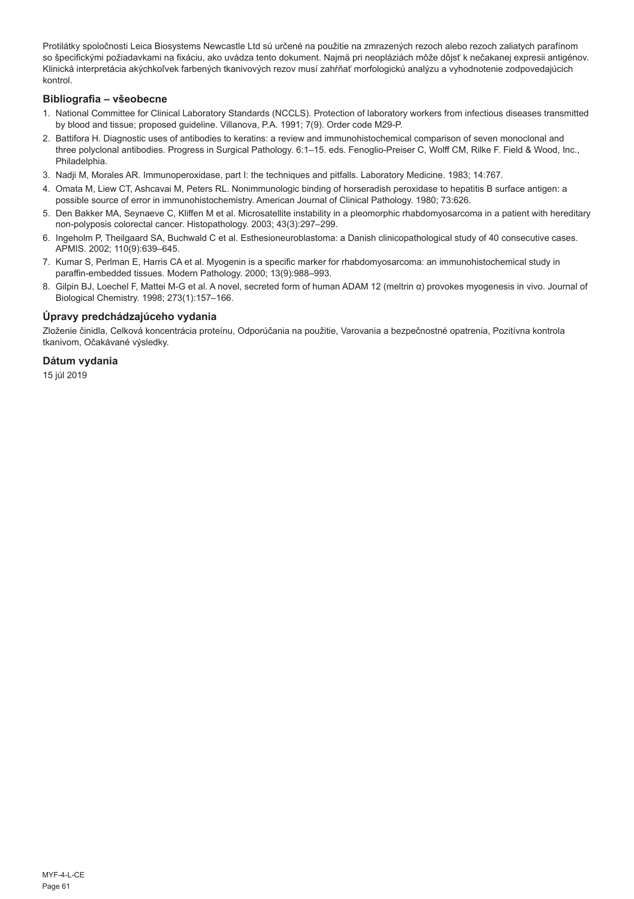Protilátky spoločnosti Leica Biosystems Newcastle Ltd sú určené na použitie na zmrazených rezoch alebo rezoch zaliatych parafínom so špecifickými požiadavkami na fixáciu, ako uvádza tento dokument. Najmä pri neopláziách môže dôjsť k nečakanej expresii antigénov. Klinická interpretácia akýchkoľvek farbených tkanivových rezov musí zahŕňať morfologickú analýzu a vyhodnotenie zodpovedajúcich kontrol.

## Bibliografia – všeobecne

1. National Committee for Clinical Laboratory Standards (NCCLS). Protection of laboratory workers from infectious diseases transmitted by blood and tissue; proposed guideline. Villanova, P.A. 1991; 7(9). Order code M29-P.
2. Battifora H. Diagnostic uses of antibodies to keratins: a review and immunohistochemical comparison of seven monoclonal and three polyclonal antibodies. Progress in Surgical Pathology. 6:1–15. eds. Fenoglio-Preiser C, Wolff CM, Rilke F. Field & Wood, Inc., Philadelphia.
3. Nadji M, Morales AR. Immunoperoxidase, part I: the techniques and pitfalls. Laboratory Medicine. 1983; 14:767.
4. Omata M, Liew CT, Ashcavai M, Peters RL. Nonimmunologic binding of horseradish peroxidase to hepatitis B surface antigen: a possible source of error in immunohistochemistry. American Journal of Clinical Pathology. 1980; 73:626.
5. Den Bakker MA, Seynaeve C, Kliffen M et al. Microsatellite instability in a pleomorphic rhabdomyosarcoma in a patient with hereditary non-polyposis colorectal cancer. Histopathology. 2003; 43(3):297–299.
6. Ingeholm P, Theilgaard SA, Buchwald C et al. Esthesioneuroblastoma: a Danish clinicopathological study of 40 consecutive cases. APMIS. 2002; 110(9):639–645.
7. Kumar S, Perlman E, Harris CA et al. Myogenin is a specific marker for rhabdomyosarcoma: an immunohistochemical study in paraffin-embedded tissues. Modern Pathology. 2000; 13(9):988–993.
8. Gilpin BJ, Loechel F, Mattei M-G et al. A novel, secreted form of human ADAM 12 (meltrin α) provokes myogenesis in vivo. Journal of Biological Chemistry. 1998; 273(1):157–166.

## Úpravy predchádzajúceho vydania

Zloženie činidla, Celková koncentrácia proteínu, Odporúčania na použitie, Varovania a bezpečnostné opatrenia, Pozitívna kontrola tkanivom, Očakávané výsledky.

## Dátum vydania

15 júl 2019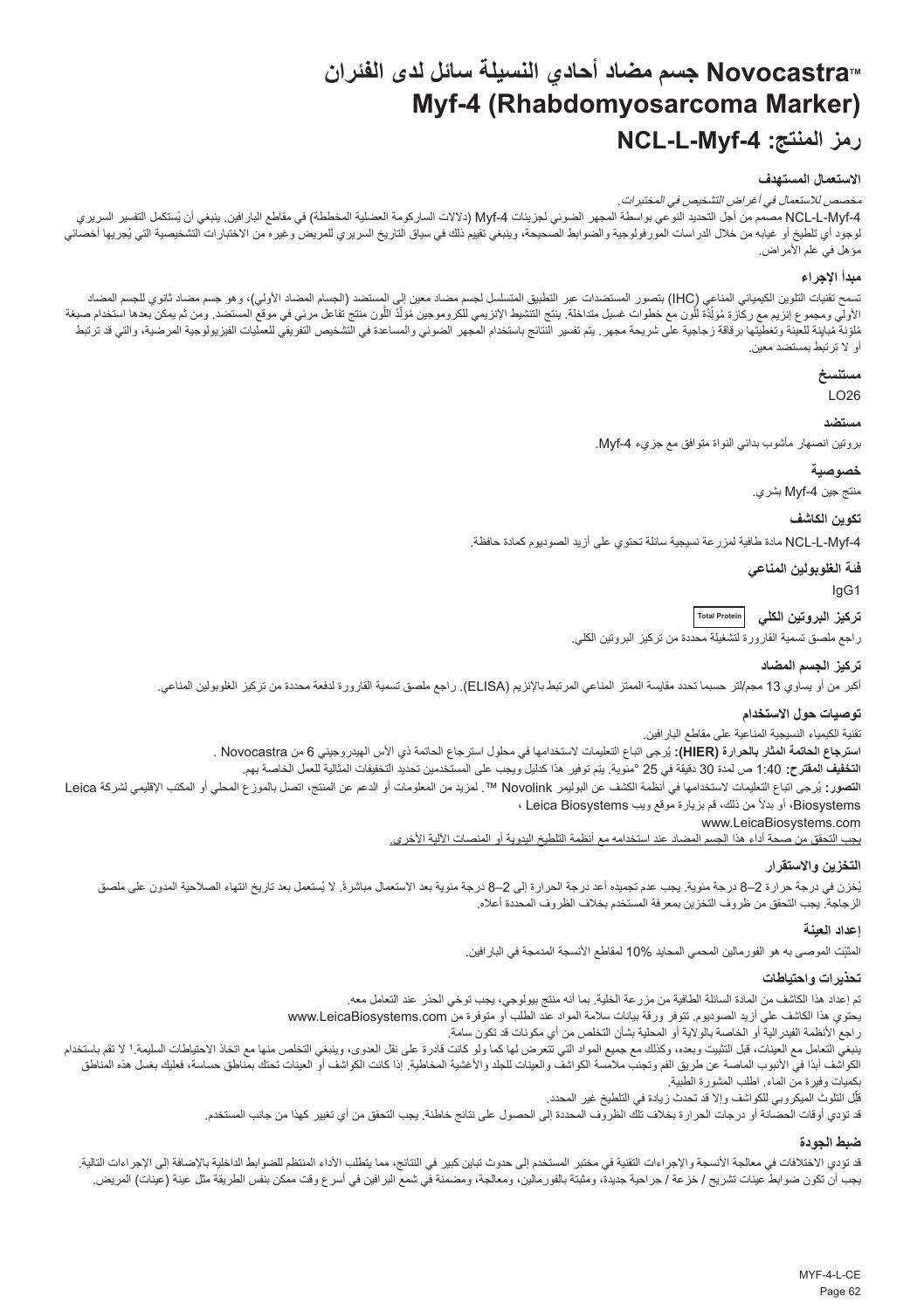# Novocastra™ جسم مضاد أحادي النسيلة سائل لدى الفئران
# Myf-4 (Rhabdomyosarcoma Marker)
# رمز المنتج: NCL-L-Myf-4

### الاستعمال المستهدف

*مخصص للاستعمال في أغراض التشخيص في المختبرات.*

NCL-L-Myf-4 مصمم من أجل التحديد النوعي بواسطة المجهر الضوئي لجزيئات Myf-4 (دلالات الساركومة العضلية المخططة) في مقاطع البارافين. ينبغي أن يُستكمل التفسير السريري لوجود أي تلطيخ أو غيابه من خلال الدراسات المورفولوجية والضوابط الصحيحة، وينبغي تقييم ذلك في سياق التاريخ السريري للمريض وغيره من الاختبارات التشخيصية التي يُجريها أخصائي مؤهل في علم الأمراض.

### مبدأ الإجراء

تسمح تقنيات التلوين الكيميائي المناعي (IHC) بتصور المستضدات عبر التطبيق المتسلسل لجسم مضاد معين إلى المستضد (الجسام المضاد الأولي)، وهو جسم مضاد ثانوي للجسم المضاد الأولي ومجموع إنزيم مع ركازة مُوَلِّدَة للَّون مع خطوات غسيل متداخلة. ينتج التنشيط الإنزيمي للكروموجين مُوَلِّدُ اللَّون منتج تفاعل مرئي في موقع المستضد. ومن ثم يمكن بعدها استخدام صبغة مُلوِّنة مُباينة للعينة وتغطيتها برقاقة زجاجية على شريحة مجهر. يتم تفسير النتائج باستخدام المجهر الضوئي والمساعدة في التشخيص التفريقي للعمليات الفيزيولوجية المرضية، والتي قد ترتبط أو لا ترتبط بمستضد معين.

### مستنسخ

LO26

### مستضد

بروتين انصهار مأشوب بدائي النواة متوافق مع جزيء Myf-4.

### خصوصية

منتج جين Myf-4 بشري.

### تكوين الكاشف

NCL-L-Myf-4 مادة طافية لمزرعة نسيجية سائلة تحتوي على أزيد الصوديوم كمادة حافظة.

### فئة الغلوبولين المناعي

IgG1

### تركيز البروتين الكلي Total Protein

راجع ملصق تسمية القارورة لتشغيلة محددة من تركيز البروتين الكلي.

### تركيز الجسم المضاد

أكبر من أو يساوي 13 مجم/لتر حسبما تحدد مقايسة الممتز المناعي المرتبط بالإنزيم (ELISA). راجع ملصق تسمية القارورة لدفعة محددة من تركيز الغلوبولين المناعي.

### توصيات حول الاستخدام

تقنية الكيمياء النسيجية المناعية على مقاطع البارافين.

**استرجاع الحاتمة المثار بالحرارة (HIER):** يُرجى اتباع التعليمات لاستخدامها في محلول استرجاع الحاتمة ذي الأس الهيدروجيني 6 من Novocastra .

**التخفيف المقترح:** 1:40 ص لمدة 30 دقيقة في 25 °مئوية. يتم توفير هذا كدليل ويجب على المستخدمين تحديد التخفيفات المثالية للعمل الخاصة بهم.

**التصور:** يُرجى اتباع التعليمات لاستخدامها في أنظمة الكشف عن البوليمر Novolink ™. لمزيد من المعلومات أو الدعم عن المنتج، اتصل بالموزع المحلي أو المكتب الإقليمي لشركة Leica Biosystems، أو بدلاً من ذلك، قم بزيارة موقع ويب Leica Biosystems ،

www.LeicaBiosystems.com

<u>يجب التحقق من صحة أداء هذا الجسم المضاد عند استخدامه مع أنظمة التلطيخ اليدوية أو المنصات الآلية الأخرى.</u>

### التخزين والاستقرار

يُخزن في درجة حرارة 2–8 درجة مئوية. يجب عدم تجميده أعد درجة الحرارة الى 2–8 درجة مئوية بعد الاستعمال مباشرةً. لا يُستعمل بعد تاريخ انتهاء الصلاحية المدون على ملصق الزجاجة. يجب التحقق من ظروف التخزين بمعرفة المستخدم بخلاف الظروف المحددة أعلاه.

### إعداد العينة

المثبِّت الموصى به هو الفورمالين المحمي المحايد 10% لمقاطع الأنسجة المدمجة في البارافين.

### تحذيرات واحتياطات

تم إعداد هذا الكاشف من المادة السائلة الطافية من مزرعة الخلية. بما أنه منتج بيولوجي، يجب توخي الحذر عند التعامل معه.

يحتوي هذا الكاشف على أزيد الصوديوم. تتوفر ورقة بيانات سلامة المواد عند الطلب أو متوفرة من www.LeicaBiosystems.com

راجع الأنظمة الفيدرالية أو الخاصة بالولاية أو المحلية بشأن التخلص من أي مكونات قد تكون سامة.

ينبغي التعامل مع العينات، قبل التثبيت وبعده، وكذلك مع جميع المواد التي تتعرض لها كما ولو كانت قادرة على نقل العدوى، وينبغي التخلص منها مع اتخاذ الاحتياطات السليمة.[1] لا تقم باستخدام الكواشف أبدًا في الأنبوب الماصة عن طريق الفم وتجنب ملامسة الكواشف والعينات للجلد والأغشية المخاطية. إذا كانت الكواشف أو العينات تحتك بمناطق حساسة، فعليك بغسل هذه المناطق بكميات وفيرة من الماء. اطلب المشورة الطبية.

قلِّل التلوث الميكروبي للكواشف وإلا قد تحدث زيادة في التلطيخ غير المحدد.

قد تؤدي أوقات الحضانة أو درجات الحرارة بخلاف تلك الظروف المحددة إلى الحصول على نتائج خاطئة. يجب التحقق من أي تغيير كهذا من جانب المستخدم.

### ضبط الجودة

قد تؤدي الاختلافات في معالجة الأنسجة والإجراءات التقنية في مختبر المستخدم إلى حدوث تباين كبير في النتائج، مما يتطلب الأداء المنتظم للضوابط الداخلية بالإضافة إلى الإجراءات التالية.

يجب أن تكون ضوابط عينات تشريح / خزعة / جراحية جديدة، ومثبتة بالفورمالين، ومعالجة، ومضمنة في شمع البرافين في أسرع وقت ممكن بنفس الطريقة مثل عينة (عينات) المريض.

MYF-4-L-CE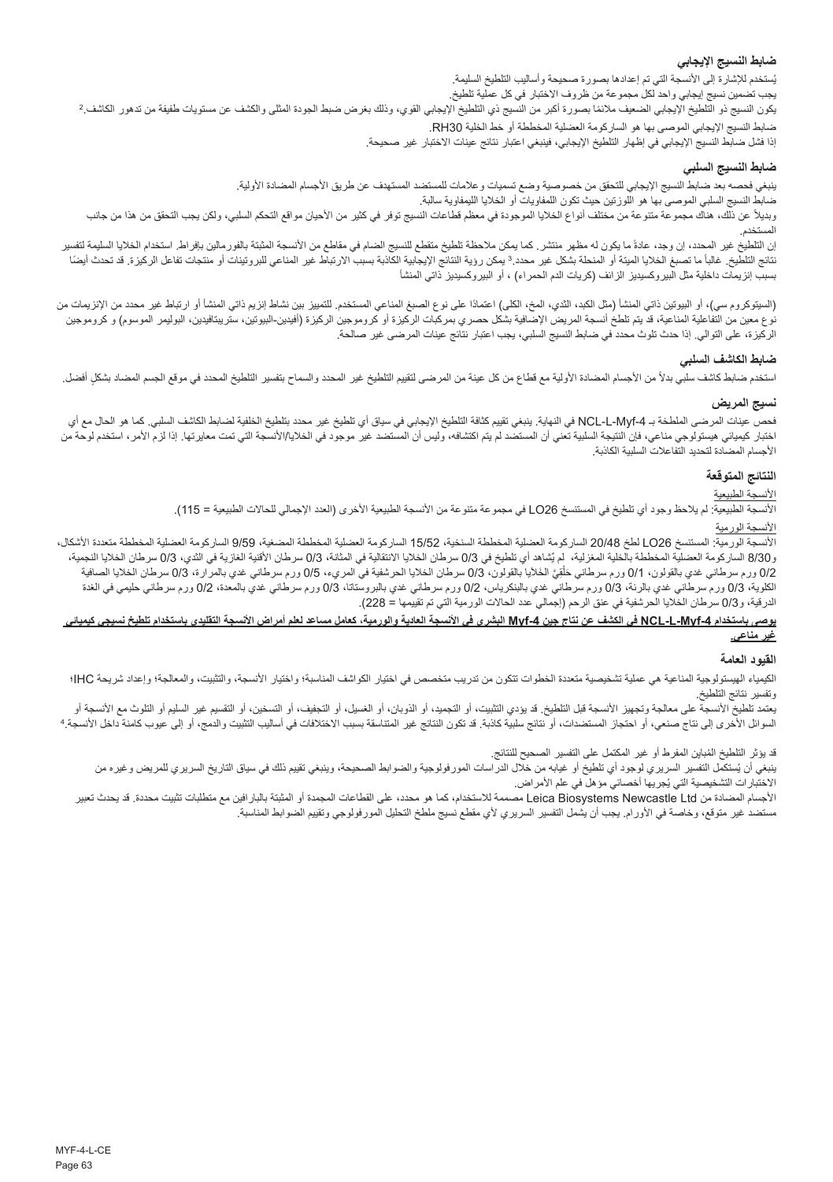### ضابط النسيج الإيجابي

يُستخدم للإشارة إلى الأنسجة التي تم إعدادها بصورة صحيحة وأساليب التلطيخ السليمة.

يجب تضمين نسيج إيجابي واحد لكل مجموعة من ظروف الاختبار في كل عملية تلطيخ.

يكون النسيج ذو التلطيخ الإيجابي الضعيف ملائمًا بصورة أكبر من النسيج ذي التلطيخ الإيجابي القوي، وذلك بغرض ضبط الجودة المثلى والكشف عن مستويات طفيفة من تدهور الكاشف.[2]

ضابط النسيج الإيجابي الموصى بها هو الساركومة العضلية المخططة أو خط الخلية RH30.

إذا فشل ضابط النسيج الإيجابي في إظهار التلطيخ الإيجابي، فينبغي اعتبار نتائج عينات الاختبار غير صحيحة.

### ضابط النسيج السلبي

ينبغي فحصه بعد ضابط النسيج الإيجابي للتحقق من خصوصية وضع تسميات وعلامات للمستضد المستهدف عن طريق الأجسام المضادة الأولية.

ضابط النسيج السلبي الموصى بها هو اللوزتين حيث تكون اللمفاويات أو الخلايا الليمفاوية سالبة.

وبديلاً عن ذلك، هناك مجموعة متنوعة من مختلف أنواع الخلايا الموجودة في معظم قطاعات النسيج توفر في كثير من الأحيان مواقع التحكم السلبي، ولكن يجب التحقق من هذا من جانب المستخدم.

إن التلطيخ غير المحدد، إن وجد، عادةً ما يكون له مظهر منتشر. كما يمكن ملاحظة تلطيخ متقطع للنسيج الضام في مقاطع من الأنسجة المثبتة بالفورمالين بإفراط. استخدام الخلايا السليمة لتفسير نتائج التلطيخ. غالباً ما تصبغ الخلايا الميتة أو المنحلة بشكل غير محدد.[3] يمكن رؤية النتائج الإيجابية الكاذبة بسبب الارتباط غير المناعي للبروتينات أو منتجات تفاعل الركيزة. قد تحدث أيضًا بسبب إنزيمات داخلية مثل البيروكسيديز الزائف (كريات الدم الحمراء) ، أو البيروكسيديز ذاتي المنشأ

(السيتوكروم سي)، أو البيوتين ذاتي المنشأ (مثل الكبد، الثدي، المخ، الكلى) اعتمادًا على نوع الصبغ المناعي المستخدم. للتمييز بين نشاط إنزيم ذاتي المنشأ أو ارتباط غير محدد من الإنزيمات من نوع معين من التفاعلية المناعية، قد يتم تلطخ أنسجة المريض الإضافية بشكل حصري بمركبات الركيزة أو كروموجين الركيزة (أفيدين-البيوتين، ستربتافيدين، البوليمر الموسوم) و كروموجين الركيزة، على التوالي. إذا حدث تلوث محدد في ضابط النسيج السلبي، يجب اعتبار نتائج عينات المرضى غير صالحة.

### ضابط الكاشف السلبي

استخدم ضابط كاشف سلبي بدلاً من الأجسام المضادة الأولية مع قطاع من كل عينة من المرضى لتقييم التلطيخ غير المحدد والسماح بتفسير التلطيخ المحدد في موقع الجسم المضاد بشكلٍ أفضل.

### نسيج المريض

فحص عينات المرضى الملطخة بـ NCL-L-Myf-4 في النهاية. ينبغي تقييم كثافة التلطيخ الإيجابي في سياق أي تلطيخ غير محدد بتلطيخ الخلفية لضابط الكاشف السلبي. كما هو الحال مع أي اختبار كيميائي هيستولوجي مناعي، فإن النتيجة السلبية تعني أن المستضد لم يتم اكتشافه، وليس أن المستضد غير موجود في الخلايا/الأنسجة التي تمت معايرتها. إذا لزم الأمر، استخدم لوحة من الأجسام المضادة لتحديد التفاعلات السلبية الكاذبة.

### النتائج المتوقعة

<u>الأنسجة الطبيعية</u>

الأنسجة الطبيعية: لم يلاحظ وجود أي تلطيخ في المستنسخ LO26 في مجموعة متنوعة من الأنسجة الطبيعية الأخرى (العدد الإجمالي للحالات الطبيعية = 115).

<u>الأنسجة الورمية</u>

الأنسجة الورمية: المستنسخ LO26 لطخ 20/48 الساركومة العضلية المخططة السنخية، 15/52 الساركومة العضلية المخططة المضغية، 9/59 الساركومة العضلية المخططة متعددة الأشكال، و8/30 الساركومة العضلية المخططة بالخلية المغزلية، لم يُشاهد أي تلطيخ في 0/3 سرطان الخلايا الانتقالية في المثانة، 0/3 سرطان الأقنية الغازية في الثدي، 0/3 سرطان الخلايا النجمية، 0/2 ورم سرطاني غدي بالقولون، 0/1 ورم سرطاني خَلْقِيٌّ الخلايا بالقولون، 0/3 سرطان الخلايا الحرشفية في المريء، 0/5 ورم سرطاني غدي بالمرارة، 0/3 سرطان الخلايا الصافية الكلوية، 0/3 ورم سرطاني غدي بالرئة، 0/3 ورم سرطاني غدي بالبنكرياس، 0/2 ورم سرطاني غدي بالبروستاتا، 0/3 ورم سرطاني غدي بالمعدة، 0/2 ورم سرطاني حليمي في الغدة الدرقية، و0/3 سرطان الخلايا الحرشفية في عنق الرحم (إجمالي عدد الحالات الورمية التي تم تقييمها = 228).

**<u>يوصى باستخدام NCL-L-Myf-4 في الكشف عن نتاج جين Myf-4 البشري في الأنسجة العادية والورمية، كعامل مساعد لعلم أمراض الأنسجة التقليدي باستخدام تلطيخ نسيجي كيميائي غير مناعي.</u>**

### القيود العامة

الكيمياء الهيستولوجية المناعية هي عملية تشخيصية متعددة الخطوات تتكون من تدريب متخصص في اختيار الكواشف المناسبة؛ واختيار الأنسجة، والتثبيت، والمعالجة؛ وإعداد شريحة IHC؛ وتفسير نتائج التلطيخ.

يعتمد تلطيخ الأنسجة على معالجة وتجهيز الأنسجة قبل التلطيخ. قد يؤدي التثبيت، أو التجميد، أو الذوبان، أو الغسيل، أو التجفيف، أو التسخين، أو التقسيم غير السليم أو التلوث مع الأنسجة أو السوائل الأخرى إلى نتاج صنعي، أو احتجاز المستضدات، أو نتائج سلبية كاذبة. قد تكون النتائج غير المتناسقة بسبب الاختلافات في أساليب التثبيت والدمج، أو إلى عيوب كامنة داخل الأنسجة.[4]

قد يؤثر التلطيخ المُباين المفرط أو غير المكتمل على التفسير الصحيح للنتائج.

ينبغي أن يُستكمل التفسير السريري لوجود أي تلطيخ أو غيابه من خلال الدراسات المورفولوجية والضوابط الصحيحة، وينبغي تقييم ذلك في سياق التاريخ السريري للمريض وغيره من الاختبارات التشخيصية التي يُجريها أخصائي مؤهل في علم الأمراض.

الأجسام المضادة من Leica Biosystems Newcastle Ltd مصممة للاستخدام، كما هو محدد، على القطاعات المجمدة أو المثبتة بالبارافين مع متطلبات تثبيت محددة. قد تحدث تعبير مستضد غير متوقع، وخاصة في الأورام. يجب أن يشمل التفسير السريري لأي مقطع نسيج ملطخ التحليل المورفولوجي وتقييم الضوابط المناسبة.

MYF-4-L-CE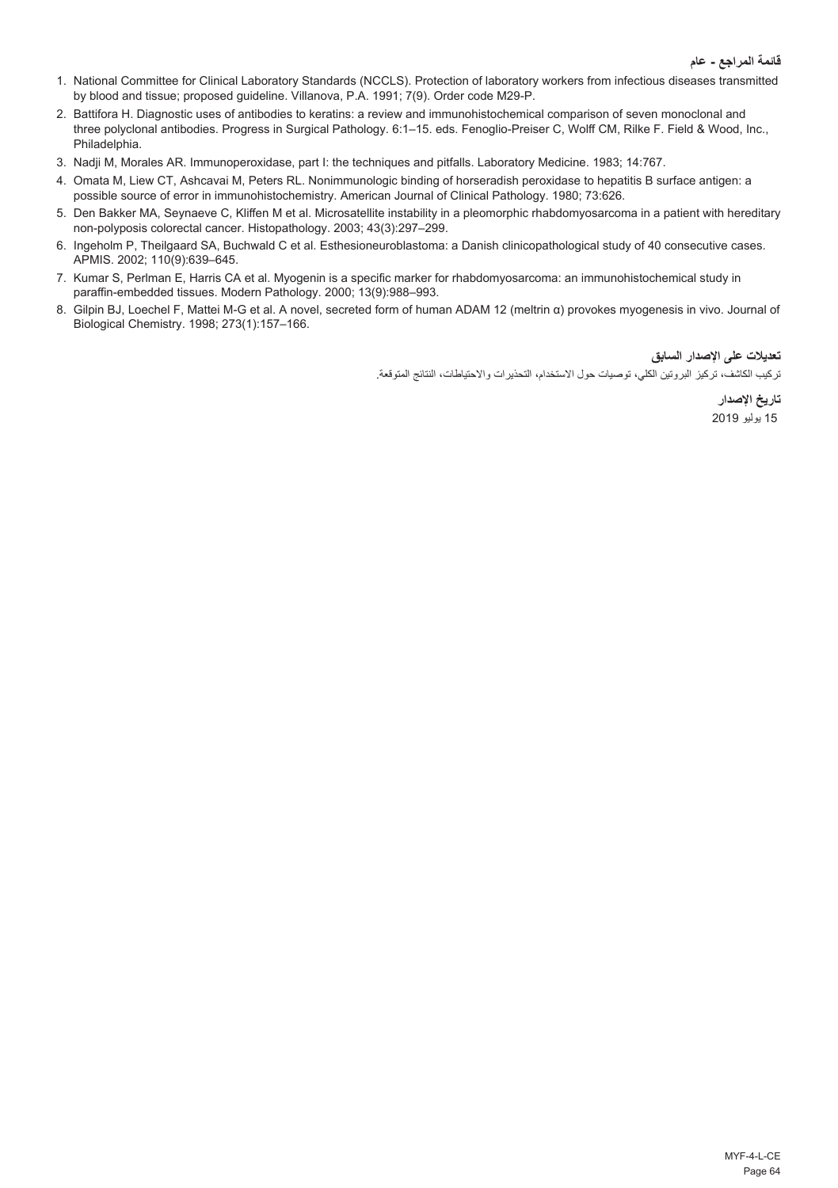### قائمة المراجع - عام

1. National Committee for Clinical Laboratory Standards (NCCLS). Protection of laboratory workers from infectious diseases transmitted by blood and tissue; proposed guideline. Villanova, P.A. 1991; 7(9). Order code M29-P.
2. Battifora H. Diagnostic uses of antibodies to keratins: a review and immunohistochemical comparison of seven monoclonal and three polyclonal antibodies. Progress in Surgical Pathology. 6:1–15. eds. Fenoglio-Preiser C, Wolff CM, Rilke F. Field & Wood, Inc., Philadelphia.
3. Nadji M, Morales AR. Immunoperoxidase, part I: the techniques and pitfalls. Laboratory Medicine. 1983; 14:767.
4. Omata M, Liew CT, Ashcavai M, Peters RL. Nonimmunologic binding of horseradish peroxidase to hepatitis B surface antigen: a possible source of error in immunohistochemistry. American Journal of Clinical Pathology. 1980; 73:626.
5. Den Bakker MA, Seynaeve C, Kliffen M et al. Microsatellite instability in a pleomorphic rhabdomyosarcoma in a patient with hereditary non-polyposis colorectal cancer. Histopathology. 2003; 43(3):297–299.
6. Ingeholm P, Theilgaard SA, Buchwald C et al. Esthesioneuroblastoma: a Danish clinicopathological study of 40 consecutive cases. APMIS. 2002; 110(9):639–645.
7. Kumar S, Perlman E, Harris CA et al. Myogenin is a specific marker for rhabdomyosarcoma: an immunohistochemical study in paraffin-embedded tissues. Modern Pathology. 2000; 13(9):988–993.
8. Gilpin BJ, Loechel F, Mattei M-G et al. A novel, secreted form of human ADAM 12 (meltrin α) provokes myogenesis in vivo. Journal of Biological Chemistry. 1998; 273(1):157–166.

### تعديلات على الإصدار السابق

تركيب الكاشف، تركيز البروتين الكلي، توصيات حول الاستخدام، التحذيرات والاحتياطات، النتائج المتوقعة.

### تاريخ الإصدار

15 يوليو 2019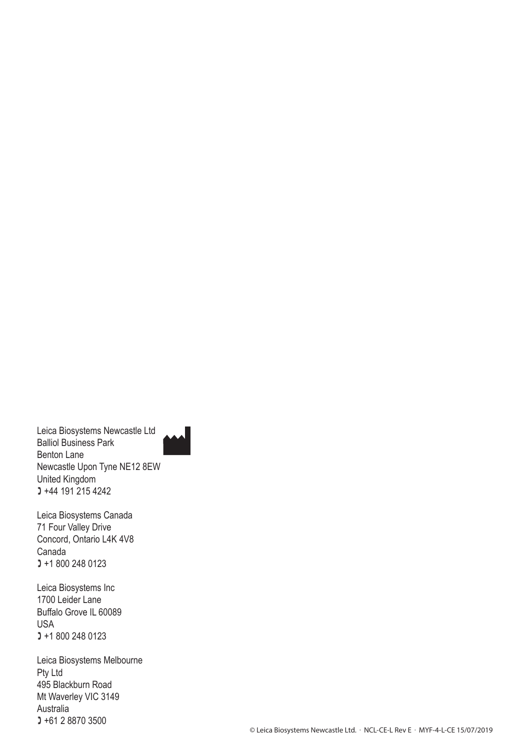Leica Biosystems Newcastle Ltd
Balliol Business Park
Benton Lane
Newcastle Upon Tyne NE12 8EW
United Kingdom
+44 191 215 4242

Leica Biosystems Canada
71 Four Valley Drive
Concord, Ontario L4K 4V8
Canada
+1 800 248 0123

Leica Biosystems Inc
1700 Leider Lane
Buffalo Grove IL 60089
USA
+1 800 248 0123

Leica Biosystems Melbourne
Pty Ltd
495 Blackburn Road
Mt Waverley VIC 3149
Australia
+61 2 8870 3500

© Leica Biosystems Newcastle Ltd. · NCL-CE-L Rev E · MYF-4-L-CE 15/07/2019